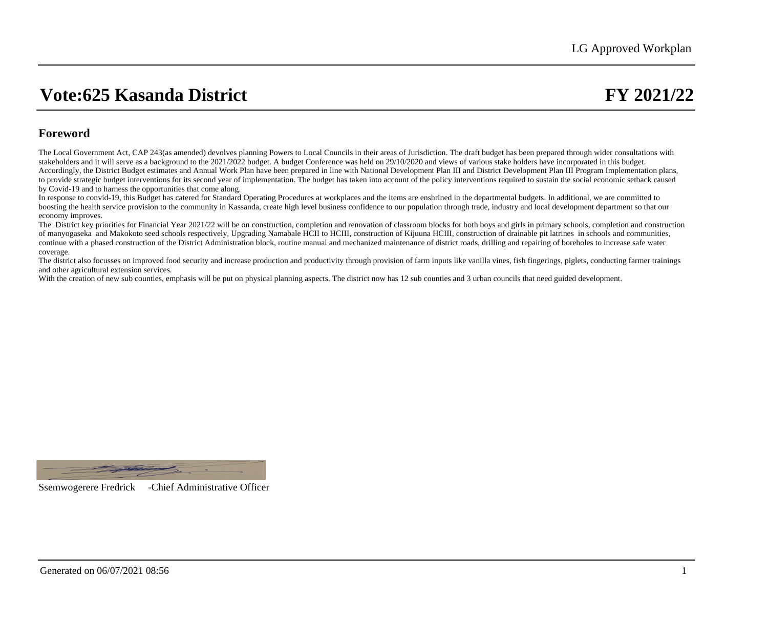LG Approved Workplan

# Vote:625 Kasanda District — FY 2021/22

## Foreword

The Local Government Act, CAP 243(as amended) devolves planning Powers to Local Councils in their areas of Jurisdiction. The draft budget has been prepared through wider consultations with stakeholders and it will serve as a background to the 2021/2022 budget. A budget Conference was held on 29/10/2020 and views of various stake holders have incorporated in this budget. Accordingly, the District Budget estimates and Annual Work Plan have been prepared in line with National Development Plan III and District Development Plan III Program Implementation plans, to provide strategic budget interventions for its second year of implementation. The budget has taken into account of the policy interventions required to sustain the social economic setback caused by Covid-19 and to harness the opportunities that come along.

In response to convid-19, this Budget has catered for Standard Operating Procedures at workplaces and the items are enshrined in the departmental budgets. In additional, we are committed to boosting the health service provision to the community in Kassanda, create high level business confidence to our population through trade, industry and local development department so that our economy improves.

The District key priorities for Financial Year 2021/22 will be on construction, completion and renovation of classroom blocks for both boys and girls in primary schools, completion and construction of manyogaseka and Makokoto seed schools respectively, Upgrading Namabale HCII to HCIII, construction of Kijuuna HCIII, construction of drainable pit latrines in schools and communities, continue with a phased construction of the District Administration block, routine manual and mechanized maintenance of district roads, drilling and repairing of boreholes to increase safe water coverage.

The district also focusses on improved food security and increase production and productivity through provision of farm inputs like vanilla vines, fish fingerings, piglets, conducting farmer trainings and other agricultural extension services.

With the creation of new sub counties, emphasis will be put on physical planning aspects. The district now has 12 sub counties and 3 urban councils that need guided development.

Ssemwogerere Fredrick -Chief Administrative Officer

Generated on 06/07/2021 08:56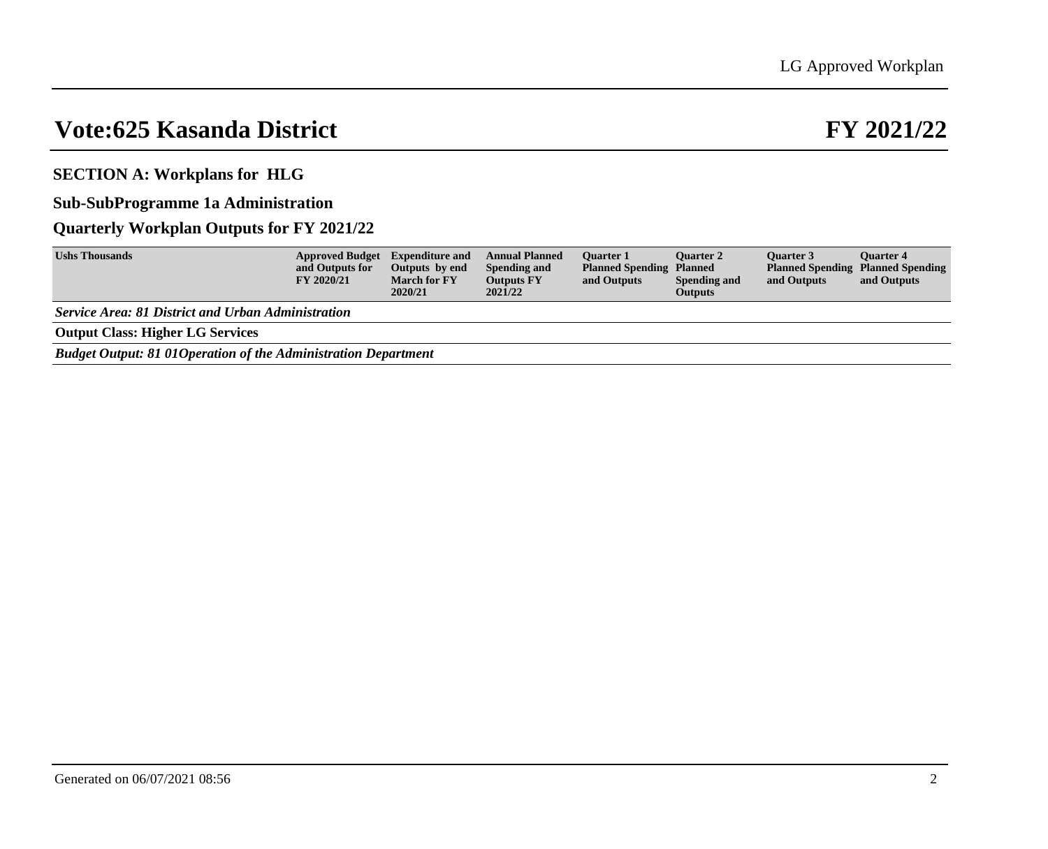# Vote:625 Kasanda District

# FY 2021/22

## SECTION A: Workplans for HLG

### Sub-SubProgramme 1a Administration

### Quarterly Workplan Outputs for FY 2021/22

| Ushs Thousands | Approved Budget and Outputs for FY 2020/21 | Expenditure and Outputs by end March for FY 2020/21 | Annual Planned Spending and Outputs FY 2021/22 | Quarter 1 Planned Spending and Outputs | Quarter 2 Planned Spending and Outputs | Quarter 3 Planned Spending and Outputs | Quarter 4 Planned Spending and Outputs |
|---|---|---|---|---|---|---|---|
| ***Service Area: 81 District and Urban Administration*** | | | | | | | |
| **Output Class: Higher LG Services** | | | | | | | |
| ***Budget Output: 81 01Operation of the Administration Department*** | | | | | | | |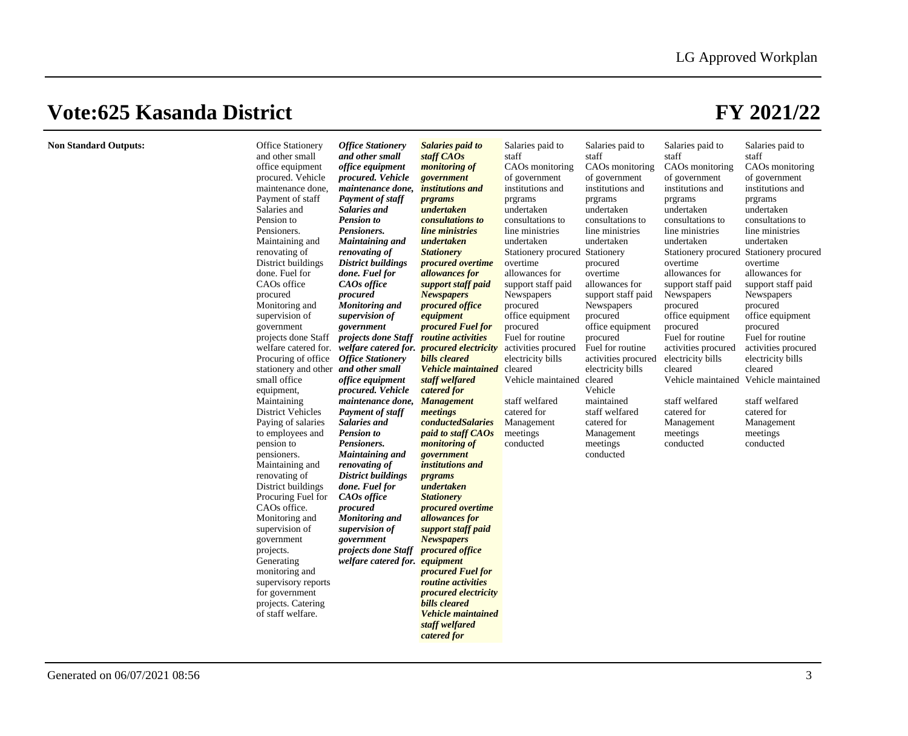# Vote:625 Kasanda District

# FY 2021/22

| **Non Standard Outputs:** | Office Stationery and other small office equipment procured. Vehicle maintenance done, Payment of staff Salaries and Pension to Pensioners. Maintaining and renovating of District buildings done. Fuel for CAOs office procured Monitoring and supervision of government projects done Staff welfare catered for. Procuring of office stationery and other small office equipment, Maintaining District Vehicles Paying of salaries to employees and pension to pensioners. Maintaining and renovating of District buildings Procuring Fuel for CAOs office. Monitoring and supervision of government projects. Generating monitoring and supervisory reports for government projects. Catering of staff welfare. | ***Office Stationery and other small office equipment procured. Vehicle maintenance done, Payment of staff Salaries and Pension to Pensioners. Maintaining and renovating of District buildings done. Fuel for CAOs office procured Monitoring and supervision of government projects done Staff welfare catered for. Office Stationery and other small office equipment procured. Vehicle maintenance done, Payment of staff Salaries and Pension to Pensioners. Maintaining and renovating of District buildings done. Fuel for CAOs office procured Monitoring and supervision of government projects done Staff welfare catered for.*** | ***Salaries paid to staff CAOs monitoring of government institutions and prgrams undertaken consultations to line ministries undertaken Stationery procured overtime allowances for support staff paid Newspapers procured office equipment procured Fuel for routine activities procured electricity bills cleared Vehicle maintained staff welfared catered for Management meetings conductedSalaries paid to staff CAOs monitoring of government institutions and prgrams undertaken Stationery procured overtime allowances for support staff paid Newspapers procured office equipment procured Fuel for routine activities procured electricity bills cleared Vehicle maintained staff welfared catered for*** | Salaries paid to staff CAOs monitoring of government institutions and prgrams undertaken consultations to line ministries undertaken Stationery procured overtime allowances for support staff paid Newspapers procured office equipment procured Fuel for routine activities procured electricity bills cleared Vehicle maintained staff welfared catered for Management meetings conducted | Salaries paid to staff CAOs monitoring of government institutions and prgrams undertaken consultations to line ministries undertaken Stationery procured overtime allowances for support staff paid Newspapers procured office equipment procured Fuel for routine activities procured electricity bills cleared Vehicle maintained staff welfared catered for Management meetings conducted | Salaries paid to staff CAOs monitoring of government institutions and prgrams undertaken consultations to line ministries undertaken Stationery procured overtime allowances for support staff paid Newspapers procured office equipment procured Fuel for routine activities procured electricity bills cleared Vehicle maintained staff welfared catered for Management meetings conducted | Salaries paid to staff CAOs monitoring of government institutions and prgrams undertaken consultations to line ministries undertaken Stationery procured overtime allowances for support staff paid Newspapers procured office equipment procured Fuel for routine activities procured electricity bills cleared Vehicle maintained staff welfared catered for Management meetings conducted |
|---|---|---|---|---|---|---|---|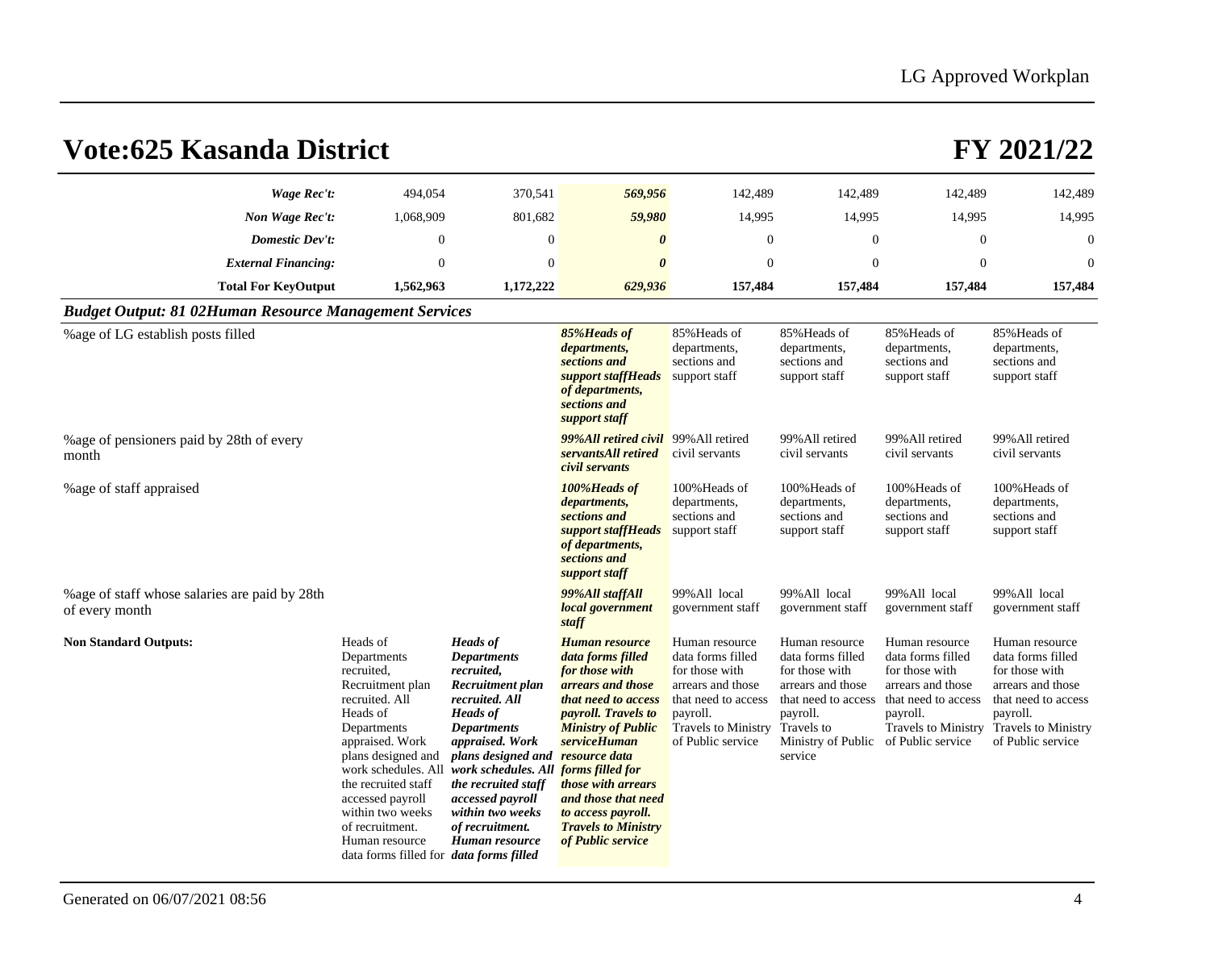# Vote:625 Kasanda District

# FY 2021/22

| | | | | | | | |
|---|---|---|---|---|---|---|---|
| ***Wage Rec't:*** | 494,054 | 370,541 | ***569,956*** | 142,489 | 142,489 | 142,489 | 142,489 |
| ***Non Wage Rec't:*** | 1,068,909 | 801,682 | ***59,980*** | 14,995 | 14,995 | 14,995 | 14,995 |
| ***Domestic Dev't:*** | 0 | 0 | ***0*** | 0 | 0 | 0 | 0 |
| ***External Financing:*** | 0 | 0 | ***0*** | 0 | 0 | 0 | 0 |
| **Total For KeyOutput** | **1,562,963** | **1,172,222** | ***629,936*** | **157,484** | **157,484** | **157,484** | **157,484** |

***Budget Output: 81 02Human Resource Management Services***

| | | | | | | | |
|---|---|---|---|---|---|---|---|
| %age of LG establish posts filled | | | ***85%Heads of departments, sections and support staffHeads of departments, sections and support staff*** | 85%Heads of departments, sections and support staff | 85%Heads of departments, sections and support staff | 85%Heads of departments, sections and support staff | 85%Heads of departments, sections and support staff |
| %age of pensioners paid by 28th of every month | | | ***99%All retired civil servantsAll retired civil servants*** | 99%All retired civil servants | 99%All retired civil servants | 99%All retired civil servants | 99%All retired civil servants |
| %age of staff appraised | | | ***100%Heads of departments, sections and support staffHeads of departments, sections and support staff*** | 100%Heads of departments, sections and support staff | 100%Heads of departments, sections and support staff | 100%Heads of departments, sections and support staff | 100%Heads of departments, sections and support staff |
| %age of staff whose salaries are paid by 28th of every month | | | ***99%All staffAll local government staff*** | 99%All local government staff | 99%All local government staff | 99%All local government staff | 99%All local government staff |
| **Non Standard Outputs:** | Heads of Departments recruited, Recruitment plan recruited. All Heads of Departments appraised. Work plans designed and work schedules. All the recruited staff accessed payroll within two weeks of recruitment. Human resource data forms filled for | ***Heads of Departments recruited, Recruitment plan recruited. All Heads of Departments appraised. Work plans designed and work schedules. All the recruited staff accessed payroll within two weeks of recruitment. Human resource data forms filled*** | ***Human resource data forms filled for those with arrears and those that need to access payroll. Travels to Ministry of Public serviceHuman resource data forms filled for those with arrears and those that need to access payroll. Travels to Ministry of Public service*** | Human resource data forms filled for those with arrears and those that need to access payroll. Travels to Ministry of Public service | Human resource data forms filled for those with arrears and those that need to access payroll. Travels to Ministry of Public service | Human resource data forms filled for those with arrears and those that need to access payroll. Travels to Ministry of Public service | Human resource data forms filled for those with arrears and those that need to access payroll. Travels to Ministry of Public service |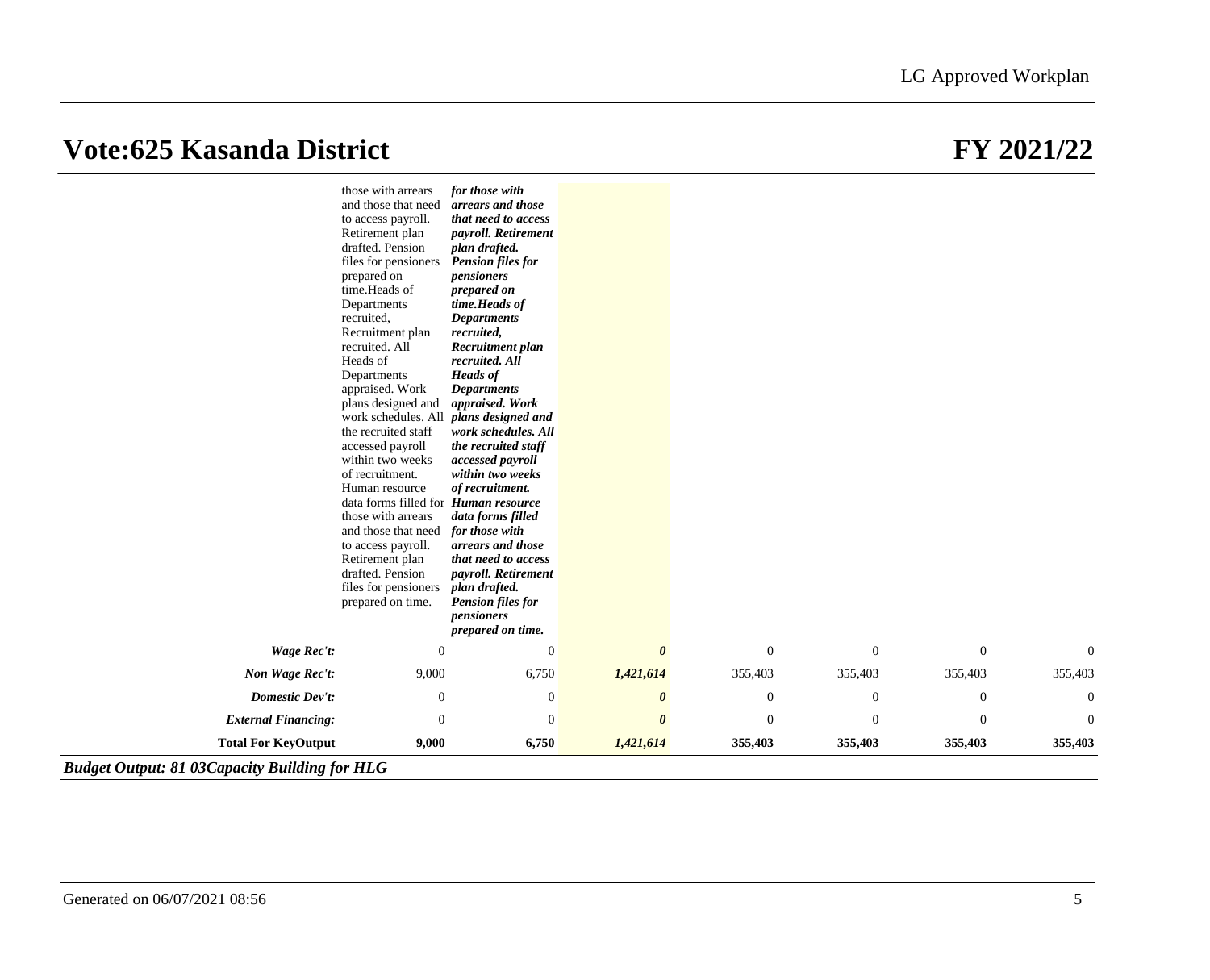# Vote:625 Kasanda District FY 2021/22

| | | | | | | | |
|---|---|---|---|---|---|---|---|
| | those with arrears and those that need to access payroll. Retirement plan drafted. Pension files for pensioners prepared on time.Heads of Departments recruited, Recruitment plan recruited. All Heads of Departments appraised. Work plans designed and work schedules. All the recruited staff accessed payroll within two weeks of recruitment. Human resource data forms filled for those with arrears and those that need to access payroll. Retirement plan drafted. Pension files for pensioners prepared on time. | ***for those with arrears and those that need to access payroll. Retirement plan drafted. Pension files for pensioners prepared on time.Heads of Departments recruited, Recruitment plan recruited. All Heads of Departments appraised. Work plans designed and work schedules. All the recruited staff accessed payroll within two weeks of recruitment. Human resource data forms filled for those with arrears and those that need to access payroll. Retirement plan drafted. Pension files for pensioners prepared on time.*** | | | | | |
| ***Wage Rec't:*** | 0 | 0 | ***0*** | 0 | 0 | 0 | 0 |
| ***Non Wage Rec't:*** | 9,000 | 6,750 | ***1,421,614*** | 355,403 | 355,403 | 355,403 | 355,403 |
| ***Domestic Dev't:*** | 0 | 0 | ***0*** | 0 | 0 | 0 | 0 |
| ***External Financing:*** | 0 | 0 | ***0*** | 0 | 0 | 0 | 0 |
| **Total For KeyOutput** | **9,000** | **6,750** | ***1,421,614*** | **355,403** | **355,403** | **355,403** | **355,403** |

***Budget Output: 81 03Capacity Building for HLG***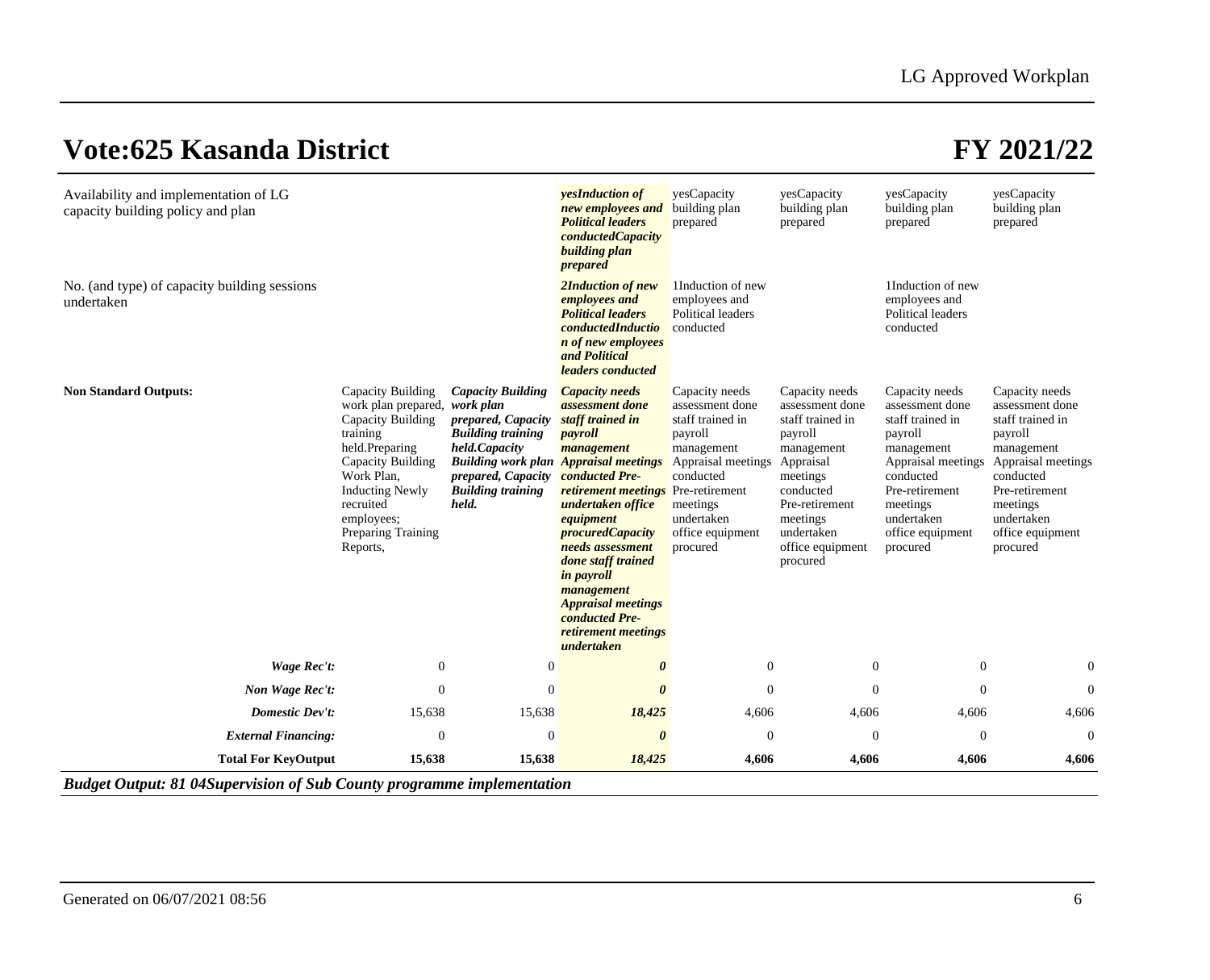# Vote:625 Kasanda District

# FY 2021/22

| | | | | | | | |
|---|---|---|---|---|---|---|---|
| Availability and implementation of LG capacity building policy and plan | | | ***yesInduction of new employees and Political leaders conductedCapacity building plan prepared*** | yesCapacity building plan prepared | yesCapacity building plan prepared | yesCapacity building plan prepared | yesCapacity building plan prepared |
| No. (and type) of capacity building sessions undertaken | | | ***2Induction of new employees and Political leaders conductedInduction of new employees and Political leaders conducted*** | 1Induction of new employees and Political leaders conducted | | 1Induction of new employees and Political leaders conducted | |
| **Non Standard Outputs:** | Capacity Building work plan prepared, Capacity Building training held.Preparing Capacity Building Work Plan, Inducting Newly recruited employees; Preparing Training Reports, | ***Capacity Building work plan prepared, Capacity Building training held.Capacity Building work plan prepared, Capacity Building training held.*** | ***Capacity needs assessment done staff trained in payroll management Appraisal meetings conducted Pre-retirement meetings undertaken office equipment procuredCapacity needs assessment done staff trained in payroll management Appraisal meetings conducted Pre-retirement meetings undertaken*** | Capacity needs assessment done staff trained in payroll management Appraisal meetings conducted Pre-retirement meetings undertaken office equipment procured | Capacity needs assessment done staff trained in payroll management Appraisal meetings conducted Pre-retirement meetings undertaken office equipment procured | Capacity needs assessment done staff trained in payroll management Appraisal meetings conducted Pre-retirement meetings undertaken office equipment procured | Capacity needs assessment done staff trained in payroll management Appraisal meetings conducted Pre-retirement meetings undertaken office equipment procured |
| ***Wage Rec't:*** | 0 | 0 | ***0*** | 0 | 0 | 0 | 0 |
| ***Non Wage Rec't:*** | 0 | 0 | ***0*** | 0 | 0 | 0 | 0 |
| ***Domestic Dev't:*** | 15,638 | 15,638 | ***18,425*** | 4,606 | 4,606 | 4,606 | 4,606 |
| ***External Financing:*** | 0 | 0 | ***0*** | 0 | 0 | 0 | 0 |
| **Total For KeyOutput** | **15,638** | **15,638** | ***18,425*** | **4,606** | **4,606** | **4,606** | **4,606** |

***Budget Output: 81 04Supervision of Sub County programme implementation***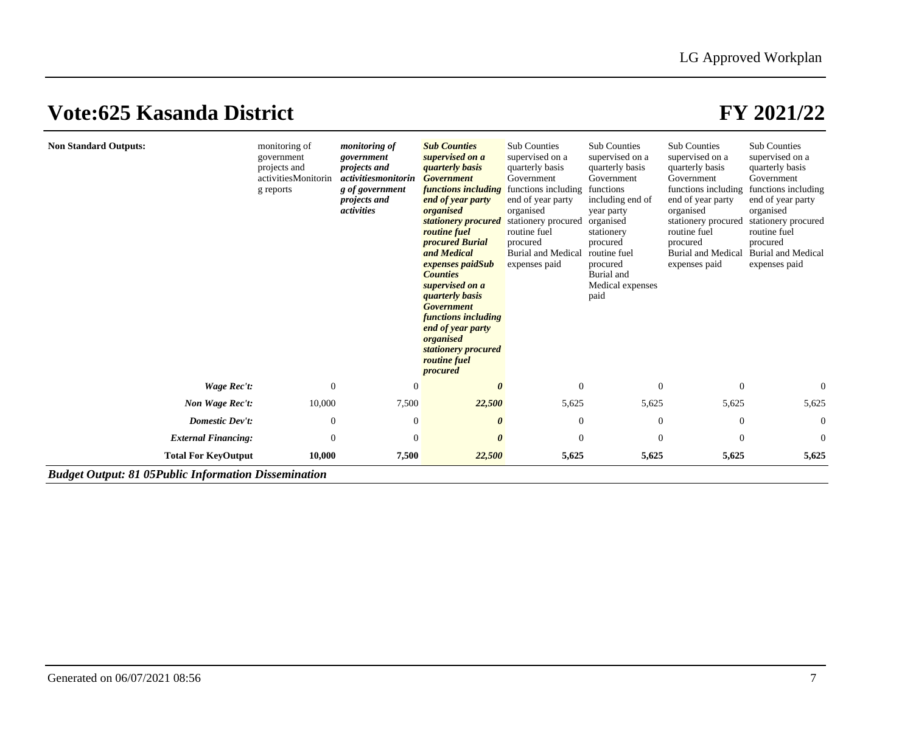# Vote:625 Kasanda District

# FY 2021/22

| | | | | | | | |
|---|---|---|---|---|---|---|---|
| **Non Standard Outputs:** | monitoring of government projects and activitiesMonitoring reports | ***monitoring of government projects and activitiesmonitoring of government projects and activities*** | ***Sub Counties supervised on a quarterly basis Government functions including end of year party organised stationery procured routine fuel procured Burial and Medical expenses paidSub Counties supervised on a quarterly basis Government functions including end of year party organised stationery procured routine fuel procured*** | Sub Counties supervised on a quarterly basis Government functions including end of year party organised stationery procured routine fuel procured Burial and Medical expenses paid | Sub Counties supervised on a quarterly basis Government functions including end of year party organised stationery procured routine fuel procured Burial and Medical expenses paid | Sub Counties supervised on a quarterly basis Government functions including end of year party organised stationery procured routine fuel procured Burial and Medical expenses paid | Sub Counties supervised on a quarterly basis Government functions including end of year party organised stationery procured routine fuel procured Burial and Medical expenses paid |
| ***Wage Rec't:*** | 0 | 0 | ***0*** | 0 | 0 | 0 | 0 |
| ***Non Wage Rec't:*** | 10,000 | 7,500 | ***22,500*** | 5,625 | 5,625 | 5,625 | 5,625 |
| ***Domestic Dev't:*** | 0 | 0 | ***0*** | 0 | 0 | 0 | 0 |
| ***External Financing:*** | 0 | 0 | ***0*** | 0 | 0 | 0 | 0 |
| **Total For KeyOutput** | **10,000** | **7,500** | ***22,500*** | **5,625** | **5,625** | **5,625** | **5,625** |

***Budget Output: 81 05Public Information Dissemination***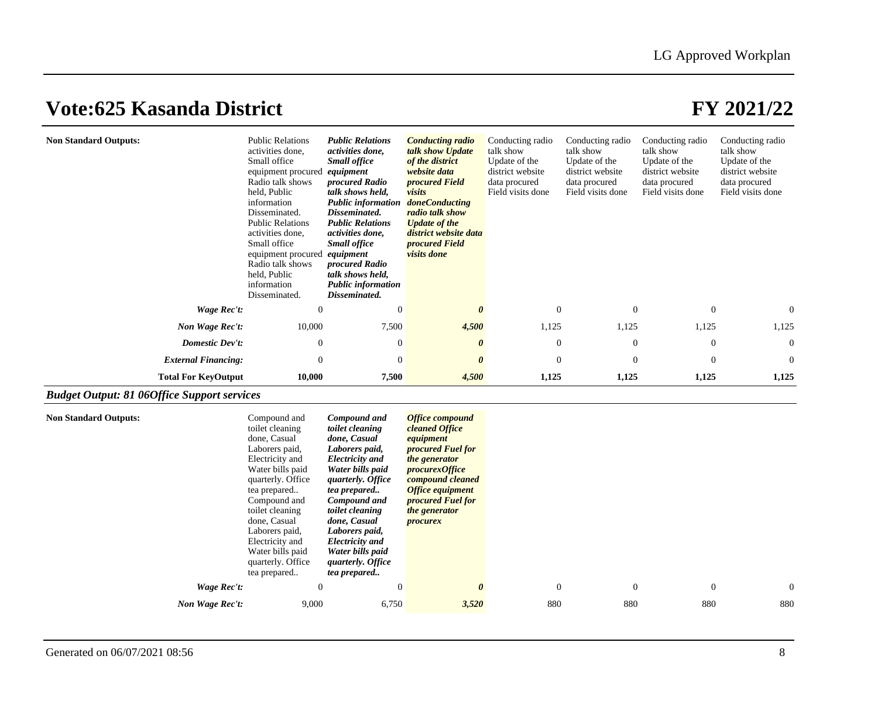# Vote:625 Kasanda District

# FY 2021/22

| | | | | | | | |
|---|---|---|---|---|---|---|---|
| **Non Standard Outputs:** | Public Relations activities done, Small office equipment procured Radio talk shows held, Public information Disseminated. Public Relations activities done, Small office equipment procured Radio talk shows held, Public information Disseminated. | ***Public Relations activities done, Small office equipment procured Radio talk shows held, Public information Disseminated. Public Relations activities done, Small office equipment procured Radio talk shows held, Public information Disseminated.*** | ***Conducting radio talk show Update of the district website data procured Field visits doneConducting radio talk show Update of the district website data procured Field visits done*** | Conducting radio talk show Update of the district website data procured Field visits done | Conducting radio talk show Update of the district website data procured Field visits done | Conducting radio talk show Update of the district website data procured Field visits done | Conducting radio talk show Update of the district website data procured Field visits done |
| ***Wage Rec't:*** | 0 | 0 | ***0*** | 0 | 0 | 0 | 0 |
| ***Non Wage Rec't:*** | 10,000 | 7,500 | ***4,500*** | 1,125 | 1,125 | 1,125 | 1,125 |
| ***Domestic Dev't:*** | 0 | 0 | ***0*** | 0 | 0 | 0 | 0 |
| ***External Financing:*** | 0 | 0 | ***0*** | 0 | 0 | 0 | 0 |
| **Total For KeyOutput** | **10,000** | **7,500** | ***4,500*** | **1,125** | **1,125** | **1,125** | **1,125** |

***Budget Output: 81 06Office Support services***

| | | | | | | | |
|---|---|---|---|---|---|---|---|
| **Non Standard Outputs:** | Compound and toilet cleaning done, Casual Laborers paid, Electricity and Water bills paid quarterly. Office tea prepared.. Compound and toilet cleaning done, Casual Laborers paid, Electricity and Water bills paid quarterly. Office tea prepared.. | ***Compound and toilet cleaning done, Casual Laborers paid, Electricity and Water bills paid quarterly. Office tea prepared.. Compound and toilet cleaning done, Casual Laborers paid, Electricity and Water bills paid quarterly. Office tea prepared..*** | ***Office compound cleaned Office equipment procured Fuel for the generator procurexOffice compound cleaned Office equipment procured Fuel for the generator procurex*** | | | | |
| ***Wage Rec't:*** | 0 | 0 | ***0*** | 0 | 0 | 0 | 0 |
| ***Non Wage Rec't:*** | 9,000 | 6,750 | ***3,520*** | 880 | 880 | 880 | 880 |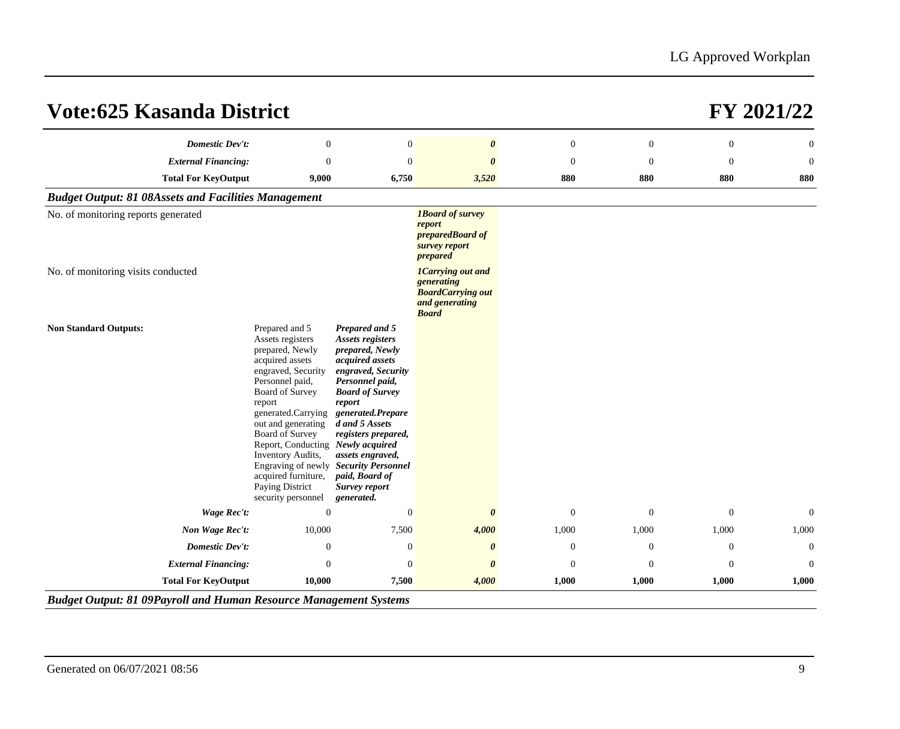# Vote:625 Kasanda District

# FY 2021/22

| | | | | | | | |
|---|---|---|---|---|---|---|---|
| ***Domestic Dev't:*** | 0 | 0 | ***0*** | 0 | 0 | 0 | 0 |
| ***External Financing:*** | 0 | 0 | ***0*** | 0 | 0 | 0 | 0 |
| **Total For KeyOutput** | **9,000** | **6,750** | ***3,520*** | **880** | **880** | **880** | **880** |

***Budget Output: 81 08Assets and Facilities Management***

| | | | | | | | |
|---|---|---|---|---|---|---|---|
| No. of monitoring reports generated | | | ***1Board of survey report preparedBoard of survey report prepared*** | | | | |
| No. of monitoring visits conducted | | | ***1Carrying out and generating BoardCarrying out and generating Board*** | | | | |
| **Non Standard Outputs:** | Prepared and 5 Assets registers prepared, Newly acquired assets engraved, Security Personnel paid, Board of Survey report generated.Carrying out and generating Board of Survey Report, Conducting Inventory Audits, Engraving of newly acquired furniture, Paying District security personnel | ***Prepared and 5 Assets registers prepared, Newly acquired assets engraved, Security Personnel paid, Board of Survey report generated.Prepared and 5 Assets registers prepared, Newly acquired assets engraved, Security Personnel paid, Board of Survey report generated.*** | | | | | |
| ***Wage Rec't:*** | 0 | 0 | ***0*** | 0 | 0 | 0 | 0 |
| ***Non Wage Rec't:*** | 10,000 | 7,500 | ***4,000*** | 1,000 | 1,000 | 1,000 | 1,000 |
| ***Domestic Dev't:*** | 0 | 0 | ***0*** | 0 | 0 | 0 | 0 |
| ***External Financing:*** | 0 | 0 | ***0*** | 0 | 0 | 0 | 0 |
| **Total For KeyOutput** | **10,000** | **7,500** | ***4,000*** | **1,000** | **1,000** | **1,000** | **1,000** |

***Budget Output: 81 09Payroll and Human Resource Management Systems***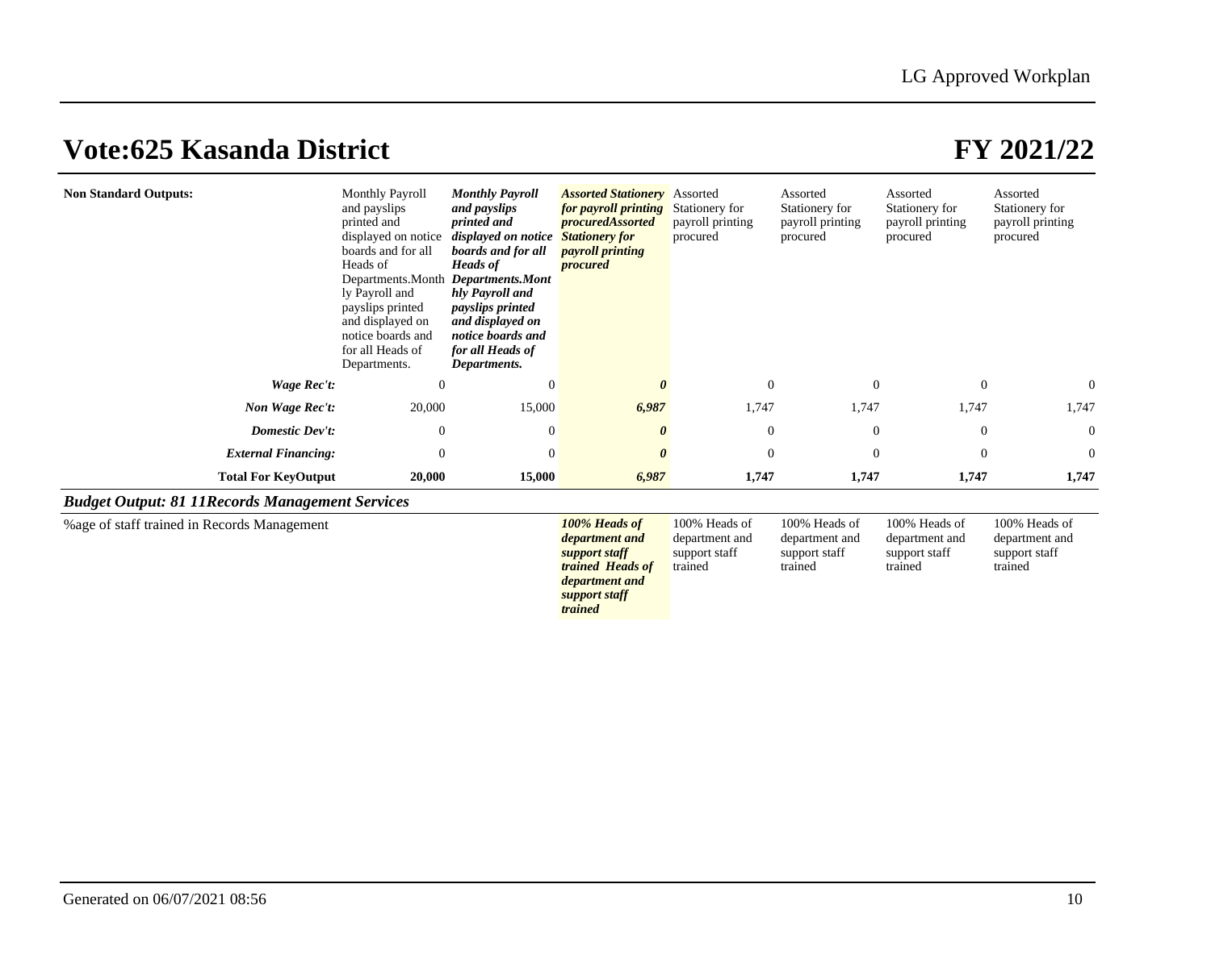# Vote:625 Kasanda District

# FY 2021/22

| | | | | | | | |
|---|---|---|---|---|---|---|---|
| **Non Standard Outputs:** | Monthly Payroll and payslips printed and displayed on notice boards and for all Heads of Departments.Monthly Payroll and payslips printed and displayed on notice boards and for all Heads of Departments. | ***Monthly Payroll and payslips printed and displayed on notice boards and for all Heads of Departments.Monthly Payroll and payslips printed and displayed on notice boards and for all Heads of Departments.*** | ***Assorted Stationery for payroll printing procuredAssorted Stationery for payroll printing procured*** | Assorted Stationery for payroll printing procured | Assorted Stationery for payroll printing procured | Assorted Stationery for payroll printing procured | Assorted Stationery for payroll printing procured |
| ***Wage Rec't:*** | 0 | 0 | ***0*** | 0 | 0 | 0 | 0 |
| ***Non Wage Rec't:*** | 20,000 | 15,000 | ***6,987*** | 1,747 | 1,747 | 1,747 | 1,747 |
| ***Domestic Dev't:*** | 0 | 0 | ***0*** | 0 | 0 | 0 | 0 |
| ***External Financing:*** | 0 | 0 | ***0*** | 0 | 0 | 0 | 0 |
| **Total For KeyOutput** | **20,000** | **15,000** | ***6,987*** | **1,747** | **1,747** | **1,747** | **1,747** |

### *Budget Output: 81 11Records Management Services*

| | | | | | | | |
|---|---|---|---|---|---|---|---|
| %age of staff trained in Records Management | | | ***100% Heads of department and support staff trained Heads of department and support staff trained*** | 100% Heads of department and support staff trained | 100% Heads of department and support staff trained | 100% Heads of department and support staff trained | 100% Heads of department and support staff trained |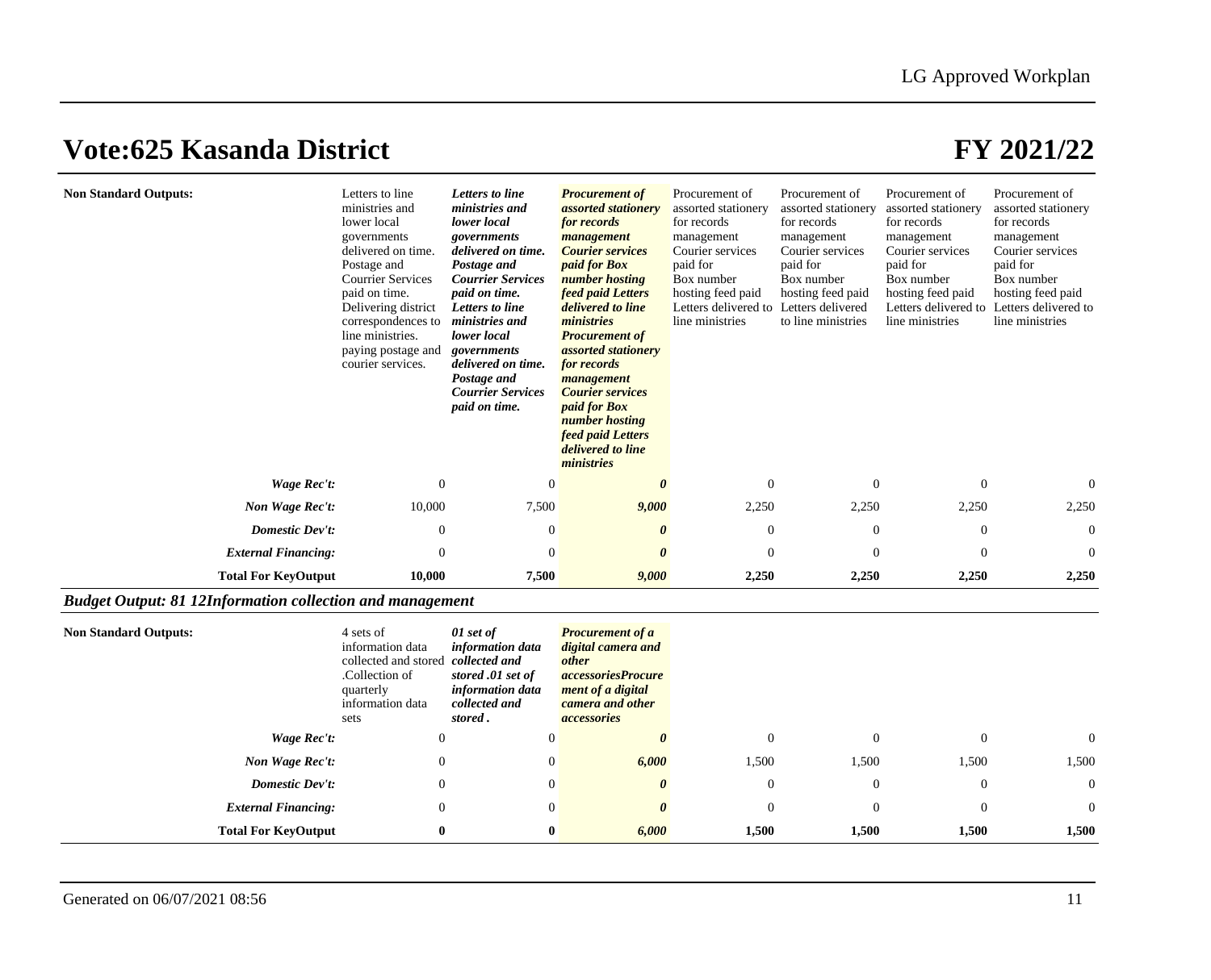# Vote:625 Kasanda District

# FY 2021/22

| | | | | | | | |
|---|---|---|---|---|---|---|---|
| **Non Standard Outputs:** | Letters to line ministries and lower local governments delivered on time. Postage and Courrier Services paid on time. Delivering district correspondences to line ministries. paying postage and courier services. | ***Letters to line ministries and lower local governments delivered on time. Postage and Courrier Services paid on time. Letters to line ministries and lower local governments delivered on time. Postage and Courrier Services paid on time.*** | ***Procurement of assorted stationery for records management Courier services paid for Box number hosting feed paid Letters delivered to line ministries Procurement of assorted stationery for records management Courier services paid for Box number hosting feed paid Letters delivered to line ministries*** | Procurement of assorted stationery for records management Courier services paid for Box number hosting feed paid Letters delivered to line ministries | Procurement of assorted stationery for records management Courier services paid for Box number hosting feed paid Letters delivered to line ministries | Procurement of assorted stationery for records management Courier services paid for Box number hosting feed paid Letters delivered to line ministries | Procurement of assorted stationery for records management Courier services paid for Box number hosting feed paid Letters delivered to line ministries |
| ***Wage Rec't:*** | 0 | 0 | ***0*** | 0 | 0 | 0 | 0 |
| ***Non Wage Rec't:*** | 10,000 | 7,500 | ***9,000*** | 2,250 | 2,250 | 2,250 | 2,250 |
| ***Domestic Dev't:*** | 0 | 0 | ***0*** | 0 | 0 | 0 | 0 |
| ***External Financing:*** | 0 | 0 | ***0*** | 0 | 0 | 0 | 0 |
| **Total For KeyOutput** | **10,000** | **7,500** | ***9,000*** | **2,250** | **2,250** | **2,250** | **2,250** |

***Budget Output: 81 12Information collection and management***

| | | | | | | | |
|---|---|---|---|---|---|---|---|
| **Non Standard Outputs:** | 4 sets of information data collected and stored .Collection of quarterly information data sets | ***01 set of information data collected and stored .01 set of information data collected and stored .*** | ***Procurement of a digital camera and other accessoriesProcurement of a digital camera and other accessories*** | | | | |
| ***Wage Rec't:*** | 0 | 0 | ***0*** | 0 | 0 | 0 | 0 |
| ***Non Wage Rec't:*** | 0 | 0 | ***6,000*** | 1,500 | 1,500 | 1,500 | 1,500 |
| ***Domestic Dev't:*** | 0 | 0 | ***0*** | 0 | 0 | 0 | 0 |
| ***External Financing:*** | 0 | 0 | ***0*** | 0 | 0 | 0 | 0 |
| **Total For KeyOutput** | **0** | **0** | ***6,000*** | **1,500** | **1,500** | **1,500** | **1,500** |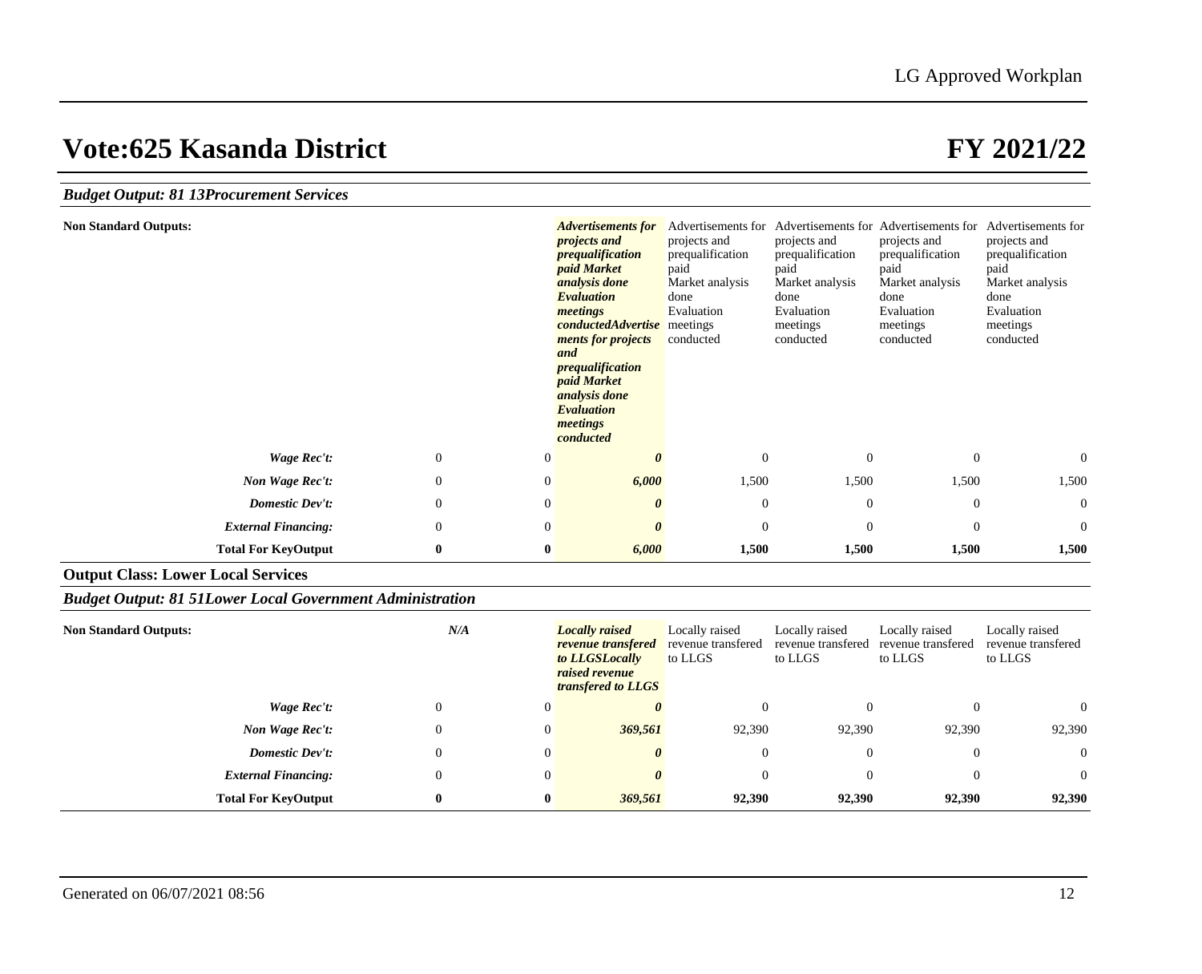## Vote:625 Kasanda District

## FY 2021/22

***Budget Output: 81 13Procurement Services***

| | | | | | | | |
|---|---|---|---|---|---|---|---|
| **Non Standard Outputs:** | | | ***Advertisements for projects and prequalification paid Market analysis done Evaluation meetings conductedAdvertisements for projects and prequalification paid Market analysis done Evaluation meetings conducted*** | Advertisements for projects and prequalification paid Market analysis done Evaluation meetings conducted | Advertisements for projects and prequalification paid Market analysis done Evaluation meetings conducted | Advertisements for projects and prequalification paid Market analysis done Evaluation meetings conducted | Advertisements for projects and prequalification paid Market analysis done Evaluation meetings conducted |
| ***Wage Rec't:*** | 0 | 0 | ***0*** | 0 | 0 | 0 | 0 |
| ***Non Wage Rec't:*** | 0 | 0 | ***6,000*** | 1,500 | 1,500 | 1,500 | 1,500 |
| ***Domestic Dev't:*** | 0 | 0 | ***0*** | 0 | 0 | 0 | 0 |
| ***External Financing:*** | 0 | 0 | ***0*** | 0 | 0 | 0 | 0 |
| **Total For KeyOutput** | **0** | **0** | ***6,000*** | **1,500** | **1,500** | **1,500** | **1,500** |

**Output Class: Lower Local Services**

***Budget Output: 81 51Lower Local Government Administration***

| | | | | | | | |
|---|---|---|---|---|---|---|---|
| **Non Standard Outputs:** | ***N/A*** | | ***Locally raised revenue transfered to LLGSLocally raised revenue transfered to LLGS*** | Locally raised revenue transfered to LLGS | Locally raised revenue transfered to LLGS | Locally raised revenue transfered to LLGS | Locally raised revenue transfered to LLGS |
| ***Wage Rec't:*** | 0 | 0 | ***0*** | 0 | 0 | 0 | 0 |
| ***Non Wage Rec't:*** | 0 | 0 | ***369,561*** | 92,390 | 92,390 | 92,390 | 92,390 |
| ***Domestic Dev't:*** | 0 | 0 | ***0*** | 0 | 0 | 0 | 0 |
| ***External Financing:*** | 0 | 0 | ***0*** | 0 | 0 | 0 | 0 |
| **Total For KeyOutput** | **0** | **0** | ***369,561*** | **92,390** | **92,390** | **92,390** | **92,390** |

Generated on 06/07/2021 08:56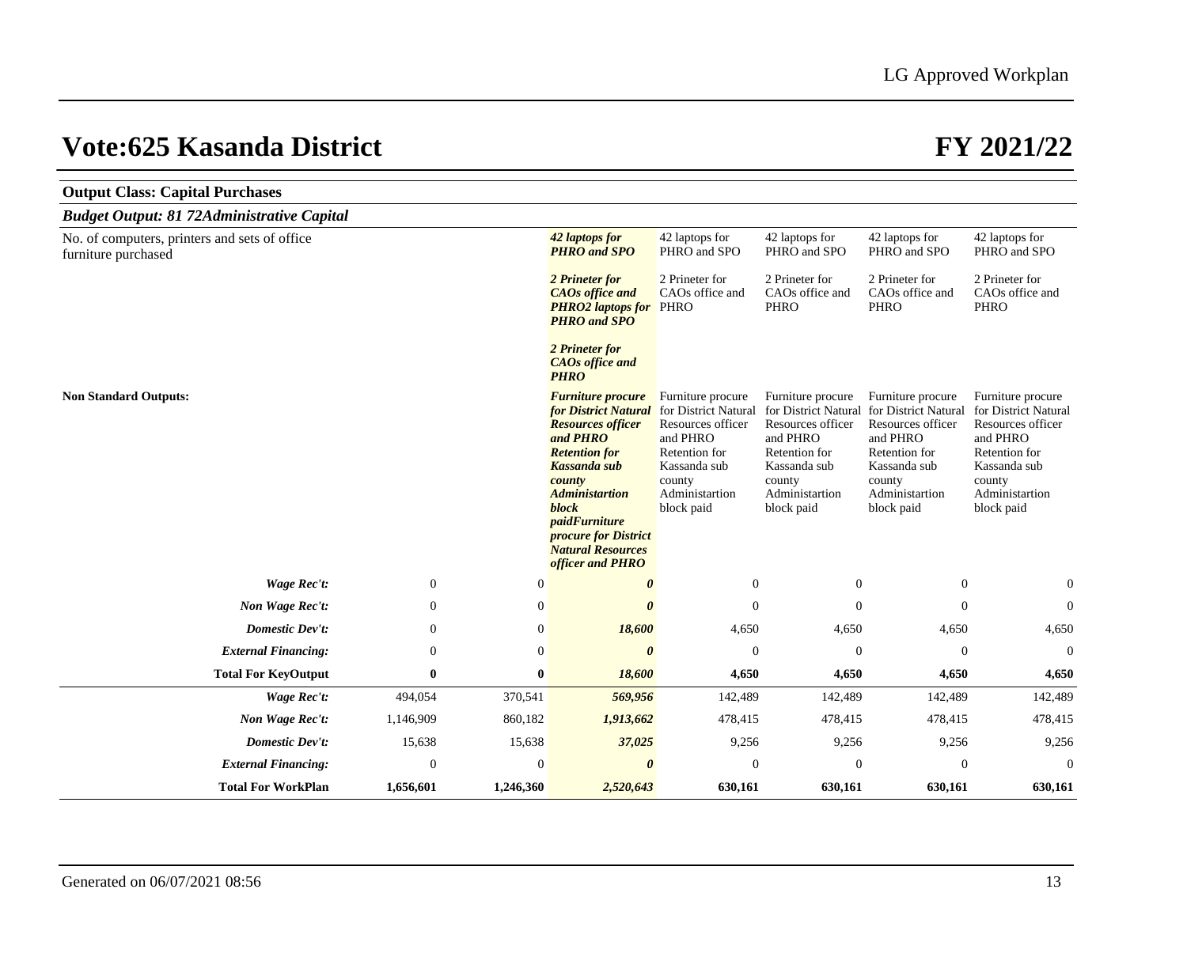# Vote:625 Kasanda District

# FY 2021/22

**Output Class: Capital Purchases**

***Budget Output: 81 72Administrative Capital***

| | | | | | | | |
|---|---|---|---|---|---|---|---|
| No. of computers, printers and sets of office furniture purchased | | | ***42 laptops for PHRO and SPO*** | 42 laptops for PHRO and SPO | 42 laptops for PHRO and SPO | 42 laptops for PHRO and SPO | 42 laptops for PHRO and SPO |
| | | | ***2 Prineter for CAOs office and PHRO2 laptops for PHRO and SPO*** | 2 Prineter for CAOs office and PHRO | 2 Prineter for CAOs office and PHRO | 2 Prineter for CAOs office and PHRO | 2 Prineter for CAOs office and PHRO |
| | | | ***2 Prineter for CAOs office and PHRO*** | | | | |
| **Non Standard Outputs:** | | | ***Furniture procure for District Natural Resources officer and PHRO Retention for Kassanda sub county Administartion block paidFurniture procure for District Natural Resources officer and PHRO*** | Furniture procure for District Natural Resources officer and PHRO Retention for Kassanda sub county Administartion block paid | Furniture procure for District Natural Resources officer and PHRO Retention for Kassanda sub county Administartion block paid | Furniture procure for District Natural Resources officer and PHRO Retention for Kassanda sub county Administartion block paid | Furniture procure for District Natural Resources officer and PHRO Retention for Kassanda sub county Administartion block paid |
| ***Wage Rec't:*** | 0 | 0 | ***0*** | 0 | 0 | 0 | 0 |
| ***Non Wage Rec't:*** | 0 | 0 | ***0*** | 0 | 0 | 0 | 0 |
| ***Domestic Dev't:*** | 0 | 0 | ***18,600*** | 4,650 | 4,650 | 4,650 | 4,650 |
| ***External Financing:*** | 0 | 0 | ***0*** | 0 | 0 | 0 | 0 |
| **Total For KeyOutput** | **0** | **0** | ***18,600*** | **4,650** | **4,650** | **4,650** | **4,650** |
| ***Wage Rec't:*** | 494,054 | 370,541 | ***569,956*** | 142,489 | 142,489 | 142,489 | 142,489 |
| ***Non Wage Rec't:*** | 1,146,909 | 860,182 | ***1,913,662*** | 478,415 | 478,415 | 478,415 | 478,415 |
| ***Domestic Dev't:*** | 15,638 | 15,638 | ***37,025*** | 9,256 | 9,256 | 9,256 | 9,256 |
| ***External Financing:*** | 0 | 0 | ***0*** | 0 | 0 | 0 | 0 |
| **Total For WorkPlan** | **1,656,601** | **1,246,360** | ***2,520,643*** | **630,161** | **630,161** | **630,161** | **630,161** |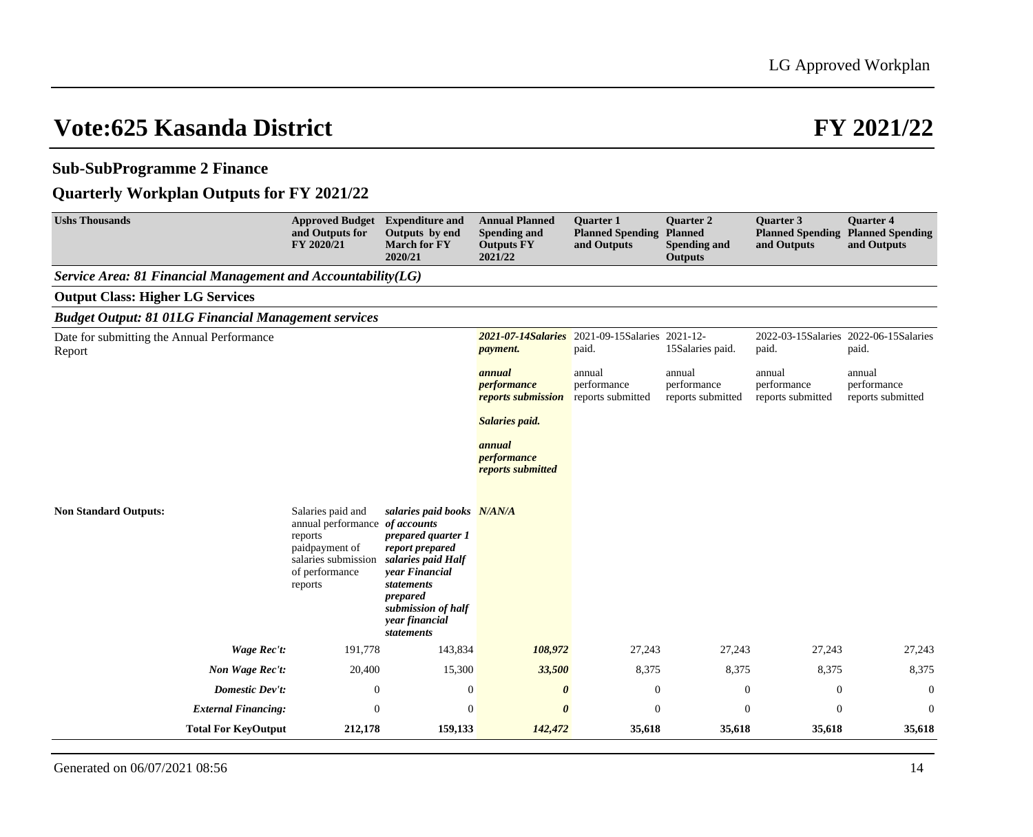# Vote:625 Kasanda District

# FY 2021/22

## Sub-SubProgramme 2 Finance

## Quarterly Workplan Outputs for FY 2021/22

| Ushs Thousands | Approved Budget and Outputs for FY 2020/21 | Expenditure and Outputs by end March for FY 2020/21 | Annual Planned Spending and Outputs FY 2021/22 | Quarter 1 Planned Spending and Outputs | Quarter 2 Planned Spending and Outputs | Quarter 3 Planned Spending and Outputs | Quarter 4 Planned Spending and Outputs |
|---|---|---|---|---|---|---|---|
| ***Service Area: 81 Financial Management and Accountability(LG)*** | | | | | | | |
| **Output Class: Higher LG Services** | | | | | | | |
| ***Budget Output: 81 01LG Financial Management services*** | | | | | | | |
| Date for submitting the Annual Performance Report | | | ***2021-07-14Salaries payment.*** ***annual performance reports submission*** ***Salaries paid.*** ***annual performance reports submitted*** | 2021-09-15Salaries paid. annual performance reports submitted | 2021-12-15Salaries paid. annual performance reports submitted | 2022-03-15Salaries paid. annual performance reports submitted | 2022-06-15Salaries paid. annual performance reports submitted |
| **Non Standard Outputs:** | Salaries paid and annual performance reports paidpayment of salaries submission of performance reports | ***salaries paid books of accounts prepared quarter 1 report prepared salaries paid Half year Financial statements prepared submission of half year financial statements*** | ***N/AN/A*** | | | | |
| ***Wage Rec't:*** | 191,778 | 143,834 | ***108,972*** | 27,243 | 27,243 | 27,243 | 27,243 |
| ***Non Wage Rec't:*** | 20,400 | 15,300 | ***33,500*** | 8,375 | 8,375 | 8,375 | 8,375 |
| ***Domestic Dev't:*** | 0 | 0 | ***0*** | 0 | 0 | 0 | 0 |
| ***External Financing:*** | 0 | 0 | ***0*** | 0 | 0 | 0 | 0 |
| **Total For KeyOutput** | **212,178** | **159,133** | ***142,472*** | **35,618** | **35,618** | **35,618** | **35,618** |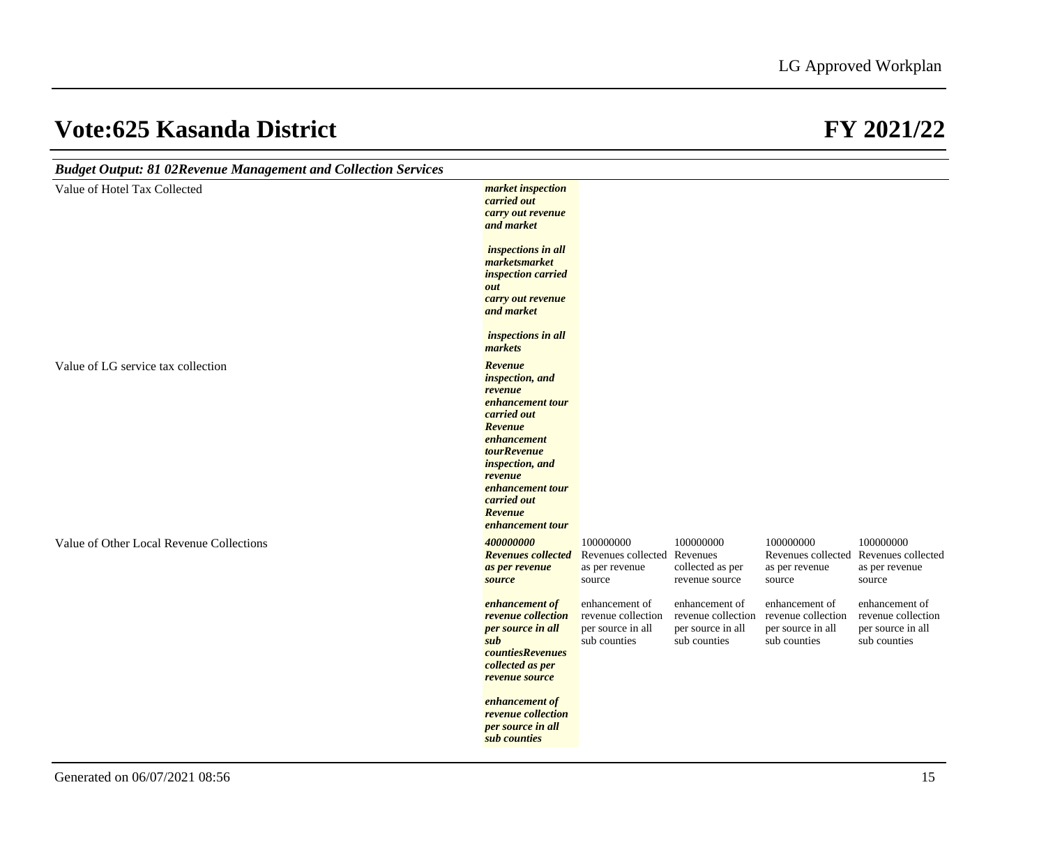# Vote:625 Kasanda District

# FY 2021/22

***Budget Output: 81 02Revenue Management and Collection Services***

| | | | | | |
|---|---|---|---|---|---|
| Value of Hotel Tax Collected | ***market inspection carried out carry out revenue and market inspections in all marketsmarket inspection carried out carry out revenue and market inspections in all markets*** | | | | |
| Value of LG service tax collection | ***Revenue inspection, and revenue enhancement tour carried out Revenue enhancement tourRevenue inspection, and revenue enhancement tour carried out Revenue enhancement tour*** | | | | |
| Value of Other Local Revenue Collections | ***400000000 Revenues collected as per revenue source enhancement of revenue collection per source in all sub countiesRevenues collected as per revenue source enhancement of revenue collection per source in all sub counties*** | 100000000 Revenues collected as per revenue source enhancement of revenue collection per source in all sub counties | 100000000 Revenues collected as per revenue source enhancement of revenue collection per source in all sub counties | 100000000 Revenues collected as per revenue source enhancement of revenue collection per source in all sub counties | 100000000 Revenues collected as per revenue source enhancement of revenue collection per source in all sub counties |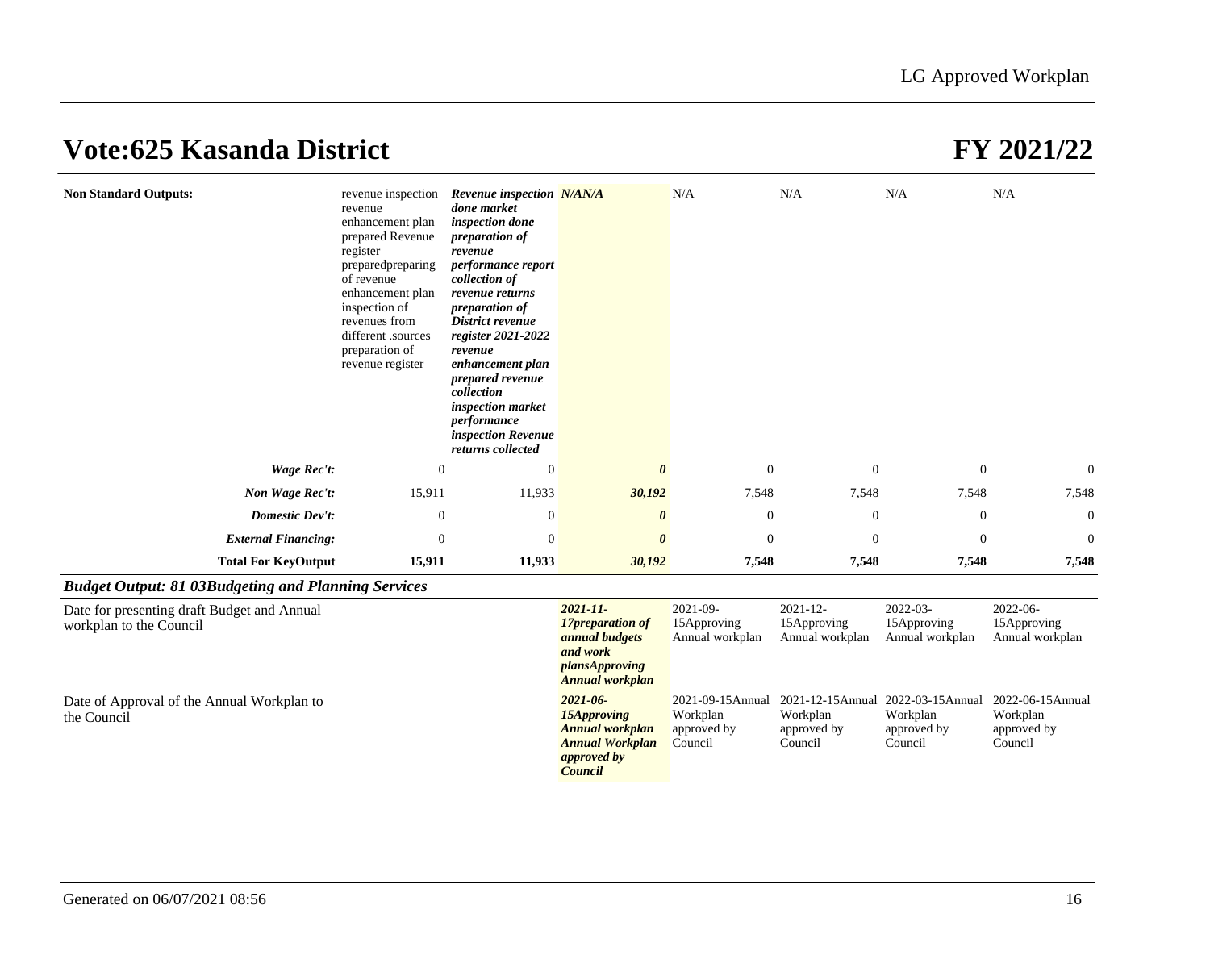# Vote:625 Kasanda District

# FY 2021/22

| | | | | | | | |
|---|---|---|---|---|---|---|---|
| **Non Standard Outputs:** | revenue inspection revenue enhancement plan prepared Revenue register preparedpreparing of revenue enhancement plan inspection of revenues from different .sources preparation of revenue register | ***Revenue inspection done market inspection done preparation of revenue performance report collection of revenue returns preparation of District revenue register 2021-2022 revenue enhancement plan prepared revenue collection inspection market performance inspection Revenue returns collected*** | ***N/AN/A*** | N/A | N/A | N/A | N/A |
| ***Wage Rec't:*** | 0 | 0 | ***0*** | 0 | 0 | 0 | 0 |
| ***Non Wage Rec't:*** | 15,911 | 11,933 | ***30,192*** | 7,548 | 7,548 | 7,548 | 7,548 |
| ***Domestic Dev't:*** | 0 | 0 | ***0*** | 0 | 0 | 0 | 0 |
| ***External Financing:*** | 0 | 0 | ***0*** | 0 | 0 | 0 | 0 |
| **Total For KeyOutput** | **15,911** | **11,933** | ***30,192*** | **7,548** | **7,548** | **7,548** | **7,548** |

### *Budget Output: 81 03Budgeting and Planning Services*

| | | | | | | | |
|---|---|---|---|---|---|---|---|
| Date for presenting draft Budget and Annual workplan to the Council | | | ***2021-11-17preparation of annual budgets and work plansApproving Annual workplan*** | 2021-09-15Approving Annual workplan | 2021-12-15Approving Annual workplan | 2022-03-15Approving Annual workplan | 2022-06-15Approving Annual workplan |
| Date of Approval of the Annual Workplan to the Council | | | ***2021-06-15Approving Annual workplan Annual Workplan approved by Council*** | 2021-09-15Annual Workplan approved by Council | 2021-12-15Annual Workplan approved by Council | 2022-03-15Annual Workplan approved by Council | 2022-06-15Annual Workplan approved by Council |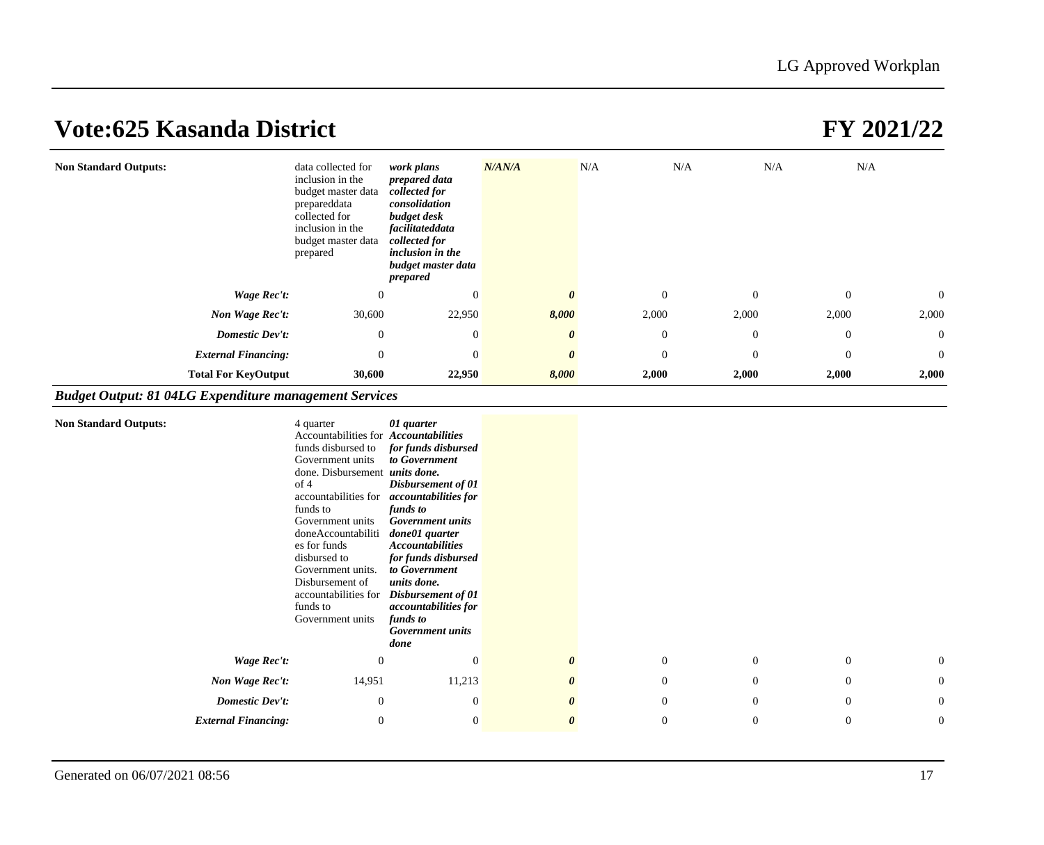# Vote:625 Kasanda District

# FY 2021/22

| | | | | | | | |
|---|---|---|---|---|---|---|---|
| **Non Standard Outputs:** | data collected for inclusion in the budget master data prepareddata collected for inclusion in the budget master data prepared | ***work plans prepared data collected for consolidation budget desk facilitateddata collected for inclusion in the budget master data prepared*** | ***N/AN/A*** | N/A | N/A | N/A | N/A |
| ***Wage Rec't:*** | 0 | 0 | ***0*** | 0 | 0 | 0 | 0 |
| ***Non Wage Rec't:*** | 30,600 | 22,950 | ***8,000*** | 2,000 | 2,000 | 2,000 | 2,000 |
| ***Domestic Dev't:*** | 0 | 0 | ***0*** | 0 | 0 | 0 | 0 |
| ***External Financing:*** | 0 | 0 | ***0*** | 0 | 0 | 0 | 0 |
| **Total For KeyOutput** | **30,600** | **22,950** | ***8,000*** | **2,000** | **2,000** | **2,000** | **2,000** |

### *Budget Output: 81 04LG Expenditure management Services*

| | | | | | | | |
|---|---|---|---|---|---|---|---|
| **Non Standard Outputs:** | 4 quarter Accountabilities for funds disbursed to Government units done. Disbursement of 4 accountabilities for funds to Government units doneAccountabilities for funds disbursed to Government units. Disbursement of accountabilities for funds to Government units | ***01 quarter Accountabilities for funds disbursed to Government units done. Disbursement of 01 accountabilities for funds to Government units done01 quarter Accountabilities for funds disbursed to Government units done. Disbursement of 01 accountabilities for funds to Government units done*** | | | | | |
| ***Wage Rec't:*** | 0 | 0 | ***0*** | 0 | 0 | 0 | 0 |
| ***Non Wage Rec't:*** | 14,951 | 11,213 | ***0*** | 0 | 0 | 0 | 0 |
| ***Domestic Dev't:*** | 0 | 0 | ***0*** | 0 | 0 | 0 | 0 |
| ***External Financing:*** | 0 | 0 | ***0*** | 0 | 0 | 0 | 0 |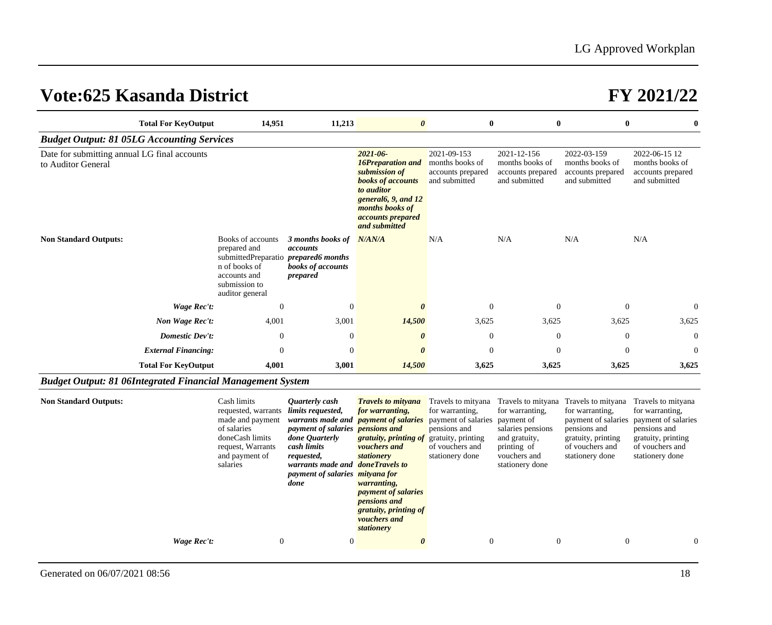# Vote:625 Kasanda District

# FY 2021/22

| | | | | | | | |
|---|---|---|---|---|---|---|---|
| **Total For KeyOutput** | **14,951** | **11,213** | ***0*** | **0** | **0** | **0** | **0** |
| ***Budget Output: 81 05LG Accounting Services*** | | | | | | | |
| Date for submitting annual LG final accounts to Auditor General | | | ***2021-06-16Preparation and submission of books of accounts to auditor general6, 9, and 12 months books of accounts prepared and submitted*** | 2021-09-153 months books of accounts prepared and submitted | 2021-12-156 months books of accounts prepared and submitted | 2022-03-159 months books of accounts prepared and submitted | 2022-06-15 12 months books of accounts prepared and submitted |
| **Non Standard Outputs:** | Books of accounts prepared and submittedPreparation of books of accounts and submission to auditor general | ***3 months books of accounts prepared6 months books of accounts prepared*** | ***N/AN/A*** | N/A | N/A | N/A | N/A |
| ***Wage Rec't:*** | 0 | 0 | ***0*** | 0 | 0 | 0 | 0 |
| ***Non Wage Rec't:*** | 4,001 | 3,001 | ***14,500*** | 3,625 | 3,625 | 3,625 | 3,625 |
| ***Domestic Dev't:*** | 0 | 0 | ***0*** | 0 | 0 | 0 | 0 |
| ***External Financing:*** | 0 | 0 | ***0*** | 0 | 0 | 0 | 0 |
| **Total For KeyOutput** | **4,001** | **3,001** | ***14,500*** | **3,625** | **3,625** | **3,625** | **3,625** |
| ***Budget Output: 81 06Integrated Financial Management System*** | | | | | | | |
| **Non Standard Outputs:** | Cash limits requested, warrants made and payment of salaries doneCash limits request, Warrants and payment of salaries | ***Quarterly cash limits requested, warrants made and payment of salaries done Quarterly cash limits requested, warrants made and payment of salaries done*** | ***Travels to mityana for warranting, payment of salaries pensions and gratuity, printing of vouchers and stationery doneTravels to mityana for warranting, payment of salaries pensions and gratuity, printing of vouchers and stationery*** | Travels to mityana for warranting, payment of salaries pensions and gratuity, printing of vouchers and stationery done | Travels to mityana for warranting, payment of salaries pensions and gratuity, printing of vouchers and stationery done | Travels to mityana for warranting, payment of salaries pensions and gratuity, printing of vouchers and stationery done | Travels to mityana for warranting, payment of salaries pensions and gratuity, printing of vouchers and stationery done |
| ***Wage Rec't:*** | 0 | 0 | ***0*** | 0 | 0 | 0 | 0 |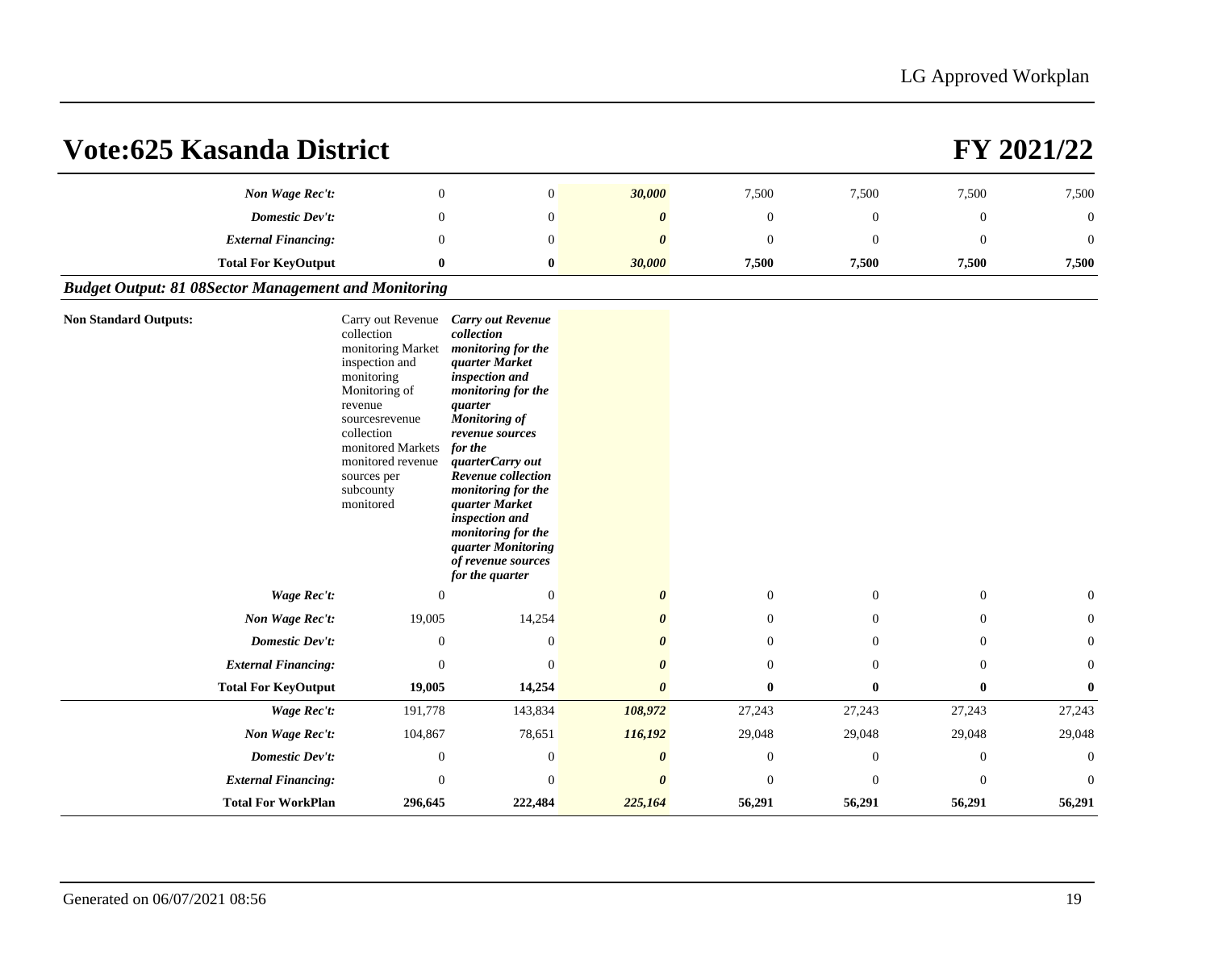# Vote:625 Kasanda District

# FY 2021/22

| | | | | | | | |
|---|---|---|---|---|---|---|---|
| ***Non Wage Rec't:*** | 0 | 0 | ***30,000*** | 7,500 | 7,500 | 7,500 | 7,500 |
| ***Domestic Dev't:*** | 0 | 0 | ***0*** | 0 | 0 | 0 | 0 |
| ***External Financing:*** | 0 | 0 | ***0*** | 0 | 0 | 0 | 0 |
| **Total For KeyOutput** | **0** | **0** | ***30,000*** | **7,500** | **7,500** | **7,500** | **7,500** |

***Budget Output: 81 08Sector Management and Monitoring***

| | | | | | | | |
|---|---|---|---|---|---|---|---|
| **Non Standard Outputs:** | Carry out Revenue collection monitoring Market inspection and monitoring Monitoring of revenue sourcesrevenue collection monitored Markets monitored revenue sources per subcounty monitored | ***Carry out Revenue collection monitoring for the quarter Market inspection and monitoring for the quarter Monitoring of revenue sources for the quarterCarry out Revenue collection monitoring for the quarter Market inspection and monitoring for the quarter Monitoring of revenue sources for the quarter*** | | | | | |
| ***Wage Rec't:*** | 0 | 0 | ***0*** | 0 | 0 | 0 | 0 |
| ***Non Wage Rec't:*** | 19,005 | 14,254 | ***0*** | 0 | 0 | 0 | 0 |
| ***Domestic Dev't:*** | 0 | 0 | ***0*** | 0 | 0 | 0 | 0 |
| ***External Financing:*** | 0 | 0 | ***0*** | 0 | 0 | 0 | 0 |
| **Total For KeyOutput** | **19,005** | **14,254** | ***0*** | **0** | **0** | **0** | **0** |
| ***Wage Rec't:*** | 191,778 | 143,834 | ***108,972*** | 27,243 | 27,243 | 27,243 | 27,243 |
| ***Non Wage Rec't:*** | 104,867 | 78,651 | ***116,192*** | 29,048 | 29,048 | 29,048 | 29,048 |
| ***Domestic Dev't:*** | 0 | 0 | ***0*** | 0 | 0 | 0 | 0 |
| ***External Financing:*** | 0 | 0 | ***0*** | 0 | 0 | 0 | 0 |
| **Total For WorkPlan** | **296,645** | **222,484** | ***225,164*** | **56,291** | **56,291** | **56,291** | **56,291** |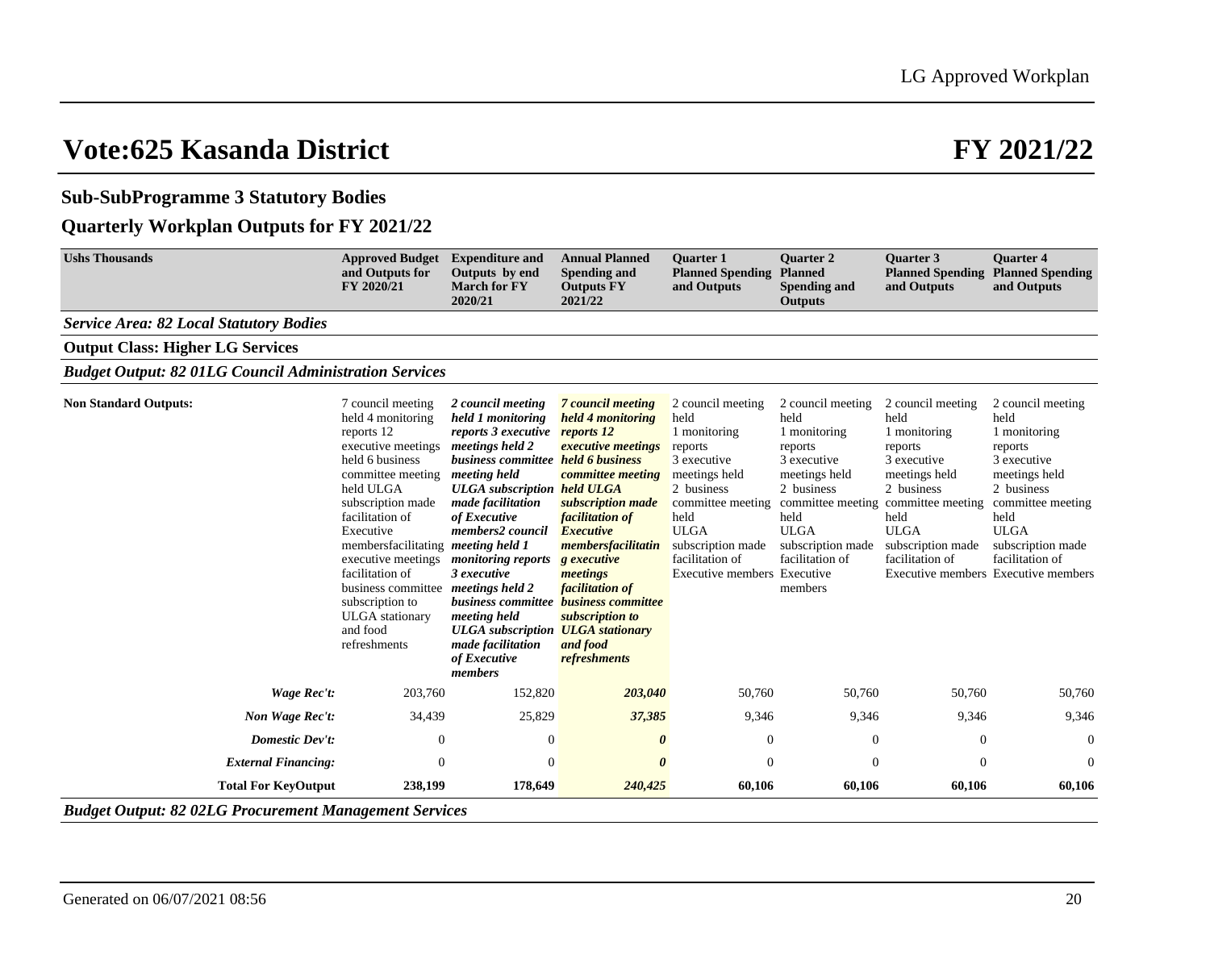# Vote:625 Kasanda District

# FY 2021/22

## Sub-SubProgramme 3 Statutory Bodies

## Quarterly Workplan Outputs for FY 2021/22

| Ushs Thousands | Approved Budget and Outputs for FY 2020/21 | Expenditure and Outputs by end March for FY 2020/21 | Annual Planned Spending and Outputs FY 2021/22 | Quarter 1 Planned Spending and Outputs | Quarter 2 Planned Spending and Outputs | Quarter 3 Planned Spending and Outputs | Quarter 4 Planned Spending and Outputs |
|---|---|---|---|---|---|---|---|
| ***Service Area: 82 Local Statutory Bodies*** | | | | | | | |
| **Output Class: Higher LG Services** | | | | | | | |
| ***Budget Output: 82 01LG Council Administration Services*** | | | | | | | |
| **Non Standard Outputs:** | 7 council meeting held 4 monitoring reports 12 executive meetings held 6 business committee meeting held ULGA subscription made facilitation of Executive membersfacilitating executive meetings facilitation of business committee subscription to ULGA stationary and food refreshments | ***2 council meeting held 1 monitoring reports 3 executive meetings held 2 business committee meeting held ULGA subscription made facilitation of Executive members2 council meeting held 1 monitoring reports 3 executive meetings held 2 business committee meeting held ULGA subscription made facilitation of Executive members*** | ***7 council meeting held 4 monitoring reports 12 executive meetings held 6 business committee meeting held ULGA subscription made facilitation of Executive membersfacilitating executive meetings facilitation of business committee subscription to ULGA stationary and food refreshments*** | 2 council meeting held 1 monitoring reports 3 executive meetings held 2 business committee meeting held ULGA subscription made facilitation of Executive members | 2 council meeting held 1 monitoring reports 3 executive meetings held 2 business committee meeting held ULGA subscription made facilitation of Executive members | 2 council meeting held 1 monitoring reports 3 executive meetings held 2 business committee meeting held ULGA subscription made facilitation of Executive members | 2 council meeting held 1 monitoring reports 3 executive meetings held 2 business committee meeting held ULGA subscription made facilitation of Executive members |
| ***Wage Rec't:*** | 203,760 | 152,820 | ***203,040*** | 50,760 | 50,760 | 50,760 | 50,760 |
| ***Non Wage Rec't:*** | 34,439 | 25,829 | ***37,385*** | 9,346 | 9,346 | 9,346 | 9,346 |
| ***Domestic Dev't:*** | 0 | 0 | ***0*** | 0 | 0 | 0 | 0 |
| ***External Financing:*** | 0 | 0 | ***0*** | 0 | 0 | 0 | 0 |
| **Total For KeyOutput** | **238,199** | **178,649** | ***240,425*** | **60,106** | **60,106** | **60,106** | **60,106** |

***Budget Output: 82 02LG Procurement Management Services***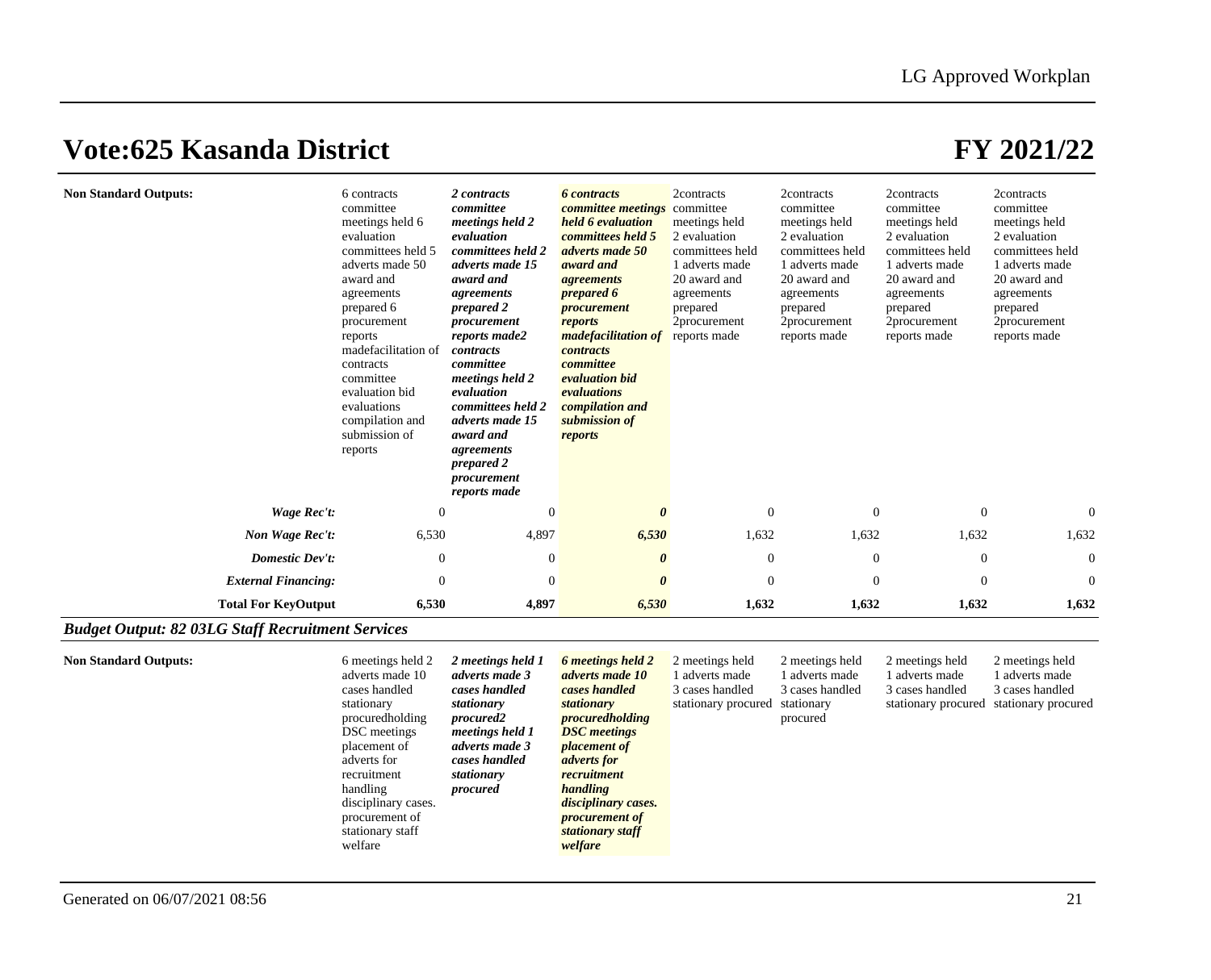# Vote:625 Kasanda District

# FY 2021/22

| | | | | | | | |
|---|---|---|---|---|---|---|---|
| **Non Standard Outputs:** | 6 contracts committee meetings held 6 evaluation committees held 5 adverts made 50 award and agreements prepared 6 procurement reports madefacilitation of contracts committee evaluation bid evaluations compilation and submission of reports | ***2 contracts committee meetings held 2 evaluation committees held 2 adverts made 15 award and agreements prepared 2 procurement reports made2 contracts committee meetings held 2 evaluation committees held 2 adverts made 15 award and agreements prepared 2 procurement reports made*** | ***6 contracts committee meetings held 6 evaluation committees held 5 adverts made 50 award and agreements prepared 6 procurement reports madefacilitation of contracts committee evaluation bid evaluations compilation and submission of reports*** | 2contracts committee meetings held 2 evaluation committees held 1 adverts made 20 award and agreements prepared 2procurement reports made | 2contracts committee meetings held 2 evaluation committees held 1 adverts made 20 award and agreements prepared 2procurement reports made | 2contracts committee meetings held 2 evaluation committees held 1 adverts made 20 award and agreements prepared 2procurement reports made | 2contracts committee meetings held 2 evaluation committees held 1 adverts made 20 award and agreements prepared 2procurement reports made |
| ***Wage Rec't:*** | 0 | 0 | ***0*** | 0 | 0 | 0 | 0 |
| ***Non Wage Rec't:*** | 6,530 | 4,897 | ***6,530*** | 1,632 | 1,632 | 1,632 | 1,632 |
| ***Domestic Dev't:*** | 0 | 0 | ***0*** | 0 | 0 | 0 | 0 |
| ***External Financing:*** | 0 | 0 | ***0*** | 0 | 0 | 0 | 0 |
| **Total For KeyOutput** | **6,530** | **4,897** | ***6,530*** | **1,632** | **1,632** | **1,632** | **1,632** |

### *Budget Output: 82 03LG Staff Recruitment Services*

| | | | | | | | |
|---|---|---|---|---|---|---|---|
| **Non Standard Outputs:** | 6 meetings held 2 adverts made 10 cases handled stationary procuredholding DSC meetings placement of adverts for recruitment handling disciplinary cases. procurement of stationary staff welfare | ***2 meetings held 1 adverts made 3 cases handled stationary procured2 meetings held 1 adverts made 3 cases handled stationary procured*** | ***6 meetings held 2 adverts made 10 cases handled stationary procuredholding DSC meetings placement of adverts for recruitment handling disciplinary cases. procurement of stationary staff welfare*** | 2 meetings held 1 adverts made 3 cases handled stationary procured | 2 meetings held 1 adverts made 3 cases handled stationary procured | 2 meetings held 1 adverts made 3 cases handled stationary procured | 2 meetings held 1 adverts made 3 cases handled stationary procured |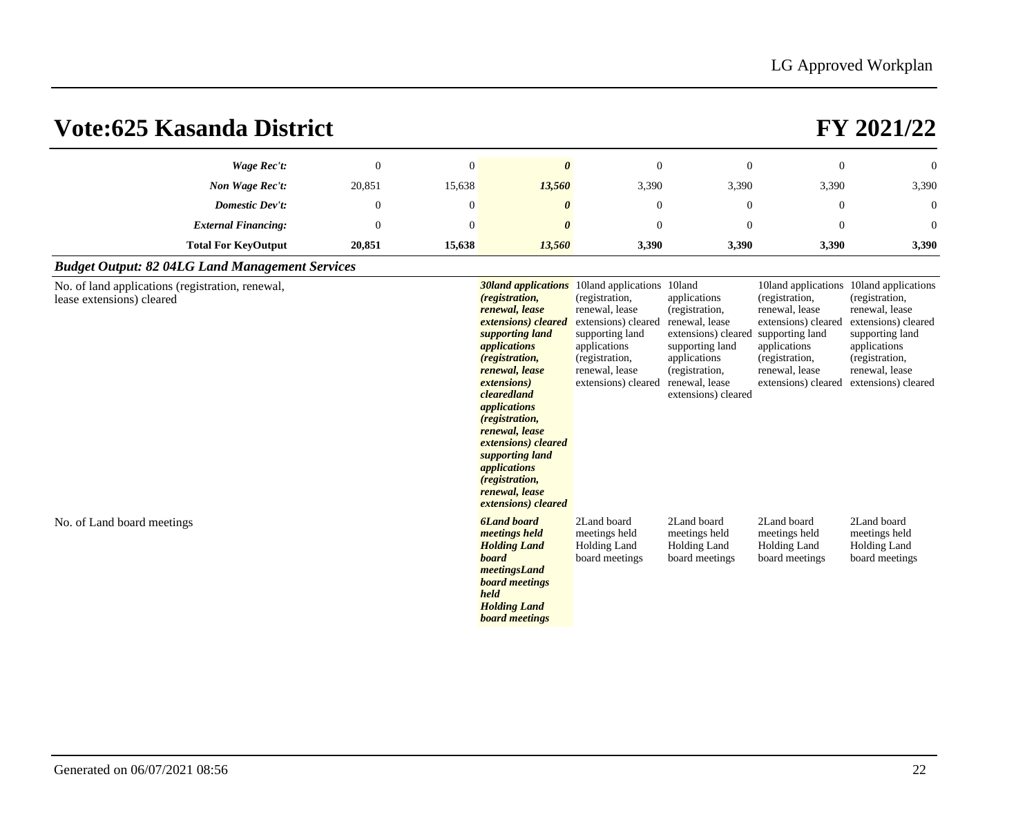# Vote:625 Kasanda District

# FY 2021/22

| | | | | | | | |
|---|---|---|---|---|---|---|---|
| ***Wage Rec't:*** | 0 | 0 | ***0*** | 0 | 0 | 0 | 0 |
| ***Non Wage Rec't:*** | 20,851 | 15,638 | ***13,560*** | 3,390 | 3,390 | 3,390 | 3,390 |
| ***Domestic Dev't:*** | 0 | 0 | ***0*** | 0 | 0 | 0 | 0 |
| ***External Financing:*** | 0 | 0 | ***0*** | 0 | 0 | 0 | 0 |
| **Total For KeyOutput** | **20,851** | **15,638** | ***13,560*** | **3,390** | **3,390** | **3,390** | **3,390** |

***Budget Output: 82 04LG Land Management Services***

| | | | | | | | |
|---|---|---|---|---|---|---|---|
| No. of land applications (registration, renewal, lease extensions) cleared | | | ***30land applications (registration, renewal, lease extensions) cleared supporting land applications (registration, renewal, lease extensions) clearedland applications (registration, renewal, lease extensions) cleared supporting land applications (registration, renewal, lease extensions) cleared*** | 10land applications (registration, renewal, lease extensions) cleared supporting land applications (registration, renewal, lease extensions) cleared | 10land applications (registration, renewal, lease extensions) cleared supporting land applications (registration, renewal, lease extensions) cleared | 10land applications (registration, renewal, lease extensions) cleared supporting land applications (registration, renewal, lease extensions) cleared | 10land applications (registration, renewal, lease extensions) cleared supporting land applications (registration, renewal, lease extensions) cleared |
| No. of Land board meetings | | | ***6Land board meetings held Holding Land board meetingsLand board meetings held Holding Land board meetings*** | 2Land board meetings held Holding Land board meetings | 2Land board meetings held Holding Land board meetings | 2Land board meetings held Holding Land board meetings | 2Land board meetings held Holding Land board meetings |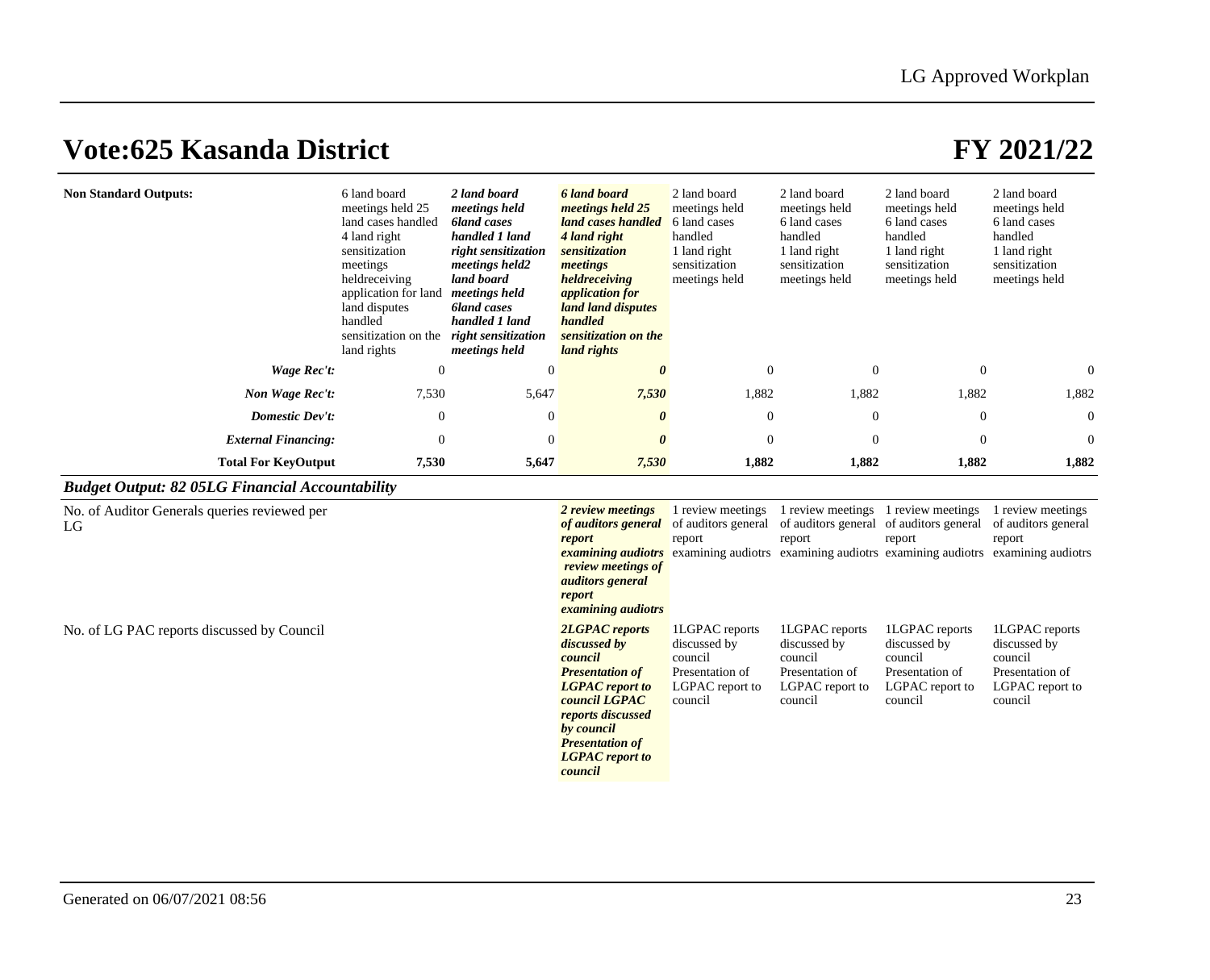# Vote:625 Kasanda District

# FY 2021/22

| | | | | | | | |
|---|---|---|---|---|---|---|---|
| **Non Standard Outputs:** | 6 land board meetings held 25 land cases handled 4 land right sensitization meetings heldreceiving application for land land disputes handled sensitization on the land rights | ***2 land board meetings held 6land cases handled 1 land right sensitization meetings held2 land board meetings held 6land cases handled 1 land right sensitization meetings held*** | ***6 land board meetings held 25 land cases handled 4 land right sensitization meetings heldreceiving application for land land disputes handled sensitization on the land rights*** | 2 land board meetings held 6 land cases handled 1 land right sensitization meetings held | 2 land board meetings held 6 land cases handled 1 land right sensitization meetings held | 2 land board meetings held 6 land cases handled 1 land right sensitization meetings held | 2 land board meetings held 6 land cases handled 1 land right sensitization meetings held |
| ***Wage Rec't:*** | 0 | 0 | ***0*** | 0 | 0 | 0 | 0 |
| ***Non Wage Rec't:*** | 7,530 | 5,647 | ***7,530*** | 1,882 | 1,882 | 1,882 | 1,882 |
| ***Domestic Dev't:*** | 0 | 0 | ***0*** | 0 | 0 | 0 | 0 |
| ***External Financing:*** | 0 | 0 | ***0*** | 0 | 0 | 0 | 0 |
| **Total For KeyOutput** | **7,530** | **5,647** | ***7,530*** | **1,882** | **1,882** | **1,882** | **1,882** |

### *Budget Output: 82 05LG Financial Accountability*

| | | | | | | | |
|---|---|---|---|---|---|---|---|
| No. of Auditor Generals queries reviewed per LG | | | ***2 review meetings of auditors general report examining audiotrs review meetings of auditors general report examining audiotrs*** | 1 review meetings of auditors general report examining audiotrs | 1 review meetings of auditors general report examining audiotrs | 1 review meetings of auditors general report examining audiotrs | 1 review meetings of auditors general report examining audiotrs |
| No. of LG PAC reports discussed by Council | | | ***2LGPAC reports discussed by council Presentation of LGPAC report to council LGPAC reports discussed by council Presentation of LGPAC report to council*** | 1LGPAC reports discussed by council Presentation of LGPAC report to council | 1LGPAC reports discussed by council Presentation of LGPAC report to council | 1LGPAC reports discussed by council Presentation of LGPAC report to council | 1LGPAC reports discussed by council Presentation of LGPAC report to council |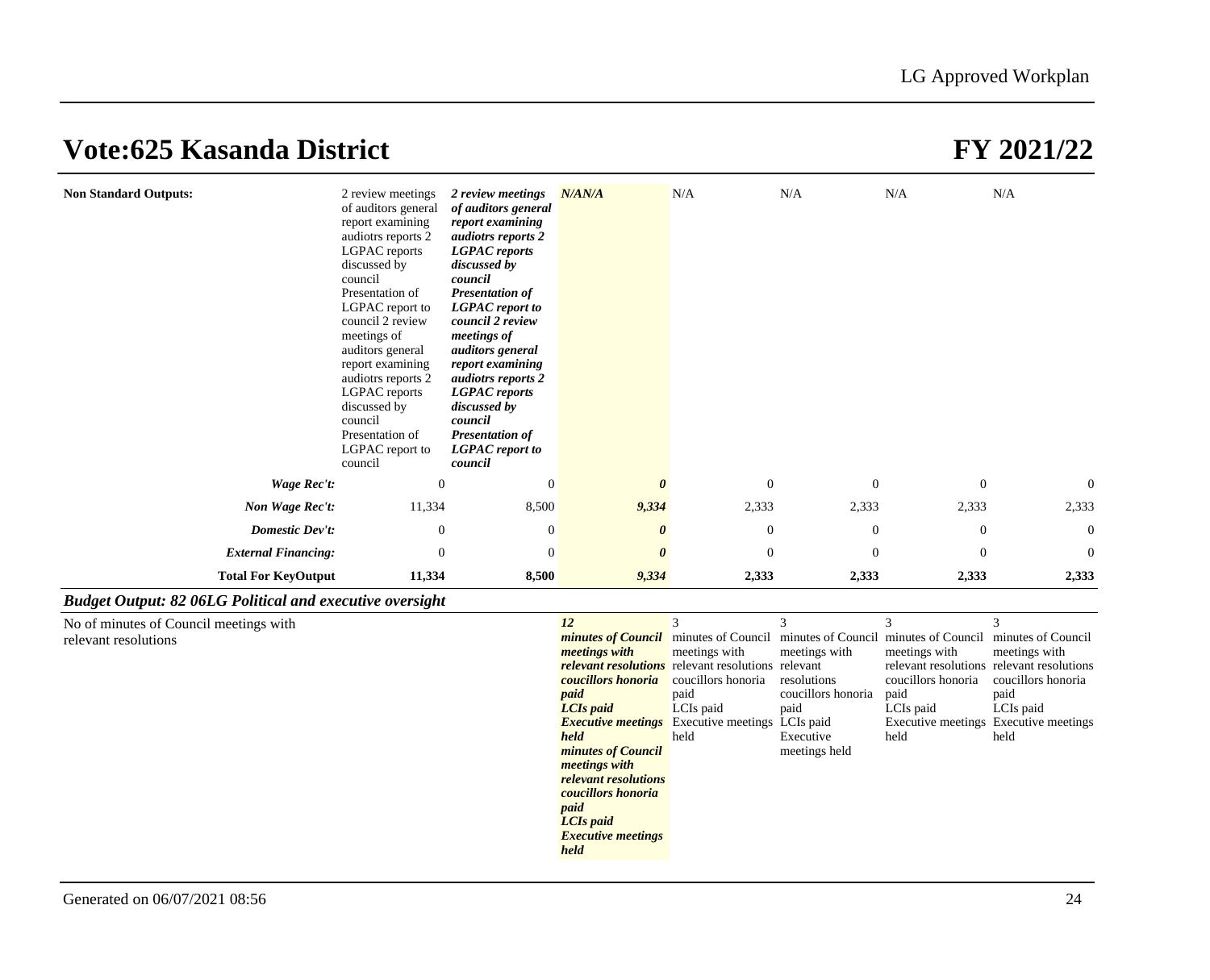# Vote:625 Kasanda District

# FY 2021/22

| | | | | | | | |
|---|---|---|---|---|---|---|---|
| **Non Standard Outputs:** | 2 review meetings of auditors general report examining audiotrs reports 2 LGPAC reports discussed by council Presentation of LGPAC report to council 2 review meetings of auditors general report examining audiotrs reports 2 LGPAC reports discussed by council Presentation of LGPAC report to council | ***2 review meetings of auditors general report examining audiotrs reports 2 LGPAC reports discussed by council Presentation of LGPAC report to council 2 review meetings of auditors general report examining audiotrs reports 2 LGPAC reports discussed by council Presentation of LGPAC report to council*** | ***N/AN/A*** | N/A | N/A | N/A | N/A |
| ***Wage Rec't:*** | 0 | 0 | ***0*** | 0 | 0 | 0 | 0 |
| ***Non Wage Rec't:*** | 11,334 | 8,500 | ***9,334*** | 2,333 | 2,333 | 2,333 | 2,333 |
| ***Domestic Dev't:*** | 0 | 0 | ***0*** | 0 | 0 | 0 | 0 |
| ***External Financing:*** | 0 | 0 | ***0*** | 0 | 0 | 0 | 0 |
| **Total For KeyOutput** | **11,334** | **8,500** | ***9,334*** | **2,333** | **2,333** | **2,333** | **2,333** |

***Budget Output: 82 06LG Political and executive oversight***

| | | | | | | | |
|---|---|---|---|---|---|---|---|
| No of minutes of Council meetings with relevant resolutions | | | ***12 minutes of Council meetings with relevant resolutions coucillors honoria paid LCIs paid Executive meetings held minutes of Council meetings with relevant resolutions coucillors honoria paid LCIs paid Executive meetings held*** | 3 minutes of Council meetings with relevant resolutions coucillors honoria paid LCIs paid Executive meetings held | 3 minutes of Council meetings with relevant resolutions coucillors honoria paid LCIs paid Executive meetings held | 3 minutes of Council meetings with relevant resolutions coucillors honoria paid LCIs paid Executive meetings held | 3 minutes of Council meetings with relevant resolutions coucillors honoria paid LCIs paid Executive meetings held |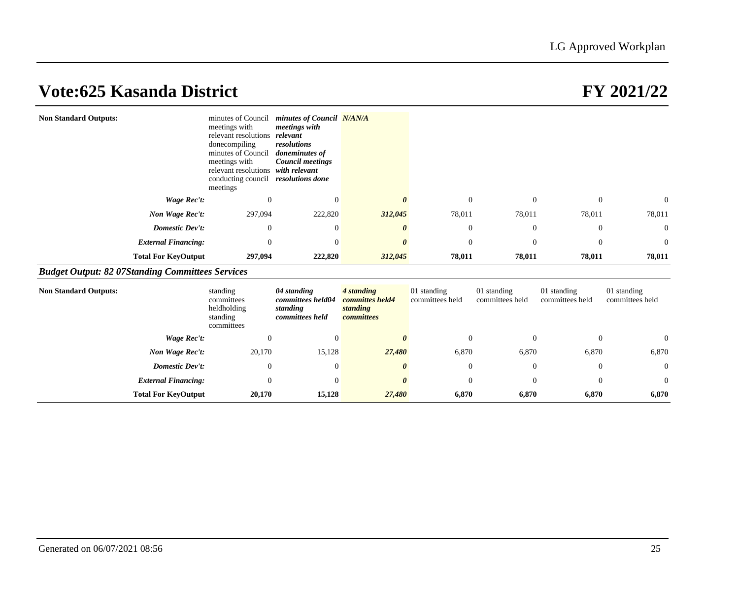# Vote:625 Kasanda District

# FY 2021/22

| | | | | | | | |
|---|---|---|---|---|---|---|---|
| **Non Standard Outputs:** | minutes of Council meetings with relevant resolutions donecompiling minutes of Council meetings with relevant resolutions conducting council meetings | ***minutes of Council meetings with relevant resolutions doneminutes of Council meetings with relevant resolutions done*** | ***N/AN/A*** | | | | |
| ***Wage Rec't:*** | 0 | 0 | ***0*** | 0 | 0 | 0 | 0 |
| ***Non Wage Rec't:*** | 297,094 | 222,820 | ***312,045*** | 78,011 | 78,011 | 78,011 | 78,011 |
| ***Domestic Dev't:*** | 0 | 0 | ***0*** | 0 | 0 | 0 | 0 |
| ***External Financing:*** | 0 | 0 | ***0*** | 0 | 0 | 0 | 0 |
| **Total For KeyOutput** | **297,094** | **222,820** | ***312,045*** | **78,011** | **78,011** | **78,011** | **78,011** |

### *Budget Output: 82 07Standing Committees Services*

| | | | | | | | |
|---|---|---|---|---|---|---|---|
| **Non Standard Outputs:** | standing committees heldholding standing committees | ***04 standing committees held04 standing committees held*** | ***4 standing committes held4 standing committees*** | 01 standing committees held | 01 standing committees held | 01 standing committees held | 01 standing committees held |
| ***Wage Rec't:*** | 0 | 0 | ***0*** | 0 | 0 | 0 | 0 |
| ***Non Wage Rec't:*** | 20,170 | 15,128 | ***27,480*** | 6,870 | 6,870 | 6,870 | 6,870 |
| ***Domestic Dev't:*** | 0 | 0 | ***0*** | 0 | 0 | 0 | 0 |
| ***External Financing:*** | 0 | 0 | ***0*** | 0 | 0 | 0 | 0 |
| **Total For KeyOutput** | **20,170** | **15,128** | ***27,480*** | **6,870** | **6,870** | **6,870** | **6,870** |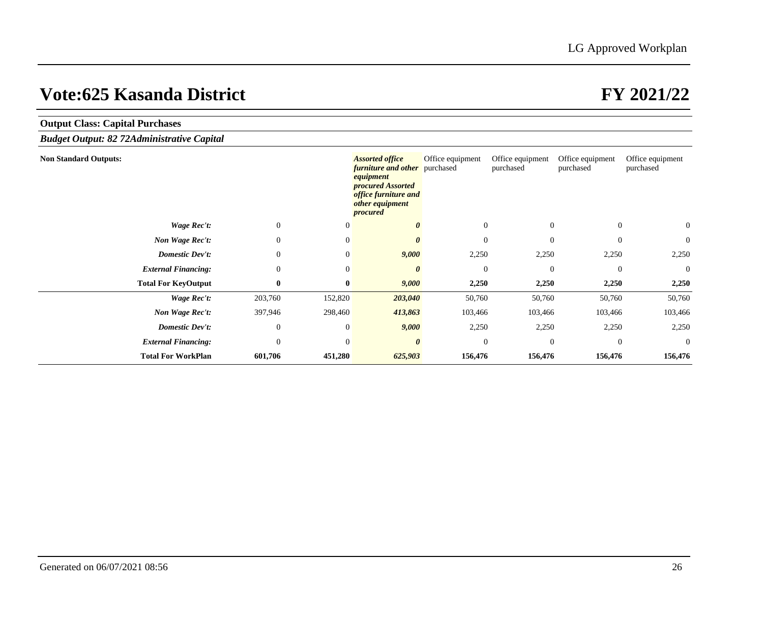# Vote:625 Kasanda District

# FY 2021/22

**Output Class: Capital Purchases**

***Budget Output: 82 72Administrative Capital***

| **Non Standard Outputs:** | | | ***Assorted office furniture and other equipment procured Assorted office furniture and other equipment procured*** | Office equipment purchased | Office equipment purchased | Office equipment purchased | Office equipment purchased |
|---|---|---|---|---|---|---|---|
| ***Wage Rec't:*** | 0 | 0 | ***0*** | 0 | 0 | 0 | 0 |
| ***Non Wage Rec't:*** | 0 | 0 | ***0*** | 0 | 0 | 0 | 0 |
| ***Domestic Dev't:*** | 0 | 0 | ***9,000*** | 2,250 | 2,250 | 2,250 | 2,250 |
| ***External Financing:*** | 0 | 0 | ***0*** | 0 | 0 | 0 | 0 |
| **Total For KeyOutput** | **0** | **0** | ***9,000*** | **2,250** | **2,250** | **2,250** | **2,250** |
| ***Wage Rec't:*** | 203,760 | 152,820 | ***203,040*** | 50,760 | 50,760 | 50,760 | 50,760 |
| ***Non Wage Rec't:*** | 397,946 | 298,460 | ***413,863*** | 103,466 | 103,466 | 103,466 | 103,466 |
| ***Domestic Dev't:*** | 0 | 0 | ***9,000*** | 2,250 | 2,250 | 2,250 | 2,250 |
| ***External Financing:*** | 0 | 0 | ***0*** | 0 | 0 | 0 | 0 |
| **Total For WorkPlan** | **601,706** | **451,280** | ***625,903*** | **156,476** | **156,476** | **156,476** | **156,476** |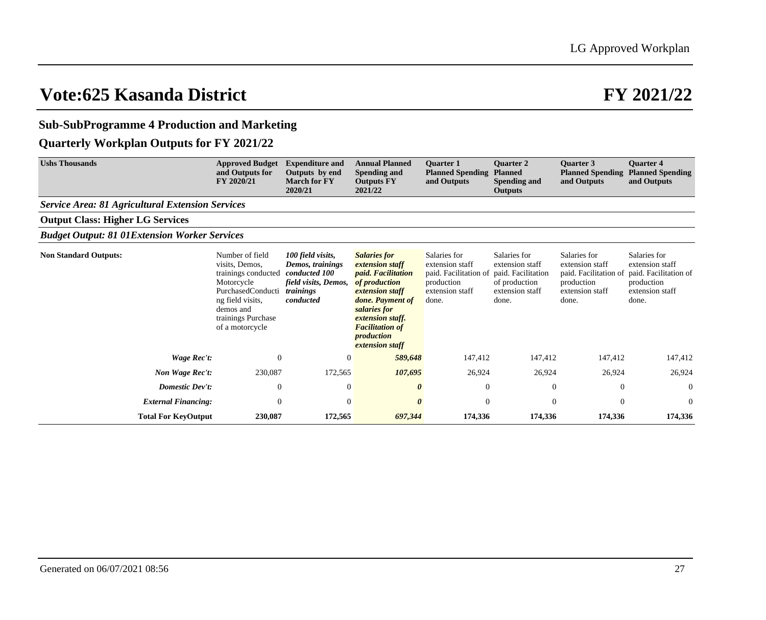# Vote:625 Kasanda District

# FY 2021/22

## Sub-SubProgramme 4 Production and Marketing

## Quarterly Workplan Outputs for FY 2021/22

| Ushs Thousands | Approved Budget and Outputs for FY 2020/21 | Expenditure and Outputs by end March for FY 2020/21 | Annual Planned Spending and Outputs FY 2021/22 | Quarter 1 Planned Spending and Outputs | Quarter 2 Planned Spending and Outputs | Quarter 3 Planned Spending and Outputs | Quarter 4 Planned Spending and Outputs |
|---|---|---|---|---|---|---|---|
| ***Service Area: 81 Agricultural Extension Services*** | | | | | | | |
| **Output Class: Higher LG Services** | | | | | | | |
| ***Budget Output: 81 01Extension Worker Services*** | | | | | | | |
| **Non Standard Outputs:** | Number of field visits, Demos, trainings conducted Motorcycle PurchasedConducting field visits, demos and trainings Purchase of a motorcycle | *100 field visits, Demos, trainings conducted 100 field visits, Demos, trainings conducted* | ***Salaries for extension staff paid. Facilitation of production extension staff done. Payment of salaries for extension staff. Facilitation of production extension staff*** | Salaries for extension staff paid. Facilitation of production extension staff done. | Salaries for extension staff paid. Facilitation of production extension staff done. | Salaries for extension staff paid. Facilitation of production extension staff done. | Salaries for extension staff paid. Facilitation of production extension staff done. |
| ***Wage Rec't:*** | 0 | 0 | ***589,648*** | 147,412 | 147,412 | 147,412 | 147,412 |
| ***Non Wage Rec't:*** | 230,087 | 172,565 | ***107,695*** | 26,924 | 26,924 | 26,924 | 26,924 |
| ***Domestic Dev't:*** | 0 | 0 | ***0*** | 0 | 0 | 0 | 0 |
| ***External Financing:*** | 0 | 0 | ***0*** | 0 | 0 | 0 | 0 |
| **Total For KeyOutput** | **230,087** | **172,565** | ***697,344*** | **174,336** | **174,336** | **174,336** | **174,336** |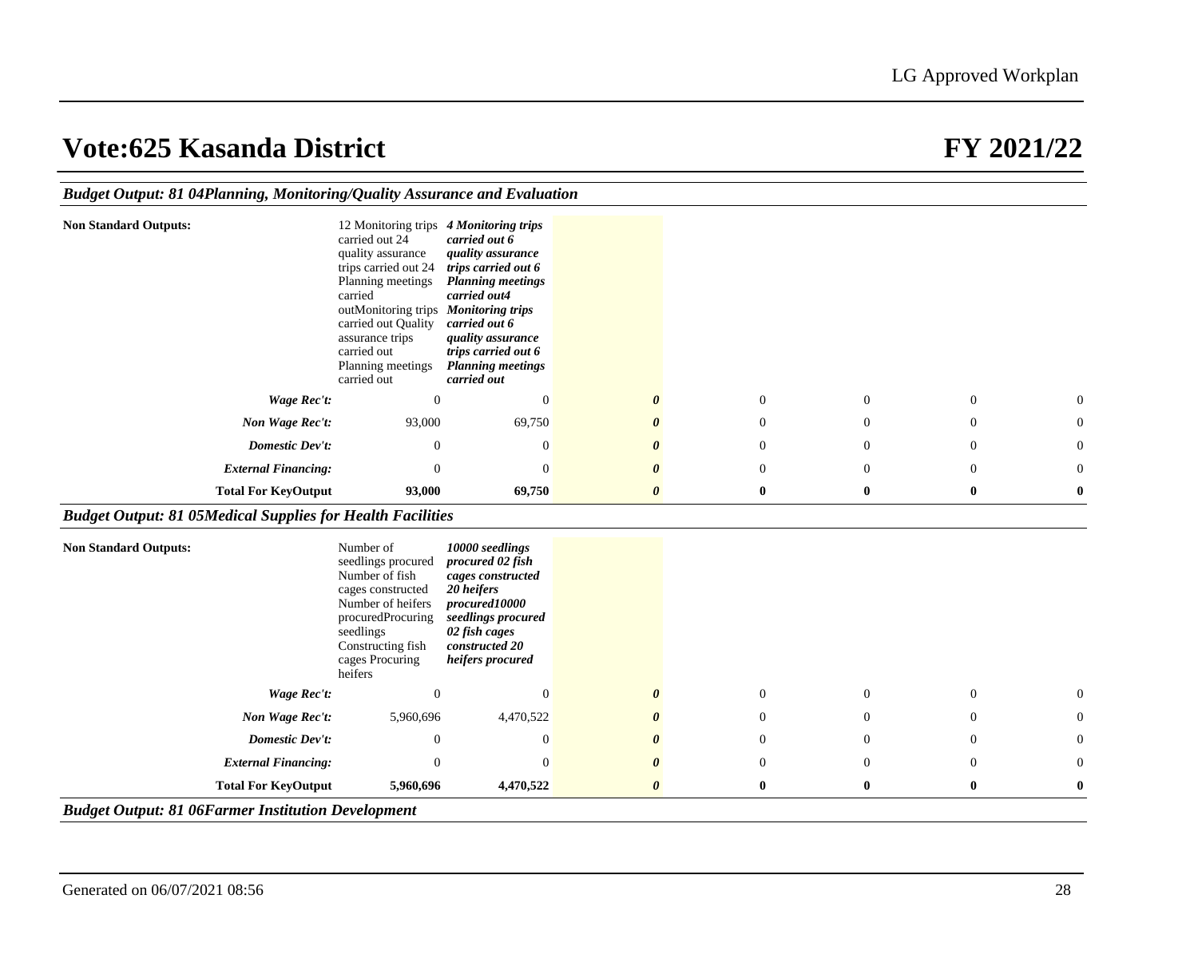# Vote:625 Kasanda District

# FY 2021/22

### *Budget Output: 81 04Planning, Monitoring/Quality Assurance and Evaluation*

| | | | | | | | |
|---|---|---|---|---|---|---|---|
| **Non Standard Outputs:** | 12 Monitoring trips carried out 24 quality assurance trips carried out 24 Planning meetings carried outMonitoring trips carried out Quality assurance trips carried out Planning meetings carried out | ***4 Monitoring trips carried out 6 quality assurance trips carried out 6 Planning meetings carried out4 Monitoring trips carried out 6 quality assurance trips carried out 6 Planning meetings carried out*** | | | | | |
| ***Wage Rec't:*** | 0 | 0 | ***0*** | 0 | 0 | 0 | 0 |
| ***Non Wage Rec't:*** | 93,000 | 69,750 | ***0*** | 0 | 0 | 0 | 0 |
| ***Domestic Dev't:*** | 0 | 0 | ***0*** | 0 | 0 | 0 | 0 |
| ***External Financing:*** | 0 | 0 | ***0*** | 0 | 0 | 0 | 0 |
| **Total For KeyOutput** | **93,000** | **69,750** | ***0*** | **0** | **0** | **0** | **0** |

### *Budget Output: 81 05Medical Supplies for Health Facilities*

| | | | | | | | |
|---|---|---|---|---|---|---|---|
| **Non Standard Outputs:** | Number of seedlings procured Number of fish cages constructed Number of heifers procuredProcuring seedlings Constructing fish cages Procuring heifers | ***10000 seedlings procured 02 fish cages constructed 20 heifers procured10000 seedlings procured 02 fish cages constructed 20 heifers procured*** | | | | | |
| ***Wage Rec't:*** | 0 | 0 | ***0*** | 0 | 0 | 0 | 0 |
| ***Non Wage Rec't:*** | 5,960,696 | 4,470,522 | ***0*** | 0 | 0 | 0 | 0 |
| ***Domestic Dev't:*** | 0 | 0 | ***0*** | 0 | 0 | 0 | 0 |
| ***External Financing:*** | 0 | 0 | ***0*** | 0 | 0 | 0 | 0 |
| **Total For KeyOutput** | **5,960,696** | **4,470,522** | ***0*** | **0** | **0** | **0** | **0** |

### *Budget Output: 81 06Farmer Institution Development*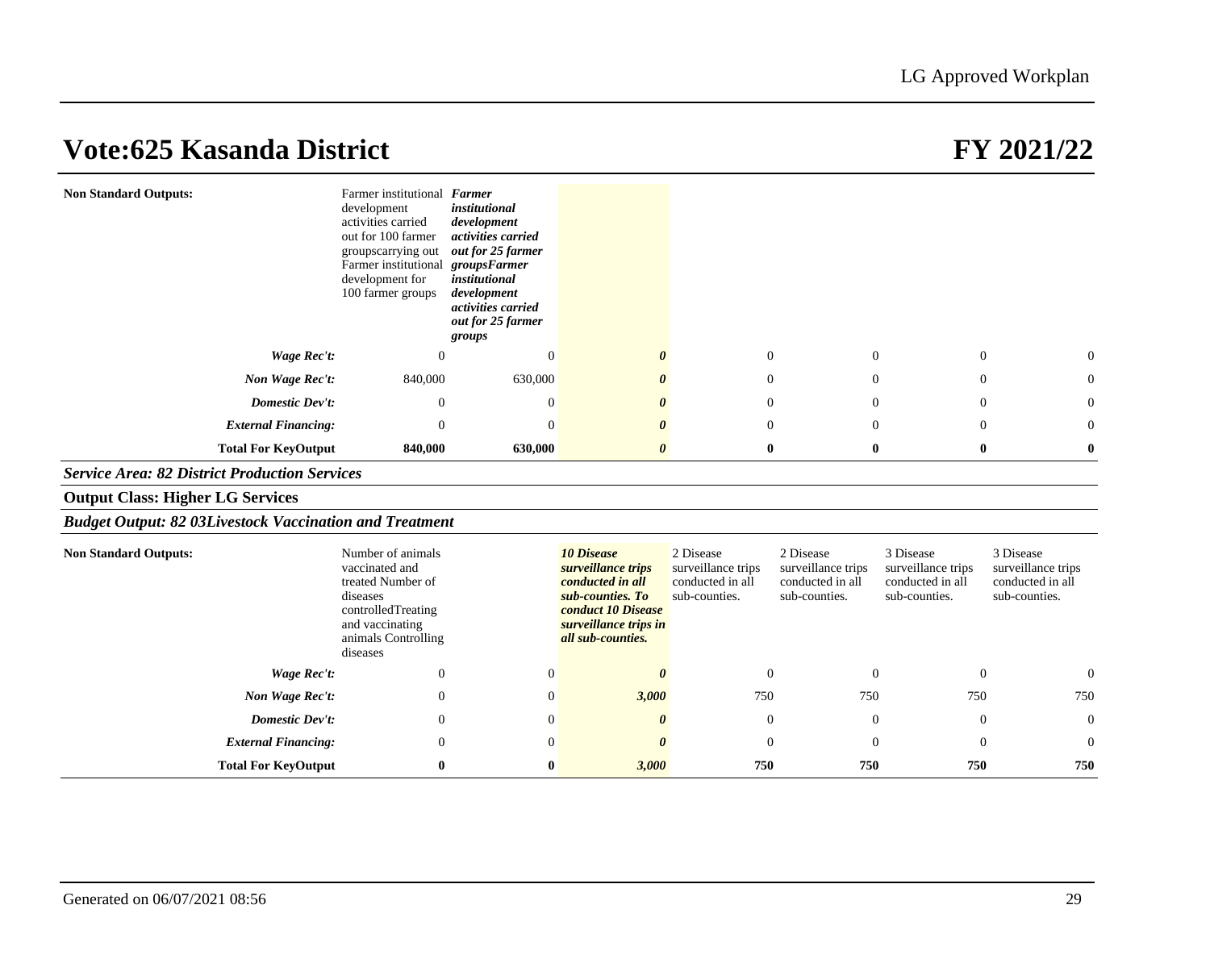# Vote:625 Kasanda District

# FY 2021/22

| | | | | | | | |
|---|---|---|---|---|---|---|---|
| **Non Standard Outputs:** | Farmer institutional development activities carried out for 100 farmer groupscarrying out Farmer institutional development for 100 farmer groups | ***Farmer institutional development activities carried out for 25 farmer groupsFarmer institutional development activities carried out for 25 farmer groups*** | | | | | |
| ***Wage Rec't:*** | 0 | 0 | ***0*** | 0 | 0 | 0 | 0 |
| ***Non Wage Rec't:*** | 840,000 | 630,000 | ***0*** | 0 | 0 | 0 | 0 |
| ***Domestic Dev't:*** | 0 | 0 | ***0*** | 0 | 0 | 0 | 0 |
| ***External Financing:*** | 0 | 0 | ***0*** | 0 | 0 | 0 | 0 |
| **Total For KeyOutput** | **840,000** | **630,000** | ***0*** | **0** | **0** | **0** | **0** |

***Service Area: 82 District Production Services***

**Output Class: Higher LG Services**

***Budget Output: 82 03Livestock Vaccination and Treatment***

| | | | | | | | |
|---|---|---|---|---|---|---|---|
| **Non Standard Outputs:** | Number of animals vaccinated and treated Number of diseases controlledTreating and vaccinating animals Controlling diseases | | ***10 Disease surveillance trips conducted in all sub-counties. To conduct 10 Disease surveillance trips in all sub-counties.*** | 2 Disease surveillance trips conducted in all sub-counties. | 2 Disease surveillance trips conducted in all sub-counties. | 3 Disease surveillance trips conducted in all sub-counties. | 3 Disease surveillance trips conducted in all sub-counties. |
| ***Wage Rec't:*** | 0 | 0 | ***0*** | 0 | 0 | 0 | 0 |
| ***Non Wage Rec't:*** | 0 | 0 | ***3,000*** | 750 | 750 | 750 | 750 |
| ***Domestic Dev't:*** | 0 | 0 | ***0*** | 0 | 0 | 0 | 0 |
| ***External Financing:*** | 0 | 0 | ***0*** | 0 | 0 | 0 | 0 |
| **Total For KeyOutput** | **0** | **0** | ***3,000*** | **750** | **750** | **750** | **750** |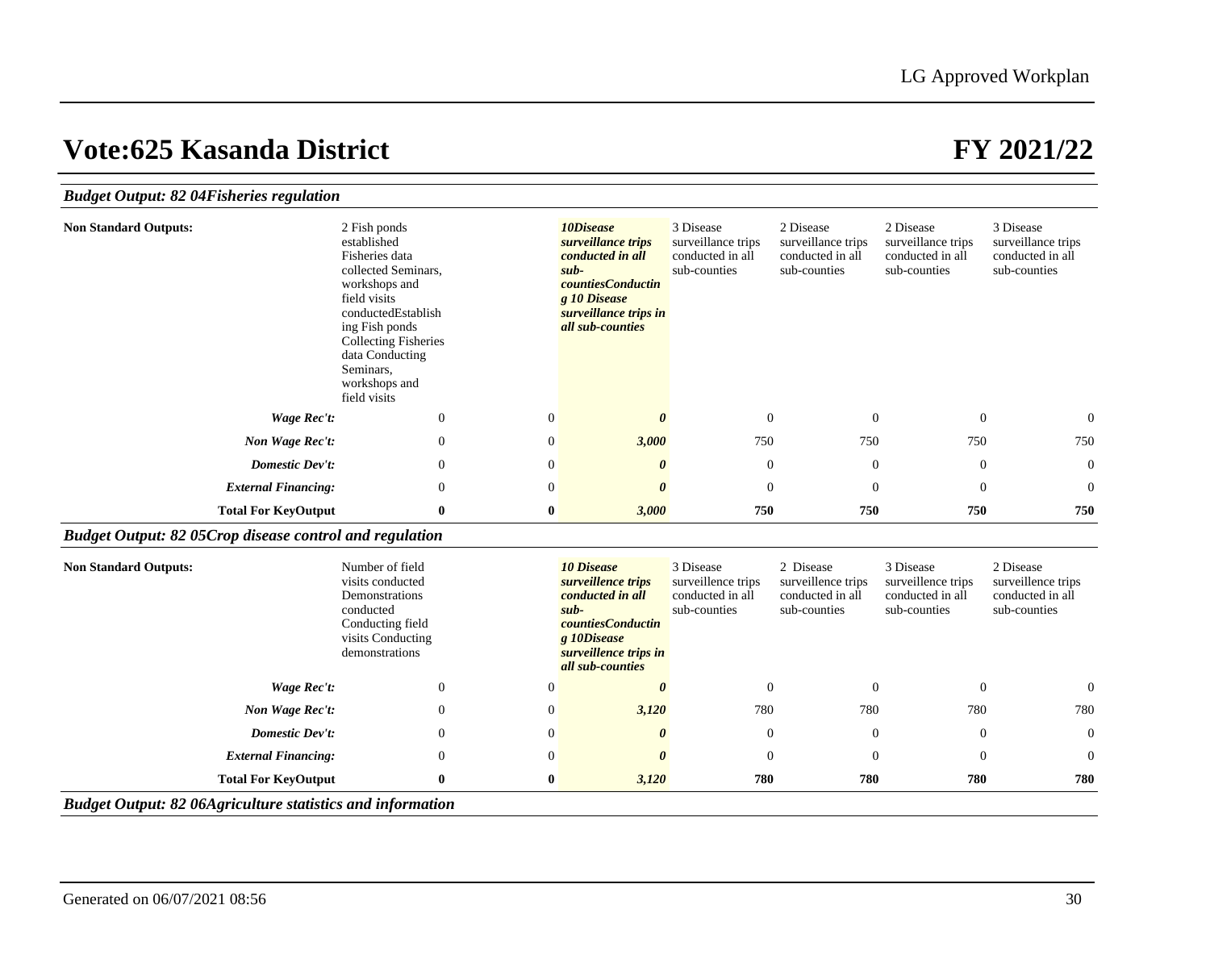# Vote:625 Kasanda District

# FY 2021/22

### *Budget Output: 82 04Fisheries regulation*

| | | | | | | | |
|---|---|---|---|---|---|---|---|
| **Non Standard Outputs:** | 2 Fish ponds established Fisheries data collected Seminars, workshops and field visits conductedEstablishing Fish ponds Collecting Fisheries data Conducting Seminars, workshops and field visits | | ***10Disease surveillance trips conducted in all sub-countiesConducting 10 Disease surveillance trips in all sub-counties*** | 3 Disease surveillance trips conducted in all sub-counties | 2 Disease surveillance trips conducted in all sub-counties | 2 Disease surveillance trips conducted in all sub-counties | 3 Disease surveillance trips conducted in all sub-counties |
| ***Wage Rec't:*** | 0 | 0 | ***0*** | 0 | 0 | 0 | 0 |
| ***Non Wage Rec't:*** | 0 | 0 | ***3,000*** | 750 | 750 | 750 | 750 |
| ***Domestic Dev't:*** | 0 | 0 | ***0*** | 0 | 0 | 0 | 0 |
| ***External Financing:*** | 0 | 0 | ***0*** | 0 | 0 | 0 | 0 |
| **Total For KeyOutput** | **0** | **0** | ***3,000*** | **750** | **750** | **750** | **750** |

### *Budget Output: 82 05Crop disease control and regulation*

| | | | | | | | |
|---|---|---|---|---|---|---|---|
| **Non Standard Outputs:** | Number of field visits conducted Demonstrations conducted Conducting field visits Conducting demonstrations | | ***10 Disease surveillence trips conducted in all sub-countiesConducting 10Disease surveillence trips in all sub-counties*** | 3 Disease surveillence trips conducted in all sub-counties | 2 Disease surveillence trips conducted in all sub-counties | 3 Disease surveillence trips conducted in all sub-counties | 2 Disease surveillence trips conducted in all sub-counties |
| ***Wage Rec't:*** | 0 | 0 | ***0*** | 0 | 0 | 0 | 0 |
| ***Non Wage Rec't:*** | 0 | 0 | ***3,120*** | 780 | 780 | 780 | 780 |
| ***Domestic Dev't:*** | 0 | 0 | ***0*** | 0 | 0 | 0 | 0 |
| ***External Financing:*** | 0 | 0 | ***0*** | 0 | 0 | 0 | 0 |
| **Total For KeyOutput** | **0** | **0** | ***3,120*** | **780** | **780** | **780** | **780** |

### *Budget Output: 82 06Agriculture statistics and information*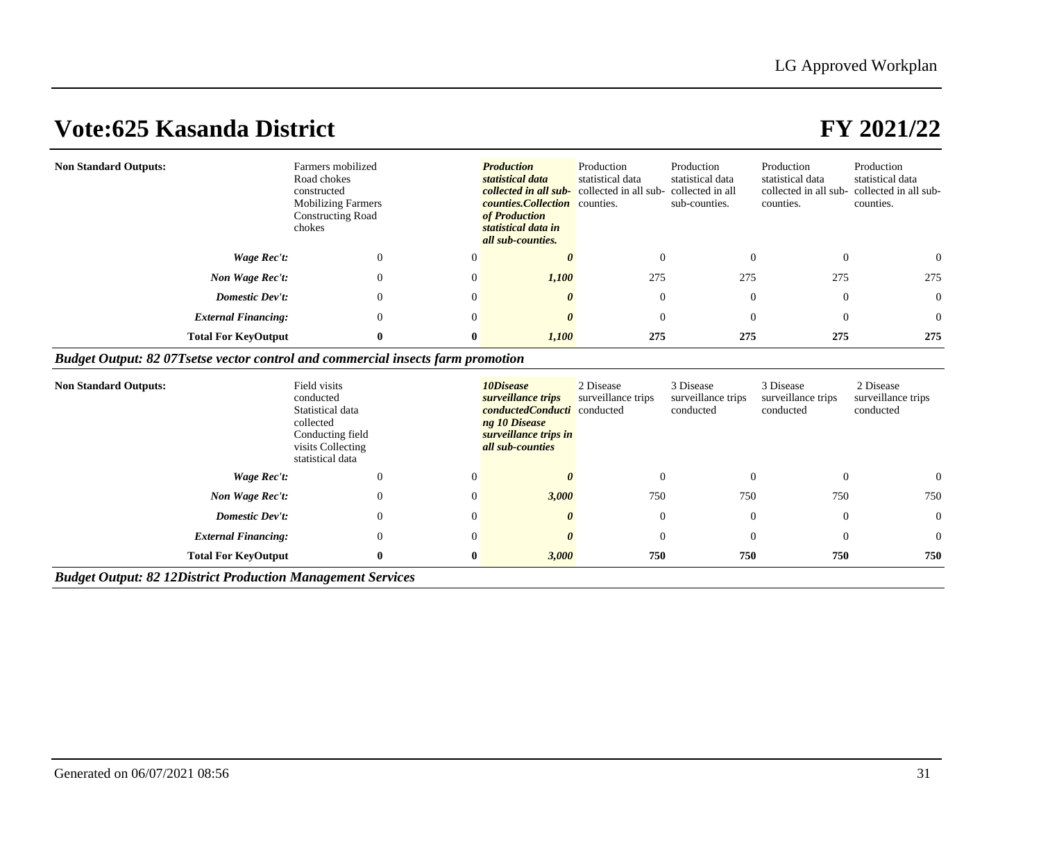# Vote:625 Kasanda District

# FY 2021/22

| | | | | | | | |
|---|---|---|---|---|---|---|---|
| **Non Standard Outputs:** | Farmers mobilized Road chokes constructed Mobilizing Farmers Constructing Road chokes | | ***Production statistical data collected in all sub-counties.Collection of Production statistical data in all sub-counties.*** | Production statistical data collected in all sub-counties. | Production statistical data collected in all sub-counties. | Production statistical data collected in all sub-counties. | Production statistical data collected in all sub-counties. |
| ***Wage Rec't:*** | 0 | 0 | ***0*** | 0 | 0 | 0 | 0 |
| ***Non Wage Rec't:*** | 0 | 0 | ***1,100*** | 275 | 275 | 275 | 275 |
| ***Domestic Dev't:*** | 0 | 0 | ***0*** | 0 | 0 | 0 | 0 |
| ***External Financing:*** | 0 | 0 | ***0*** | 0 | 0 | 0 | 0 |
| **Total For KeyOutput** | **0** | **0** | ***1,100*** | **275** | **275** | **275** | **275** |

***Budget Output: 82 07Tsetse vector control and commercial insects farm promotion***

| | | | | | | | |
|---|---|---|---|---|---|---|---|
| **Non Standard Outputs:** | Field visits conducted Statistical data collected Conducting field visits Collecting statistical data | | ***10Disease surveillance trips conductedConducting 10 Disease surveillance trips in all sub-counties*** | 2 Disease surveillance trips conducted | 3 Disease surveillance trips conducted | 3 Disease surveillance trips conducted | 2 Disease surveillance trips conducted |
| ***Wage Rec't:*** | 0 | 0 | ***0*** | 0 | 0 | 0 | 0 |
| ***Non Wage Rec't:*** | 0 | 0 | ***3,000*** | 750 | 750 | 750 | 750 |
| ***Domestic Dev't:*** | 0 | 0 | ***0*** | 0 | 0 | 0 | 0 |
| ***External Financing:*** | 0 | 0 | ***0*** | 0 | 0 | 0 | 0 |
| **Total For KeyOutput** | **0** | **0** | ***3,000*** | **750** | **750** | **750** | **750** |

***Budget Output: 82 12District Production Management Services***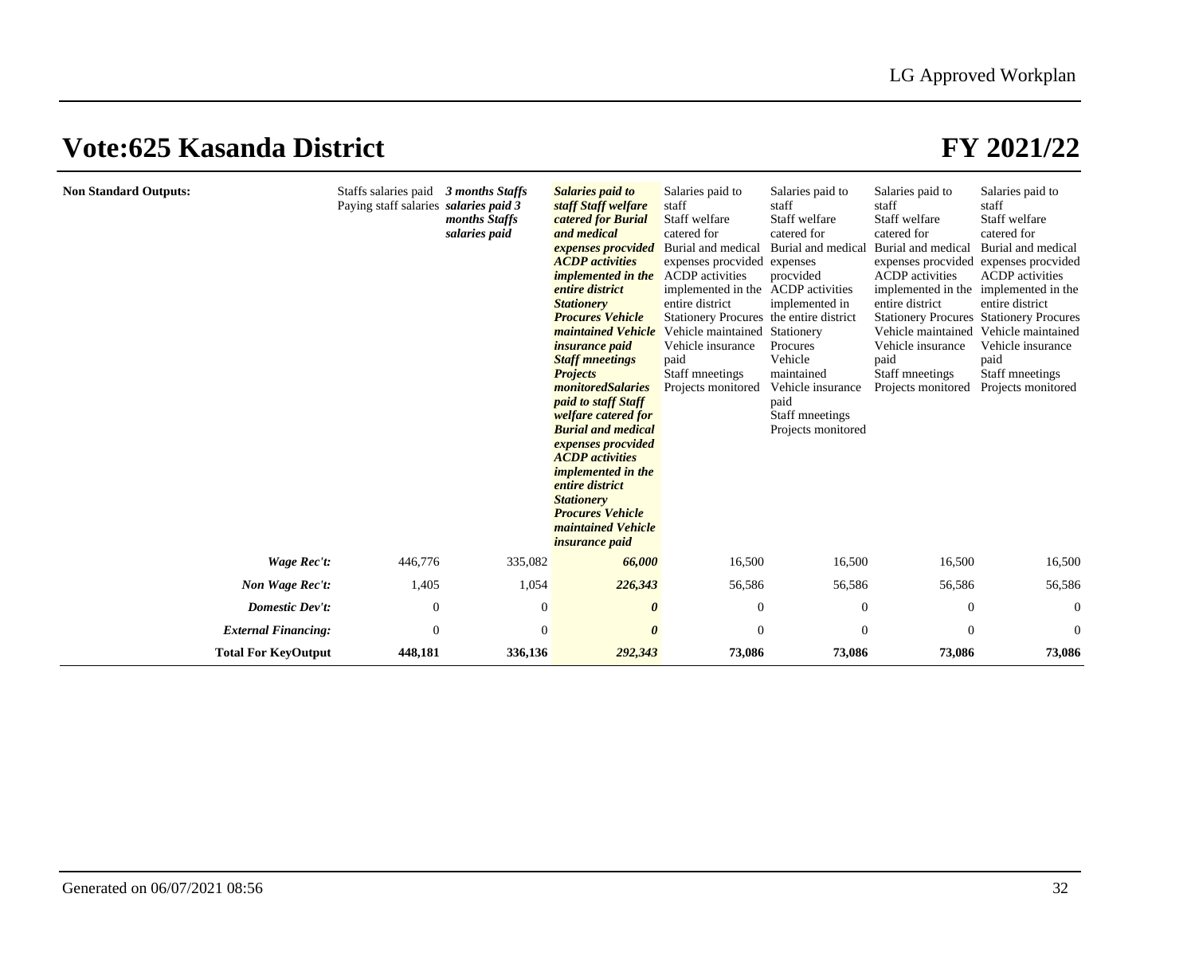# Vote:625 Kasanda District

# FY 2021/22

| | | | | | | | |
|---|---|---|---|---|---|---|---|
| **Non Standard Outputs:** | Staffs salaries paid Paying staff salaries | ***3 months Staffs salaries paid 3 months Staffs salaries paid*** | ***Salaries paid to staff Staff welfare catered for Burial and medical expenses procvided ACDP activities implemented in the entire district Stationery Procures Vehicle maintained Vehicle insurance paid Staff mneetings Projects monitoredSalaries paid to staff Staff welfare catered for Burial and medical expenses procvided ACDP activities implemented in the entire district Stationery Procures Vehicle maintained Vehicle insurance paid*** | Salaries paid to staff Staff welfare catered for Burial and medical expenses procvided ACDP activities implemented in the entire district Stationery Procures Vehicle maintained Vehicle insurance paid Staff mneetings Projects monitored | Salaries paid to staff Staff welfare catered for Burial and medical expenses procvided ACDP activities implemented in the entire district Stationery Procures Vehicle maintained Vehicle insurance paid Staff mneetings Projects monitored | Salaries paid to staff Staff welfare catered for Burial and medical expenses procvided ACDP activities implemented in the entire district Stationery Procures Vehicle maintained Vehicle insurance paid Staff mneetings Projects monitored | Salaries paid to staff Staff welfare catered for Burial and medical expenses procvided ACDP activities implemented in the entire district Stationery Procures Vehicle maintained Vehicle insurance paid Staff mneetings Projects monitored |
| ***Wage Rec't:*** | 446,776 | 335,082 | ***66,000*** | 16,500 | 16,500 | 16,500 | 16,500 |
| ***Non Wage Rec't:*** | 1,405 | 1,054 | ***226,343*** | 56,586 | 56,586 | 56,586 | 56,586 |
| ***Domestic Dev't:*** | 0 | 0 | ***0*** | 0 | 0 | 0 | 0 |
| ***External Financing:*** | 0 | 0 | ***0*** | 0 | 0 | 0 | 0 |
| **Total For KeyOutput** | **448,181** | **336,136** | ***292,343*** | **73,086** | **73,086** | **73,086** | **73,086** |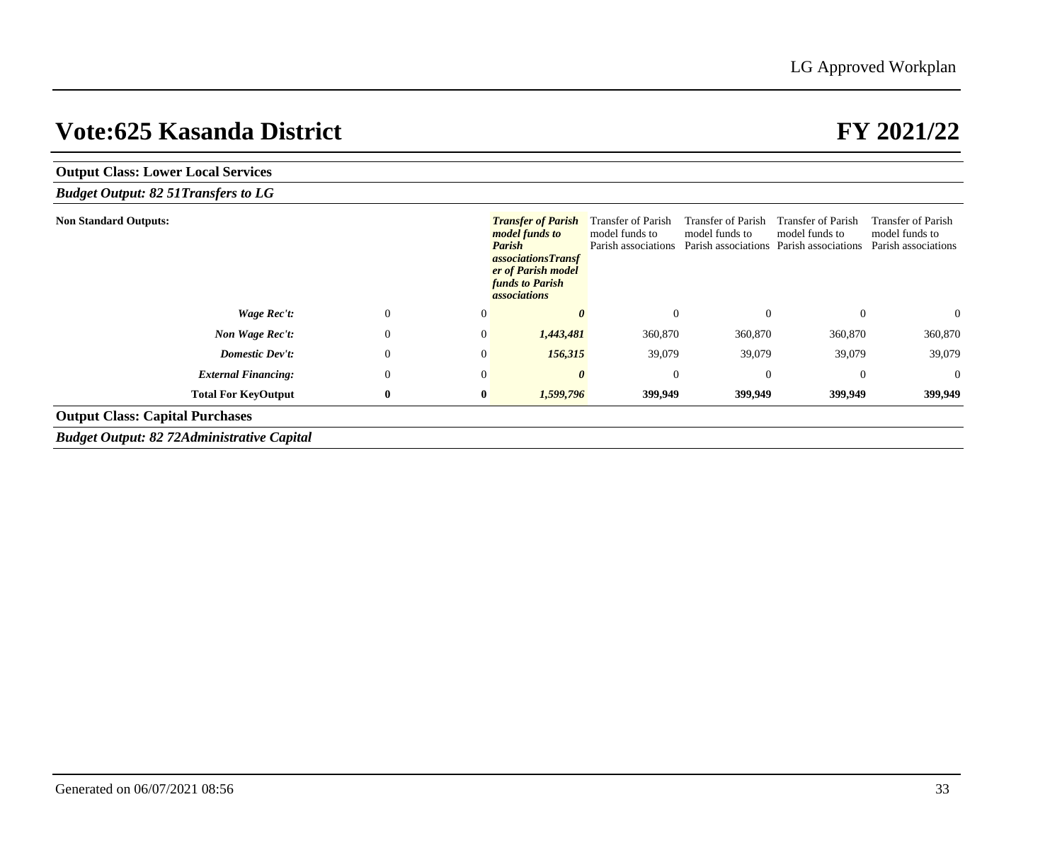# Vote:625 Kasanda District

# FY 2021/22

**Output Class: Lower Local Services**

***Budget Output: 82 51Transfers to LG***

| | | | | | | | |
|---|---|---|---|---|---|---|---|
| **Non Standard Outputs:** | | | ***Transfer of Parish model funds to Parish associationsTransfer of Parish model funds to Parish associations*** | Transfer of Parish model funds to Parish associations | Transfer of Parish model funds to Parish associations | Transfer of Parish model funds to Parish associations | Transfer of Parish model funds to Parish associations |
| ***Wage Rec't:*** | 0 | 0 | ***0*** | 0 | 0 | 0 | 0 |
| ***Non Wage Rec't:*** | 0 | 0 | ***1,443,481*** | 360,870 | 360,870 | 360,870 | 360,870 |
| ***Domestic Dev't:*** | 0 | 0 | ***156,315*** | 39,079 | 39,079 | 39,079 | 39,079 |
| ***External Financing:*** | 0 | 0 | ***0*** | 0 | 0 | 0 | 0 |
| **Total For KeyOutput** | **0** | **0** | ***1,599,796*** | **399,949** | **399,949** | **399,949** | **399,949** |

**Output Class: Capital Purchases**

***Budget Output: 82 72Administrative Capital***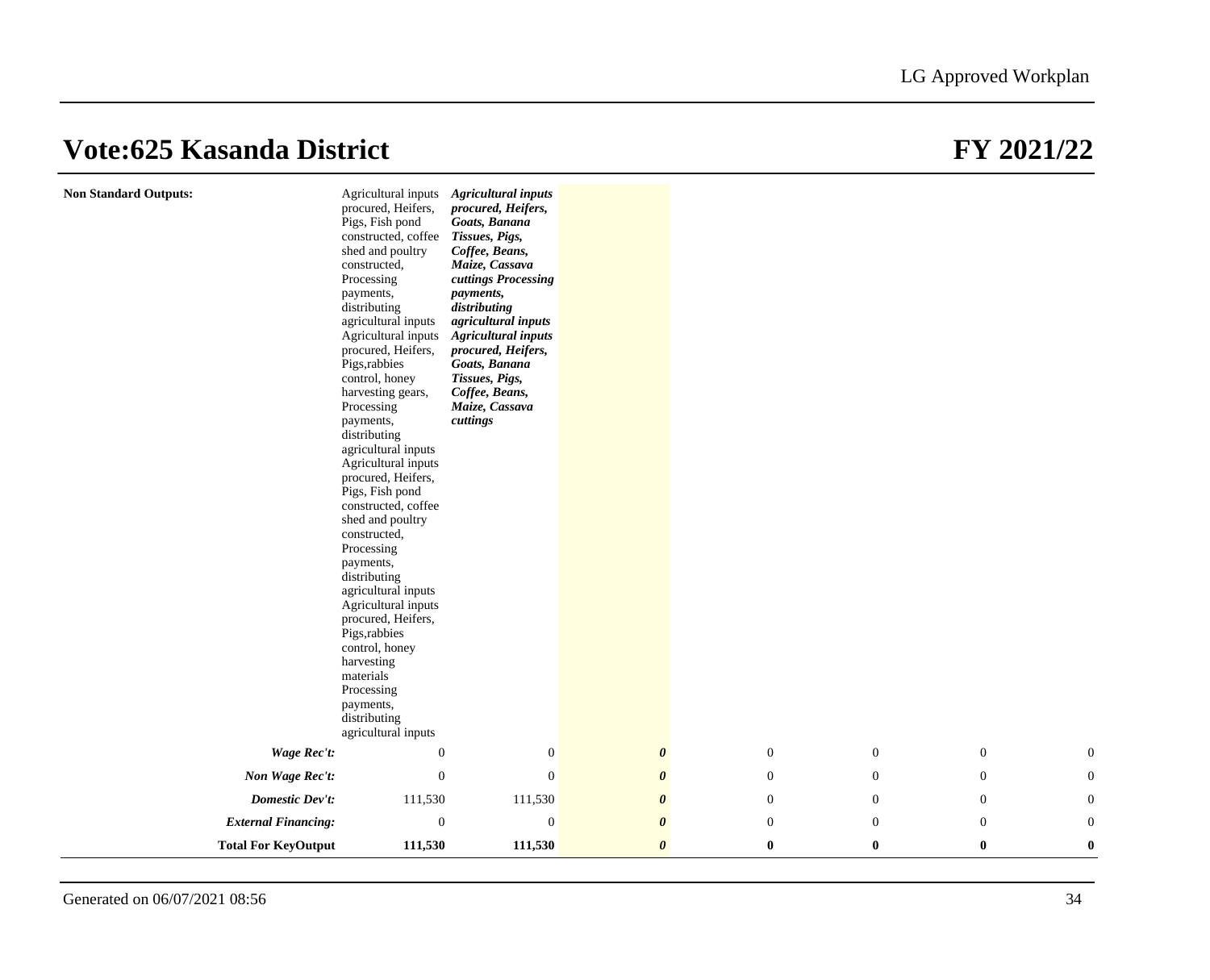# Vote:625 Kasanda District

# FY 2021/22

| | | | | | | | |
|---|---|---|---|---|---|---|---|
| **Non Standard Outputs:** | Agricultural inputs procured, Heifers, Pigs, Fish pond constructed, coffee shed and poultry constructed, Processing payments, distributing agricultural inputs Agricultural inputs procured, Heifers, Pigs,rabbies control, honey harvesting gears, Processing payments, distributing agricultural inputs Agricultural inputs procured, Heifers, Pigs, Fish pond constructed, coffee shed and poultry constructed, Processing payments, distributing agricultural inputs Agricultural inputs procured, Heifers, Pigs,rabbies control, honey harvesting materials Processing payments, distributing agricultural inputs | ***Agricultural inputs procured, Heifers, Goats, Banana Tissues, Pigs, Coffee, Beans, Maize, Cassava cuttings Processing payments, distributing agricultural inputs Agricultural inputs procured, Heifers, Goats, Banana Tissues, Pigs, Coffee, Beans, Maize, Cassava cuttings*** | | | | | |
| ***Wage Rec't:*** | 0 | 0 | ***0*** | 0 | 0 | 0 | 0 |
| ***Non Wage Rec't:*** | 0 | 0 | ***0*** | 0 | 0 | 0 | 0 |
| ***Domestic Dev't:*** | 111,530 | 111,530 | ***0*** | 0 | 0 | 0 | 0 |
| ***External Financing:*** | 0 | 0 | ***0*** | 0 | 0 | 0 | 0 |
| **Total For KeyOutput** | **111,530** | **111,530** | ***0*** | **0** | **0** | **0** | **0** |

Generated on 06/07/2021 08:56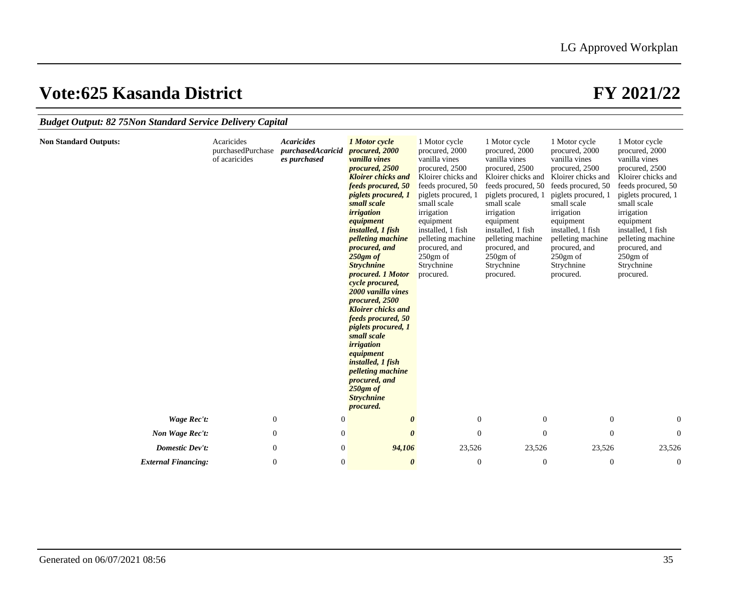# Vote:625 Kasanda District

# FY 2021/22

***Budget Output: 82 75Non Standard Service Delivery Capital***

| | | | | | | | |
|---|---|---|---|---|---|---|---|
| **Non Standard Outputs:** | Acaricides purchasedPurchase of acaricides | ***Acaricides purchasedAcaricides purchased*** | ***1 Motor cycle procured, 2000 vanilla vines procured, 2500 Kloirer chicks and feeds procured, 50 piglets procured, 1 small scale irrigation equipment installed, 1 fish pelleting machine procured, and 250gm of Strychnine procured. 1 Motor cycle procured, 2000 vanilla vines procured, 2500 Kloirer chicks and feeds procured, 50 piglets procured, 1 small scale irrigation equipment installed, 1 fish pelleting machine procured, and 250gm of Strychnine procured.*** | 1 Motor cycle procured, 2000 vanilla vines procured, 2500 Kloirer chicks and feeds procured, 50 piglets procured, 1 small scale irrigation equipment installed, 1 fish pelleting machine procured, and 250gm of Strychnine procured. | 1 Motor cycle procured, 2000 vanilla vines procured, 2500 Kloirer chicks and feeds procured, 50 piglets procured, 1 small scale irrigation equipment installed, 1 fish pelleting machine procured, and 250gm of Strychnine procured. | 1 Motor cycle procured, 2000 vanilla vines procured, 2500 Kloirer chicks and feeds procured, 50 piglets procured, 1 small scale irrigation equipment installed, 1 fish pelleting machine procured, and 250gm of Strychnine procured. | 1 Motor cycle procured, 2000 vanilla vines procured, 2500 Kloirer chicks and feeds procured, 50 piglets procured, 1 small scale irrigation equipment installed, 1 fish pelleting machine procured, and 250gm of Strychnine procured. |
| ***Wage Rec't:*** | 0 | 0 | ***0*** | 0 | 0 | 0 | 0 |
| ***Non Wage Rec't:*** | 0 | 0 | ***0*** | 0 | 0 | 0 | 0 |
| ***Domestic Dev't:*** | 0 | 0 | ***94,106*** | 23,526 | 23,526 | 23,526 | 23,526 |
| ***External Financing:*** | 0 | 0 | ***0*** | 0 | 0 | 0 | 0 |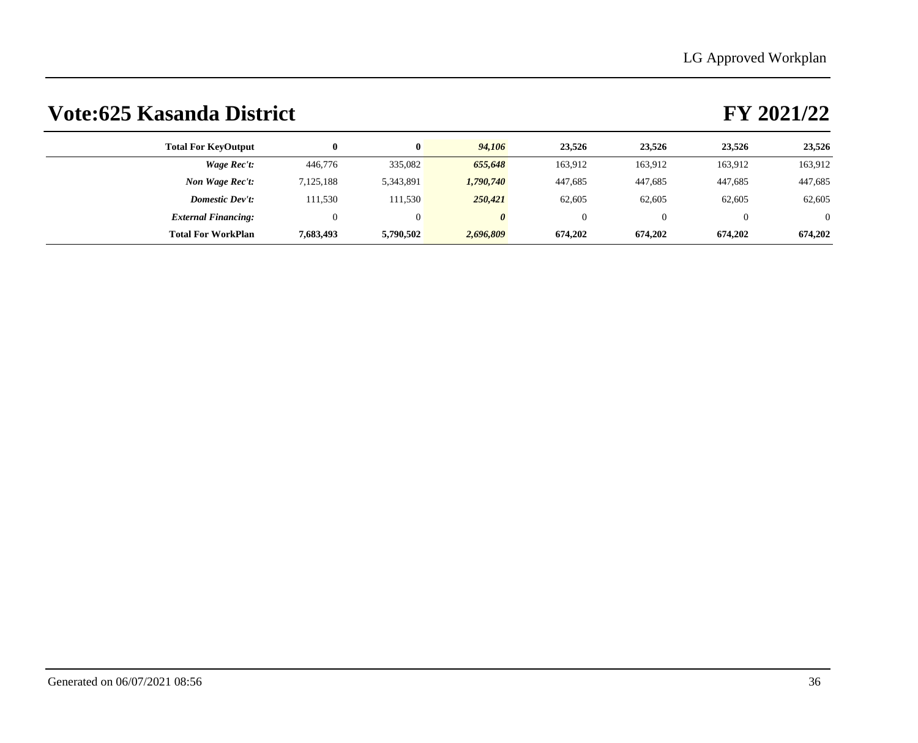# Vote:625 Kasanda District

# FY 2021/22

| | | | | | | | |
|---|---|---|---|---|---|---|---|
| **Total For KeyOutput** | **0** | **0** | ***94,106*** | **23,526** | **23,526** | **23,526** | **23,526** |
| ***Wage Rec't:*** | 446,776 | 335,082 | ***655,648*** | 163,912 | 163,912 | 163,912 | 163,912 |
| ***Non Wage Rec't:*** | 7,125,188 | 5,343,891 | ***1,790,740*** | 447,685 | 447,685 | 447,685 | 447,685 |
| ***Domestic Dev't:*** | 111,530 | 111,530 | ***250,421*** | 62,605 | 62,605 | 62,605 | 62,605 |
| ***External Financing:*** | 0 | 0 | ***0*** | 0 | 0 | 0 | 0 |
| **Total For WorkPlan** | **7,683,493** | **5,790,502** | ***2,696,809*** | **674,202** | **674,202** | **674,202** | **674,202** |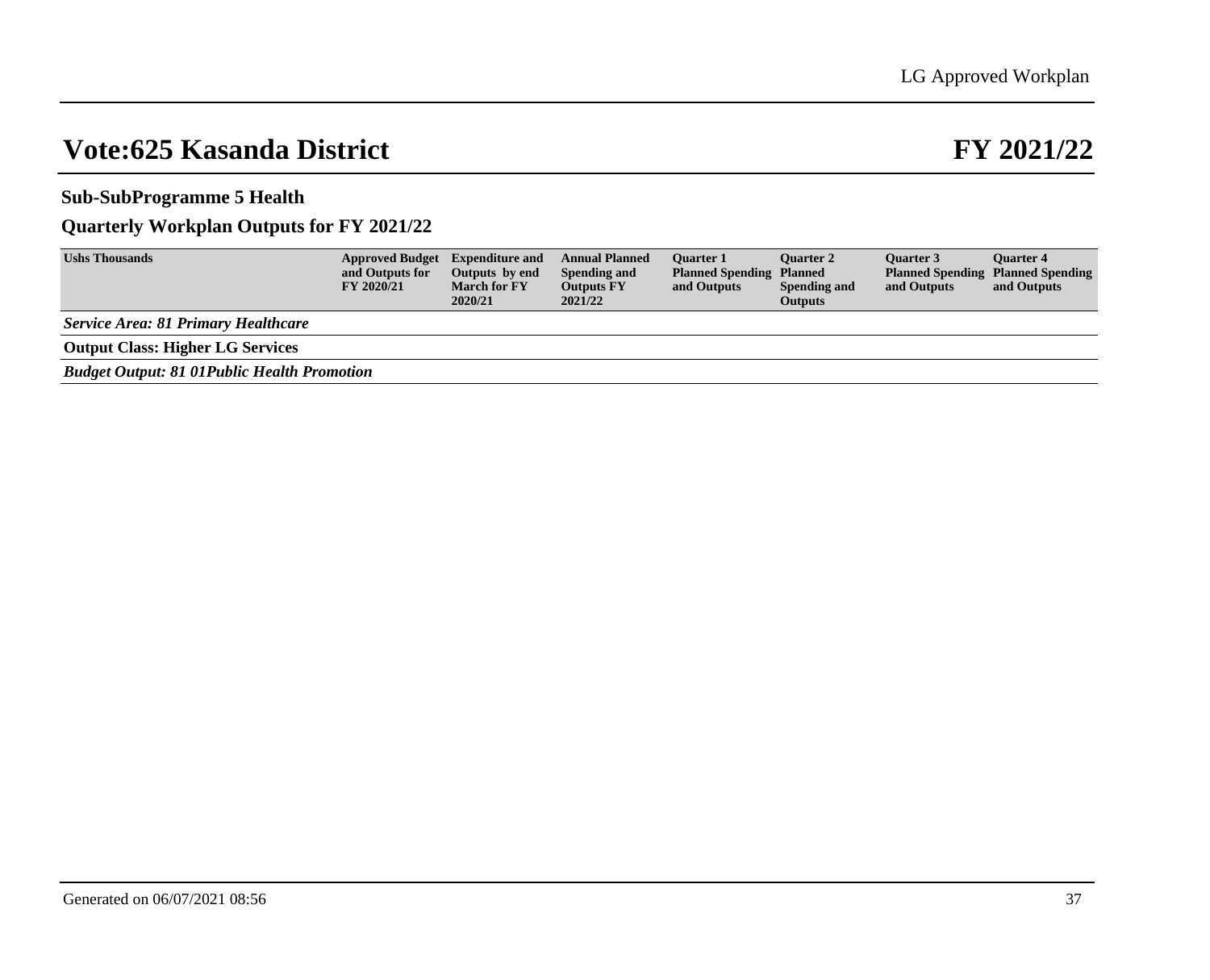# Vote:625 Kasanda District

# FY 2021/22

## Sub-SubProgramme 5 Health

## Quarterly Workplan Outputs for FY 2021/22

| Ushs Thousands | Approved Budget and Outputs for FY 2020/21 | Expenditure and Outputs by end March for FY 2020/21 | Annual Planned Spending and Outputs FY 2021/22 | Quarter 1 Planned Spending and Outputs | Quarter 2 Planned Spending and Outputs | Quarter 3 Planned Spending and Outputs | Quarter 4 Planned Spending and Outputs |
|---|---|---|---|---|---|---|---|
| ***Service Area: 81 Primary Healthcare*** | | | | | | | |
| **Output Class: Higher LG Services** | | | | | | | |
| ***Budget Output: 81 01Public Health Promotion*** | | | | | | | |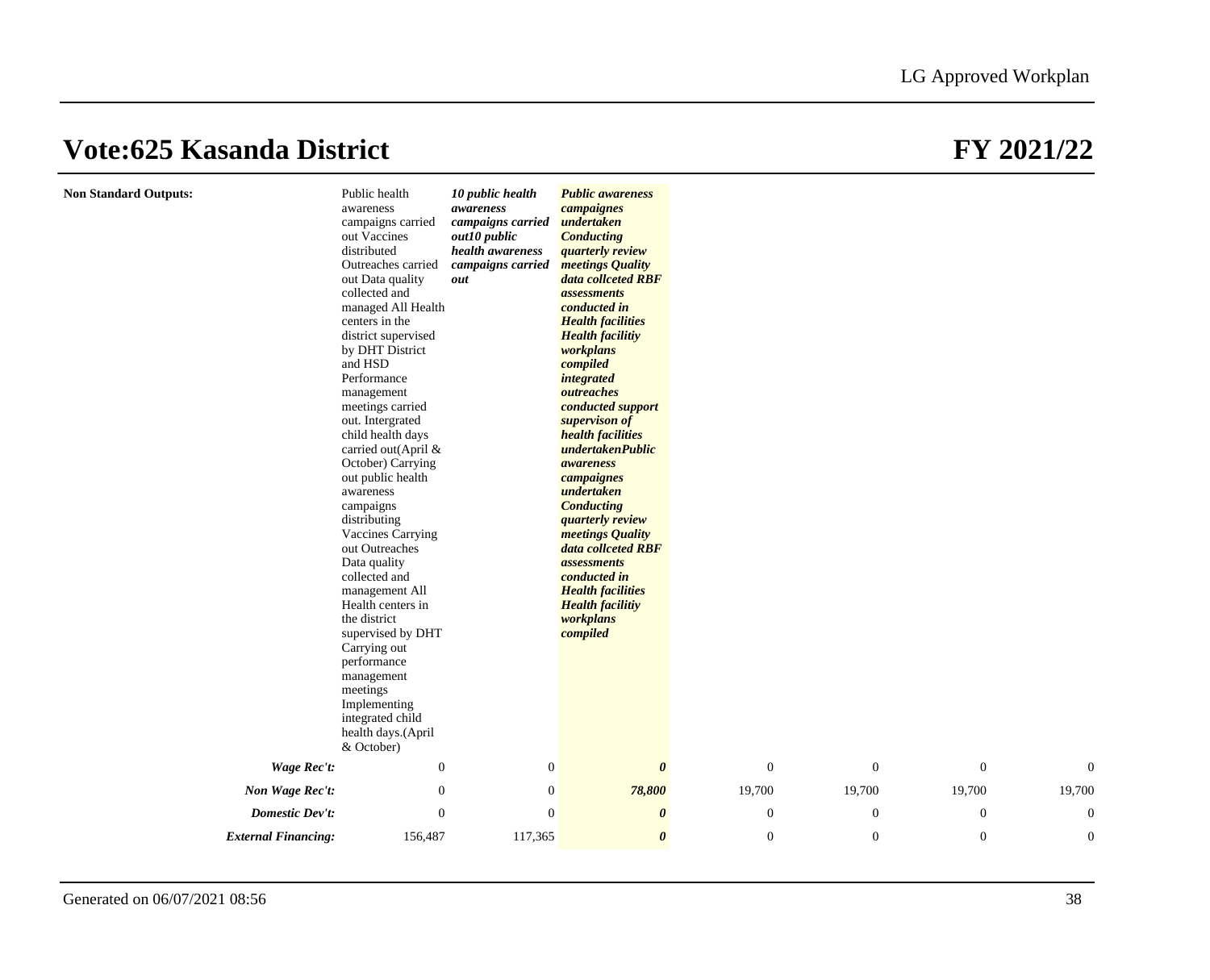# Vote:625 Kasanda District

# FY 2021/22

| | | | | | | | |
|---|---|---|---|---|---|---|---|
| **Non Standard Outputs:** | Public health awareness campaigns carried out Vaccines distributed Outreaches carried out Data quality collected and managed All Health centers in the district supervised by DHT District and HSD Performance management meetings carried out. Intergrated child health days carried out(April & October) Carrying out public health awareness campaigns distributing Vaccines Carrying out Outreaches Data quality collected and management All Health centers in the district supervised by DHT Carrying out performance management meetings Implementing integrated child health days.(April & October) | ***10 public health awareness campaigns carried out10 public health awareness campaigns carried out*** | ***Public awareness campaignes undertaken Conducting quarterly review meetings Quality data collceted RBF assessments conducted in Health facilities Health facilitiy workplans compiled integrated outreaches conducted support supervison of health facilities undertakenPublic awareness campaignes undertaken Conducting quarterly review meetings Quality data collceted RBF assessments conducted in Health facilities Health facilitiy workplans compiled*** | | | | |
| ***Wage Rec't:*** | 0 | 0 | ***0*** | 0 | 0 | 0 | 0 |
| ***Non Wage Rec't:*** | 0 | 0 | ***78,800*** | 19,700 | 19,700 | 19,700 | 19,700 |
| ***Domestic Dev't:*** | 0 | 0 | ***0*** | 0 | 0 | 0 | 0 |
| ***External Financing:*** | 156,487 | 117,365 | ***0*** | 0 | 0 | 0 | 0 |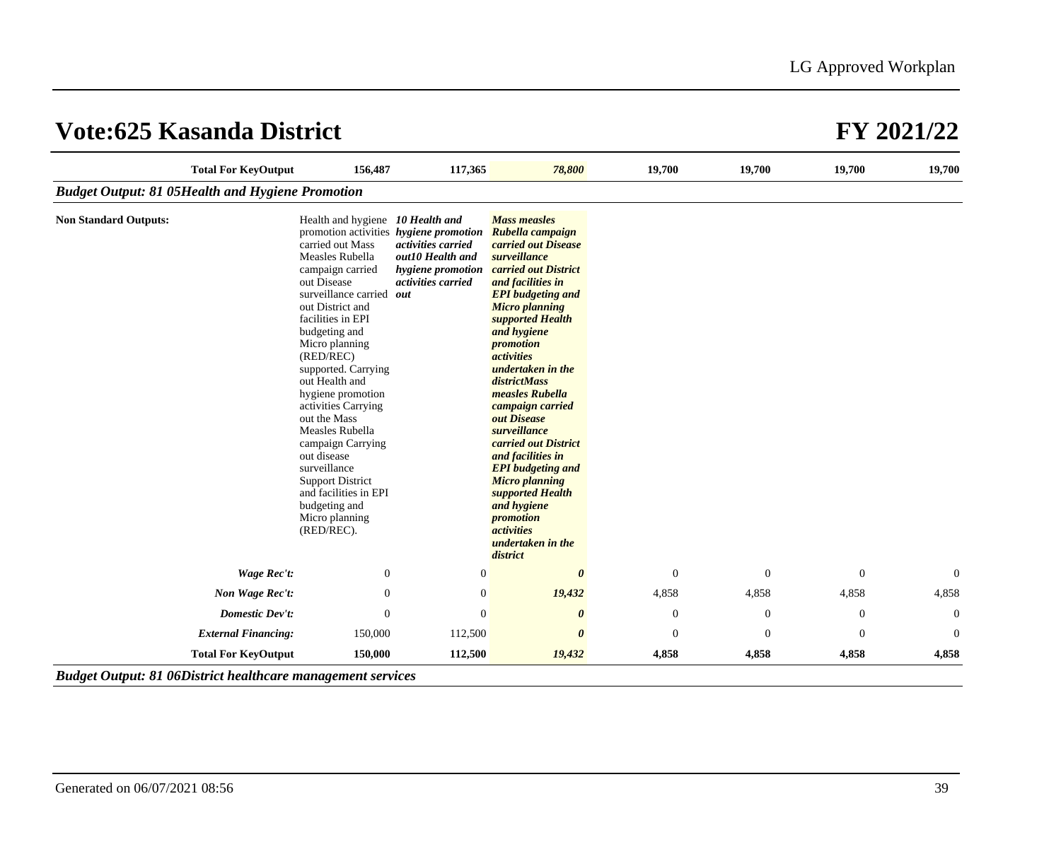# Vote:625 Kasanda District

# FY 2021/22

| | | | | | | | |
|---|---|---|---|---|---|---|---|
| **Total For KeyOutput** | **156,487** | **117,365** | ***78,800*** | **19,700** | **19,700** | **19,700** | **19,700** |

***Budget Output: 81 05Health and Hygiene Promotion***

| | | | | | | | |
|---|---|---|---|---|---|---|---|
| **Non Standard Outputs:** | Health and hygiene promotion activities carried out Mass Measles Rubella campaign carried out Disease surveillance carried out District and facilities in EPI budgeting and Micro planning (RED/REC) supported. Carrying out Health and hygiene promotion activities Carrying out the Mass Measles Rubella campaign Carrying out disease surveillance Support District and facilities in EPI budgeting and Micro planning (RED/REC). | ***10 Health and hygiene promotion activities carried out10 Health and hygiene promotion activities carried out*** | ***Mass measles Rubella campaign carried out Disease surveillance carried out District and facilities in EPI budgeting and Micro planning supported Health and hygiene promotion activities undertaken in the districtMass measles Rubella campaign carried out Disease surveillance carried out District and facilities in EPI budgeting and Micro planning supported Health and hygiene promotion activities undertaken in the district*** | | | | |
| ***Wage Rec't:*** | 0 | 0 | ***0*** | 0 | 0 | 0 | 0 |
| ***Non Wage Rec't:*** | 0 | 0 | ***19,432*** | 4,858 | 4,858 | 4,858 | 4,858 |
| ***Domestic Dev't:*** | 0 | 0 | ***0*** | 0 | 0 | 0 | 0 |
| ***External Financing:*** | 150,000 | 112,500 | ***0*** | 0 | 0 | 0 | 0 |
| **Total For KeyOutput** | **150,000** | **112,500** | ***19,432*** | **4,858** | **4,858** | **4,858** | **4,858** |

***Budget Output: 81 06District healthcare management services***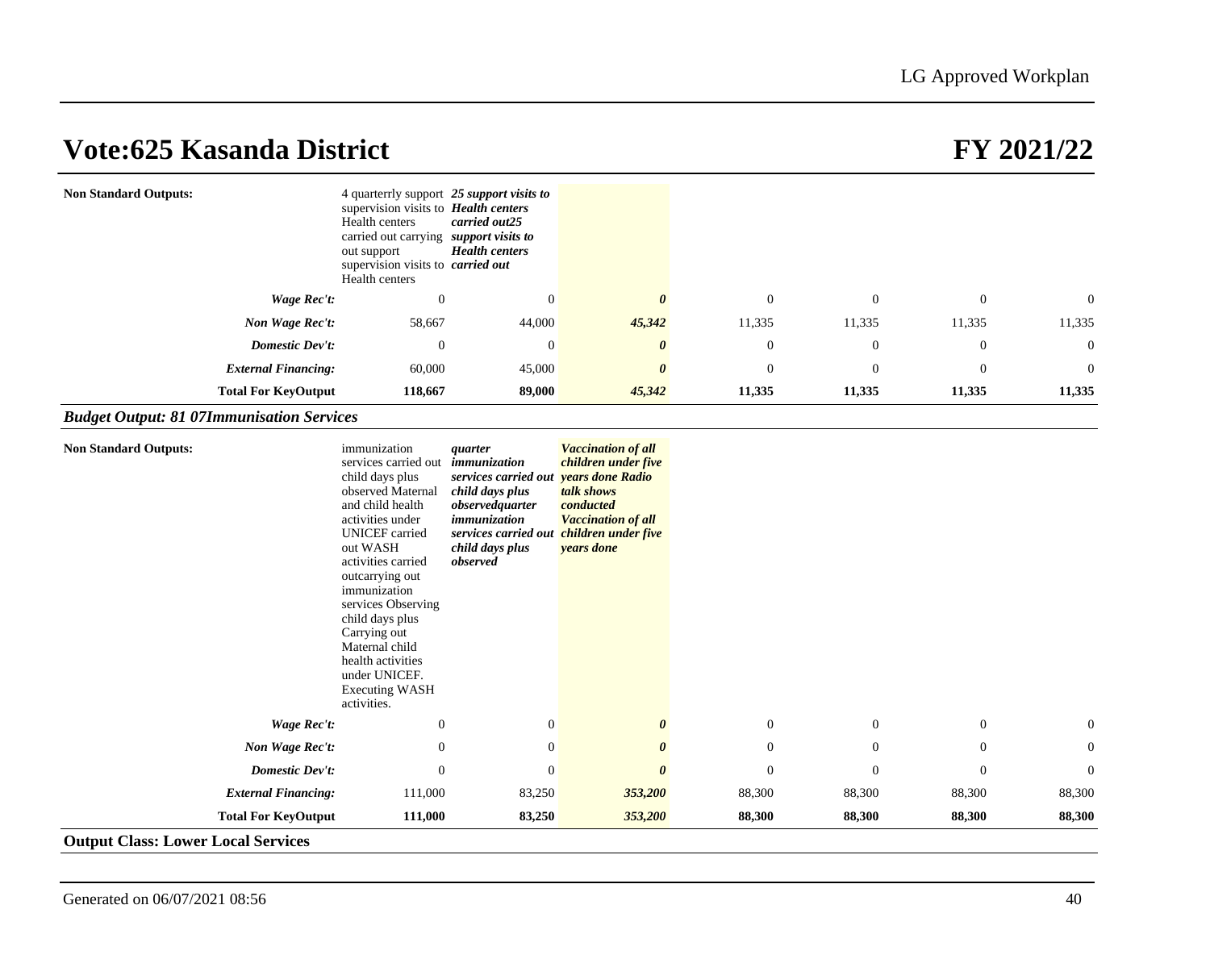# Vote:625 Kasanda District

# FY 2021/22

| | | | | | | | |
|---|---|---|---|---|---|---|---|
| **Non Standard Outputs:** | 4 quarterrly support supervision visits to Health centers carried out carrying out support supervision visits to Health centers | ***25 support visits to Health centers carried out25 support visits to Health centers carried out*** | | | | | |
| ***Wage Rec't:*** | 0 | 0 | ***0*** | 0 | 0 | 0 | 0 |
| ***Non Wage Rec't:*** | 58,667 | 44,000 | ***45,342*** | 11,335 | 11,335 | 11,335 | 11,335 |
| ***Domestic Dev't:*** | 0 | 0 | ***0*** | 0 | 0 | 0 | 0 |
| ***External Financing:*** | 60,000 | 45,000 | ***0*** | 0 | 0 | 0 | 0 |
| **Total For KeyOutput** | **118,667** | **89,000** | ***45,342*** | **11,335** | **11,335** | **11,335** | **11,335** |

### *Budget Output: 81 07Immunisation Services*

| | | | | | | | |
|---|---|---|---|---|---|---|---|
| **Non Standard Outputs:** | immunization services carried out child days plus observed Maternal and child health activities under UNICEF carried out WASH activities carried outcarrying out immunization services Observing child days plus Carrying out Maternal child health activities under UNICEF. Executing WASH activities. | ***quarter immunization services carried out child days plus observedquarter immunization services carried out child days plus observed*** | ***Vaccination of all children under five years done Radio talk shows conducted Vaccination of all children under five years done*** | | | | |
| ***Wage Rec't:*** | 0 | 0 | ***0*** | 0 | 0 | 0 | 0 |
| ***Non Wage Rec't:*** | 0 | 0 | ***0*** | 0 | 0 | 0 | 0 |
| ***Domestic Dev't:*** | 0 | 0 | ***0*** | 0 | 0 | 0 | 0 |
| ***External Financing:*** | 111,000 | 83,250 | ***353,200*** | 88,300 | 88,300 | 88,300 | 88,300 |
| **Total For KeyOutput** | **111,000** | **83,250** | ***353,200*** | **88,300** | **88,300** | **88,300** | **88,300** |

**Output Class: Lower Local Services**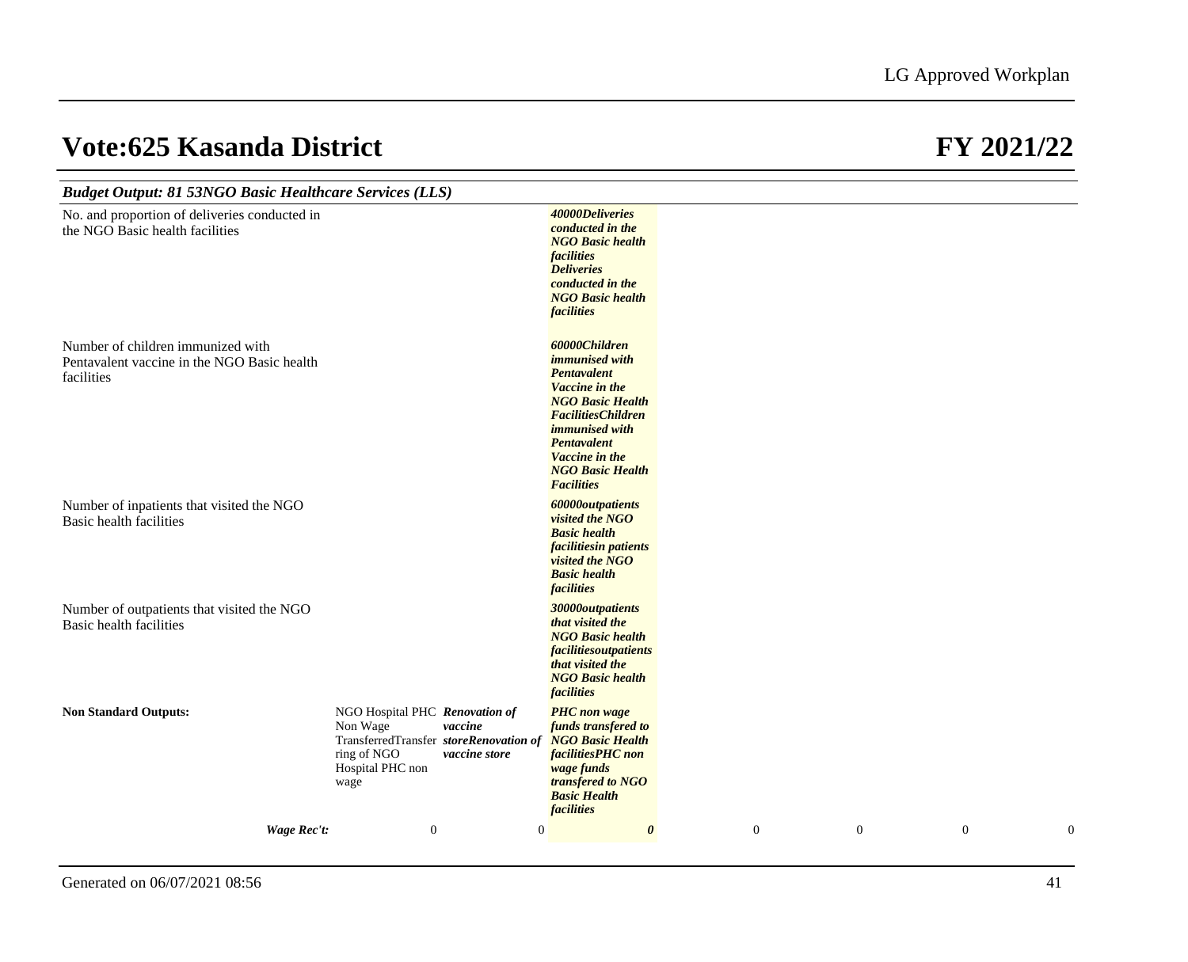# Vote:625 Kasanda District

# FY 2021/22

***Budget Output: 81 53NGO Basic Healthcare Services (LLS)***

| | | | | | | | |
|---|---|---|---|---|---|---|---|
| No. and proportion of deliveries conducted in the NGO Basic health facilities | | | ***40000Deliveries conducted in the NGO Basic health facilities Deliveries conducted in the NGO Basic health facilities*** | | | | |
| Number of children immunized with Pentavalent vaccine in the NGO Basic health facilities | | | ***60000Children immunised with Pentavalent Vaccine in the NGO Basic Health FacilitiesChildren immunised with Pentavalent Vaccine in the NGO Basic Health Facilities*** | | | | |
| Number of inpatients that visited the NGO Basic health facilities | | | ***60000outpatients visited the NGO Basic health facilitiesin patients visited the NGO Basic health facilities*** | | | | |
| Number of outpatients that visited the NGO Basic health facilities | | | ***30000outpatients that visited the NGO Basic health facilitiesoutpatients that visited the NGO Basic health facilities*** | | | | |
| **Non Standard Outputs:** | NGO Hospital PHC Non Wage TransferredTransferring of NGO Hospital PHC non wage | ***Renovation of vaccine storeRenovation of vaccine store*** | ***PHC non wage funds transfered to NGO Basic Health facilitiesPHC non wage funds transfered to NGO Basic Health facilities*** | | | | |
| ***Wage Rec't:*** | 0 | 0 | ***0*** | 0 | 0 | 0 | 0 |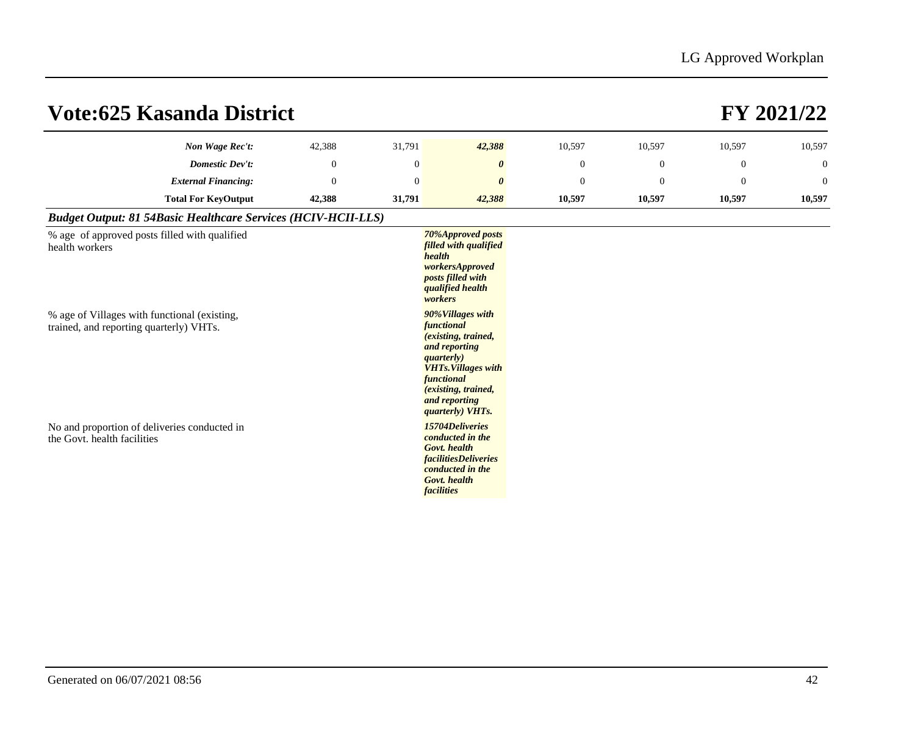# Vote:625 Kasanda District

# FY 2021/22

| | | | | | | | |
|---|---|---|---|---|---|---|---|
| ***Non Wage Rec't:*** | 42,388 | 31,791 | ***42,388*** | 10,597 | 10,597 | 10,597 | 10,597 |
| ***Domestic Dev't:*** | 0 | 0 | ***0*** | 0 | 0 | 0 | 0 |
| ***External Financing:*** | 0 | 0 | ***0*** | 0 | 0 | 0 | 0 |
| **Total For KeyOutput** | **42,388** | **31,791** | ***42,388*** | **10,597** | **10,597** | **10,597** | **10,597** |

***Budget Output: 81 54Basic Healthcare Services (HCIV-HCII-LLS)***

| | | | | | | | |
|---|---|---|---|---|---|---|---|
| % age of approved posts filled with qualified health workers | | | ***70%Approved posts filled with qualified health workersApproved posts filled with qualified health workers*** | | | | |
| % age of Villages with functional (existing, trained, and reporting quarterly) VHTs. | | | ***90%Villages with functional (existing, trained, and reporting quarterly) VHTs.Villages with functional (existing, trained, and reporting quarterly) VHTs.*** | | | | |
| No and proportion of deliveries conducted in the Govt. health facilities | | | ***15704Deliveries conducted in the Govt. health facilitiesDeliveries conducted in the Govt. health facilities*** | | | | |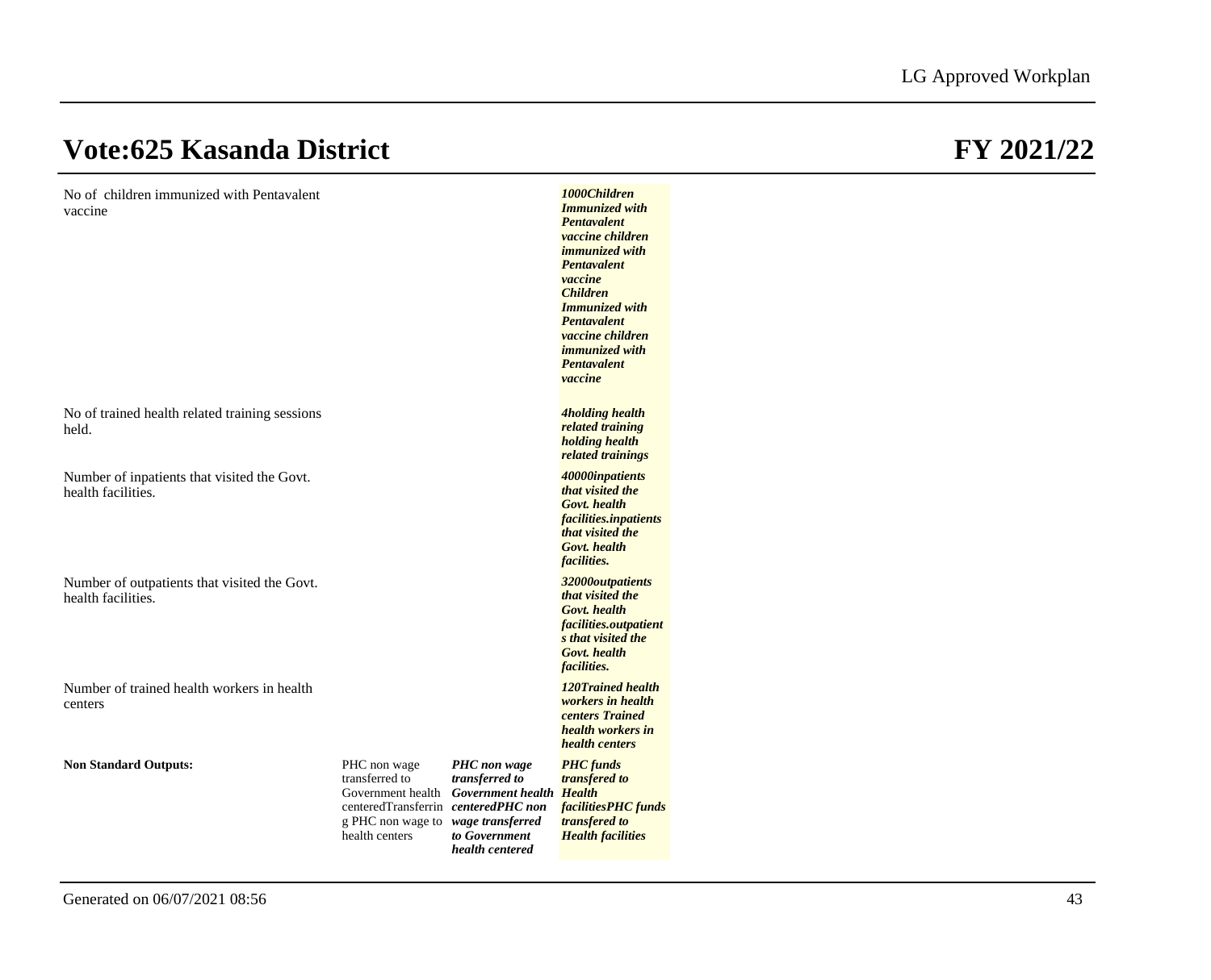# Vote:625 Kasanda District FY 2021/22

| | | | |
|---|---|---|---|
| No of children immunized with Pentavalent vaccine | | | ***1000Children Immunized with Pentavalent vaccine children immunized with Pentavalent vaccine Children Immunized with Pentavalent vaccine children immunized with Pentavalent vaccine*** |
| No of trained health related training sessions held. | | | ***4holding health related training holding health related trainings*** |
| Number of inpatients that visited the Govt. health facilities. | | | ***40000inpatients that visited the Govt. health facilities.inpatients that visited the Govt. health facilities.*** |
| Number of outpatients that visited the Govt. health facilities. | | | ***32000outpatients that visited the Govt. health facilities.outpatients that visited the Govt. health facilities.*** |
| Number of trained health workers in health centers | | | ***120Trained health workers in health centers Trained health workers in health centers*** |
| **Non Standard Outputs:** | PHC non wage transferred to Government health centeredTransferring PHC non wage to health centers | ***PHC non wage transferred to Government health centeredPHC non wage transferred to Government health centered*** | ***PHC funds transfered to Health facilitiesPHC funds transfered to Health facilities*** |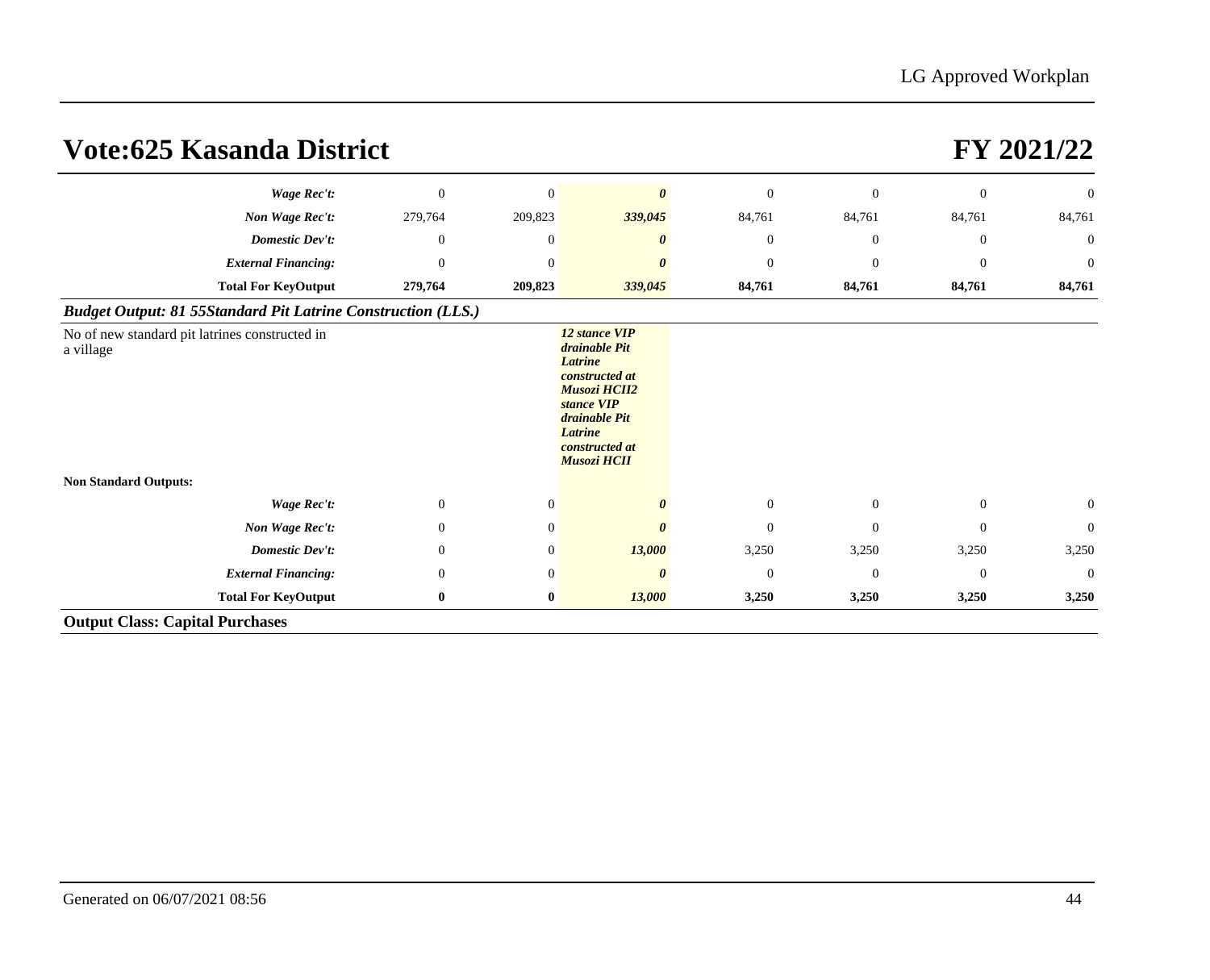# Vote:625 Kasanda District

# FY 2021/22

| | | | | | | | |
|---|---|---|---|---|---|---|---|
| ***Wage Rec't:*** | 0 | 0 | ***0*** | 0 | 0 | 0 | 0 |
| ***Non Wage Rec't:*** | 279,764 | 209,823 | ***339,045*** | 84,761 | 84,761 | 84,761 | 84,761 |
| ***Domestic Dev't:*** | 0 | 0 | ***0*** | 0 | 0 | 0 | 0 |
| ***External Financing:*** | 0 | 0 | ***0*** | 0 | 0 | 0 | 0 |
| **Total For KeyOutput** | **279,764** | **209,823** | ***339,045*** | **84,761** | **84,761** | **84,761** | **84,761** |

***Budget Output: 81 55Standard Pit Latrine Construction (LLS.)***

| | | | | | | | |
|---|---|---|---|---|---|---|---|
| No of new standard pit latrines constructed in a village | | | ***12 stance VIP drainable Pit Latrine constructed at Musozi HCII2 stance VIP drainable Pit Latrine constructed at Musozi HCII*** | | | | |
| **Non Standard Outputs:** | | | | | | | |
| ***Wage Rec't:*** | 0 | 0 | ***0*** | 0 | 0 | 0 | 0 |
| ***Non Wage Rec't:*** | 0 | 0 | ***0*** | 0 | 0 | 0 | 0 |
| ***Domestic Dev't:*** | 0 | 0 | ***13,000*** | 3,250 | 3,250 | 3,250 | 3,250 |
| ***External Financing:*** | 0 | 0 | ***0*** | 0 | 0 | 0 | 0 |
| **Total For KeyOutput** | **0** | **0** | ***13,000*** | **3,250** | **3,250** | **3,250** | **3,250** |

**Output Class: Capital Purchases**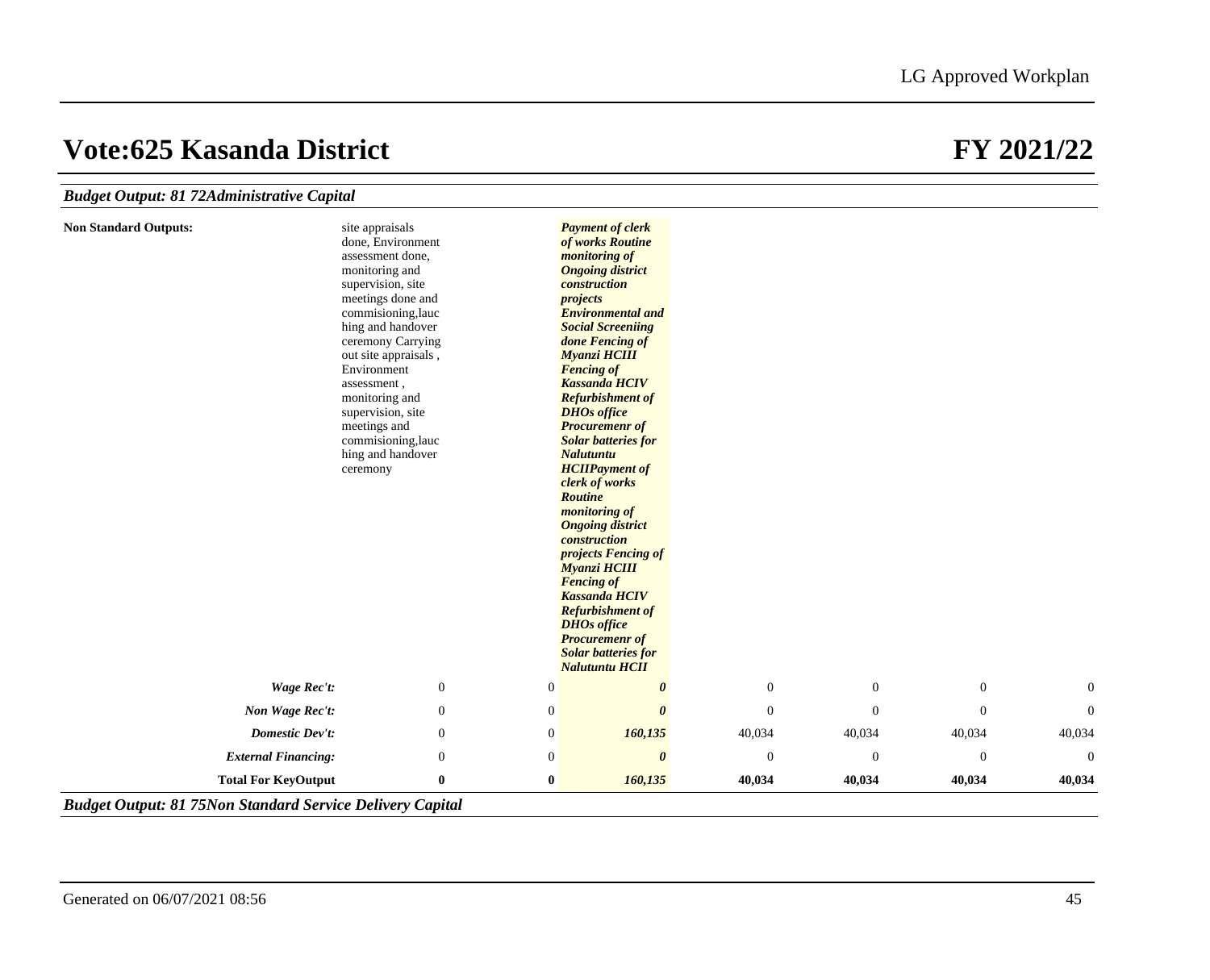# Vote:625 Kasanda District

# FY 2021/22

### *Budget Output: 81 72Administrative Capital*

| | | | | | | | |
|---|---|---|---|---|---|---|---|
| **Non Standard Outputs:** | site appraisals done, Environment assessment done, monitoring and supervision, site meetings done and commisioning,lauching and handover ceremony Carrying out site appraisals , Environment assessment , monitoring and supervision, site meetings and commisioning,lauching and handover ceremony | | ***Payment of clerk of works Routine monitoring of Ongoing district construction projects Environmental and Social Screeniing done Fencing of Myanzi HCIII Fencing of Kassanda HCIV Refurbishment of DHOs office Procuremenr of Solar batteries for Nalutuntu HCIIPayment of clerk of works Routine monitoring of Ongoing district construction projects Fencing of Myanzi HCIII Fencing of Kassanda HCIV Refurbishment of DHOs office Procuremenr of Solar batteries for Nalutuntu HCII*** | | | | |
| ***Wage Rec't:*** | 0 | 0 | ***0*** | 0 | 0 | 0 | 0 |
| ***Non Wage Rec't:*** | 0 | 0 | ***0*** | 0 | 0 | 0 | 0 |
| ***Domestic Dev't:*** | 0 | 0 | ***160,135*** | 40,034 | 40,034 | 40,034 | 40,034 |
| ***External Financing:*** | 0 | 0 | ***0*** | 0 | 0 | 0 | 0 |
| **Total For KeyOutput** | **0** | **0** | ***160,135*** | **40,034** | **40,034** | **40,034** | **40,034** |

### *Budget Output: 81 75Non Standard Service Delivery Capital*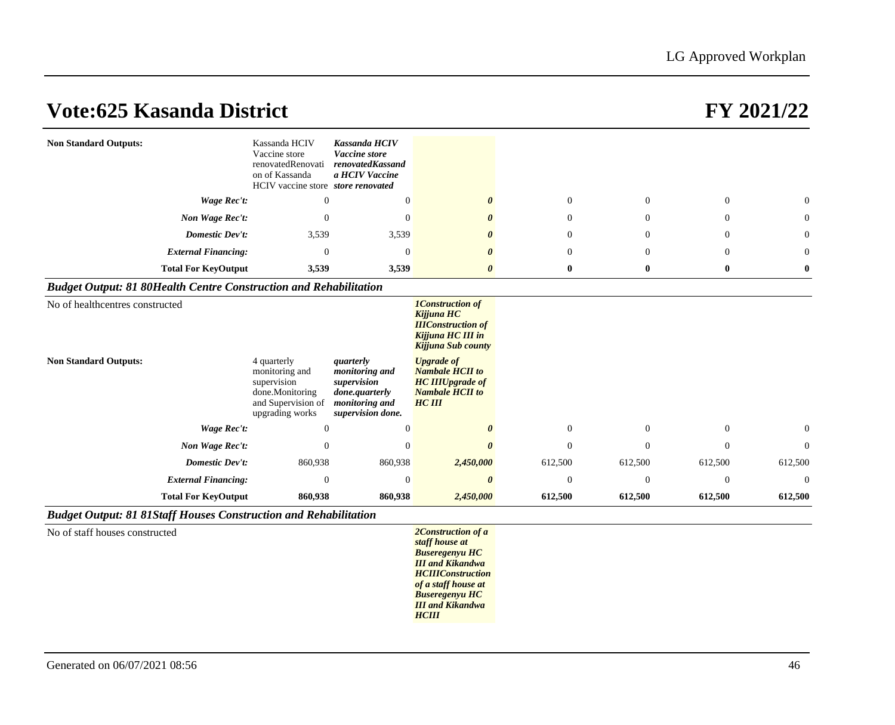# Vote:625 Kasanda District FY 2021/22

| | | | | | | | |
|---|---|---|---|---|---|---|---|
| **Non Standard Outputs:** | Kassanda HCIV Vaccine store renovatedRenovation of Kassanda HCIV vaccine store | ***Kassanda HCIV Vaccine store renovatedKassanda HCIV Vaccine store renovated*** | | | | | |
| ***Wage Rec't:*** | 0 | 0 | ***0*** | 0 | 0 | 0 | 0 |
| ***Non Wage Rec't:*** | 0 | 0 | ***0*** | 0 | 0 | 0 | 0 |
| ***Domestic Dev't:*** | 3,539 | 3,539 | ***0*** | 0 | 0 | 0 | 0 |
| ***External Financing:*** | 0 | 0 | ***0*** | 0 | 0 | 0 | 0 |
| **Total For KeyOutput** | **3,539** | **3,539** | ***0*** | **0** | **0** | **0** | **0** |

### *Budget Output: 81 80Health Centre Construction and Rehabilitation*

| | | | | | | | |
|---|---|---|---|---|---|---|---|
| No of healthcentres constructed | | | ***1Construction of Kijjuna HC IIIConstruction of Kijjuna HC III in Kijjuna Sub county*** | | | | |
| **Non Standard Outputs:** | 4 quarterly monitoring and supervision done.Monitoring and Supervision of upgrading works | ***quarterly monitoring and supervision done.quarterly monitoring and supervision done.*** | ***Upgrade of Nambale HCII to HC IIIUpgrade of Nambale HCII to HC III*** | | | | |
| ***Wage Rec't:*** | 0 | 0 | ***0*** | 0 | 0 | 0 | 0 |
| ***Non Wage Rec't:*** | 0 | 0 | ***0*** | 0 | 0 | 0 | 0 |
| ***Domestic Dev't:*** | 860,938 | 860,938 | ***2,450,000*** | 612,500 | 612,500 | 612,500 | 612,500 |
| ***External Financing:*** | 0 | 0 | ***0*** | 0 | 0 | 0 | 0 |
| **Total For KeyOutput** | **860,938** | **860,938** | ***2,450,000*** | **612,500** | **612,500** | **612,500** | **612,500** |

### *Budget Output: 81 81Staff Houses Construction and Rehabilitation*

| | | | | | | | |
|---|---|---|---|---|---|---|---|
| No of staff houses constructed | | | ***2Construction of a staff house at Buseregenyu HC III and Kikandwa HCIIIConstruction of a staff house at Buseregenyu HC III and Kikandwa HCIII*** | | | | |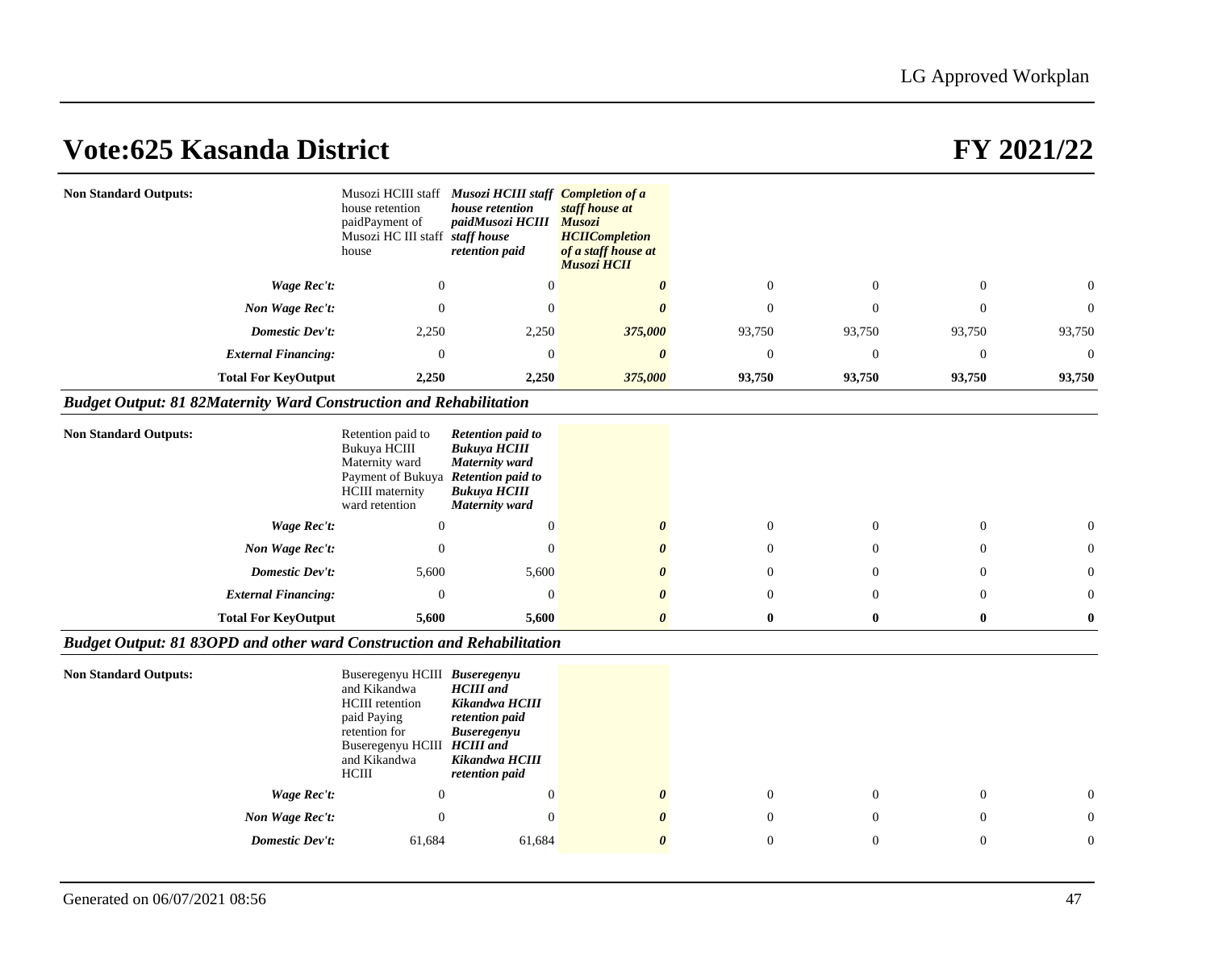# Vote:625 Kasanda District

# FY 2021/22

| | | | | | | | |
|---|---|---|---|---|---|---|---|
| **Non Standard Outputs:** | Musozi HCIII staff house retention paidPayment of Musozi HC III staff house | ***Musozi HCIII staff house retention paidMusozi HCIII staff house retention paid*** | ***Completion of a staff house at Musozi HCIICompletion of a staff house at Musozi HCII*** | | | | |
| ***Wage Rec't:*** | 0 | 0 | ***0*** | 0 | 0 | 0 | 0 |
| ***Non Wage Rec't:*** | 0 | 0 | ***0*** | 0 | 0 | 0 | 0 |
| ***Domestic Dev't:*** | 2,250 | 2,250 | ***375,000*** | 93,750 | 93,750 | 93,750 | 93,750 |
| ***External Financing:*** | 0 | 0 | ***0*** | 0 | 0 | 0 | 0 |
| **Total For KeyOutput** | **2,250** | **2,250** | ***375,000*** | **93,750** | **93,750** | **93,750** | **93,750** |

### *Budget Output: 81 82Maternity Ward Construction and Rehabilitation*

| | | | | | | | |
|---|---|---|---|---|---|---|---|
| **Non Standard Outputs:** | Retention paid to Bukuya HCIII Maternity ward Payment of Bukuya HCIII maternity ward retention | ***Retention paid to Bukuya HCIII Maternity ward Retention paid to Bukuya HCIII Maternity ward*** | | | | | |
| ***Wage Rec't:*** | 0 | 0 | ***0*** | 0 | 0 | 0 | 0 |
| ***Non Wage Rec't:*** | 0 | 0 | ***0*** | 0 | 0 | 0 | 0 |
| ***Domestic Dev't:*** | 5,600 | 5,600 | ***0*** | 0 | 0 | 0 | 0 |
| ***External Financing:*** | 0 | 0 | ***0*** | 0 | 0 | 0 | 0 |
| **Total For KeyOutput** | **5,600** | **5,600** | ***0*** | **0** | **0** | **0** | **0** |

### *Budget Output: 81 83OPD and other ward Construction and Rehabilitation*

| | | | | | | | |
|---|---|---|---|---|---|---|---|
| **Non Standard Outputs:** | Buseregenyu HCIII and Kikandwa HCIII retention paid Paying retention for Buseregenyu HCIII and Kikandwa HCIII | ***Buseregenyu HCIII and Kikandwa HCIII retention paid Buseregenyu HCIII and Kikandwa HCIII retention paid*** | | | | | |
| ***Wage Rec't:*** | 0 | 0 | ***0*** | 0 | 0 | 0 | 0 |
| ***Non Wage Rec't:*** | 0 | 0 | ***0*** | 0 | 0 | 0 | 0 |
| ***Domestic Dev't:*** | 61,684 | 61,684 | ***0*** | 0 | 0 | 0 | 0 |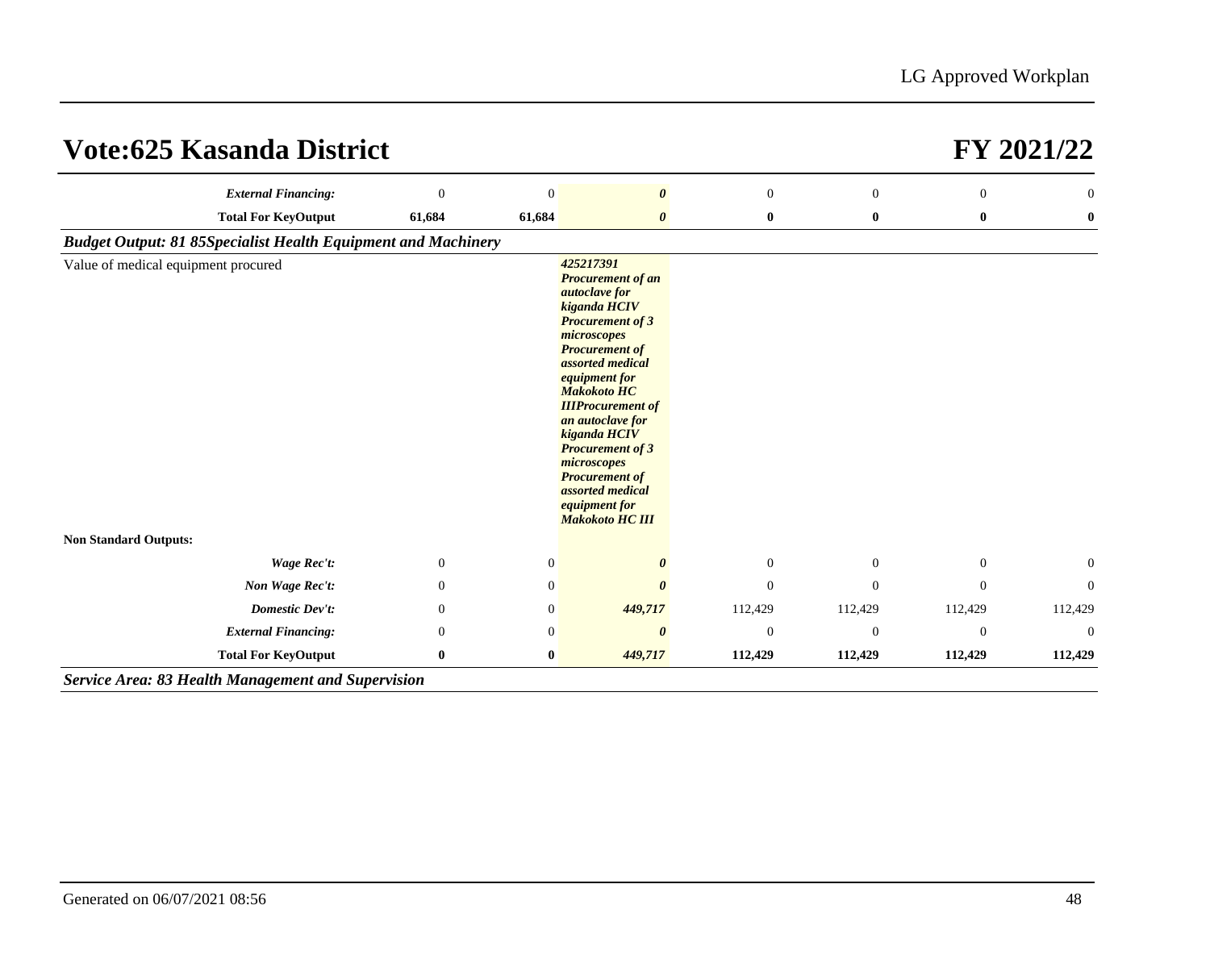# Vote:625 Kasanda District

# FY 2021/22

| | | | | | | | |
|---|---|---|---|---|---|---|---|
| ***External Financing:*** | 0 | 0 | ***0*** | 0 | 0 | 0 | 0 |
| **Total For KeyOutput** | **61,684** | **61,684** | ***0*** | **0** | **0** | **0** | **0** |
| ***Budget Output: 81 85Specialist Health Equipment and Machinery*** | | | | | | | |
| Value of medical equipment procured | | | ***425217391 Procurement of an autoclave for kiganda HCIV Procurement of 3 microscopes Procurement of assorted medical equipment for Makokoto HC IIIProcurement of an autoclave for kiganda HCIV Procurement of 3 microscopes Procurement of assorted medical equipment for Makokoto HC III*** | | | | |
| **Non Standard Outputs:** | | | | | | | |
| ***Wage Rec't:*** | 0 | 0 | ***0*** | 0 | 0 | 0 | 0 |
| ***Non Wage Rec't:*** | 0 | 0 | ***0*** | 0 | 0 | 0 | 0 |
| ***Domestic Dev't:*** | 0 | 0 | ***449,717*** | 112,429 | 112,429 | 112,429 | 112,429 |
| ***External Financing:*** | 0 | 0 | ***0*** | 0 | 0 | 0 | 0 |
| **Total For KeyOutput** | **0** | **0** | ***449,717*** | **112,429** | **112,429** | **112,429** | **112,429** |

***Service Area: 83 Health Management and Supervision***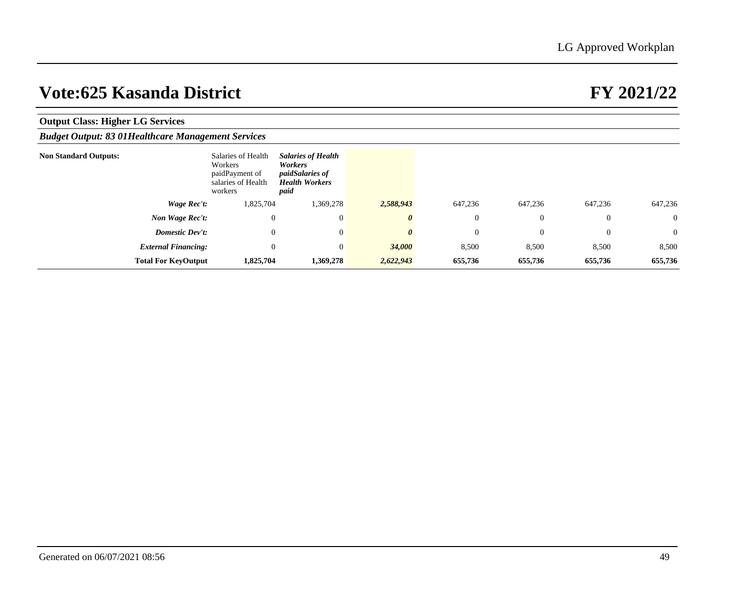# Vote:625 Kasanda District

# FY 2021/22

**Output Class: Higher LG Services**

***Budget Output: 83 01Healthcare Management Services***

| | | | | | | | |
|---|---|---|---|---|---|---|---|
| **Non Standard Outputs:** | Salaries of Health Workers paidPayment of salaries of Health workers | ***Salaries of Health Workers paidSalaries of Health Workers paid*** | | | | | |
| ***Wage Rec't:*** | 1,825,704 | 1,369,278 | ***2,588,943*** | 647,236 | 647,236 | 647,236 | 647,236 |
| ***Non Wage Rec't:*** | 0 | 0 | ***0*** | 0 | 0 | 0 | 0 |
| ***Domestic Dev't:*** | 0 | 0 | ***0*** | 0 | 0 | 0 | 0 |
| ***External Financing:*** | 0 | 0 | ***34,000*** | 8,500 | 8,500 | 8,500 | 8,500 |
| **Total For KeyOutput** | **1,825,704** | **1,369,278** | ***2,622,943*** | **655,736** | **655,736** | **655,736** | **655,736** |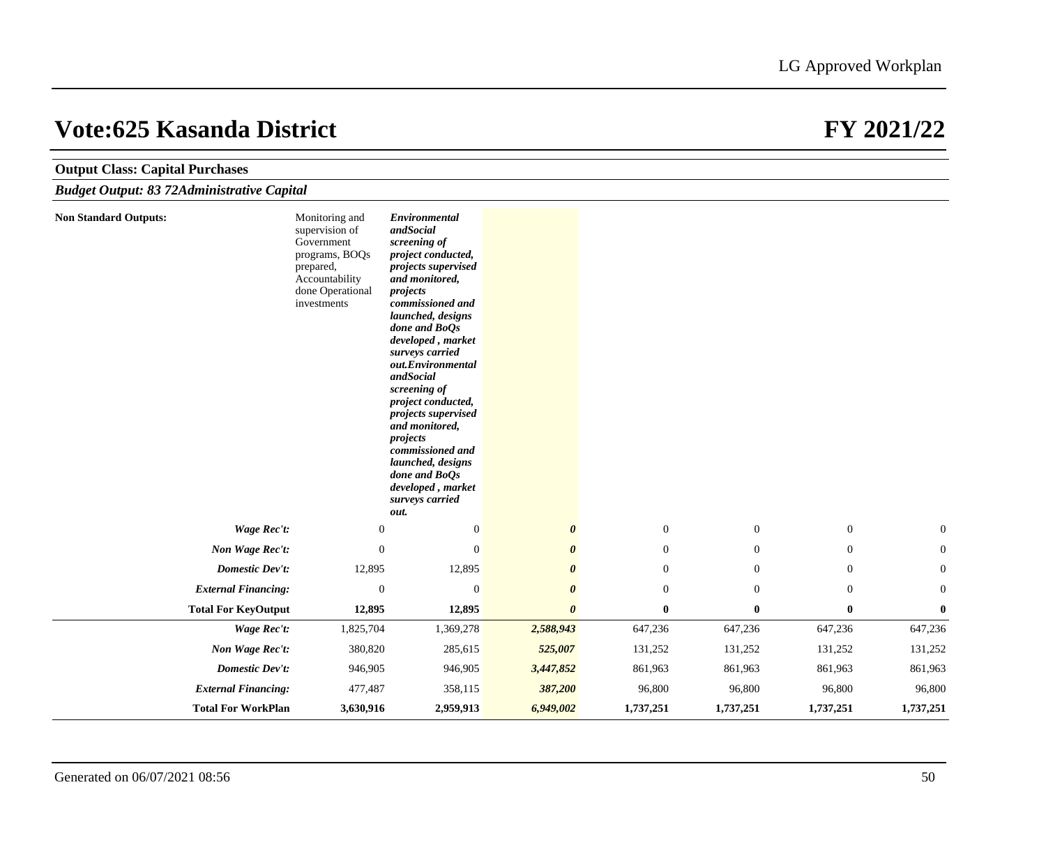## Vote:625 Kasanda District

## FY 2021/22

**Output Class: Capital Purchases**

***Budget Output: 83 72Administrative Capital***

| | | | | | | | |
|---|---|---|---|---|---|---|---|
| **Non Standard Outputs:** | Monitoring and supervision of Government programs, BOQs prepared, Accountability done Operational investments | ***Environmental andSocial screening of project conducted, projects supervised and monitored, projects commissioned and launched, designs done and BoQs developed , market surveys carried out.Environmental andSocial screening of project conducted, projects supervised and monitored, projects commissioned and launched, designs done and BoQs developed , market surveys carried out.*** | | | | | |
| ***Wage Rec't:*** | 0 | 0 | ***0*** | 0 | 0 | 0 | 0 |
| ***Non Wage Rec't:*** | 0 | 0 | ***0*** | 0 | 0 | 0 | 0 |
| ***Domestic Dev't:*** | 12,895 | 12,895 | ***0*** | 0 | 0 | 0 | 0 |
| ***External Financing:*** | 0 | 0 | ***0*** | 0 | 0 | 0 | 0 |
| **Total For KeyOutput** | **12,895** | **12,895** | ***0*** | **0** | **0** | **0** | **0** |
| ***Wage Rec't:*** | 1,825,704 | 1,369,278 | ***2,588,943*** | 647,236 | 647,236 | 647,236 | 647,236 |
| ***Non Wage Rec't:*** | 380,820 | 285,615 | ***525,007*** | 131,252 | 131,252 | 131,252 | 131,252 |
| ***Domestic Dev't:*** | 946,905 | 946,905 | ***3,447,852*** | 861,963 | 861,963 | 861,963 | 861,963 |
| ***External Financing:*** | 477,487 | 358,115 | ***387,200*** | 96,800 | 96,800 | 96,800 | 96,800 |
| **Total For WorkPlan** | **3,630,916** | **2,959,913** | ***6,949,002*** | **1,737,251** | **1,737,251** | **1,737,251** | **1,737,251** |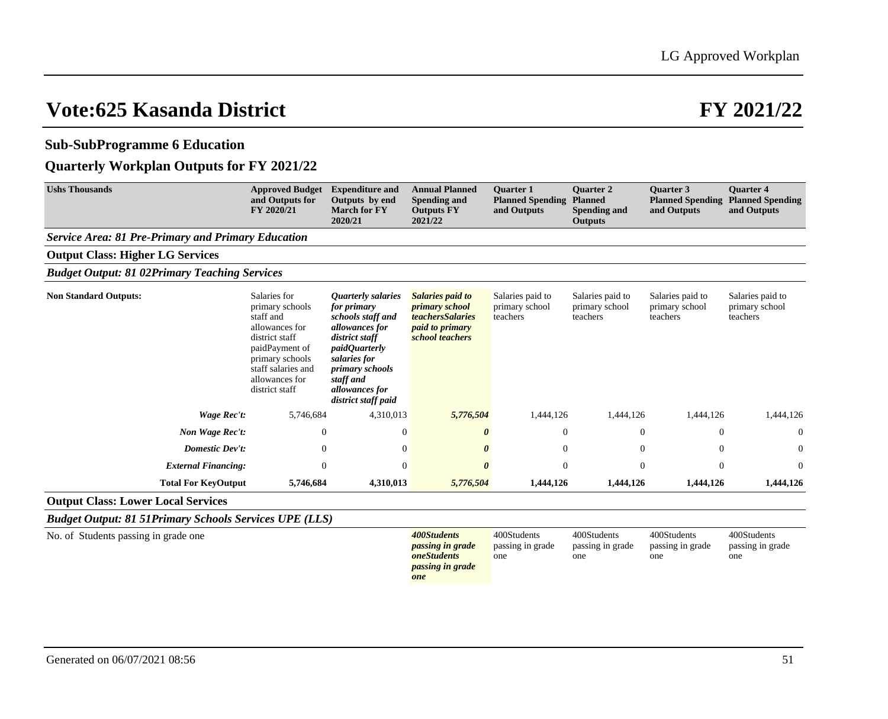# Vote:625 Kasanda District FY 2021/22

## Sub-SubProgramme 6 Education

## Quarterly Workplan Outputs for FY 2021/22

| Ushs Thousands | Approved Budget and Outputs for FY 2020/21 | Expenditure and Outputs by end March for FY 2020/21 | Annual Planned Spending and Outputs FY 2021/22 | Quarter 1 Planned Spending and Outputs | Quarter 2 Planned Spending and Outputs | Quarter 3 Planned Spending and Outputs | Quarter 4 Planned Spending and Outputs |
|---|---|---|---|---|---|---|---|
| ***Service Area: 81 Pre-Primary and Primary Education*** | | | | | | | |
| **Output Class: Higher LG Services** | | | | | | | |
| ***Budget Output: 81 02Primary Teaching Services*** | | | | | | | |
| **Non Standard Outputs:** | Salaries for primary schools staff and allowances for district staff paidPayment of primary schools staff salaries and allowances for district staff | *Quarterly salaries for primary schools staff and allowances for district staff paidQuarterly salaries for primary schools staff and allowances for district staff paid* | ***Salaries paid to primary school teachersSalaries paid to primary school teachers*** | Salaries paid to primary school teachers | Salaries paid to primary school teachers | Salaries paid to primary school teachers | Salaries paid to primary school teachers |
| *Wage Rec't:* | 5,746,684 | 4,310,013 | ***5,776,504*** | 1,444,126 | 1,444,126 | 1,444,126 | 1,444,126 |
| *Non Wage Rec't:* | 0 | 0 | ***0*** | 0 | 0 | 0 | 0 |
| *Domestic Dev't:* | 0 | 0 | ***0*** | 0 | 0 | 0 | 0 |
| *External Financing:* | 0 | 0 | ***0*** | 0 | 0 | 0 | 0 |
| **Total For KeyOutput** | **5,746,684** | **4,310,013** | ***5,776,504*** | **1,444,126** | **1,444,126** | **1,444,126** | **1,444,126** |
| **Output Class: Lower Local Services** | | | | | | | |
| ***Budget Output: 81 51Primary Schools Services UPE (LLS)*** | | | | | | | |
| No. of Students passing in grade one | | | ***400Students passing in grade oneStudents passing in grade one*** | 400Students passing in grade one | 400Students passing in grade one | 400Students passing in grade one | 400Students passing in grade one |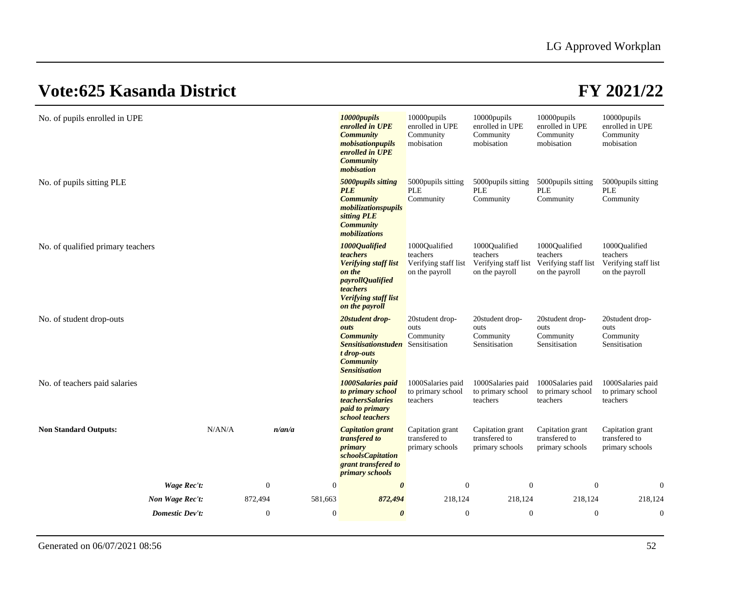## Vote:625 Kasanda District

## FY 2021/22

| | | | | | | | |
|---|---|---|---|---|---|---|---|
| No. of pupils enrolled in UPE | | | ***10000pupils enrolled in UPE Community mobisationpupils enrolled in UPE Community mobisation*** | 10000pupils enrolled in UPE Community mobisation | 10000pupils enrolled in UPE Community mobisation | 10000pupils enrolled in UPE Community mobisation | 10000pupils enrolled in UPE Community mobisation |
| No. of pupils sitting PLE | | | ***5000pupils sitting PLE Community mobilizationspupils sitting PLE Community mobilizations*** | 5000pupils sitting PLE Community | 5000pupils sitting PLE Community | 5000pupils sitting PLE Community | 5000pupils sitting PLE Community |
| No. of qualified primary teachers | | | ***1000Qualified teachers Verifying staff list on the payrollQualified teachers Verifying staff list on the payroll*** | 1000Qualified teachers Verifying staff list on the payroll | 1000Qualified teachers Verifying staff list on the payroll | 1000Qualified teachers Verifying staff list on the payroll | 1000Qualified teachers Verifying staff list on the payroll |
| No. of student drop-outs | | | ***20student drop-outs Community Sensitisationstudent drop-outs Community Sensitisation*** | 20student drop-outs Community Sensitisation | 20student drop-outs Community Sensitisation | 20student drop-outs Community Sensitisation | 20student drop-outs Community Sensitisation |
| No. of teachers paid salaries | | | ***1000Salaries paid to primary school teachersSalaries paid to primary school teachers*** | 1000Salaries paid to primary school teachers | 1000Salaries paid to primary school teachers | 1000Salaries paid to primary school teachers | 1000Salaries paid to primary school teachers |
| **Non Standard Outputs:** | N/AN/A | ***n/an/a*** | ***Capitation grant transfered to primary schoolsCapitation grant transfered to primary schools*** | Capitation grant transfered to primary schools | Capitation grant transfered to primary schools | Capitation grant transfered to primary schools | Capitation grant transfered to primary schools |
| ***Wage Rec't:*** | 0 | 0 | ***0*** | 0 | 0 | 0 | 0 |
| ***Non Wage Rec't:*** | 872,494 | 581,663 | ***872,494*** | 218,124 | 218,124 | 218,124 | 218,124 |
| ***Domestic Dev't:*** | 0 | 0 | ***0*** | 0 | 0 | 0 | 0 |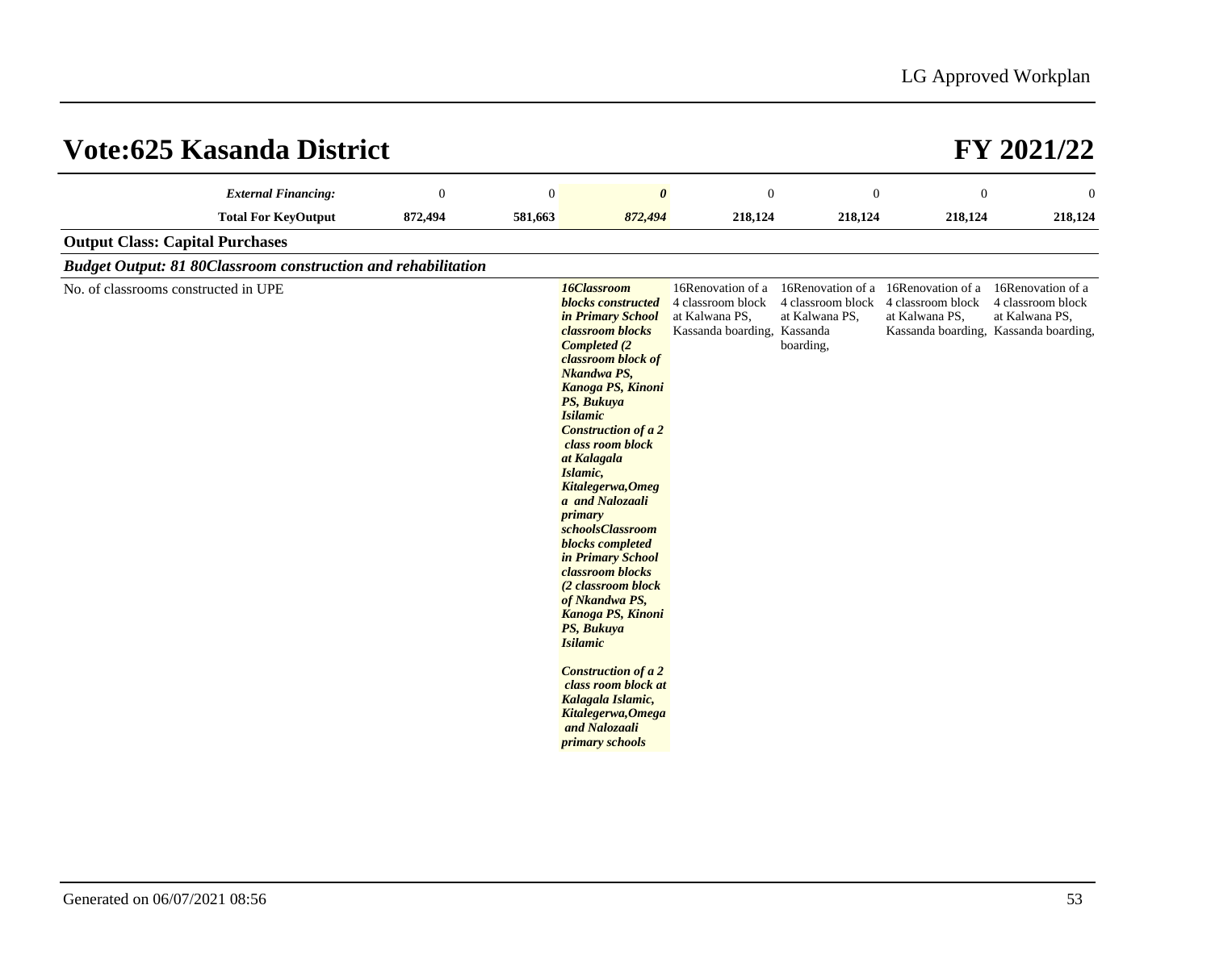# Vote:625 Kasanda District

# FY 2021/22

| | | | | | | | |
|---|---|---|---|---|---|---|---|
| ***External Financing:*** | 0 | 0 | ***0*** | 0 | 0 | 0 | 0 |
| **Total For KeyOutput** | **872,494** | **581,663** | ***872,494*** | **218,124** | **218,124** | **218,124** | **218,124** |

**Output Class: Capital Purchases**

***Budget Output: 81 80Classroom construction and rehabilitation***

| | | | | | | | |
|---|---|---|---|---|---|---|---|
| No. of classrooms constructed in UPE | | | ***16Classroom blocks constructed in Primary School classroom blocks Completed (2 classroom block of Nkandwa PS, Kanoga PS, Kinoni PS, Bukuya Isilamic Construction of a 2 class room block at Kalagala Islamic, Kitalegerwa,Omega and Nalozaali primary schoolsClassroom blocks completed in Primary School classroom blocks (2 classroom block of Nkandwa PS, Kanoga PS, Kinoni PS, Bukuya Isilamic<br><br>Construction of a 2 class room block at Kalagala Islamic, Kitalegerwa,Omega and Nalozaali primary schools*** | 16Renovation of a 4 classroom block at Kalwana PS, Kassanda boarding, | 16Renovation of a 4 classroom block at Kalwana PS, Kassanda boarding, | 16Renovation of a 4 classroom block at Kalwana PS, Kassanda boarding, | 16Renovation of a 4 classroom block at Kalwana PS, Kassanda boarding, |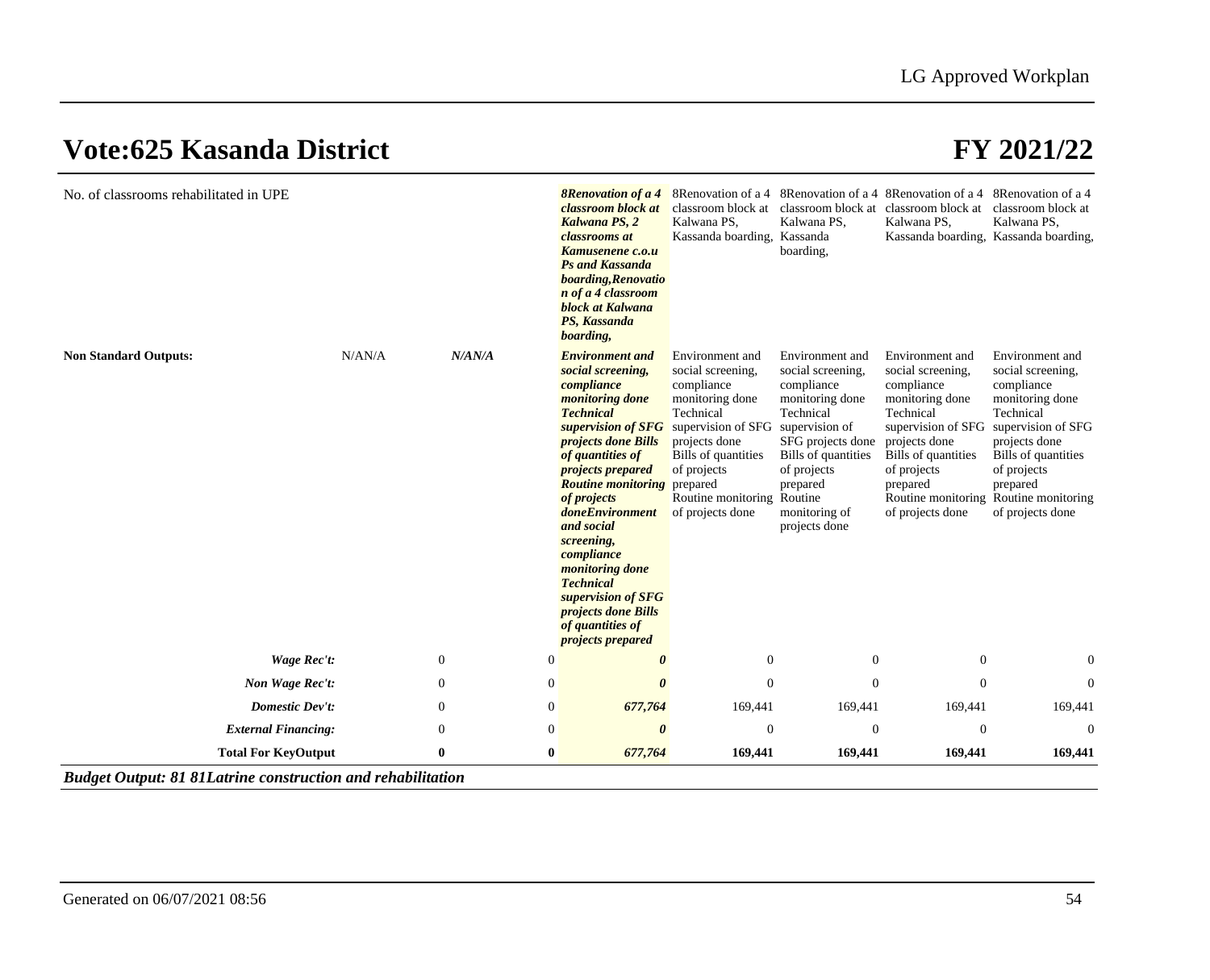# Vote:625 Kasanda District

# FY 2021/22

| | | | | | | | |
|---|---|---|---|---|---|---|---|
| No. of classrooms rehabilitated in UPE | | | ***8Renovation of a 4 classroom block at Kalwana PS, 2 classrooms at Kamusenene c.o.u Ps and Kassanda boarding,Renovation of a 4 classroom block at Kalwana PS, Kassanda boarding,*** | 8Renovation of a 4 classroom block at Kalwana PS, Kassanda boarding, | 8Renovation of a 4 classroom block at Kalwana PS, Kassanda boarding, | 8Renovation of a 4 classroom block at Kalwana PS, Kassanda boarding, | 8Renovation of a 4 classroom block at Kalwana PS, Kassanda boarding, |
| **Non Standard Outputs:** | N/AN/A | *N/AN/A* | ***Environment and social screening, compliance monitoring done Technical supervision of SFG projects done Bills of quantities of projects prepared Routine monitoring of projects doneEnvironment and social screening, compliance monitoring done Technical supervision of SFG projects done Bills of quantities of projects prepared*** | Environment and social screening, compliance monitoring done Technical supervision of SFG projects done Bills of quantities of projects prepared Routine monitoring of projects done | Environment and social screening, compliance monitoring done Technical supervision of SFG projects done Bills of quantities of projects prepared Routine monitoring of projects done | Environment and social screening, compliance monitoring done Technical supervision of SFG projects done Bills of quantities of projects prepared Routine monitoring of projects done | Environment and social screening, compliance monitoring done Technical supervision of SFG projects done Bills of quantities of projects prepared Routine monitoring of projects done |
| ***Wage Rec't:*** | 0 | 0 | ***0*** | 0 | 0 | 0 | 0 |
| ***Non Wage Rec't:*** | 0 | 0 | ***0*** | 0 | 0 | 0 | 0 |
| ***Domestic Dev't:*** | 0 | 0 | ***677,764*** | 169,441 | 169,441 | 169,441 | 169,441 |
| ***External Financing:*** | 0 | 0 | ***0*** | 0 | 0 | 0 | 0 |
| **Total For KeyOutput** | **0** | **0** | ***677,764*** | **169,441** | **169,441** | **169,441** | **169,441** |

***Budget Output: 81 81Latrine construction and rehabilitation***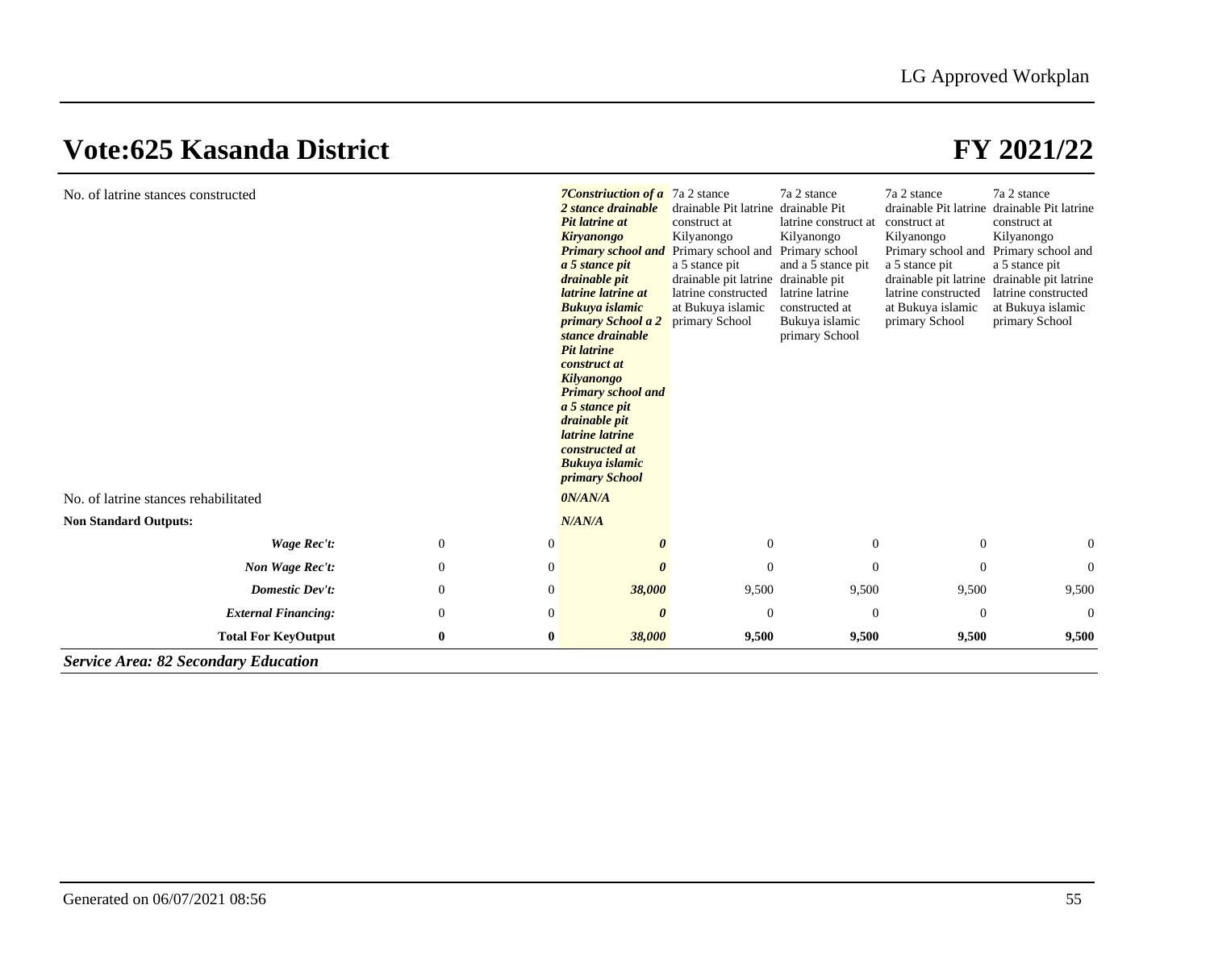# Vote:625 Kasanda District

# FY 2021/22

| | | | | | | | |
|---|---|---|---|---|---|---|---|
| No. of latrine stances constructed | | | ***7Constriuction of a 2 stance drainable Pit latrine at Kiryanongo Primary school and a 5 stance pit drainable pit latrine latrine at Bukuya islamic primary School a 2 stance drainable Pit latrine construct at Kilyanongo Primary school and a 5 stance pit drainable pit latrine latrine constructed at Bukuya islamic primary School*** | 7a 2 stance drainable Pit latrine construct at Kilyanongo Primary school and a 5 stance pit drainable pit latrine latrine constructed at Bukuya islamic primary School | 7a 2 stance drainable Pit latrine construct at Kilyanongo Primary school and a 5 stance pit drainable pit latrine latrine constructed at Bukuya islamic primary School | 7a 2 stance drainable Pit latrine construct at Kilyanongo Primary school and a 5 stance pit drainable pit latrine latrine constructed at Bukuya islamic primary School | 7a 2 stance drainable Pit latrine construct at Kilyanongo Primary school and a 5 stance pit drainable pit latrine latrine constructed at Bukuya islamic primary School |
| No. of latrine stances rehabilitated | | | ***0N/AN/A*** | | | | |
| **Non Standard Outputs:** | | | ***N/AN/A*** | | | | |
| ***Wage Rec't:*** | 0 | 0 | ***0*** | 0 | 0 | 0 | 0 |
| ***Non Wage Rec't:*** | 0 | 0 | ***0*** | 0 | 0 | 0 | 0 |
| ***Domestic Dev't:*** | 0 | 0 | ***38,000*** | 9,500 | 9,500 | 9,500 | 9,500 |
| ***External Financing:*** | 0 | 0 | ***0*** | 0 | 0 | 0 | 0 |
| **Total For KeyOutput** | **0** | **0** | ***38,000*** | **9,500** | **9,500** | **9,500** | **9,500** |

***Service Area: 82 Secondary Education***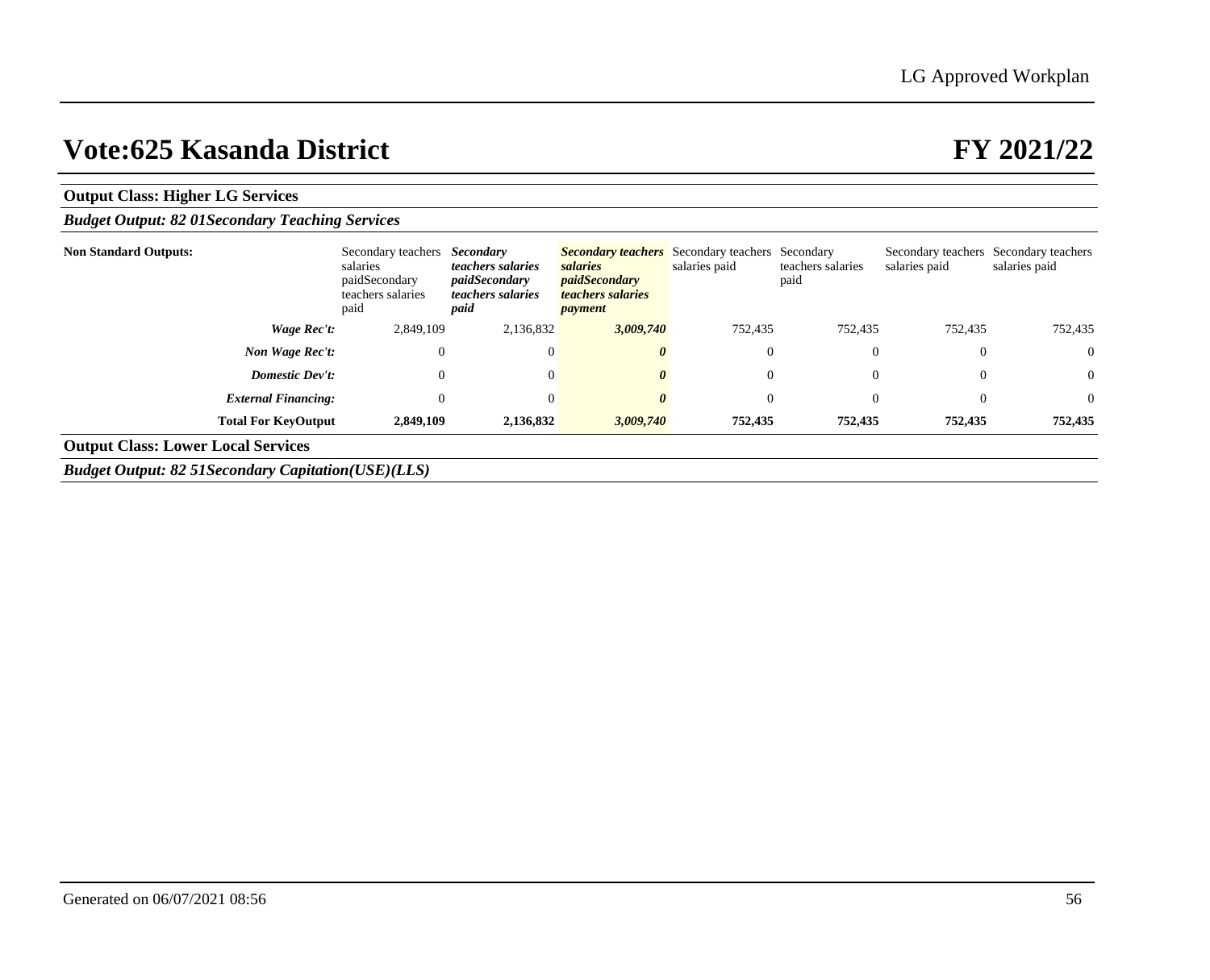# Vote:625 Kasanda District

# FY 2021/22

**Output Class: Higher LG Services**

***Budget Output: 82 01Secondary Teaching Services***

| **Non Standard Outputs:** | Secondary teachers salaries paidSecondary teachers salaries paid | ***Secondary teachers salaries paidSecondary teachers salaries paid*** | ***Secondary teachers salaries paidSecondary teachers salaries payment*** | Secondary teachers salaries paid | Secondary teachers salaries paid | Secondary teachers salaries paid | Secondary teachers salaries paid |
|---|---|---|---|---|---|---|---|
| ***Wage Rec't:*** | 2,849,109 | 2,136,832 | ***3,009,740*** | 752,435 | 752,435 | 752,435 | 752,435 |
| ***Non Wage Rec't:*** | 0 | 0 | ***0*** | 0 | 0 | 0 | 0 |
| ***Domestic Dev't:*** | 0 | 0 | ***0*** | 0 | 0 | 0 | 0 |
| ***External Financing:*** | 0 | 0 | ***0*** | 0 | 0 | 0 | 0 |
| **Total For KeyOutput** | **2,849,109** | **2,136,832** | ***3,009,740*** | **752,435** | **752,435** | **752,435** | **752,435** |

**Output Class: Lower Local Services**

***Budget Output: 82 51Secondary Capitation(USE)(LLS)***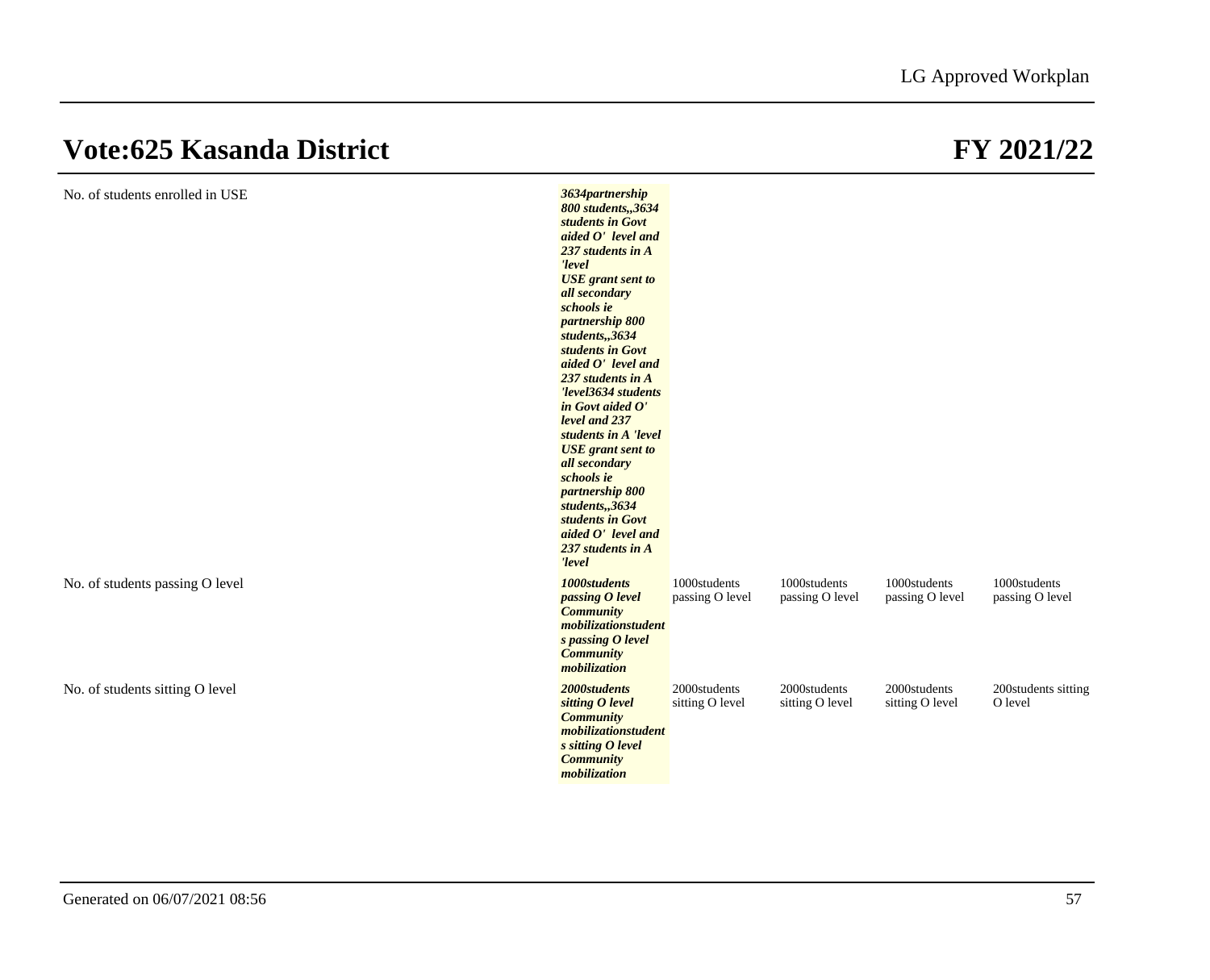# Vote:625 Kasanda District

# FY 2021/22

| | | | | | |
|---|---|---|---|---|---|
| No. of students enrolled in USE | ***3634partnership 800 students,,3634 students in Govt aided O' level and 237 students in A 'level USE grant sent to all secondary schools ie partnership 800 students,,3634 students in Govt aided O' level and 237 students in A 'level3634 students in Govt aided O' level and 237 students in A 'level USE grant sent to all secondary schools ie partnership 800 students,,3634 students in Govt aided O' level and 237 students in A 'level*** | | | | |
| No. of students passing O level | ***1000students passing O level Community mobilizationstudents passing O level Community mobilization*** | 1000students passing O level | 1000students passing O level | 1000students passing O level | 1000students passing O level |
| No. of students sitting O level | ***2000students sitting O level Community mobilizationstudents sitting O level Community mobilization*** | 2000students sitting O level | 2000students sitting O level | 2000students sitting O level | 200students sitting O level |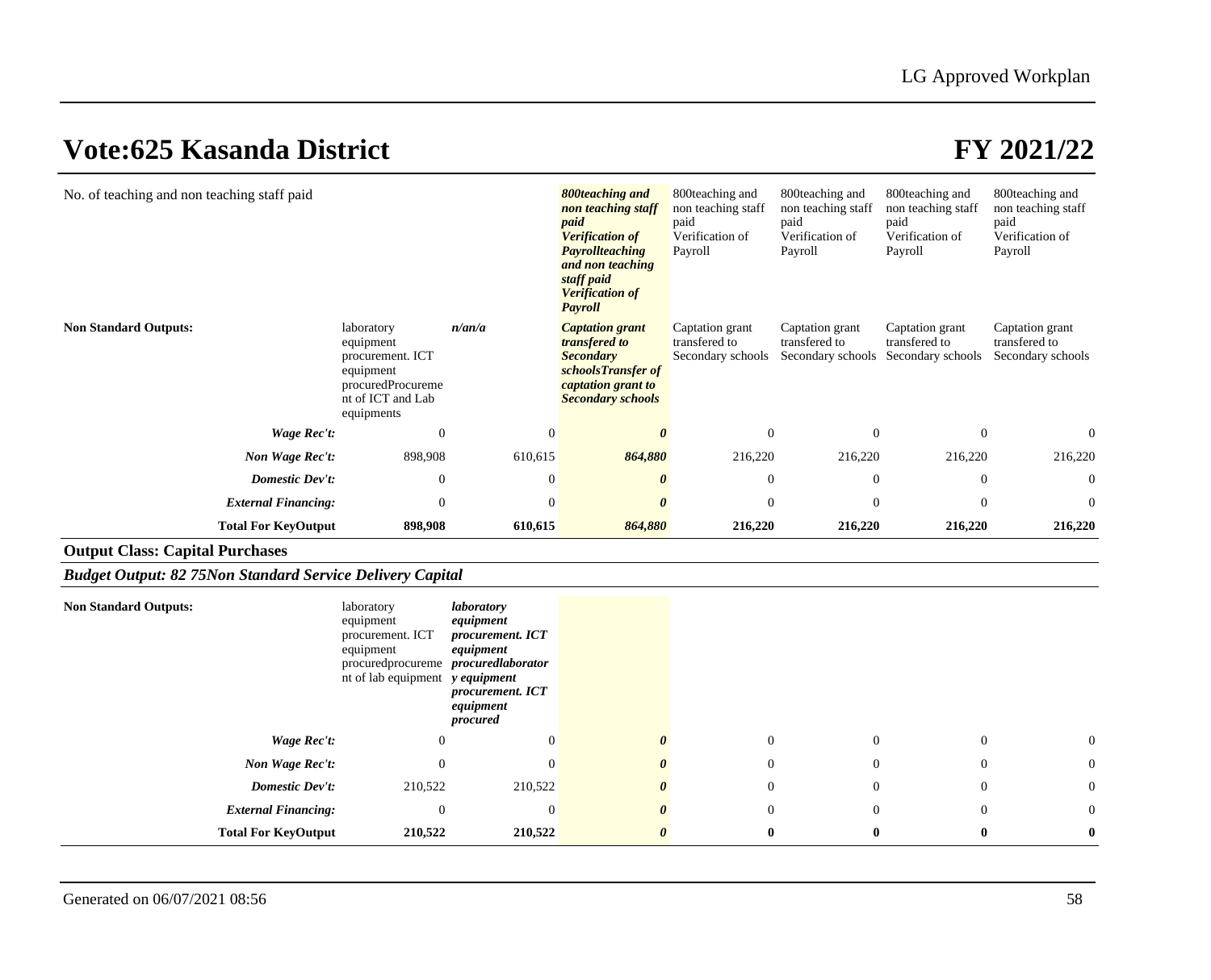## Vote:625 Kasanda District

## FY 2021/22

| | | | | | | | |
|---|---|---|---|---|---|---|---|
| No. of teaching and non teaching staff paid | | | ***800teaching and non teaching staff paid Verification of Payrollteaching and non teaching staff paid Verification of Payroll*** | 800teaching and non teaching staff paid Verification of Payroll | 800teaching and non teaching staff paid Verification of Payroll | 800teaching and non teaching staff paid Verification of Payroll | 800teaching and non teaching staff paid Verification of Payroll |
| **Non Standard Outputs:** | laboratory equipment procurement. ICT equipment procuredProcurement of ICT and Lab equipments | ***n/an/a*** | ***Captation grant transfered to Secondary schoolsTransfer of captation grant to Secondary schools*** | Captation grant transfered to Secondary schools | Captation grant transfered to Secondary schools | Captation grant transfered to Secondary schools | Captation grant transfered to Secondary schools |
| ***Wage Rec't:*** | 0 | 0 | ***0*** | 0 | 0 | 0 | 0 |
| ***Non Wage Rec't:*** | 898,908 | 610,615 | ***864,880*** | 216,220 | 216,220 | 216,220 | 216,220 |
| ***Domestic Dev't:*** | 0 | 0 | ***0*** | 0 | 0 | 0 | 0 |
| ***External Financing:*** | 0 | 0 | ***0*** | 0 | 0 | 0 | 0 |
| **Total For KeyOutput** | **898,908** | **610,615** | ***864,880*** | **216,220** | **216,220** | **216,220** | **216,220** |

**Output Class: Capital Purchases**

***Budget Output: 82 75Non Standard Service Delivery Capital***

| | | | | | | | |
|---|---|---|---|---|---|---|---|
| **Non Standard Outputs:** | laboratory equipment procurement. ICT equipment procuredprocurement of lab equipment | ***laboratory equipment procurement. ICT equipment procuredlaboratory equipment procurement. ICT equipment procured*** | | | | | |
| ***Wage Rec't:*** | 0 | 0 | ***0*** | 0 | 0 | 0 | 0 |
| ***Non Wage Rec't:*** | 0 | 0 | ***0*** | 0 | 0 | 0 | 0 |
| ***Domestic Dev't:*** | 210,522 | 210,522 | ***0*** | 0 | 0 | 0 | 0 |
| ***External Financing:*** | 0 | 0 | ***0*** | 0 | 0 | 0 | 0 |
| **Total For KeyOutput** | **210,522** | **210,522** | ***0*** | **0** | **0** | **0** | **0** |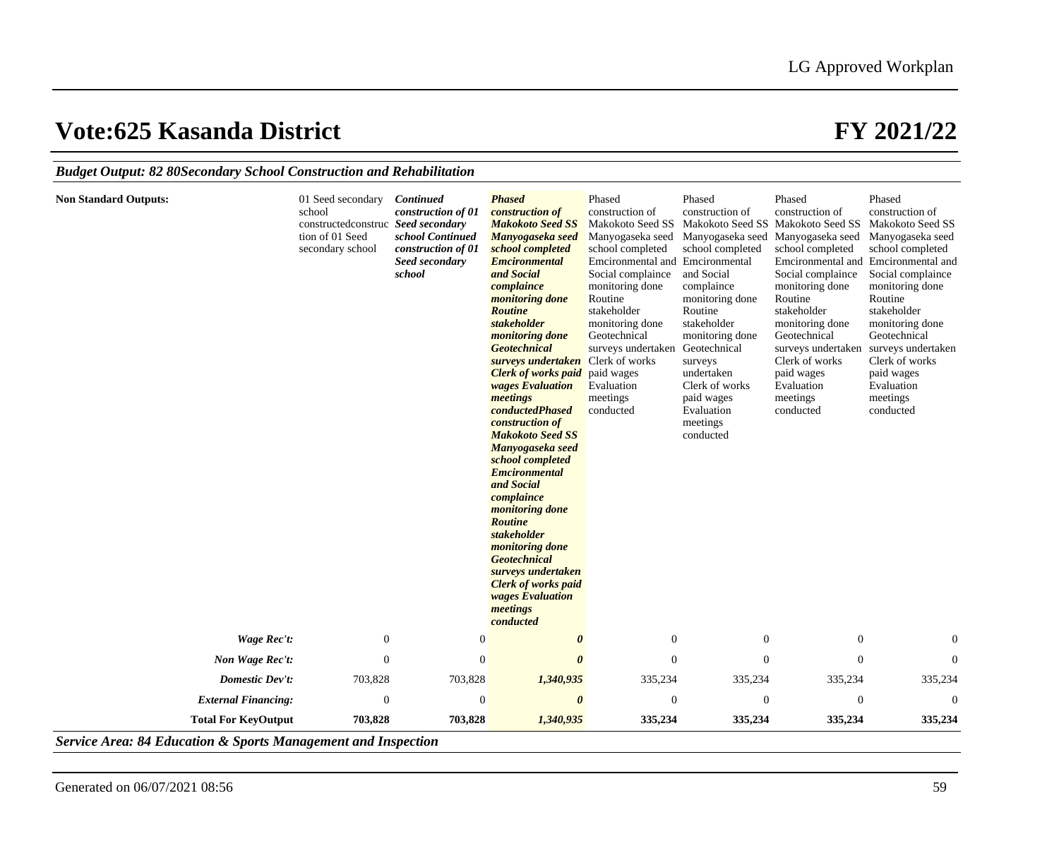# Vote:625 Kasanda District

# FY 2021/22

***Budget Output: 82 80Secondary School Construction and Rehabilitation***

| | | | | | | | |
|---|---|---|---|---|---|---|---|
| **Non Standard Outputs:** | 01 Seed secondary school constructedconstruction of 01 Seed secondary school | ***Continued construction of 01 Seed secondary school Continued construction of 01 Seed secondary school*** | ***Phased construction of Makokoto Seed SS Manyogaseka seed school completed Emcironmental and Social complaince monitoring done Routine stakeholder monitoring done Geotechnical surveys undertaken Clerk of works paid wages Evaluation meetings conductedPhased construction of Makokoto Seed SS Manyogaseka seed school completed Emcironmental and Social complaince monitoring done Routine stakeholder monitoring done Geotechnical surveys undertaken Clerk of works paid wages Evaluation meetings conducted*** | Phased construction of Makokoto Seed SS Manyogaseka seed school completed Emcironmental and Social complaince monitoring done Routine stakeholder monitoring done Geotechnical surveys undertaken Clerk of works paid wages Evaluation meetings conducted | Phased construction of Makokoto Seed SS Manyogaseka seed school completed Emcironmental and Social complaince monitoring done Routine stakeholder monitoring done Geotechnical surveys undertaken Clerk of works paid wages Evaluation meetings conducted | Phased construction of Makokoto Seed SS Manyogaseka seed school completed Emcironmental and Social complaince monitoring done Routine stakeholder monitoring done Geotechnical surveys undertaken Clerk of works paid wages Evaluation meetings conducted | Phased construction of Makokoto Seed SS Manyogaseka seed school completed Emcironmental and Social complaince monitoring done Routine stakeholder monitoring done Geotechnical surveys undertaken Clerk of works paid wages Evaluation meetings conducted |
| ***Wage Rec't:*** | 0 | 0 | ***0*** | 0 | 0 | 0 | 0 |
| ***Non Wage Rec't:*** | 0 | 0 | ***0*** | 0 | 0 | 0 | 0 |
| ***Domestic Dev't:*** | 703,828 | 703,828 | ***1,340,935*** | 335,234 | 335,234 | 335,234 | 335,234 |
| ***External Financing:*** | 0 | 0 | ***0*** | 0 | 0 | 0 | 0 |
| **Total For KeyOutput** | **703,828** | **703,828** | ***1,340,935*** | **335,234** | **335,234** | **335,234** | **335,234** |

***Service Area: 84 Education & Sports Management and Inspection***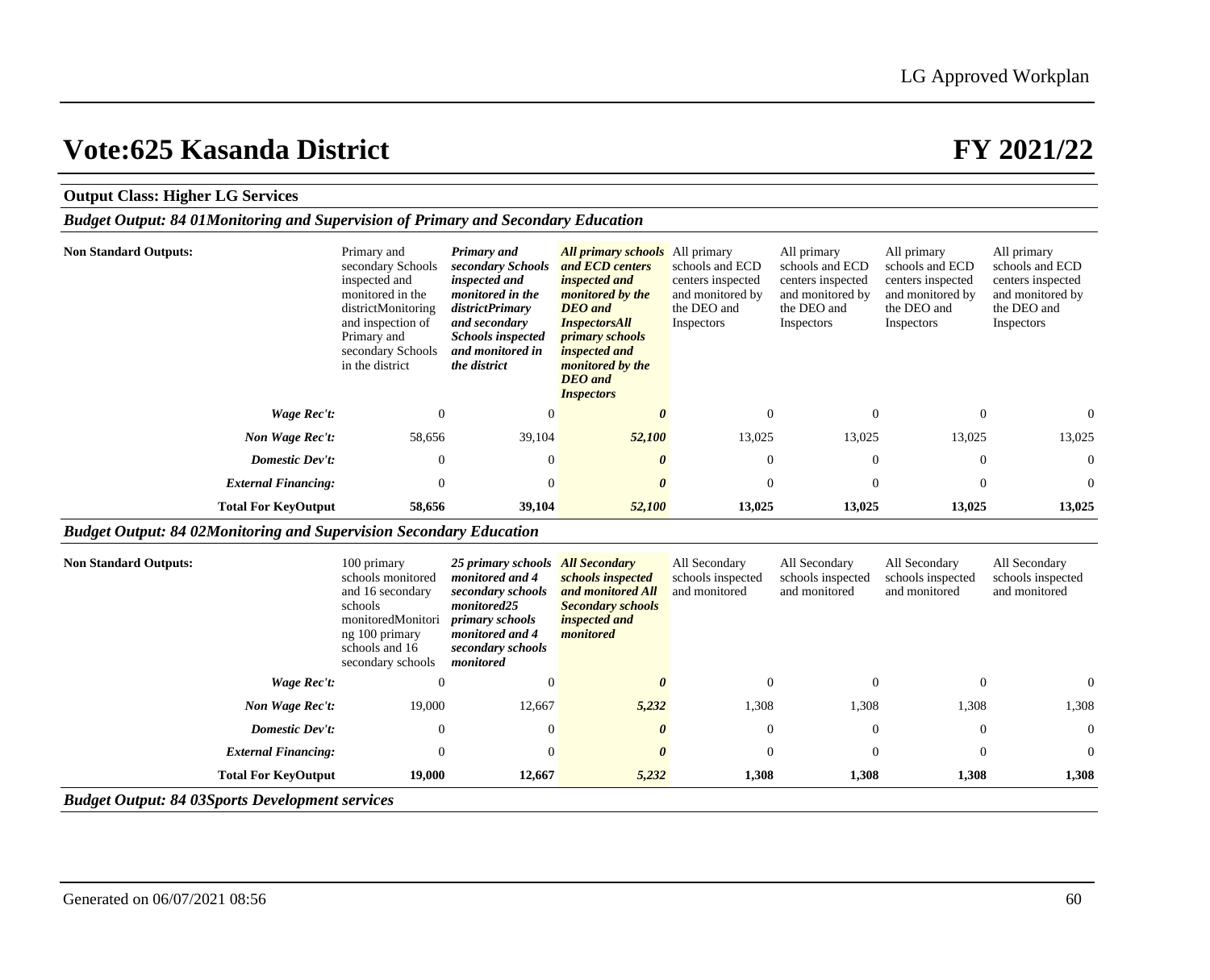# Vote:625 Kasanda District FY 2021/22

**Output Class: Higher LG Services**

***Budget Output: 84 01Monitoring and Supervision of Primary and Secondary Education***

| | | | | | | | |
|---|---|---|---|---|---|---|---|
| **Non Standard Outputs:** | Primary and secondary Schools inspected and monitored in the districtMonitoring and inspection of Primary and secondary Schools in the district | ***Primary and secondary Schools inspected and monitored in the districtPrimary and secondary Schools inspected and monitored in the district*** | ***All primary schools and ECD centers inspected and monitored by the DEO and InspectorsAll primary schools inspected and monitored by the DEO and Inspectors*** | All primary schools and ECD centers inspected and monitored by the DEO and Inspectors | All primary schools and ECD centers inspected and monitored by the DEO and Inspectors | All primary schools and ECD centers inspected and monitored by the DEO and Inspectors | All primary schools and ECD centers inspected and monitored by the DEO and Inspectors |
| ***Wage Rec't:*** | 0 | 0 | ***0*** | 0 | 0 | 0 | 0 |
| ***Non Wage Rec't:*** | 58,656 | 39,104 | ***52,100*** | 13,025 | 13,025 | 13,025 | 13,025 |
| ***Domestic Dev't:*** | 0 | 0 | ***0*** | 0 | 0 | 0 | 0 |
| ***External Financing:*** | 0 | 0 | ***0*** | 0 | 0 | 0 | 0 |
| **Total For KeyOutput** | **58,656** | **39,104** | ***52,100*** | **13,025** | **13,025** | **13,025** | **13,025** |

***Budget Output: 84 02Monitoring and Supervision Secondary Education***

| | | | | | | | |
|---|---|---|---|---|---|---|---|
| **Non Standard Outputs:** | 100 primary schools monitored and 16 secondary schools monitoredMonitoring 100 primary schools and 16 secondary schools | ***25 primary schools monitored and 4 secondary schools monitored25 primary schools monitored and 4 secondary schools monitored*** | ***All Secondary schools inspected and monitored All Secondary schools inspected and monitored*** | All Secondary schools inspected and monitored | All Secondary schools inspected and monitored | All Secondary schools inspected and monitored | All Secondary schools inspected and monitored |
| ***Wage Rec't:*** | 0 | 0 | ***0*** | 0 | 0 | 0 | 0 |
| ***Non Wage Rec't:*** | 19,000 | 12,667 | ***5,232*** | 1,308 | 1,308 | 1,308 | 1,308 |
| ***Domestic Dev't:*** | 0 | 0 | ***0*** | 0 | 0 | 0 | 0 |
| ***External Financing:*** | 0 | 0 | ***0*** | 0 | 0 | 0 | 0 |
| **Total For KeyOutput** | **19,000** | **12,667** | ***5,232*** | **1,308** | **1,308** | **1,308** | **1,308** |

***Budget Output: 84 03Sports Development services***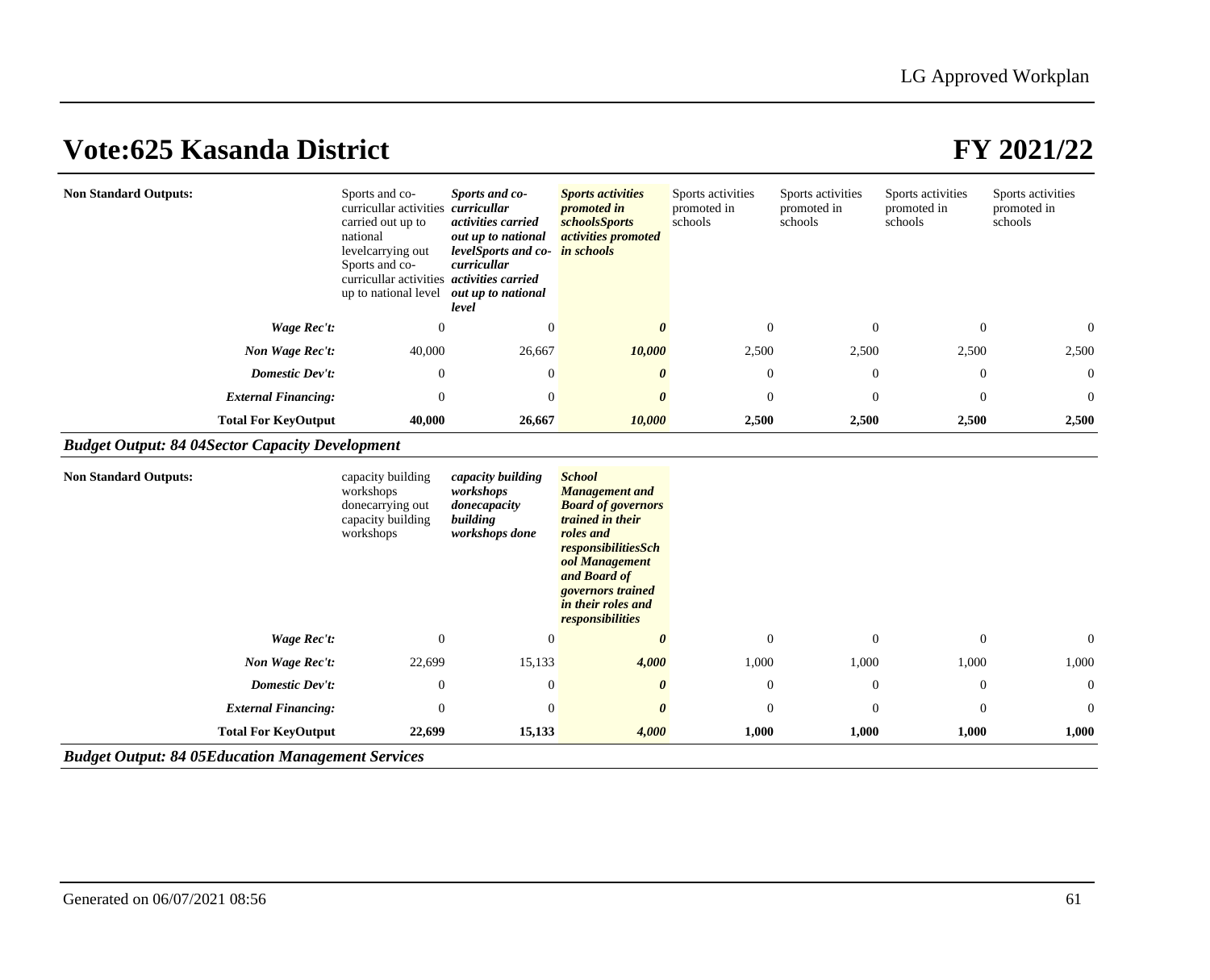# Vote:625 Kasanda District

# FY 2021/22

| | | | | | | | |
|---|---|---|---|---|---|---|---|
| **Non Standard Outputs:** | Sports and co-curricullar activities carried out up to national levelcarrying out Sports and co-curricullar activities up to national level | ***Sports and co-curricullar activities carried out up to national levelSports and co-curricullar activities carried out up to national level*** | ***Sports activities promoted in schoolsSports activities promoted in schools*** | Sports activities promoted in schools | Sports activities promoted in schools | Sports activities promoted in schools | Sports activities promoted in schools |
| ***Wage Rec't:*** | 0 | 0 | ***0*** | 0 | 0 | 0 | 0 |
| ***Non Wage Rec't:*** | 40,000 | 26,667 | ***10,000*** | 2,500 | 2,500 | 2,500 | 2,500 |
| ***Domestic Dev't:*** | 0 | 0 | ***0*** | 0 | 0 | 0 | 0 |
| ***External Financing:*** | 0 | 0 | ***0*** | 0 | 0 | 0 | 0 |
| **Total For KeyOutput** | **40,000** | **26,667** | ***10,000*** | **2,500** | **2,500** | **2,500** | **2,500** |

***Budget Output: 84 04Sector Capacity Development***

| | | | | | | | |
|---|---|---|---|---|---|---|---|
| **Non Standard Outputs:** | capacity building workshops donecarrying out capacity building workshops | ***capacity building workshops donecapacity building workshops done*** | ***School Management and Board of governors trained in their roles and responsibilitiesSchool Management and Board of governors trained in their roles and responsibilities*** | | | | |
| ***Wage Rec't:*** | 0 | 0 | ***0*** | 0 | 0 | 0 | 0 |
| ***Non Wage Rec't:*** | 22,699 | 15,133 | ***4,000*** | 1,000 | 1,000 | 1,000 | 1,000 |
| ***Domestic Dev't:*** | 0 | 0 | ***0*** | 0 | 0 | 0 | 0 |
| ***External Financing:*** | 0 | 0 | ***0*** | 0 | 0 | 0 | 0 |
| **Total For KeyOutput** | **22,699** | **15,133** | ***4,000*** | **1,000** | **1,000** | **1,000** | **1,000** |

***Budget Output: 84 05Education Management Services***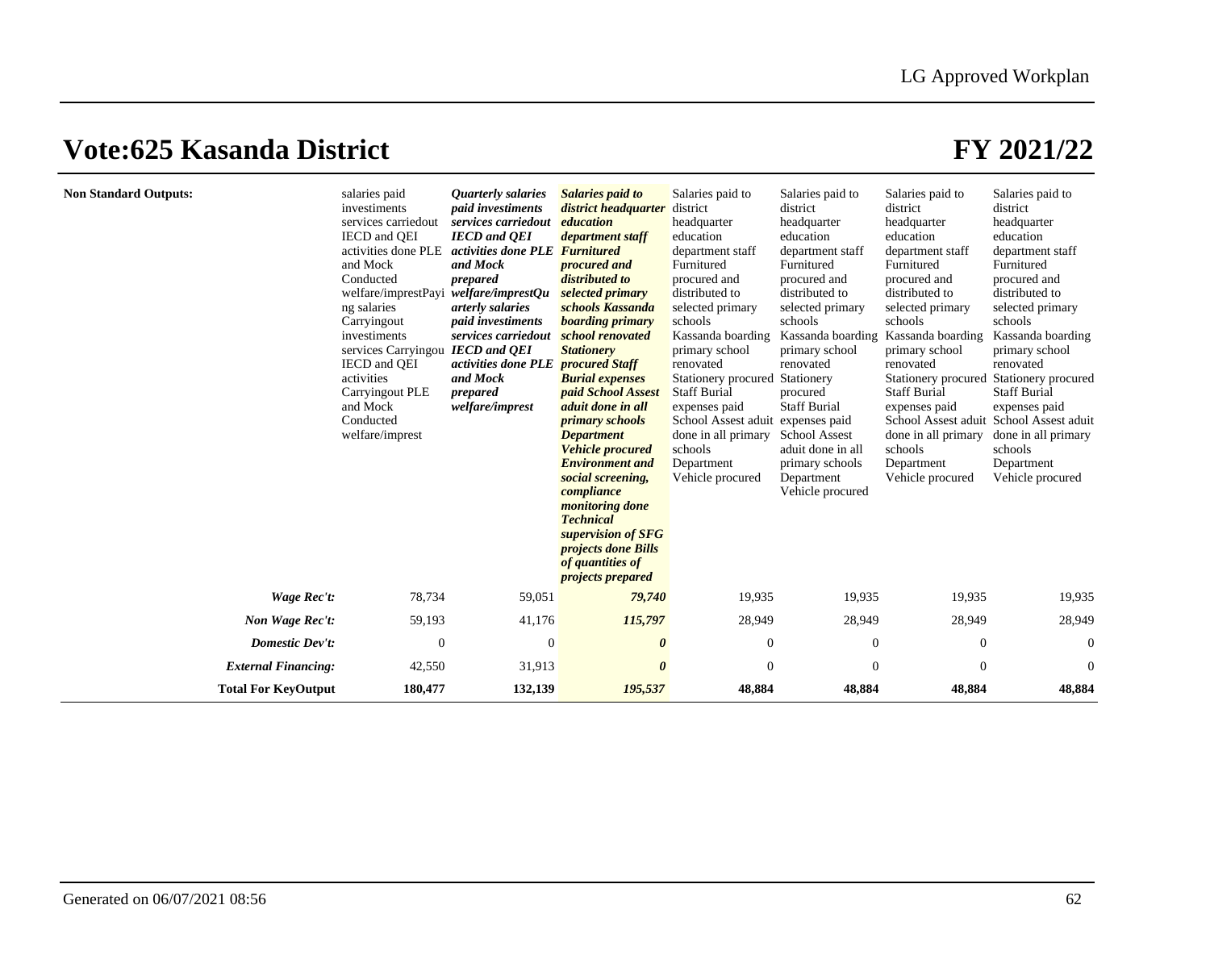# Vote:625 Kasanda District

# FY 2021/22

| Non Standard Outputs: | salaries paid investiments services carriedout IECD and QEI activities done PLE and Mock Conducted welfare/imprestPayi ng salaries Carryingout investiments services Carryingou IECD and QEI activities Carryingout PLE and Mock Conducted welfare/imprest | ***Quarterly salaries paid investiments services carriedout IECD and QEI activities done PLE and Mock prepared welfare/imprestQu arterly salaries paid investiments services carriedout IECD and QEI activities done PLE and Mock prepared welfare/imprest*** | ***Salaries paid to district headquarter education department staff Furnitured procured and distributed to selected primary schools Kassanda boarding primary school renovated Stationery procured Staff Burial expenses paid School Assest aduit done in all primary schools Department Vehicle procured Environment and social screening, compliance monitoring done Technical supervision of SFG projects done Bills of quantities of projects prepared*** | Salaries paid to district headquarter education department staff Furnitured procured and distributed to selected primary schools Kassanda boarding primary school renovated Stationery procured Staff Burial expenses paid School Assest aduit done in all primary schools Department Vehicle procured | Salaries paid to district headquarter education department staff Furnitured procured and distributed to selected primary schools Kassanda boarding primary school renovated Stationery procured Staff Burial expenses paid School Assest aduit done in all primary schools Department Vehicle procured | Salaries paid to district headquarter education department staff Furnitured procured and distributed to selected primary schools Kassanda boarding primary school renovated Stationery procured Staff Burial expenses paid School Assest aduit done in all primary schools Department Vehicle procured | Salaries paid to district headquarter education department staff Furnitured procured and distributed to selected primary schools Kassanda boarding primary school renovated Stationery procured Staff Burial expenses paid School Assest aduit done in all primary schools Department Vehicle procured |
|---|---|---|---|---|---|---|---|
| ***Wage Rec't:*** | 78,734 | 59,051 | ***79,740*** | 19,935 | 19,935 | 19,935 | 19,935 |
| ***Non Wage Rec't:*** | 59,193 | 41,176 | ***115,797*** | 28,949 | 28,949 | 28,949 | 28,949 |
| ***Domestic Dev't:*** | 0 | 0 | ***0*** | 0 | 0 | 0 | 0 |
| ***External Financing:*** | 42,550 | 31,913 | ***0*** | 0 | 0 | 0 | 0 |
| **Total For KeyOutput** | **180,477** | **132,139** | ***195,537*** | **48,884** | **48,884** | **48,884** | **48,884** |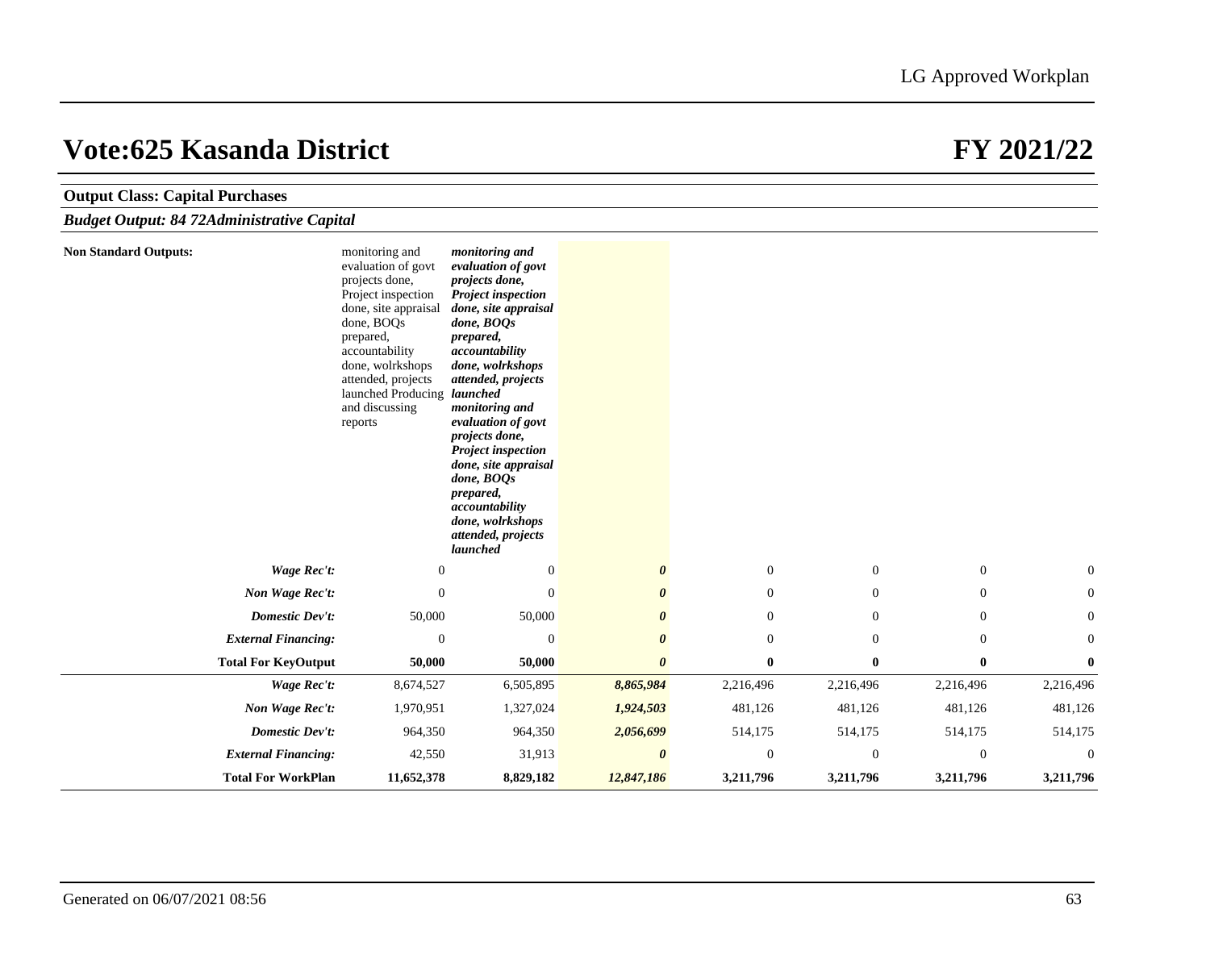# Vote:625 Kasanda District

# FY 2021/22

**Output Class: Capital Purchases**

***Budget Output: 84 72Administrative Capital***

| | | | | | | | |
|---|---|---|---|---|---|---|---|
| **Non Standard Outputs:** | monitoring and evaluation of govt projects done, Project inspection done, site appraisal done, BOQs prepared, accountability done, wolrkshops attended, projects launched Producing and discussing reports | ***monitoring and evaluation of govt projects done, Project inspection done, site appraisal done, BOQs prepared, accountability done, wolrkshops attended, projects launched monitoring and evaluation of govt projects done, Project inspection done, site appraisal done, BOQs prepared, accountability done, wolrkshops attended, projects launched*** | | | | | |
| ***Wage Rec't:*** | 0 | 0 | ***0*** | 0 | 0 | 0 | 0 |
| ***Non Wage Rec't:*** | 0 | 0 | ***0*** | 0 | 0 | 0 | 0 |
| ***Domestic Dev't:*** | 50,000 | 50,000 | ***0*** | 0 | 0 | 0 | 0 |
| ***External Financing:*** | 0 | 0 | ***0*** | 0 | 0 | 0 | 0 |
| **Total For KeyOutput** | **50,000** | **50,000** | ***0*** | **0** | **0** | **0** | **0** |
| ***Wage Rec't:*** | 8,674,527 | 6,505,895 | ***8,865,984*** | 2,216,496 | 2,216,496 | 2,216,496 | 2,216,496 |
| ***Non Wage Rec't:*** | 1,970,951 | 1,327,024 | ***1,924,503*** | 481,126 | 481,126 | 481,126 | 481,126 |
| ***Domestic Dev't:*** | 964,350 | 964,350 | ***2,056,699*** | 514,175 | 514,175 | 514,175 | 514,175 |
| ***External Financing:*** | 42,550 | 31,913 | ***0*** | 0 | 0 | 0 | 0 |
| **Total For WorkPlan** | **11,652,378** | **8,829,182** | ***12,847,186*** | **3,211,796** | **3,211,796** | **3,211,796** | **3,211,796** |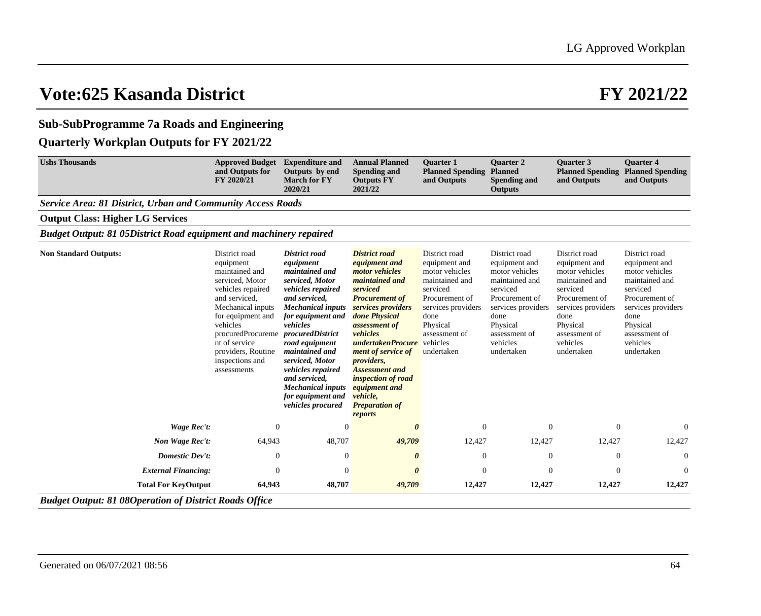# Vote:625 Kasanda District FY 2021/22

## Sub-SubProgramme 7a Roads and Engineering

## Quarterly Workplan Outputs for FY 2021/22

| Ushs Thousands | Approved Budget and Outputs for FY 2020/21 | Expenditure and Outputs by end March for FY 2020/21 | Annual Planned Spending and Outputs FY 2021/22 | Quarter 1 Planned Spending and Outputs | Quarter 2 Planned Spending and Outputs | Quarter 3 Planned Spending and Outputs | Quarter 4 Planned Spending and Outputs |
|---|---|---|---|---|---|---|---|
| ***Service Area: 81 District, Urban and Community Access Roads*** | | | | | | | |
| **Output Class: Higher LG Services** | | | | | | | |
| ***Budget Output: 81 05District Road equipment and machinery repaired*** | | | | | | | |
| **Non Standard Outputs:** | District road equipment maintained and serviced, Motor vehicles repaired and serviced, Mechanical inputs for equipment and vehicles procuredProcurement of service providers, Routine inspections and assessments | ***District road equipment maintained and serviced, Motor vehicles repaired and serviced, Mechanical inputs for equipment and vehicles procuredDistrict road equipment maintained and serviced, Motor vehicles repaired and serviced, Mechanical inputs for equipment and vehicles procured*** | ***District road equipment and motor vehicles maintained and serviced Procurement of services providers done Physical assessment of vehicles undertakenProcurement of service of providers, Assessment and inspection of road equipment and vehicle, Preparation of reports*** | District road equipment and motor vehicles maintained and serviced Procurement of services providers done Physical assessment of vehicles undertaken | District road equipment and motor vehicles maintained and serviced Procurement of services providers done Physical assessment of vehicles undertaken | District road equipment and motor vehicles maintained and serviced Procurement of services providers done Physical assessment of vehicles undertaken | District road equipment and motor vehicles maintained and serviced Procurement of services providers done Physical assessment of vehicles undertaken |
| ***Wage Rec't:*** | 0 | 0 | ***0*** | 0 | 0 | 0 | 0 |
| ***Non Wage Rec't:*** | 64,943 | 48,707 | ***49,709*** | 12,427 | 12,427 | 12,427 | 12,427 |
| ***Domestic Dev't:*** | 0 | 0 | ***0*** | 0 | 0 | 0 | 0 |
| ***External Financing:*** | 0 | 0 | ***0*** | 0 | 0 | 0 | 0 |
| **Total For KeyOutput** | **64,943** | **48,707** | ***49,709*** | **12,427** | **12,427** | **12,427** | **12,427** |
| ***Budget Output: 81 08Operation of District Roads Office*** | | | | | | | |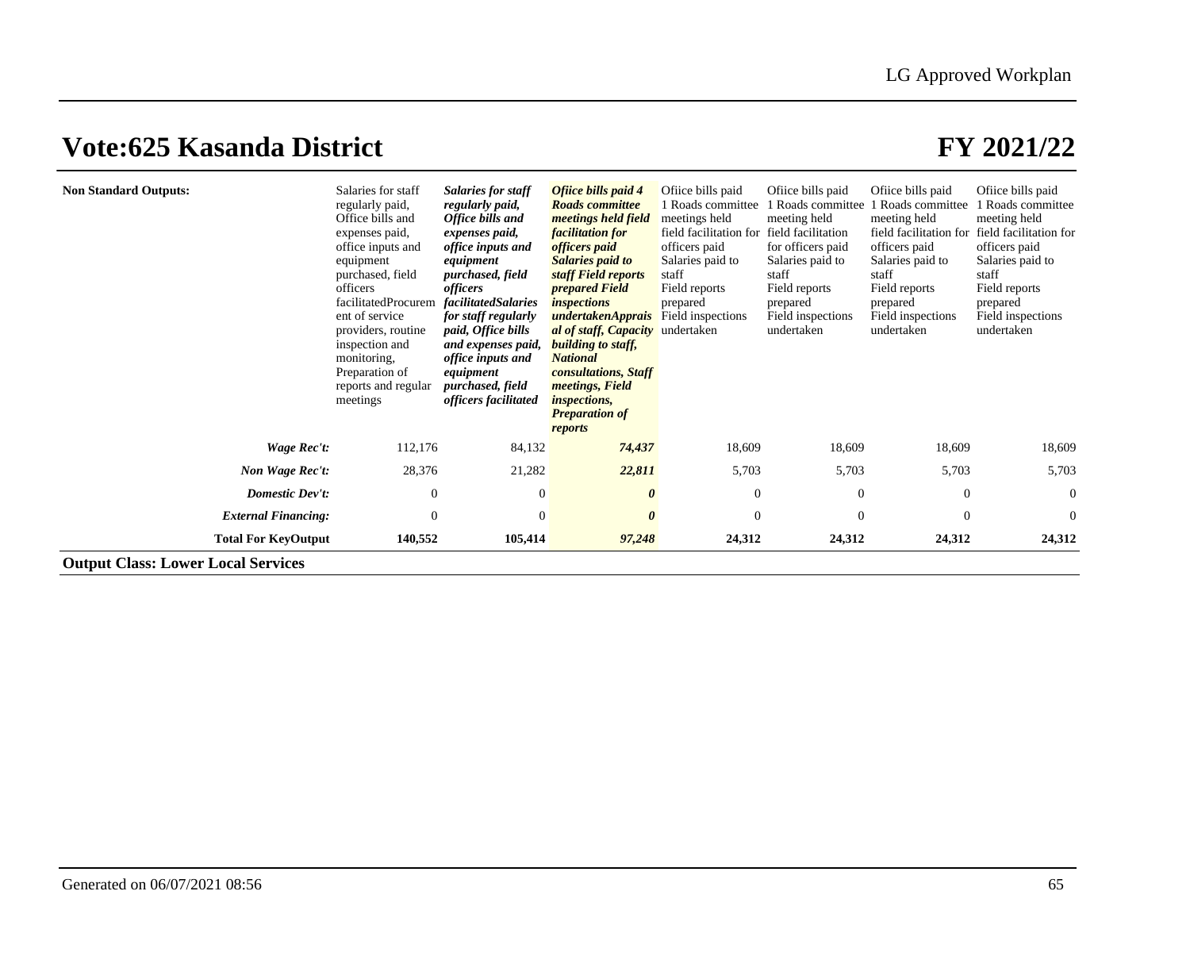# Vote:625 Kasanda District

# FY 2021/22

| | | | | | | | |
|---|---|---|---|---|---|---|---|
| **Non Standard Outputs:** | Salaries for staff regularly paid, Office bills and expenses paid, office inputs and equipment purchased, field officers facilitatedProcurement of service providers, routine inspection and monitoring, Preparation of reports and regular meetings | ***Salaries for staff regularly paid, Office bills and expenses paid, office inputs and equipment purchased, field officers facilitatedSalaries for staff regularly paid, Office bills and expenses paid, office inputs and equipment purchased, field officers facilitated*** | ***Ofiice bills paid 4 Roads committee meetings held field facilitation for officers paid Salaries paid to staff Field reports prepared Field inspections undertakenAppraisal of staff, Capacity building to staff, National consultations, Staff meetings, Field inspections, Preparation of reports*** | Ofiice bills paid 1 Roads committee meetings held field facilitation for officers paid Salaries paid to staff Field reports prepared Field inspections undertaken | Ofiice bills paid 1 Roads committee meeting held field facilitation for officers paid Salaries paid to staff Field reports prepared Field inspections undertaken | Ofiice bills paid 1 Roads committee meeting held field facilitation for officers paid Salaries paid to staff Field reports prepared Field inspections undertaken | Ofiice bills paid 1 Roads committee meeting held field facilitation for officers paid Salaries paid to staff Field reports prepared Field inspections undertaken |
| ***Wage Rec't:*** | 112,176 | 84,132 | ***74,437*** | 18,609 | 18,609 | 18,609 | 18,609 |
| ***Non Wage Rec't:*** | 28,376 | 21,282 | ***22,811*** | 5,703 | 5,703 | 5,703 | 5,703 |
| ***Domestic Dev't:*** | 0 | 0 | ***0*** | 0 | 0 | 0 | 0 |
| ***External Financing:*** | 0 | 0 | ***0*** | 0 | 0 | 0 | 0 |
| **Total For KeyOutput** | **140,552** | **105,414** | ***97,248*** | **24,312** | **24,312** | **24,312** | **24,312** |

**Output Class: Lower Local Services**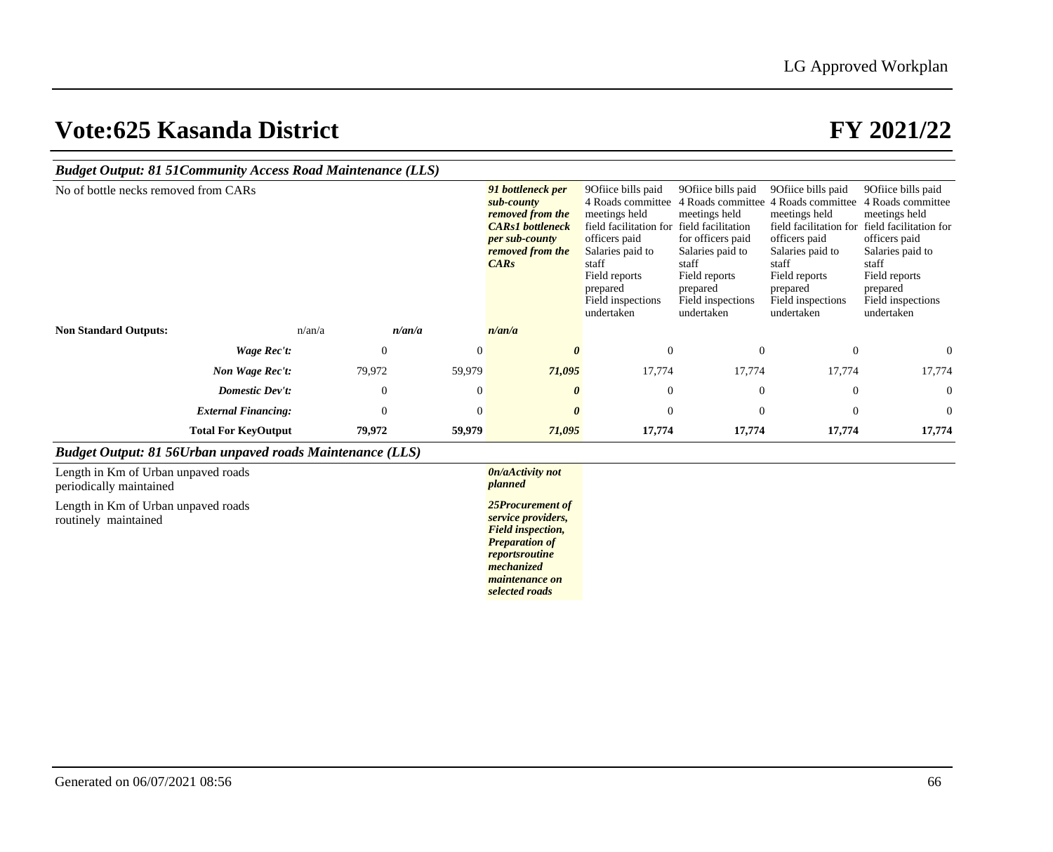# Vote:625 Kasanda District

# FY 2021/22

### *Budget Output: 81 51Community Access Road Maintenance (LLS)*

| | | | | | | | |
|---|---|---|---|---|---|---|---|
| No of bottle necks removed from CARs | | | ***91 bottleneck per sub-county removed from the CARs1 bottleneck per sub-county removed from the CARs*** | 9Ofiice bills paid 4 Roads committee meetings held field facilitation for officers paid Salaries paid to staff Field reports prepared Field inspections undertaken | 9Ofiice bills paid 4 Roads committee meetings held field facilitation for officers paid Salaries paid to staff Field reports prepared Field inspections undertaken | 9Ofiice bills paid 4 Roads committee meetings held field facilitation for officers paid Salaries paid to staff Field reports prepared Field inspections undertaken | 9Ofiice bills paid 4 Roads committee meetings held field facilitation for officers paid Salaries paid to staff Field reports prepared Field inspections undertaken |
| **Non Standard Outputs:** | n/an/a | ***n/an/a*** | ***n/an/a*** | | | | |
| ***Wage Rec't:*** | 0 | 0 | ***0*** | 0 | 0 | 0 | 0 |
| ***Non Wage Rec't:*** | 79,972 | 59,979 | ***71,095*** | 17,774 | 17,774 | 17,774 | 17,774 |
| ***Domestic Dev't:*** | 0 | 0 | ***0*** | 0 | 0 | 0 | 0 |
| ***External Financing:*** | 0 | 0 | ***0*** | 0 | 0 | 0 | 0 |
| **Total For KeyOutput** | **79,972** | **59,979** | ***71,095*** | **17,774** | **17,774** | **17,774** | **17,774** |

### *Budget Output: 81 56Urban unpaved roads Maintenance (LLS)*

| | | | | | | | |
|---|---|---|---|---|---|---|---|
| Length in Km of Urban unpaved roads periodically maintained | | | ***0n/aActivity not planned*** | | | | |
| Length in Km of Urban unpaved roads routinely maintained | | | ***25Procurement of service providers, Field inspection, Preparation of reportsroutine mechanized maintenance on selected roads*** | | | | |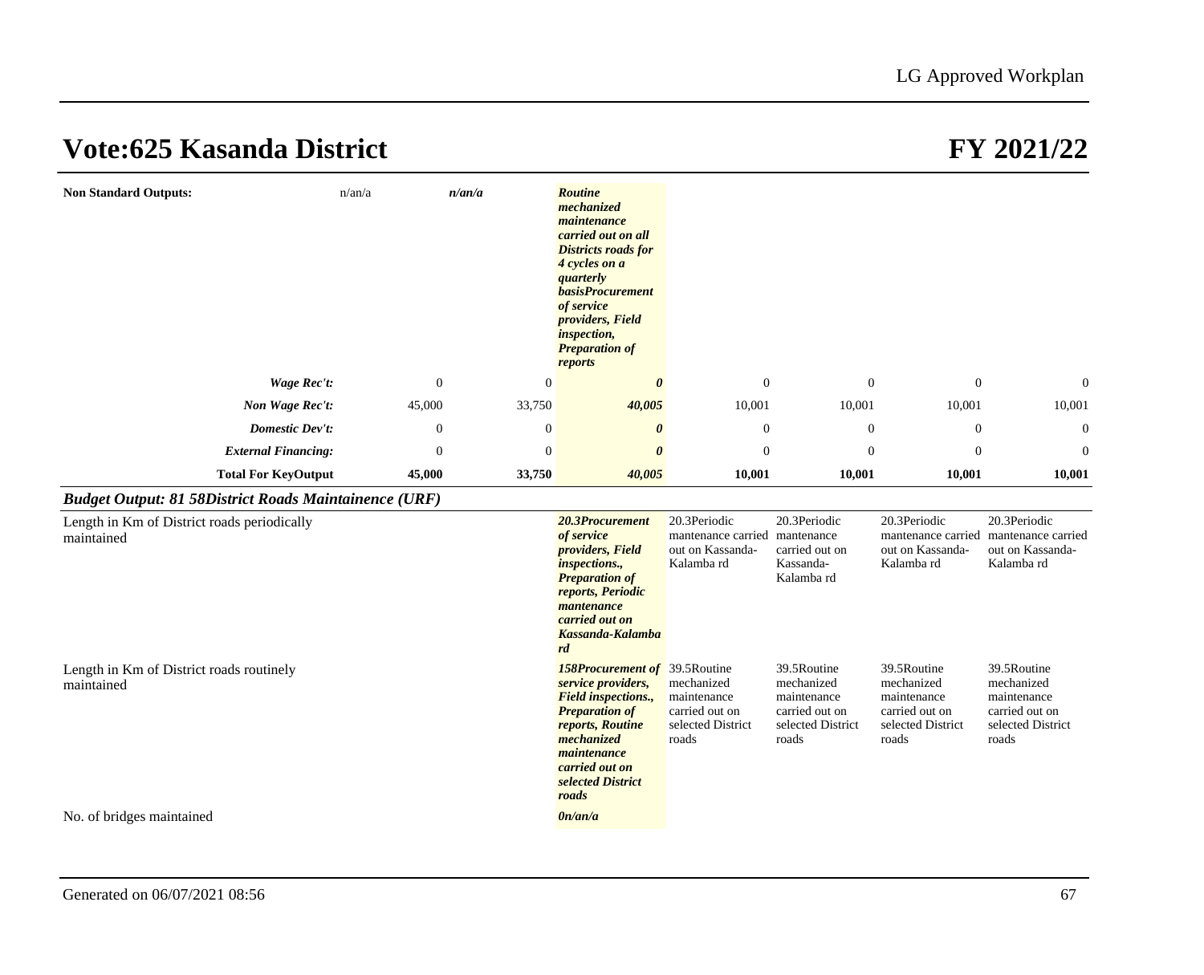# Vote:625 Kasanda District

# FY 2021/22

| | | | | | | | |
|---|---|---|---|---|---|---|---|
| **Non Standard Outputs:** | n/an/a | *n/an/a* | ***Routine mechanized maintenance carried out on all Districts roads for 4 cycles on a quarterly basisProcurement of service providers, Field inspection, Preparation of reports*** | | | | |
| ***Wage Rec't:*** | 0 | 0 | ***0*** | 0 | 0 | 0 | 0 |
| ***Non Wage Rec't:*** | 45,000 | 33,750 | ***40,005*** | 10,001 | 10,001 | 10,001 | 10,001 |
| ***Domestic Dev't:*** | 0 | 0 | ***0*** | 0 | 0 | 0 | 0 |
| ***External Financing:*** | 0 | 0 | ***0*** | 0 | 0 | 0 | 0 |
| **Total For KeyOutput** | **45,000** | **33,750** | ***40,005*** | **10,001** | **10,001** | **10,001** | **10,001** |

***Budget Output: 81 58District Roads Maintainence (URF)***

| | | | | | | | |
|---|---|---|---|---|---|---|---|
| Length in Km of District roads periodically maintained | | | ***20.3Procurement of service providers, Field inspections., Preparation of reports, Periodic mantenance carried out on Kassanda-Kalamba rd*** | 20.3Periodic mantenance carried out on Kassanda-Kalamba rd | 20.3Periodic mantenance carried out on Kassanda-Kalamba rd | 20.3Periodic mantenance carried out on Kassanda-Kalamba rd | 20.3Periodic mantenance carried out on Kassanda-Kalamba rd |
| Length in Km of District roads routinely maintained | | | ***158Procurement of service providers, Field inspections., Preparation of reports, Routine mechanized maintenance carried out on selected District roads*** | 39.5Routine mechanized maintenance carried out on selected District roads | 39.5Routine mechanized maintenance carried out on selected District roads | 39.5Routine mechanized maintenance carried out on selected District roads | 39.5Routine mechanized maintenance carried out on selected District roads |
| No. of bridges maintained | | | ***0n/an/a*** | | | | |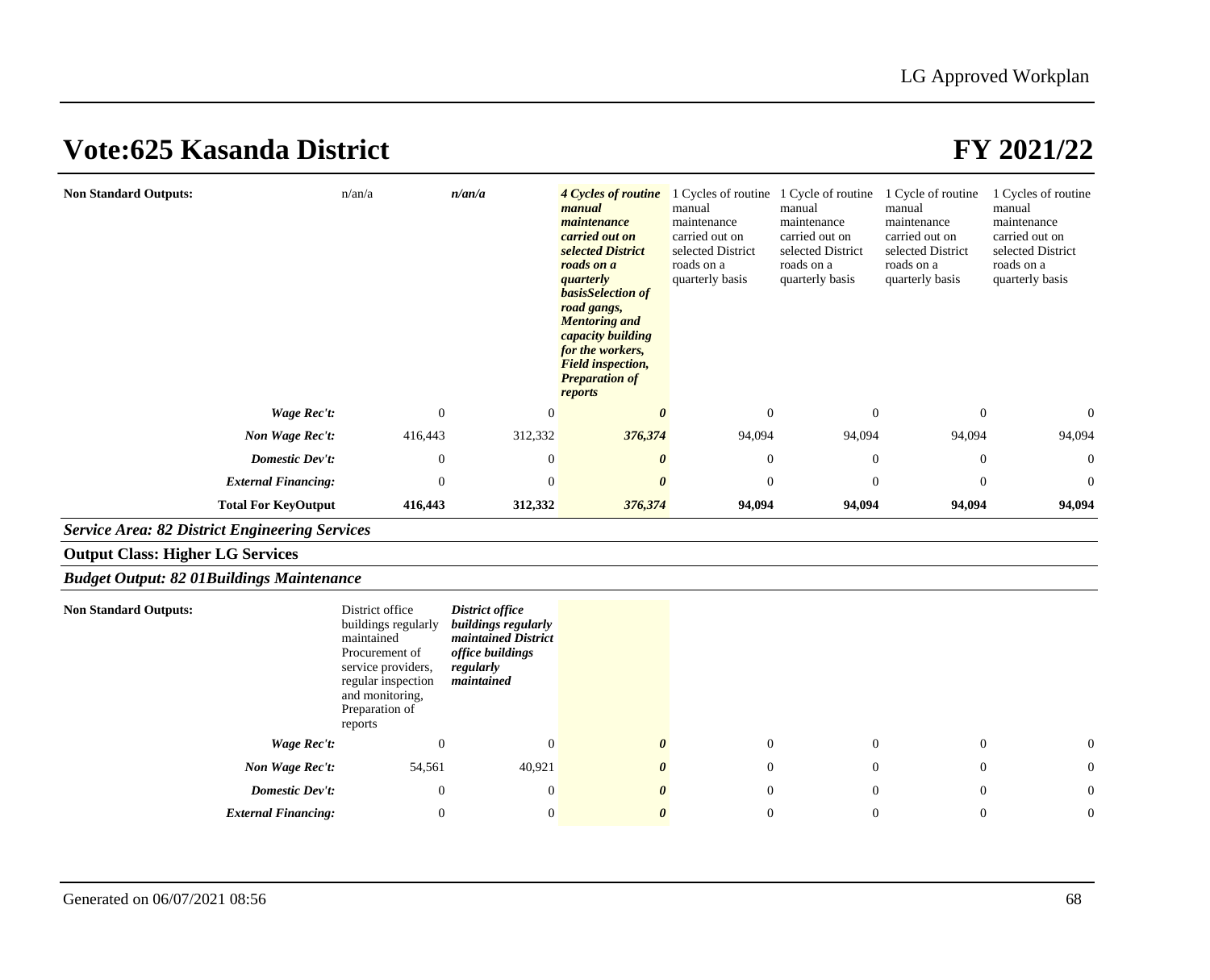# Vote:625 Kasanda District

# FY 2021/22

| | | | | | | | |
|---|---|---|---|---|---|---|---|
| **Non Standard Outputs:** | n/an/a | *n/an/a* | ***4 Cycles of routine manual maintenance carried out on selected District roads on a quarterly basisSelection of road gangs, Mentoring and capacity building for the workers, Field inspection, Preparation of reports*** | 1 Cycles of routine manual maintenance carried out on selected District roads on a quarterly basis | 1 Cycle of routine manual maintenance carried out on selected District roads on a quarterly basis | 1 Cycle of routine manual maintenance carried out on selected District roads on a quarterly basis | 1 Cycles of routine manual maintenance carried out on selected District roads on a quarterly basis |
| ***Wage Rec't:*** | 0 | 0 | ***0*** | 0 | 0 | 0 | 0 |
| ***Non Wage Rec't:*** | 416,443 | 312,332 | ***376,374*** | 94,094 | 94,094 | 94,094 | 94,094 |
| ***Domestic Dev't:*** | 0 | 0 | ***0*** | 0 | 0 | 0 | 0 |
| ***External Financing:*** | 0 | 0 | ***0*** | 0 | 0 | 0 | 0 |
| **Total For KeyOutput** | **416,443** | **312,332** | ***376,374*** | **94,094** | **94,094** | **94,094** | **94,094** |

***Service Area: 82 District Engineering Services***

**Output Class: Higher LG Services**

***Budget Output: 82 01Buildings Maintenance***

| | | | | | | | |
|---|---|---|---|---|---|---|---|
| **Non Standard Outputs:** | District office buildings regularly maintained Procurement of service providers, regular inspection and monitoring, Preparation of reports | ***District office buildings regularly maintained District office buildings regularly maintained*** | | | | | |
| ***Wage Rec't:*** | 0 | 0 | ***0*** | 0 | 0 | 0 | 0 |
| ***Non Wage Rec't:*** | 54,561 | 40,921 | ***0*** | 0 | 0 | 0 | 0 |
| ***Domestic Dev't:*** | 0 | 0 | ***0*** | 0 | 0 | 0 | 0 |
| ***External Financing:*** | 0 | 0 | ***0*** | 0 | 0 | 0 | 0 |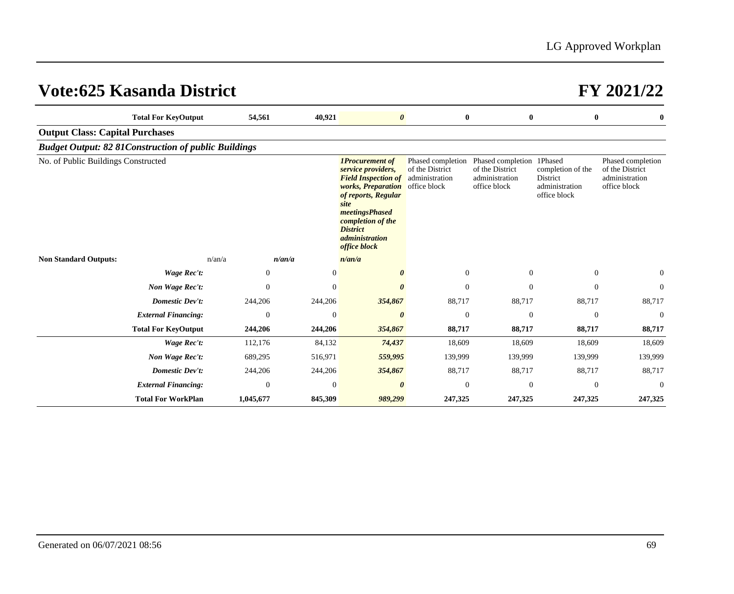# Vote:625 Kasanda District

# FY 2021/22

| | | | | | | | |
|---|---|---|---|---|---|---|---|
| **Total For KeyOutput** | **54,561** | **40,921** | ***0*** | **0** | **0** | **0** | **0** |

**Output Class: Capital Purchases**

***Budget Output: 82 81Construction of public Buildings***

| | | | | | | | |
|---|---|---|---|---|---|---|---|
| No. of Public Buildings Constructed | | | ***1Procurement of service providers, Field Inspection of works, Preparation of reports, Regular site meetingsPhased completion of the District administration office block*** | Phased completion of the District administration office block | Phased completion of the District administration office block | 1Phased completion of the District administration office block | Phased completion of the District administration office block |
| **Non Standard Outputs:** | n/an/a | *n/an/a* | ***n/an/a*** | | | | |
| ***Wage Rec't:*** | 0 | 0 | ***0*** | 0 | 0 | 0 | 0 |
| ***Non Wage Rec't:*** | 0 | 0 | ***0*** | 0 | 0 | 0 | 0 |
| ***Domestic Dev't:*** | 244,206 | 244,206 | ***354,867*** | 88,717 | 88,717 | 88,717 | 88,717 |
| ***External Financing:*** | 0 | 0 | ***0*** | 0 | 0 | 0 | 0 |
| **Total For KeyOutput** | **244,206** | **244,206** | ***354,867*** | **88,717** | **88,717** | **88,717** | **88,717** |
| ***Wage Rec't:*** | 112,176 | 84,132 | ***74,437*** | 18,609 | 18,609 | 18,609 | 18,609 |
| ***Non Wage Rec't:*** | 689,295 | 516,971 | ***559,995*** | 139,999 | 139,999 | 139,999 | 139,999 |
| ***Domestic Dev't:*** | 244,206 | 244,206 | ***354,867*** | 88,717 | 88,717 | 88,717 | 88,717 |
| ***External Financing:*** | 0 | 0 | ***0*** | 0 | 0 | 0 | 0 |
| **Total For WorkPlan** | **1,045,677** | **845,309** | ***989,299*** | **247,325** | **247,325** | **247,325** | **247,325** |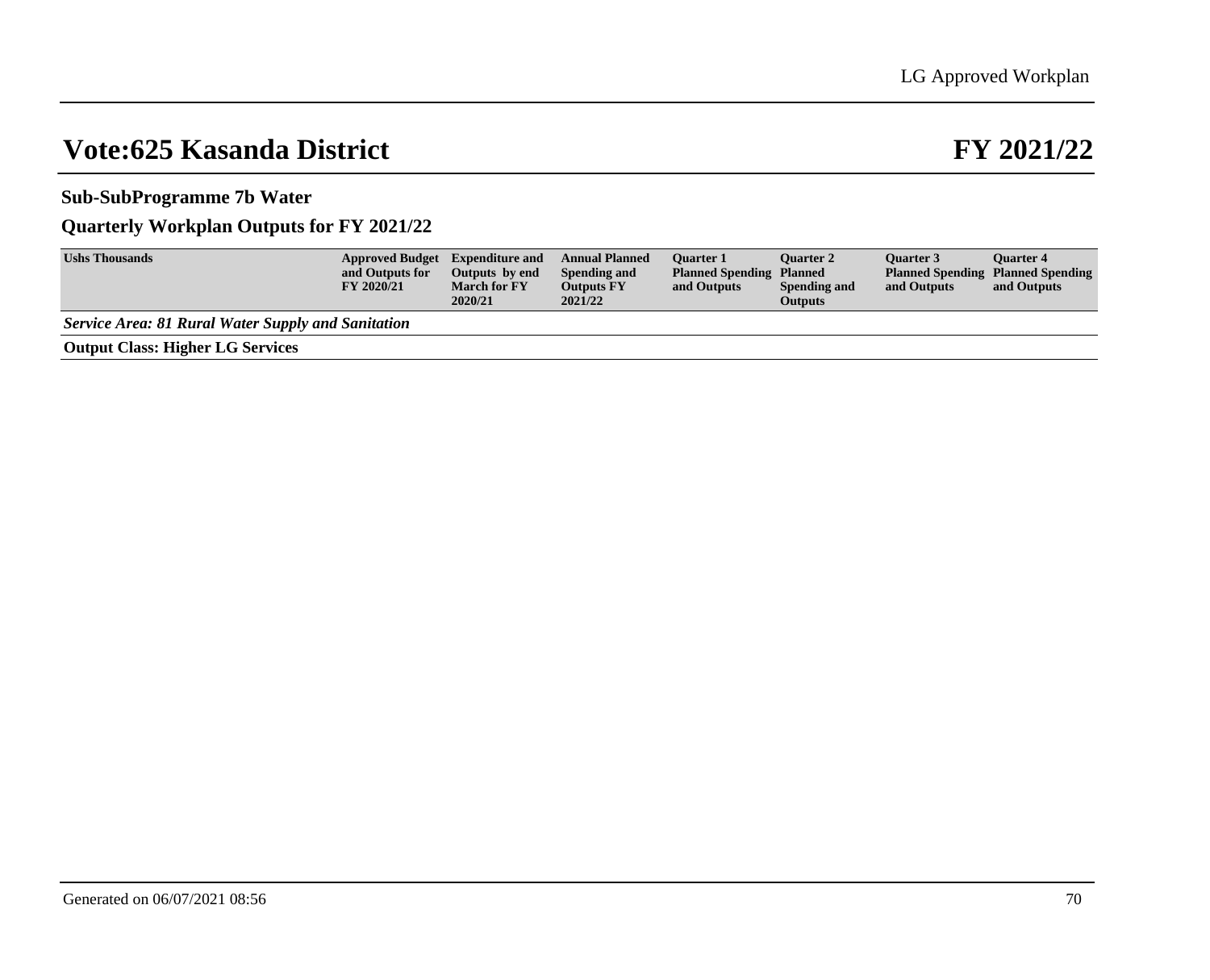# Vote:625 Kasanda District

# FY 2021/22

### Sub-SubProgramme 7b Water

### Quarterly Workplan Outputs for FY 2021/22

| Ushs Thousands | Approved Budget and Outputs for FY 2020/21 | Expenditure and Outputs by end March for FY 2020/21 | Annual Planned Spending and Outputs FY 2021/22 | Quarter 1 Planned Spending and Outputs | Quarter 2 Planned Spending and Outputs | Quarter 3 Planned Spending and Outputs | Quarter 4 Planned Spending and Outputs |
|---|---|---|---|---|---|---|---|
| ***Service Area: 81 Rural Water Supply and Sanitation*** | | | | | | | |
| **Output Class: Higher LG Services** | | | | | | | |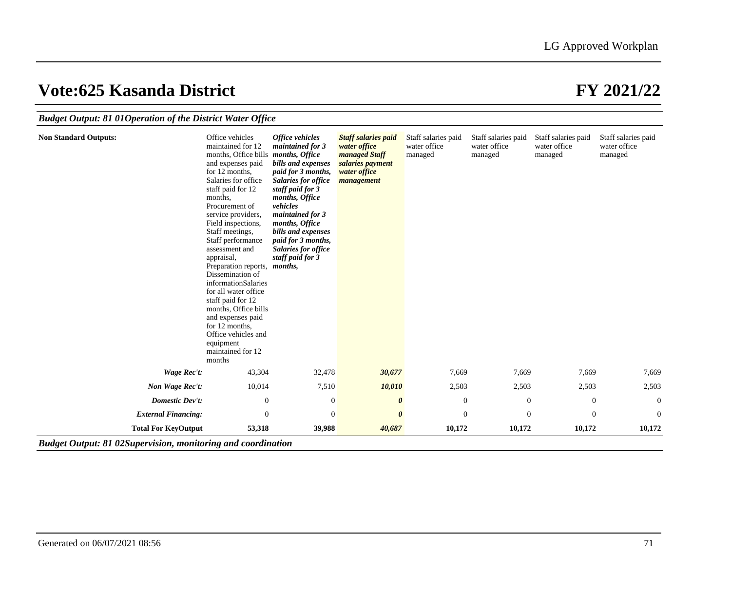# Vote:625 Kasanda District

# FY 2021/22

***Budget Output: 81 01Operation of the District Water Office***

| | | | | | | | |
|---|---|---|---|---|---|---|---|
| **Non Standard Outputs:** | Office vehicles maintained for 12 months, Office bills and expenses paid for 12 months, Salaries for office staff paid for 12 months, Procurement of service providers, Field inspections, Staff meetings, Staff performance assessment and appraisal, Preparation reports, Dissemination of informationSalaries for all water office staff paid for 12 months, Office bills and expenses paid for 12 months, Office vehicles and equipment maintained for 12 months | ***Office vehicles maintained for 3 months, Office bills and expenses paid for 3 months, Salaries for office staff paid for 3 months, Office vehicles maintained for 3 months, Office bills and expenses paid for 3 months, Salaries for office staff paid for 3 months,*** | ***Staff salaries paid water office managed Staff salaries payment water office management*** | Staff salaries paid water office managed | Staff salaries paid water office managed | Staff salaries paid water office managed | Staff salaries paid water office managed |
| ***Wage Rec't:*** | 43,304 | 32,478 | ***30,677*** | 7,669 | 7,669 | 7,669 | 7,669 |
| ***Non Wage Rec't:*** | 10,014 | 7,510 | ***10,010*** | 2,503 | 2,503 | 2,503 | 2,503 |
| ***Domestic Dev't:*** | 0 | 0 | ***0*** | 0 | 0 | 0 | 0 |
| ***External Financing:*** | 0 | 0 | ***0*** | 0 | 0 | 0 | 0 |
| **Total For KeyOutput** | **53,318** | **39,988** | ***40,687*** | **10,172** | **10,172** | **10,172** | **10,172** |

***Budget Output: 81 02Supervision, monitoring and coordination***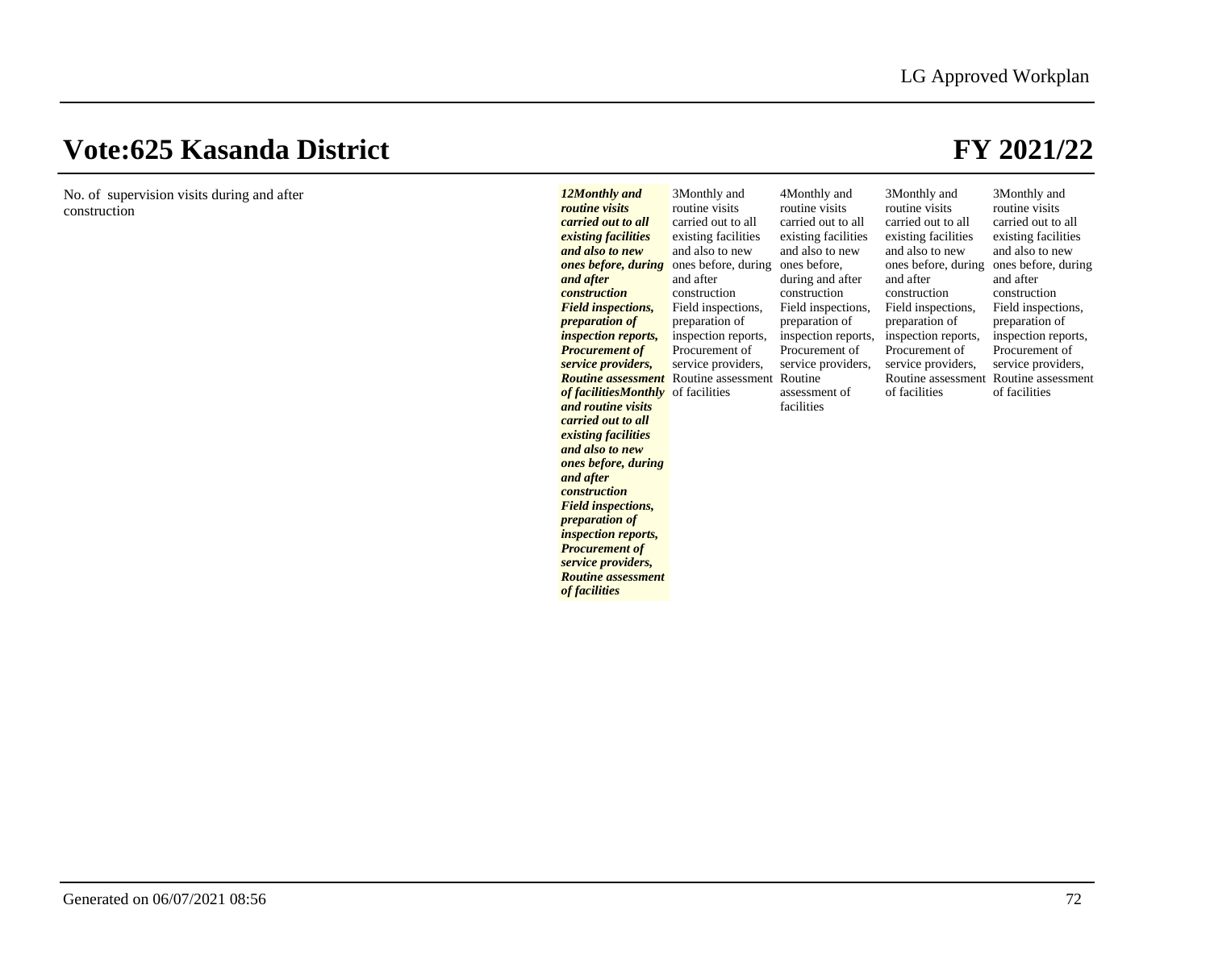# Vote:625 Kasanda District

# FY 2021/22

| No. of supervision visits during and after construction | ***12Monthly and routine visits carried out to all existing facilities and also to new ones before, during and after construction Field inspections, preparation of inspection reports, Procurement of service providers, Routine assessment of facilitiesMonthly and routine visits carried out to all existing facilities and also to new ones before, during and after construction Field inspections, preparation of inspection reports, Procurement of service providers, Routine assessment of facilities*** | 3Monthly and routine visits carried out to all existing facilities and also to new ones before, during and after construction Field inspections, preparation of inspection reports, Procurement of service providers, Routine assessment of facilities | 4Monthly and routine visits carried out to all existing facilities and also to new ones before, during and after construction Field inspections, preparation of inspection reports, Procurement of service providers, Routine assessment of facilities | 3Monthly and routine visits carried out to all existing facilities and also to new ones before, during and after construction Field inspections, preparation of inspection reports, Procurement of service providers, Routine assessment of facilities | 3Monthly and routine visits carried out to all existing facilities and also to new ones before, during and after construction Field inspections, preparation of inspection reports, Procurement of service providers, Routine assessment of facilities |
|---|---|---|---|---|---|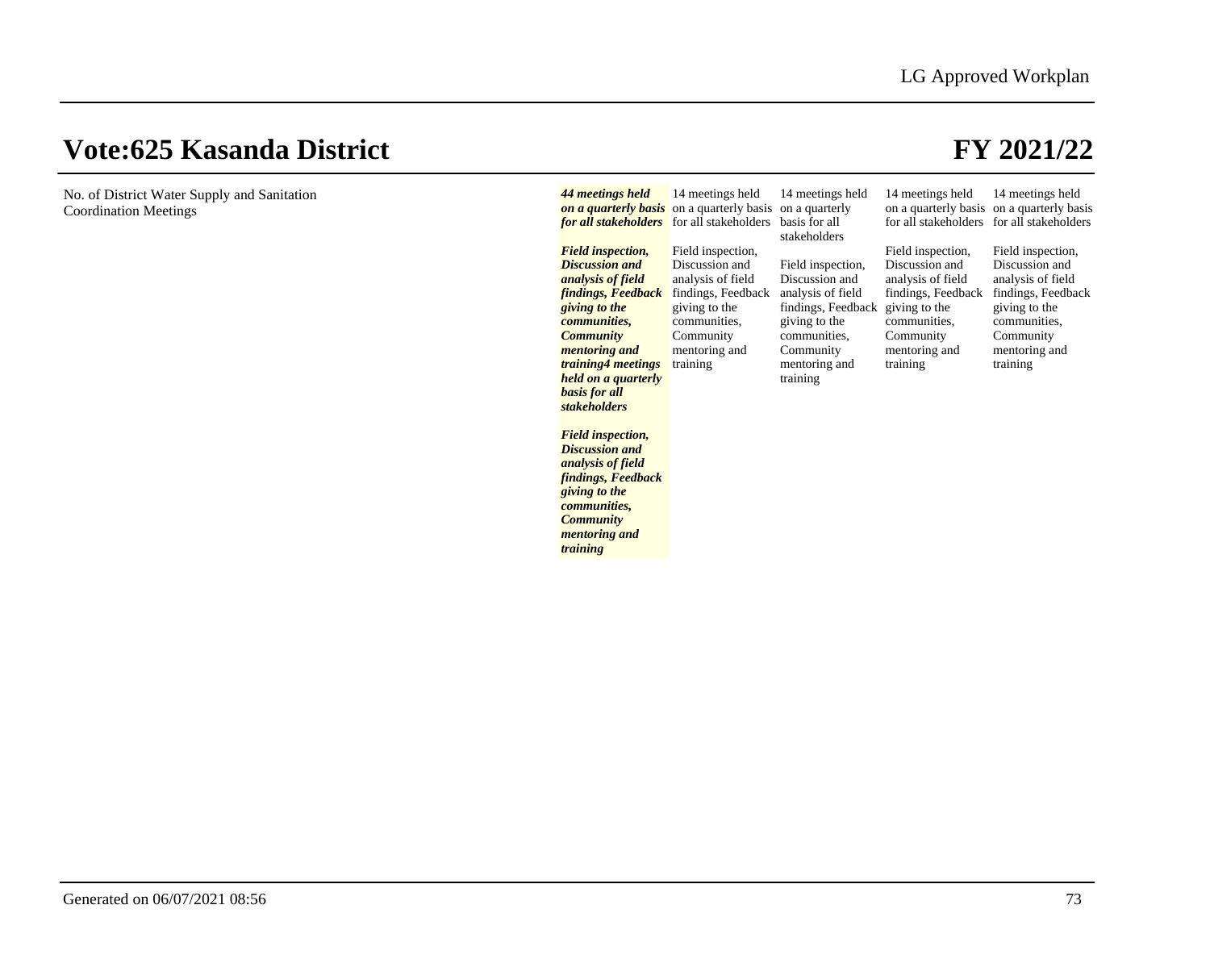# Vote:625 Kasanda District

# FY 2021/22

| | | | | | |
|---|---|---|---|---|---|
| No. of District Water Supply and Sanitation Coordination Meetings | ***44 meetings held on a quarterly basis for all stakeholders*** <br><br> ***Field inspection, Discussion and analysis of field findings, Feedback giving to the communities, Community mentoring and training4 meetings held on a quarterly basis for all stakeholders*** <br><br> ***Field inspection, Discussion and analysis of field findings, Feedback giving to the communities, Community mentoring and training*** | 14 meetings held on a quarterly basis for all stakeholders <br><br> Field inspection, Discussion and analysis of field findings, Feedback giving to the communities, Community mentoring and training | 14 meetings held on a quarterly basis for all stakeholders <br><br> Field inspection, Discussion and analysis of field findings, Feedback giving to the communities, Community mentoring and training | 14 meetings held on a quarterly basis for all stakeholders <br><br> Field inspection, Discussion and analysis of field findings, Feedback giving to the communities, Community mentoring and training | 14 meetings held on a quarterly basis for all stakeholders <br><br> Field inspection, Discussion and analysis of field findings, Feedback giving to the communities, Community mentoring and training |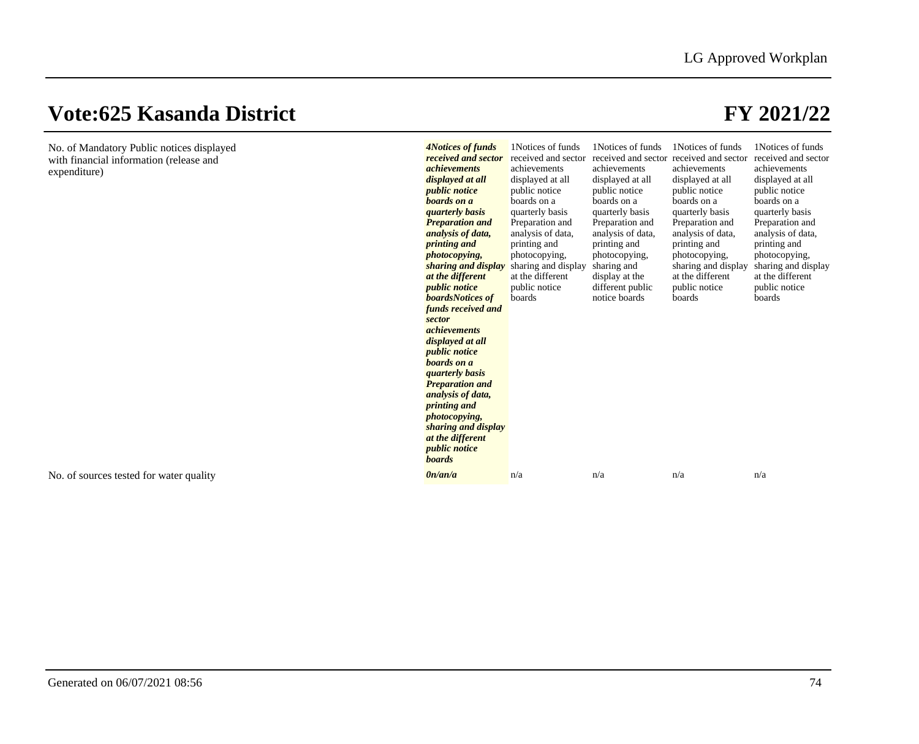# Vote:625 Kasanda District

# FY 2021/22

| | | | | | |
|---|---|---|---|---|---|
| No. of Mandatory Public notices displayed with financial information (release and expenditure) | ***4Notices of funds received and sector achievements displayed at all public notice boards on a quarterly basis Preparation and analysis of data, printing and photocopying, sharing and display at the different public notice boardsNotices of funds received and sector achievements displayed at all public notice boards on a quarterly basis Preparation and analysis of data, printing and photocopying, sharing and display at the different public notice boards*** | 1Notices of funds received and sector achievements displayed at all public notice boards on a quarterly basis Preparation and analysis of data, printing and photocopying, sharing and display at the different public notice boards | 1Notices of funds received and sector achievements displayed at all public notice boards on a quarterly basis Preparation and analysis of data, printing and photocopying, sharing and display at the different public notice boards | 1Notices of funds received and sector achievements displayed at all public notice boards on a quarterly basis Preparation and analysis of data, printing and photocopying, sharing and display at the different public notice boards | 1Notices of funds received and sector achievements displayed at all public notice boards on a quarterly basis Preparation and analysis of data, printing and photocopying, sharing and display at the different public notice boards |
| No. of sources tested for water quality | ***0n/an/a*** | n/a | n/a | n/a | n/a |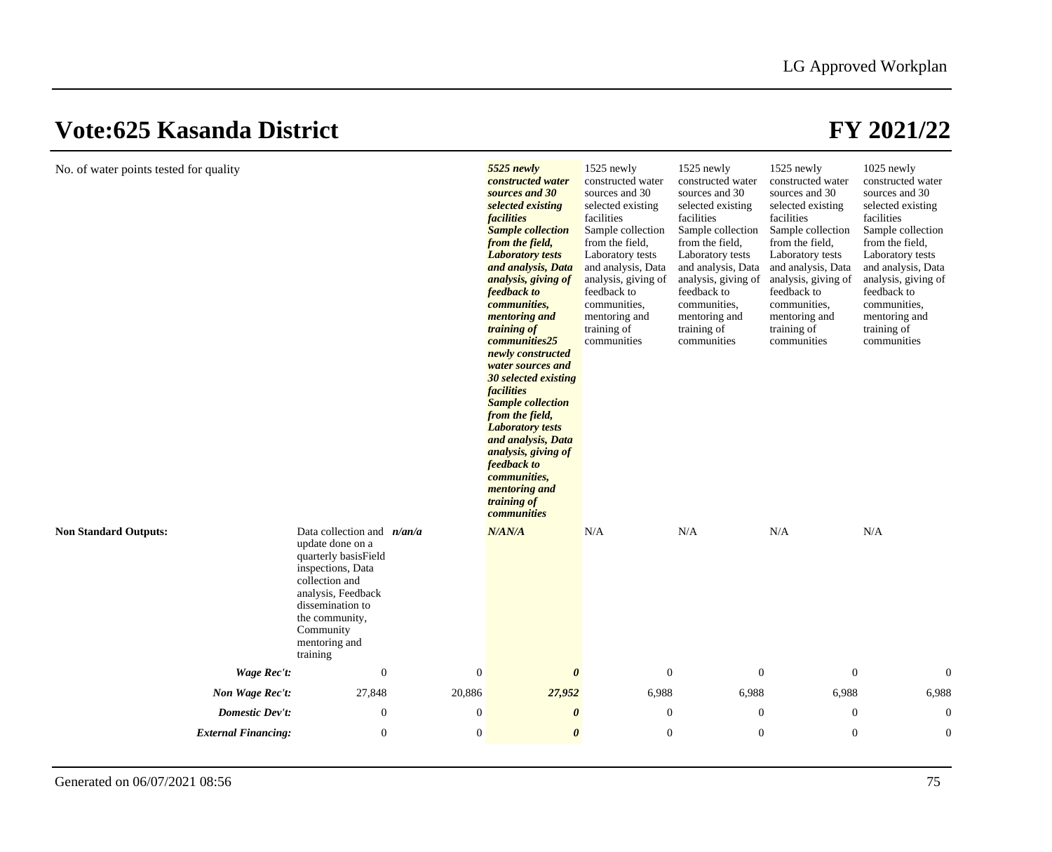## Vote:625 Kasanda District

## FY 2021/22

| | | | | | | | |
|---|---|---|---|---|---|---|---|
| No. of water points tested for quality | | | ***5525 newly constructed water sources and 30 selected existing facilities Sample collection from the field, Laboratory tests and analysis, Data analysis, giving of feedback to communities, mentoring and training of communities25 newly constructed water sources and 30 selected existing facilities Sample collection from the field, Laboratory tests and analysis, Data analysis, giving of feedback to communities, mentoring and training of communities*** | 1525 newly constructed water sources and 30 selected existing facilities Sample collection from the field, Laboratory tests and analysis, Data analysis, giving of feedback to communities, mentoring and training of communities | 1525 newly constructed water sources and 30 selected existing facilities Sample collection from the field, Laboratory tests and analysis, Data analysis, giving of feedback to communities, mentoring and training of communities | 1525 newly constructed water sources and 30 selected existing facilities Sample collection from the field, Laboratory tests and analysis, Data analysis, giving of feedback to communities, mentoring and training of communities | 1025 newly constructed water sources and 30 selected existing facilities Sample collection from the field, Laboratory tests and analysis, Data analysis, giving of feedback to communities, mentoring and training of communities |
| **Non Standard Outputs:** | Data collection and update done on a quarterly basisField inspections, Data collection and analysis, Feedback dissemination to the community, Community mentoring and training | ***n/an/a*** | ***N/AN/A*** | N/A | N/A | N/A | N/A |
| ***Wage Rec't:*** | 0 | 0 | ***0*** | 0 | 0 | 0 | 0 |
| ***Non Wage Rec't:*** | 27,848 | 20,886 | ***27,952*** | 6,988 | 6,988 | 6,988 | 6,988 |
| ***Domestic Dev't:*** | 0 | 0 | ***0*** | 0 | 0 | 0 | 0 |
| ***External Financing:*** | 0 | 0 | ***0*** | 0 | 0 | 0 | 0 |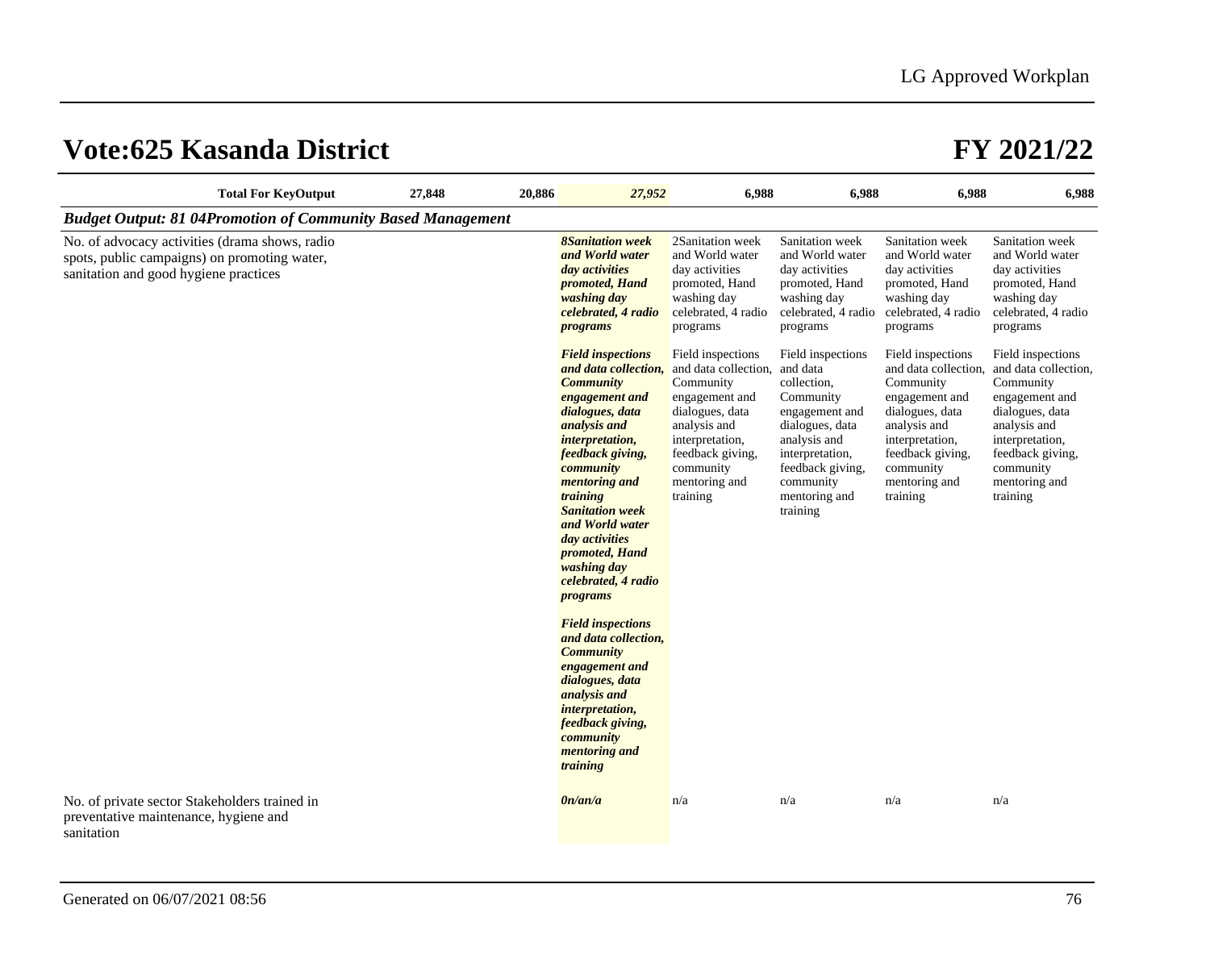# Vote:625 Kasanda District

# FY 2021/22

| | | | | | | | |
|---|---|---|---|---|---|---|---|
| **Total For KeyOutput** | **27,848** | **20,886** | ***27,952*** | **6,988** | **6,988** | **6,988** | **6,988** |
| ***Budget Output: 81 04Promotion of Community Based Management*** | | | | | | | |
| No. of advocacy activities (drama shows, radio spots, public campaigns) on promoting water, sanitation and good hygiene practices | | | ***8Sanitation week and World water day activities promoted, Hand washing day celebrated, 4 radio programs***<br><br>***Field inspections and data collection, Community engagement and dialogues, data analysis and interpretation, feedback giving, community mentoring and training Sanitation week and World water day activities promoted, Hand washing day celebrated, 4 radio programs***<br><br>***Field inspections and data collection, Community engagement and dialogues, data analysis and interpretation, feedback giving, community mentoring and training*** | 2Sanitation week and World water day activities promoted, Hand washing day celebrated, 4 radio programs<br><br>Field inspections and data collection, Community engagement and dialogues, data analysis and interpretation, feedback giving, community mentoring and training | Sanitation week and World water day activities promoted, Hand washing day celebrated, 4 radio programs<br><br>Field inspections and data collection, Community engagement and dialogues, data analysis and interpretation, feedback giving, community mentoring and training | Sanitation week and World water day activities promoted, Hand washing day celebrated, 4 radio programs<br><br>Field inspections and data collection, Community engagement and dialogues, data analysis and interpretation, feedback giving, community mentoring and training | Sanitation week and World water day activities promoted, Hand washing day celebrated, 4 radio programs<br><br>Field inspections and data collection, Community engagement and dialogues, data analysis and interpretation, feedback giving, community mentoring and training |
| No. of private sector Stakeholders trained in preventative maintenance, hygiene and sanitation | | | ***0n/an/a*** | n/a | n/a | n/a | n/a |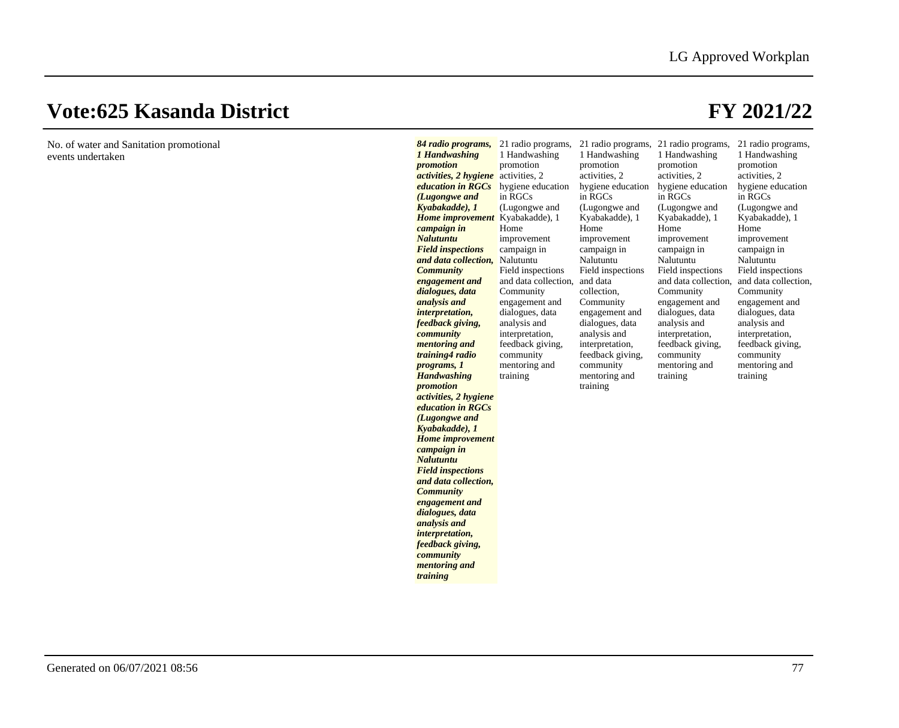# Vote:625 Kasanda District

# FY 2021/22

| | | | | | |
|---|---|---|---|---|---|
| No. of water and Sanitation promotional events undertaken | ***84 radio programs, 1 Handwashing promotion activities, 2 hygiene education in RGCs (Lugongwe and Kyabakadde), 1 Home improvement campaign in Nalutuntu Field inspections and data collection, Community engagement and dialogues, data analysis and interpretation, feedback giving, community mentoring and training4 radio programs, 1 Handwashing promotion activities, 2 hygiene education in RGCs (Lugongwe and Kyabakadde), 1 Home improvement campaign in Nalutuntu Field inspections and data collection, Community engagement and dialogues, data analysis and interpretation, feedback giving, community mentoring and training*** | 21 radio programs, 1 Handwashing promotion activities, 2 hygiene education in RGCs (Lugongwe and Kyabakadde), 1 Home improvement campaign in Nalutuntu Field inspections and data collection, Community engagement and dialogues, data analysis and interpretation, feedback giving, community mentoring and training | 21 radio programs, 1 Handwashing promotion activities, 2 hygiene education in RGCs (Lugongwe and Kyabakadde), 1 Home improvement campaign in Nalutuntu Field inspections and data collection, Community engagement and dialogues, data analysis and interpretation, feedback giving, community mentoring and training | 21 radio programs, 1 Handwashing promotion activities, 2 hygiene education in RGCs (Lugongwe and Kyabakadde), 1 Home improvement campaign in Nalutuntu Field inspections and data collection, Community engagement and dialogues, data analysis and interpretation, feedback giving, community mentoring and training | 21 radio programs, 1 Handwashing promotion activities, 2 hygiene education in RGCs (Lugongwe and Kyabakadde), 1 Home improvement campaign in Nalutuntu Field inspections and data collection, Community engagement and dialogues, data analysis and interpretation, feedback giving, community mentoring and training |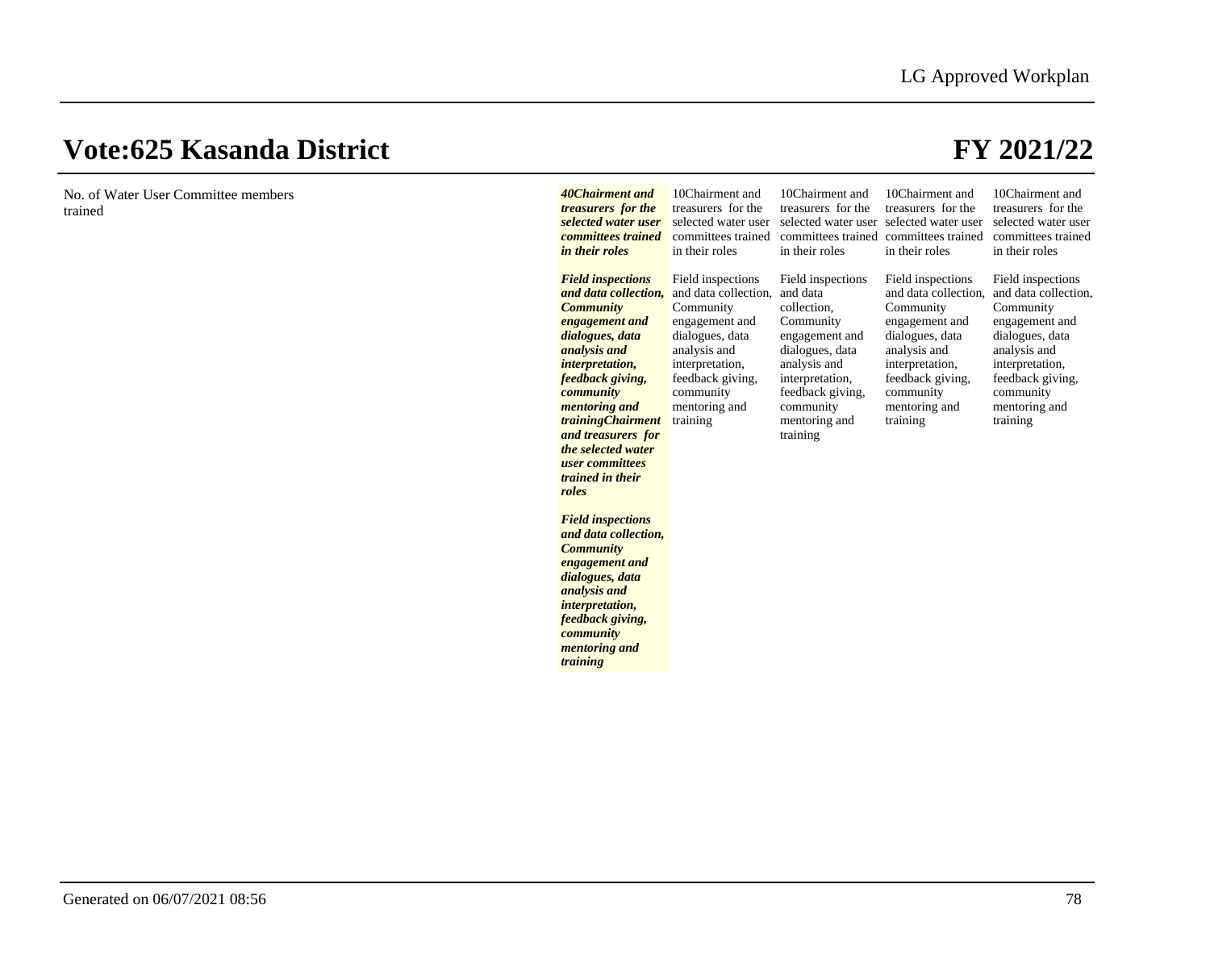# Vote:625 Kasanda District

# FY 2021/22

| | | | | | |
|---|---|---|---|---|---|
| No. of Water User Committee members trained | ***40Chairment and treasurers for the selected water user committees trained in their roles*** <br><br> ***Field inspections and data collection, Community engagement and dialogues, data analysis and interpretation, feedback giving, community mentoring and trainingChairment and treasurers for the selected water user committees trained in their roles*** <br><br> ***Field inspections and data collection, Community engagement and dialogues, data analysis and interpretation, feedback giving, community mentoring and training*** | 10Chairment and treasurers for the selected water user committees trained in their roles <br><br> Field inspections and data collection, Community engagement and dialogues, data analysis and interpretation, feedback giving, community mentoring and training | 10Chairment and treasurers for the selected water user committees trained in their roles <br><br> Field inspections and data collection, Community engagement and dialogues, data analysis and interpretation, feedback giving, community mentoring and training | 10Chairment and treasurers for the selected water user committees trained in their roles <br><br> Field inspections and data collection, Community engagement and dialogues, data analysis and interpretation, feedback giving, community mentoring and training | 10Chairment and treasurers for the selected water user committees trained in their roles <br><br> Field inspections and data collection, Community engagement and dialogues, data analysis and interpretation, feedback giving, community mentoring and training |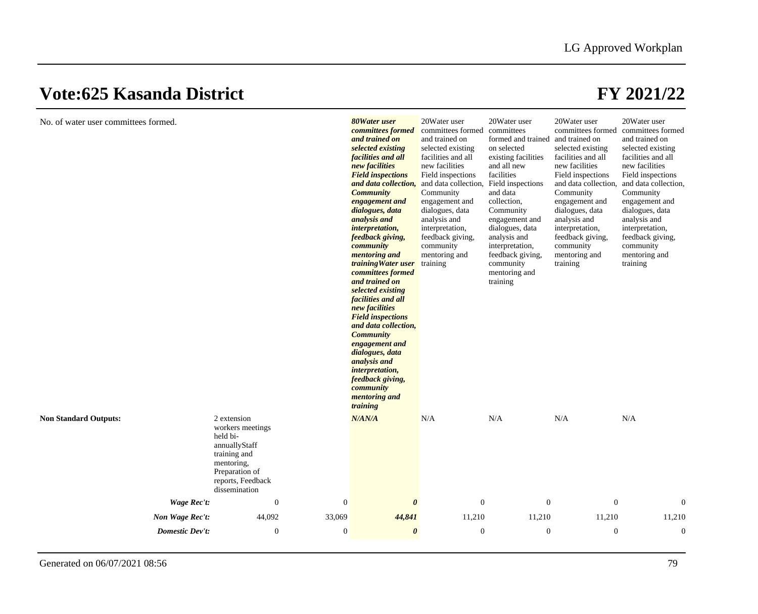# Vote:625 Kasanda District

# FY 2021/22

| | | | | | | | |
|---|---|---|---|---|---|---|---|
| No. of water user committees formed. | | | ***80Water user committees formed and trained on selected existing facilities and all new facilities Field inspections and data collection, Community engagement and dialogues, data analysis and interpretation, feedback giving, community mentoring and trainingWater user committees formed and trained on selected existing facilities and all new facilities Field inspections and data collection, Community engagement and dialogues, data analysis and interpretation, feedback giving, community mentoring and training*** | 20Water user committees formed and trained on selected existing facilities and all new facilities Field inspections and data collection, Community engagement and dialogues, data analysis and interpretation, feedback giving, community mentoring and training | 20Water user committees formed and trained on selected existing facilities and all new facilities Field inspections and data collection, Community engagement and dialogues, data analysis and interpretation, feedback giving, community mentoring and training | 20Water user committees formed and trained on selected existing facilities and all new facilities Field inspections and data collection, Community engagement and dialogues, data analysis and interpretation, feedback giving, community mentoring and training | 20Water user committees formed and trained on selected existing facilities and all new facilities Field inspections and data collection, Community engagement and dialogues, data analysis and interpretation, feedback giving, community mentoring and training |
| **Non Standard Outputs:** | 2 extension workers meetings held bi-annuallyStaff training and mentoring, Preparation of reports, Feedback dissemination | | ***N/AN/A*** | N/A | N/A | N/A | N/A |
| ***Wage Rec't:*** | 0 | 0 | ***0*** | 0 | 0 | 0 | 0 |
| ***Non Wage Rec't:*** | 44,092 | 33,069 | ***44,841*** | 11,210 | 11,210 | 11,210 | 11,210 |
| ***Domestic Dev't:*** | 0 | 0 | ***0*** | 0 | 0 | 0 | 0 |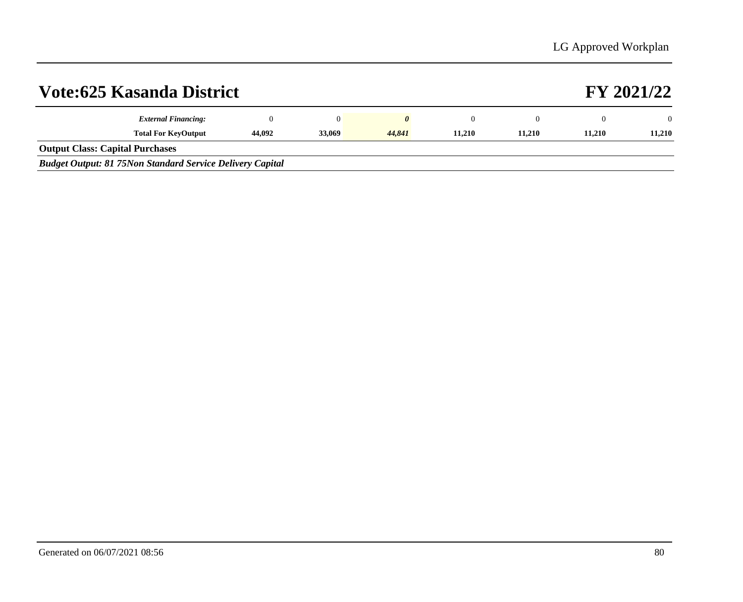## Vote:625 Kasanda District

## FY 2021/22

| | | | | | | | |
|---|---|---|---|---|---|---|---|
| ***External Financing:*** | 0 | 0 | ***0*** | 0 | 0 | 0 | 0 |
| **Total For KeyOutput** | **44,092** | **33,069** | ***44,841*** | **11,210** | **11,210** | **11,210** | **11,210** |

**Output Class: Capital Purchases**

***Budget Output: 81 75Non Standard Service Delivery Capital***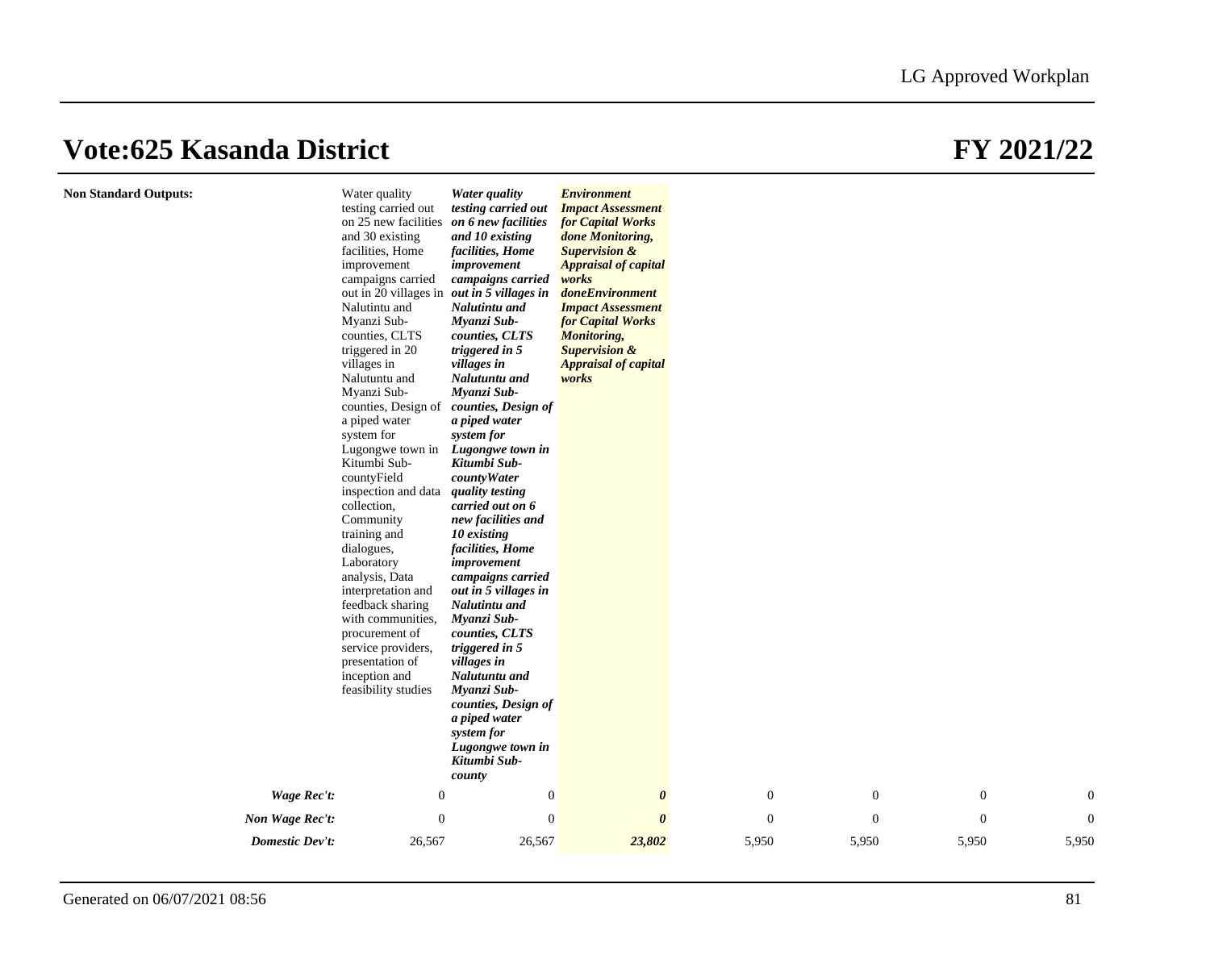# Vote:625 Kasanda District

# FY 2021/22

| | | | | | | | |
|---|---|---|---|---|---|---|---|
| **Non Standard Outputs:** | Water quality testing carried out on 25 new facilities and 30 existing facilities, Home improvement campaigns carried out in 20 villages in Nalutintu and Myanzi Sub-counties, CLTS triggered in 20 villages in Nalutuntu and Myanzi Sub-counties, Design of a piped water system for Lugongwe town in Kitumbi Sub-countyField inspection and data collection, Community training and dialogues, Laboratory analysis, Data interpretation and feedback sharing with communities, procurement of service providers, presentation of inception and feasibility studies | ***Water quality testing carried out on 6 new facilities and 10 existing facilities, Home improvement campaigns carried out in 5 villages in Nalutintu and Myanzi Sub-counties, CLTS triggered in 5 villages in Nalutuntu and Myanzi Sub-counties, Design of a piped water system for Lugongwe town in Kitumbi Sub-countyWater quality testing carried out on 6 new facilities and 10 existing facilities, Home improvement campaigns carried out in 5 villages in Nalutintu and Myanzi Sub-counties, CLTS triggered in 5 villages in Nalutuntu and Myanzi Sub-counties, Design of a piped water system for Lugongwe town in Kitumbi Sub-county*** | ***Environment Impact Assessment for Capital Works done Monitoring, Supervision & Appraisal of capital works doneEnvironment Impact Assessment for Capital Works Monitoring, Supervision & Appraisal of capital works*** | | | | |
| ***Wage Rec't:*** | 0 | 0 | ***0*** | 0 | 0 | 0 | 0 |
| ***Non Wage Rec't:*** | 0 | 0 | ***0*** | 0 | 0 | 0 | 0 |
| ***Domestic Dev't:*** | 26,567 | 26,567 | ***23,802*** | 5,950 | 5,950 | 5,950 | 5,950 |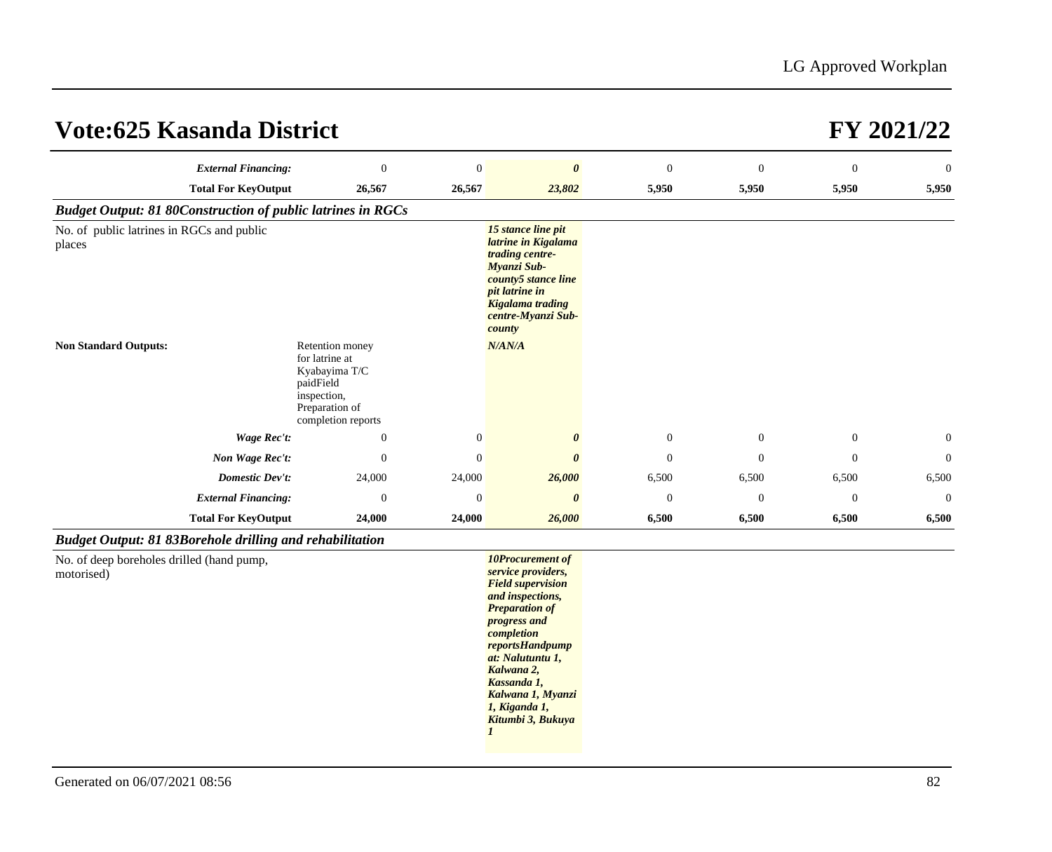# Vote:625 Kasanda District

# FY 2021/22

| | | | | | | | |
|---|---|---|---|---|---|---|---|
| *External Financing:* | 0 | 0 | ***0*** | 0 | 0 | 0 | 0 |
| **Total For KeyOutput** | **26,567** | **26,567** | ***23,802*** | **5,950** | **5,950** | **5,950** | **5,950** |

***Budget Output: 81 80Construction of public latrines in RGCs***

| | | | | | | | |
|---|---|---|---|---|---|---|---|
| No. of public latrines in RGCs and public places | | | ***15 stance line pit latrine in Kigalama trading centre-Myanzi Sub-county5 stance line pit latrine in Kigalama trading centre-Myanzi Sub-county*** | | | | |
| **Non Standard Outputs:** | Retention money for latrine at Kyabayima T/C paidField inspection, Preparation of completion reports | | ***N/AN/A*** | | | | |
| *Wage Rec't:* | 0 | 0 | ***0*** | 0 | 0 | 0 | 0 |
| *Non Wage Rec't:* | 0 | 0 | ***0*** | 0 | 0 | 0 | 0 |
| *Domestic Dev't:* | 24,000 | 24,000 | ***26,000*** | 6,500 | 6,500 | 6,500 | 6,500 |
| *External Financing:* | 0 | 0 | ***0*** | 0 | 0 | 0 | 0 |
| **Total For KeyOutput** | **24,000** | **24,000** | ***26,000*** | **6,500** | **6,500** | **6,500** | **6,500** |

***Budget Output: 81 83Borehole drilling and rehabilitation***

| | | | | | | | |
|---|---|---|---|---|---|---|---|
| No. of deep boreholes drilled (hand pump, motorised) | | | ***10Procurement of service providers, Field supervision and inspections, Preparation of progress and completion reportsHandpump at: Nalutuntu 1, Kalwana 2, Kassanda 1, Kalwana 1, Myanzi 1, Kiganda 1, Kitumbi 3, Bukuya 1*** | | | | |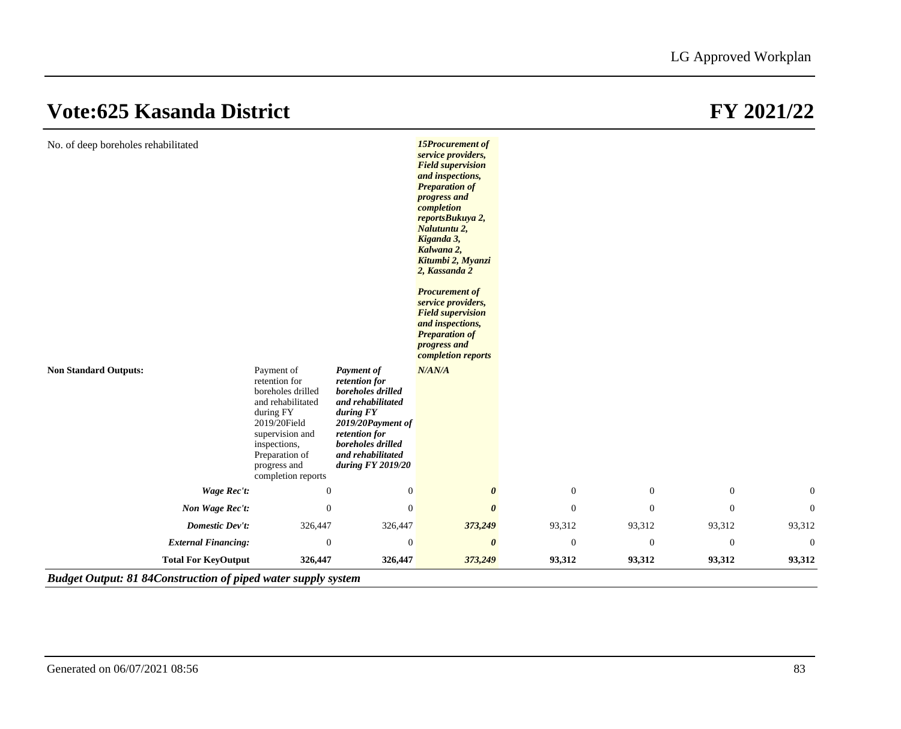# Vote:625 Kasanda District

# FY 2021/22

| | | | | | | | |
|---|---|---|---|---|---|---|---|
| No. of deep boreholes rehabilitated | | | ***15Procurement of service providers, Field supervision and inspections, Preparation of progress and completion reportsBukuya 2, Nalutuntu 2, Kiganda 3, Kalwana 2, Kitumbi 2, Myanzi 2, Kassanda 2*** <br><br> ***Procurement of service providers, Field supervision and inspections, Preparation of progress and completion reports*** | | | | |
| **Non Standard Outputs:** | Payment of retention for boreholes drilled and rehabilitated during FY 2019/20Field supervision and inspections, Preparation of progress and completion reports | ***Payment of retention for boreholes drilled and rehabilitated during FY 2019/20Payment of retention for boreholes drilled and rehabilitated during FY 2019/20*** | ***N/AN/A*** | | | | |
| ***Wage Rec't:*** | 0 | 0 | ***0*** | 0 | 0 | 0 | 0 |
| ***Non Wage Rec't:*** | 0 | 0 | ***0*** | 0 | 0 | 0 | 0 |
| ***Domestic Dev't:*** | 326,447 | 326,447 | ***373,249*** | 93,312 | 93,312 | 93,312 | 93,312 |
| ***External Financing:*** | 0 | 0 | ***0*** | 0 | 0 | 0 | 0 |
| **Total For KeyOutput** | **326,447** | **326,447** | ***373,249*** | **93,312** | **93,312** | **93,312** | **93,312** |

***Budget Output: 81 84Construction of piped water supply system***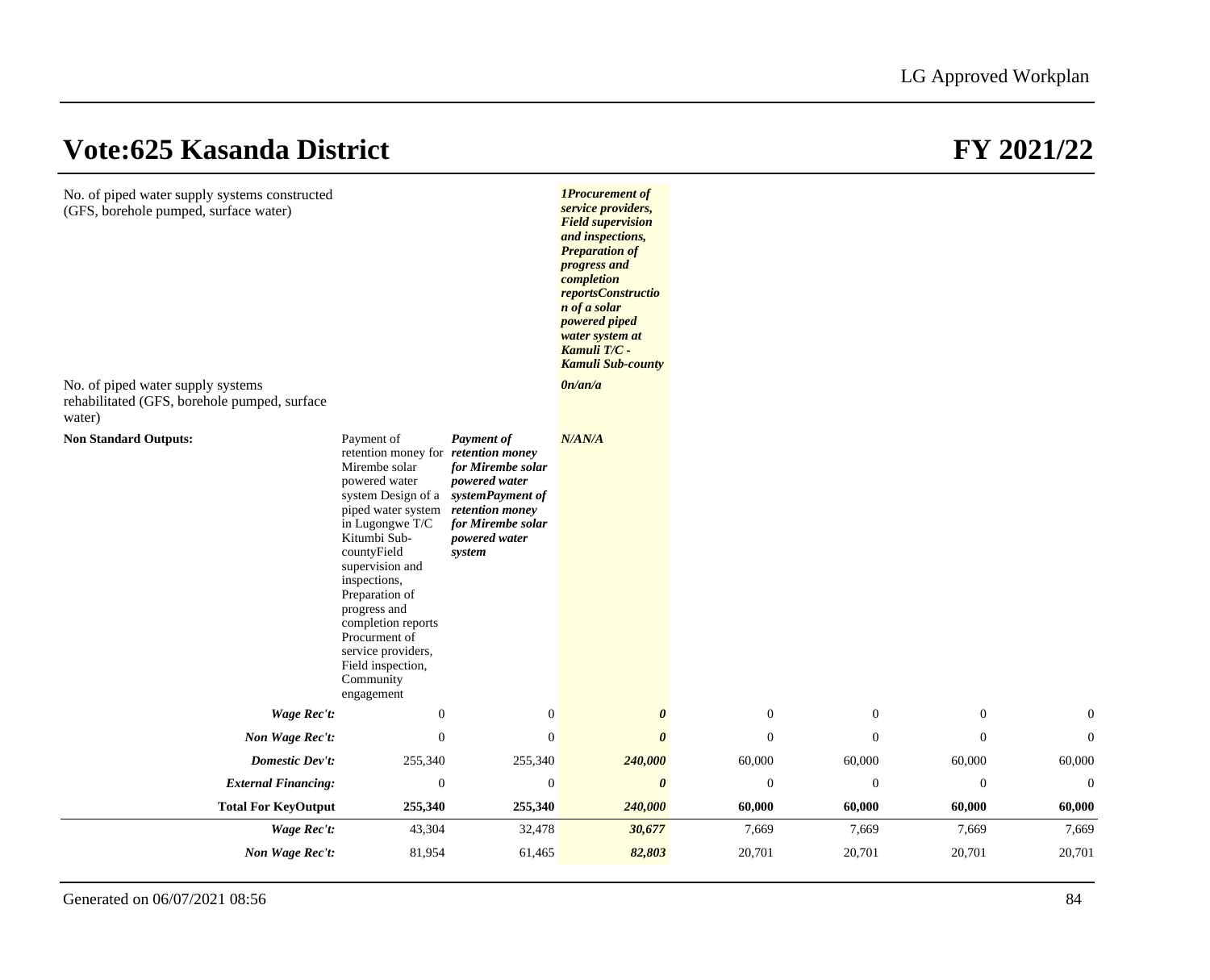# Vote:625 Kasanda District

# FY 2021/22

| | | | | | | | |
|---|---|---|---|---|---|---|---|
| No. of piped water supply systems constructed (GFS, borehole pumped, surface water) | | | ***1Procurement of service providers, Field supervision and inspections, Preparation of progress and completion reportsConstruction of a solar powered piped water system at Kamuli T/C - Kamuli Sub-county*** | | | | |
| No. of piped water supply systems rehabilitated (GFS, borehole pumped, surface water) | | | ***0n/an/a*** | | | | |
| **Non Standard Outputs:** | Payment of retention money for Mirembe solar powered water system Design of a piped water system in Lugongwe T/C Kitumbi Sub-countyField supervision and inspections, Preparation of progress and completion reports Procurment of service providers, Field inspection, Community engagement | ***Payment of retention money for Mirembe solar powered water systemPayment of retention money for Mirembe solar powered water system*** | ***N/AN/A*** | | | | |
| ***Wage Rec't:*** | 0 | 0 | ***0*** | 0 | 0 | 0 | 0 |
| ***Non Wage Rec't:*** | 0 | 0 | ***0*** | 0 | 0 | 0 | 0 |
| ***Domestic Dev't:*** | 255,340 | 255,340 | ***240,000*** | 60,000 | 60,000 | 60,000 | 60,000 |
| ***External Financing:*** | 0 | 0 | ***0*** | 0 | 0 | 0 | 0 |
| **Total For KeyOutput** | **255,340** | **255,340** | ***240,000*** | **60,000** | **60,000** | **60,000** | **60,000** |
| ***Wage Rec't:*** | 43,304 | 32,478 | ***30,677*** | 7,669 | 7,669 | 7,669 | 7,669 |
| ***Non Wage Rec't:*** | 81,954 | 61,465 | ***82,803*** | 20,701 | 20,701 | 20,701 | 20,701 |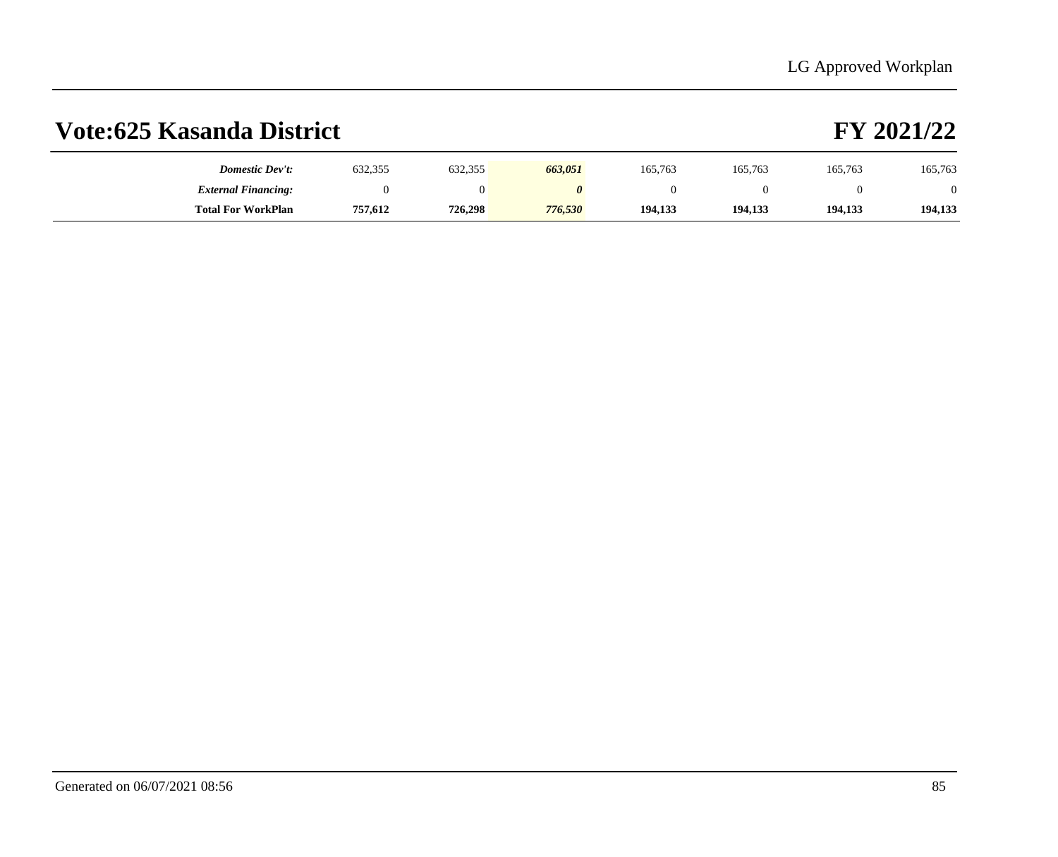# Vote:625 Kasanda District

# FY 2021/22

| | | | | | | | |
|---|---|---|---|---|---|---|---|
| ***Domestic Dev't:*** | 632,355 | 632,355 | ***663,051*** | 165,763 | 165,763 | 165,763 | 165,763 |
| ***External Financing:*** | 0 | 0 | ***0*** | 0 | 0 | 0 | 0 |
| **Total For WorkPlan** | **757,612** | **726,298** | ***776,530*** | **194,133** | **194,133** | **194,133** | **194,133** |

Generated on 06/07/2021 08:56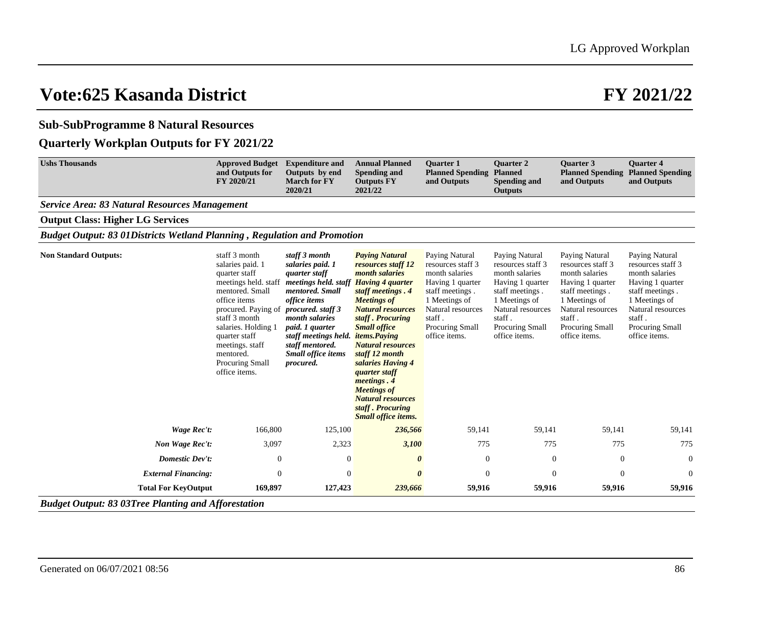# Vote:625 Kasanda District

# FY 2021/22

## Sub-SubProgramme 8 Natural Resources

## Quarterly Workplan Outputs for FY 2021/22

| Ushs Thousands | Approved Budget and Outputs for FY 2020/21 | Expenditure and Outputs by end March for FY 2020/21 | Annual Planned Spending and Outputs FY 2021/22 | Quarter 1 Planned Spending and Outputs | Quarter 2 Planned Spending and Outputs | Quarter 3 Planned Spending and Outputs | Quarter 4 Planned Spending and Outputs |
|---|---|---|---|---|---|---|---|
| ***Service Area: 83 Natural Resources Management*** | | | | | | | |
| **Output Class: Higher LG Services** | | | | | | | |
| ***Budget Output: 83 01Districts Wetland Planning , Regulation and Promotion*** | | | | | | | |
| **Non Standard Outputs:** | staff 3 month salaries paid. 1 quarter staff meetings held. staff mentored. Small office items procured. Paying of staff 3 month salaries. Holding 1 quarter staff meetings. staff mentored. Procuring Small office items. | *staff 3 month salaries paid. 1 quarter staff meetings held. staff mentored. Small office items procured. staff 3 month salaries paid. 1 quarter staff meetings held. staff mentored. Small office items procured.* | *Paying Natural resources staff 12 month salaries Having 4 quarter staff meetings . 4 Meetings of Natural resources staff . Procuring Small office items.Paying Natural resources staff 12 month salaries Having 4 quarter staff meetings . 4 Meetings of Natural resources staff . Procuring Small office items.* | Paying Natural resources staff 3 month salaries Having 1 quarter staff meetings . 1 Meetings of Natural resources staff . Procuring Small office items. | Paying Natural resources staff 3 month salaries Having 1 quarter staff meetings . 1 Meetings of Natural resources staff . Procuring Small office items. | Paying Natural resources staff 3 month salaries Having 1 quarter staff meetings . 1 Meetings of Natural resources staff . Procuring Small office items. | Paying Natural resources staff 3 month salaries Having 1 quarter staff meetings . 1 Meetings of Natural resources staff . Procuring Small office items. |
| *Wage Rec't:* | 166,800 | 125,100 | *236,566* | 59,141 | 59,141 | 59,141 | 59,141 |
| *Non Wage Rec't:* | 3,097 | 2,323 | *3,100* | 775 | 775 | 775 | 775 |
| *Domestic Dev't:* | 0 | 0 | *0* | 0 | 0 | 0 | 0 |
| *External Financing:* | 0 | 0 | *0* | 0 | 0 | 0 | 0 |
| **Total For KeyOutput** | **169,897** | **127,423** | ***239,666*** | **59,916** | **59,916** | **59,916** | **59,916** |
| ***Budget Output: 83 03Tree Planting and Afforestation*** | | | | | | | |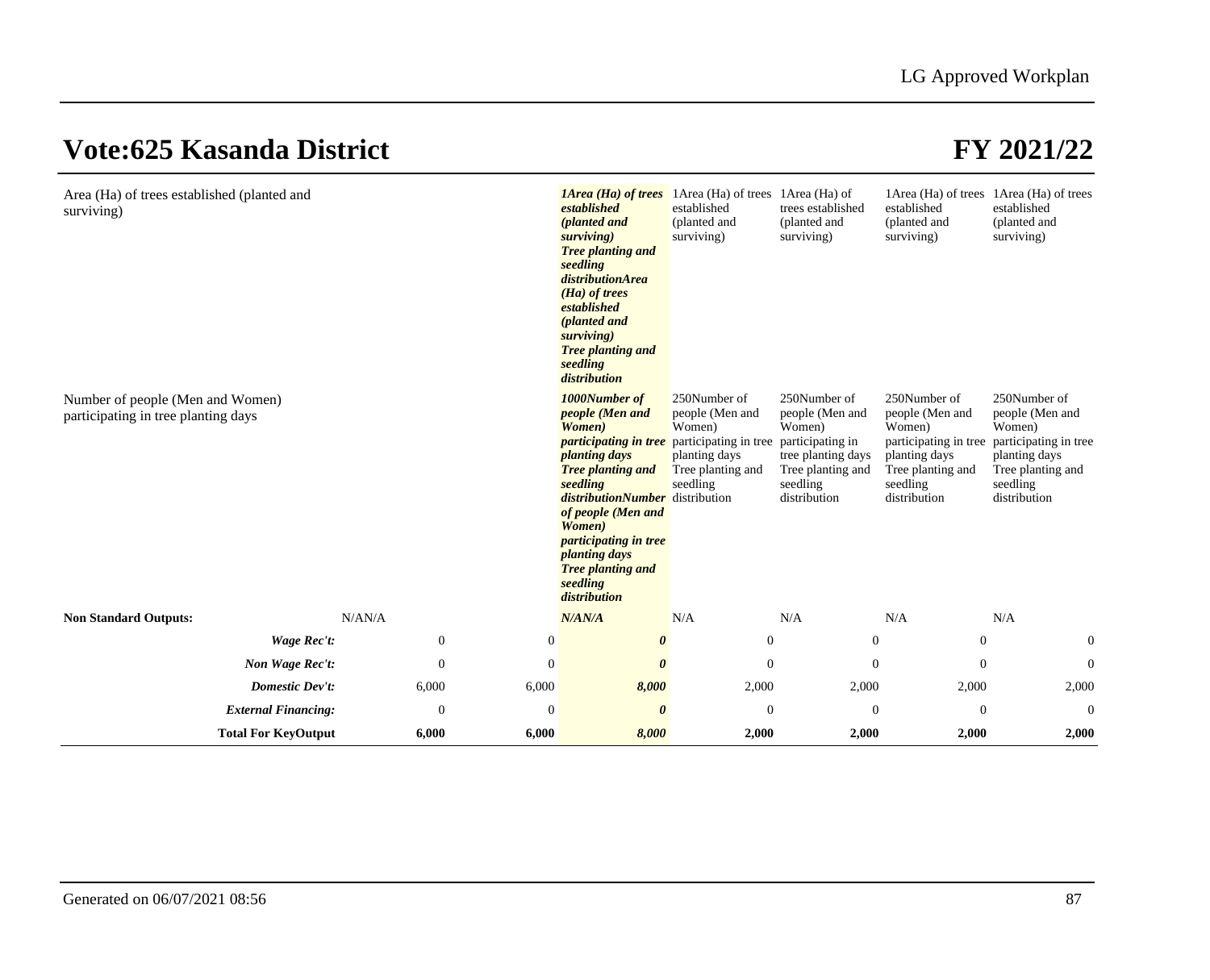# Vote:625 Kasanda District

# FY 2021/22

| | | | | | | | |
|---|---|---|---|---|---|---|---|
| Area (Ha) of trees established (planted and surviving) | | | ***1Area (Ha) of trees established (planted and surviving) Tree planting and seedling distributionArea (Ha) of trees established (planted and surviving) Tree planting and seedling distribution*** | 1Area (Ha) of trees established (planted and surviving) | 1Area (Ha) of trees established (planted and surviving) | 1Area (Ha) of trees established (planted and surviving) | 1Area (Ha) of trees established (planted and surviving) |
| Number of people (Men and Women) participating in tree planting days | | | ***1000Number of people (Men and Women) participating in tree planting days Tree planting and seedling distributionNumber of people (Men and Women) participating in tree planting days Tree planting and seedling distribution*** | 250Number of people (Men and Women) participating in tree planting days Tree planting and seedling distribution | 250Number of people (Men and Women) participating in tree planting days Tree planting and seedling distribution | 250Number of people (Men and Women) participating in tree planting days Tree planting and seedling distribution | 250Number of people (Men and Women) participating in tree planting days Tree planting and seedling distribution |
| **Non Standard Outputs:** | N/AN/A | | ***N/AN/A*** | N/A | N/A | N/A | N/A |
| ***Wage Rec't:*** | 0 | 0 | ***0*** | 0 | 0 | 0 | 0 |
| ***Non Wage Rec't:*** | 0 | 0 | ***0*** | 0 | 0 | 0 | 0 |
| ***Domestic Dev't:*** | 6,000 | 6,000 | ***8,000*** | 2,000 | 2,000 | 2,000 | 2,000 |
| ***External Financing:*** | 0 | 0 | ***0*** | 0 | 0 | 0 | 0 |
| **Total For KeyOutput** | **6,000** | **6,000** | ***8,000*** | **2,000** | **2,000** | **2,000** | **2,000** |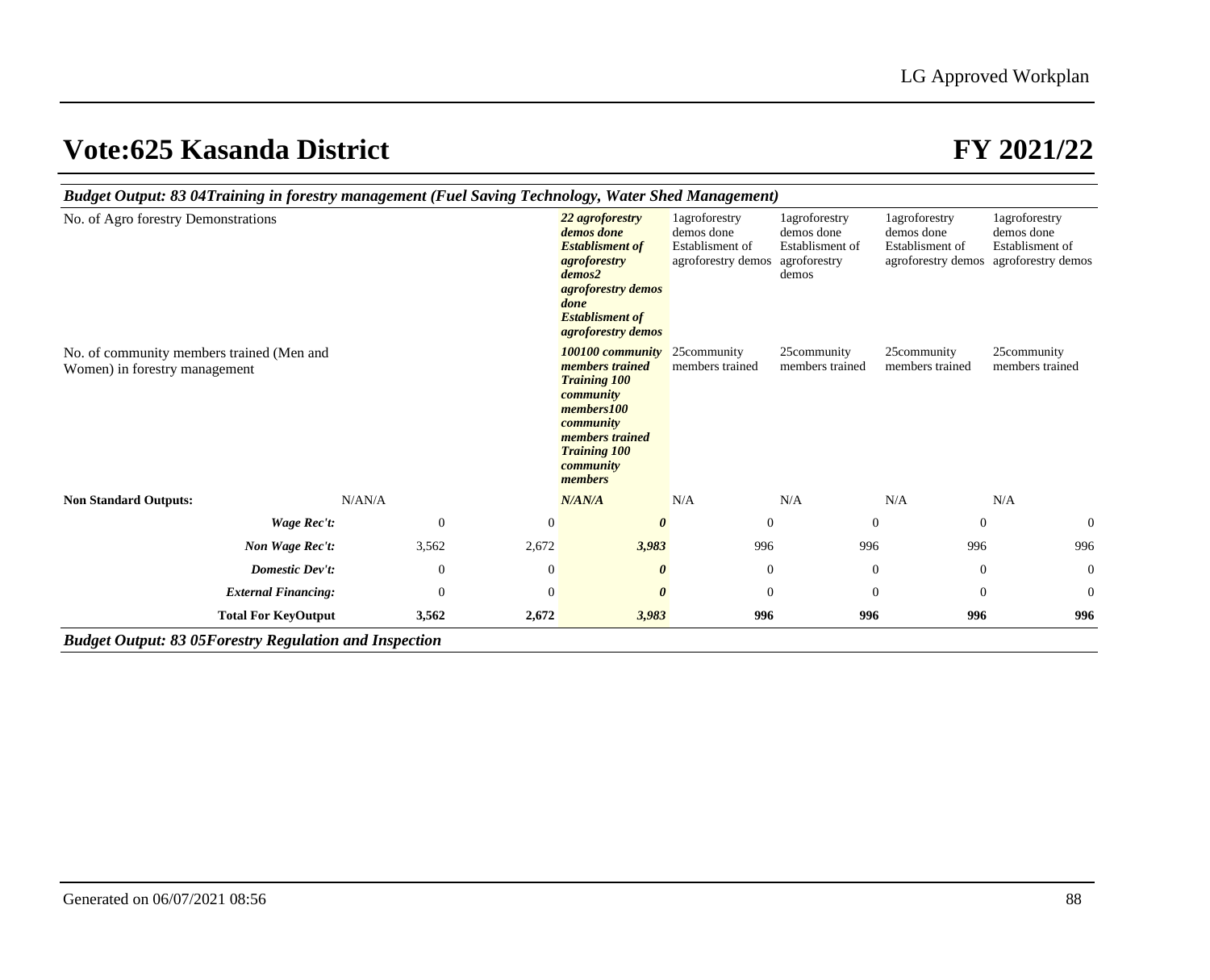# Vote:625 Kasanda District

# FY 2021/22

***Budget Output: 83 04Training in forestry management (Fuel Saving Technology, Water Shed Management)***

| | | | | | | | |
|---|---|---|---|---|---|---|---|
| No. of Agro forestry Demonstrations | | | ***22 agroforestry demos done Establisment of agroforestry demos2 agroforestry demos done Establisment of agroforestry demos*** | 1agroforestry demos done Establisment of agroforestry demos | 1agroforestry demos done Establisment of agroforestry demos | 1agroforestry demos done Establisment of agroforestry demos | 1agroforestry demos done Establisment of agroforestry demos |
| No. of community members trained (Men and Women) in forestry management | | | ***100100 community members trained Training 100 community members100 community members trained Training 100 community members*** | 25community members trained | 25community members trained | 25community members trained | 25community members trained |
| **Non Standard Outputs:** | N/AN/A | | ***N/AN/A*** | N/A | N/A | N/A | N/A |
| ***Wage Rec't:*** | 0 | 0 | ***0*** | 0 | 0 | 0 | 0 |
| ***Non Wage Rec't:*** | 3,562 | 2,672 | ***3,983*** | 996 | 996 | 996 | 996 |
| ***Domestic Dev't:*** | 0 | 0 | ***0*** | 0 | 0 | 0 | 0 |
| ***External Financing:*** | 0 | 0 | ***0*** | 0 | 0 | 0 | 0 |
| **Total For KeyOutput** | **3,562** | **2,672** | ***3,983*** | **996** | **996** | **996** | **996** |

***Budget Output: 83 05Forestry Regulation and Inspection***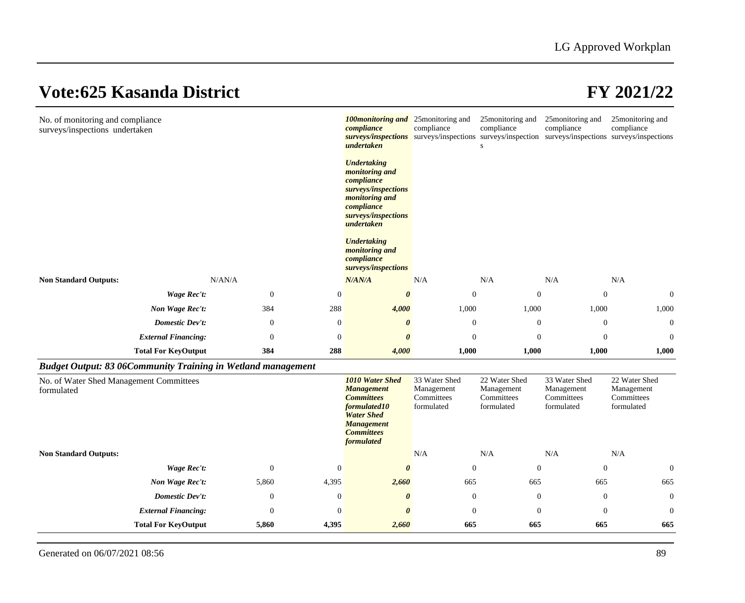# Vote:625 Kasanda District FY 2021/22

| | | | | | | | |
|---|---|---|---|---|---|---|---|
| No. of monitoring and compliance surveys/inspections undertaken | | | ***100monitoring and compliance surveys/inspections undertaken*** ***Undertaking monitoring and compliance surveys/inspections monitoring and compliance surveys/inspections undertaken*** ***Undertaking monitoring and compliance surveys/inspections*** | 25monitoring and compliance surveys/inspections | 25monitoring and compliance surveys/inspections | 25monitoring and compliance surveys/inspections | 25monitoring and compliance surveys/inspections |
| **Non Standard Outputs:** | N/AN/A | | ***N/AN/A*** | N/A | N/A | N/A | N/A |
| ***Wage Rec't:*** | 0 | 0 | ***0*** | 0 | 0 | 0 | 0 |
| ***Non Wage Rec't:*** | 384 | 288 | ***4,000*** | 1,000 | 1,000 | 1,000 | 1,000 |
| ***Domestic Dev't:*** | 0 | 0 | ***0*** | 0 | 0 | 0 | 0 |
| ***External Financing:*** | 0 | 0 | ***0*** | 0 | 0 | 0 | 0 |
| **Total For KeyOutput** | **384** | **288** | ***4,000*** | **1,000** | **1,000** | **1,000** | **1,000** |

***Budget Output: 83 06Community Training in Wetland management***

| | | | | | | | |
|---|---|---|---|---|---|---|---|
| No. of Water Shed Management Committees formulated | | | ***1010 Water Shed Management Committees formulated10 Water Shed Management Committees formulated*** | 33 Water Shed Management Committees formulated | 22 Water Shed Management Committees formulated | 33 Water Shed Management Committees formulated | 22 Water Shed Management Committees formulated |
| **Non Standard Outputs:** | | | | N/A | N/A | N/A | N/A |
| ***Wage Rec't:*** | 0 | 0 | ***0*** | 0 | 0 | 0 | 0 |
| ***Non Wage Rec't:*** | 5,860 | 4,395 | ***2,660*** | 665 | 665 | 665 | 665 |
| ***Domestic Dev't:*** | 0 | 0 | ***0*** | 0 | 0 | 0 | 0 |
| ***External Financing:*** | 0 | 0 | ***0*** | 0 | 0 | 0 | 0 |
| **Total For KeyOutput** | **5,860** | **4,395** | ***2,660*** | **665** | **665** | **665** | **665** |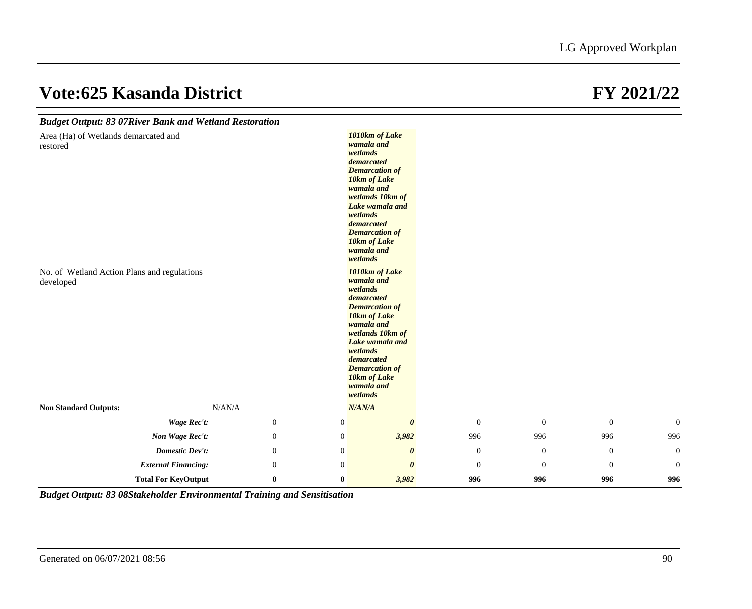# Vote:625 Kasanda District

# FY 2021/22

***Budget Output: 83 07River Bank and Wetland Restoration***

| | | | | | | | |
|---|---|---|---|---|---|---|---|
| Area (Ha) of Wetlands demarcated and restored | | | ***1010km of Lake wamala and wetlands demarcated Demarcation of 10km of Lake wamala and wetlands 10km of Lake wamala and wetlands demarcated Demarcation of 10km of Lake wamala and wetlands*** | | | | |
| No. of Wetland Action Plans and regulations developed | | | ***1010km of Lake wamala and wetlands demarcated Demarcation of 10km of Lake wamala and wetlands 10km of Lake wamala and wetlands demarcated Demarcation of 10km of Lake wamala and wetlands*** | | | | |
| **Non Standard Outputs:** | N/AN/A | | ***N/AN/A*** | | | | |
| ***Wage Rec't:*** | 0 | 0 | ***0*** | 0 | 0 | 0 | 0 |
| ***Non Wage Rec't:*** | 0 | 0 | ***3,982*** | 996 | 996 | 996 | 996 |
| ***Domestic Dev't:*** | 0 | 0 | ***0*** | 0 | 0 | 0 | 0 |
| ***External Financing:*** | 0 | 0 | ***0*** | 0 | 0 | 0 | 0 |
| **Total For KeyOutput** | **0** | **0** | ***3,982*** | **996** | **996** | **996** | **996** |

***Budget Output: 83 08Stakeholder Environmental Training and Sensitisation***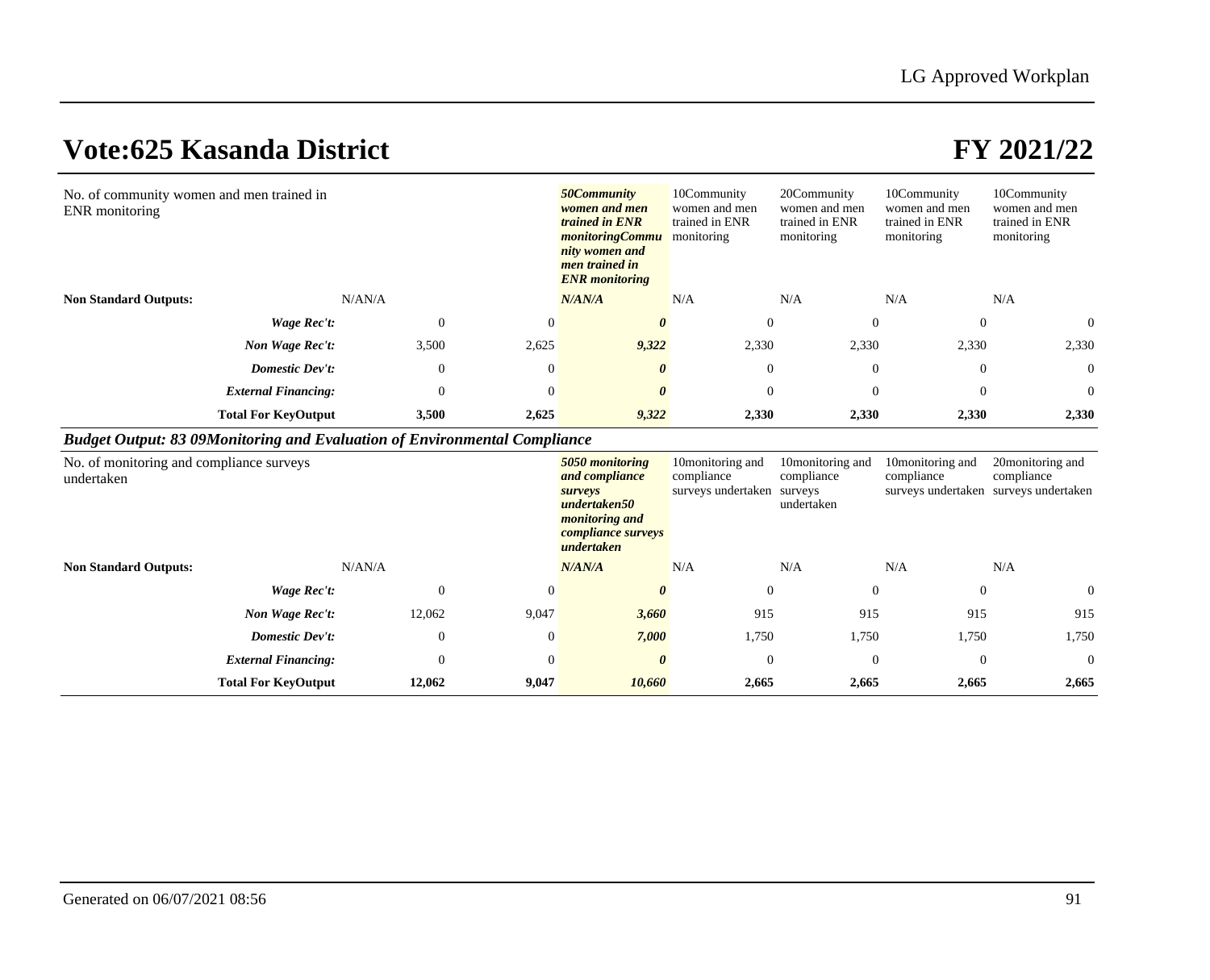# Vote:625 Kasanda District

# FY 2021/22

| | | | | | | | |
|---|---|---|---|---|---|---|---|
| No. of community women and men trained in ENR monitoring | | | ***50Community women and men trained in ENR monitoringCommunity women and men trained in ENR monitoring*** | 10Community women and men trained in ENR monitoring | 20Community women and men trained in ENR monitoring | 10Community women and men trained in ENR monitoring | 10Community women and men trained in ENR monitoring |
| **Non Standard Outputs:** | N/AN/A | | ***N/AN/A*** | N/A | N/A | N/A | N/A |
| ***Wage Rec't:*** | 0 | 0 | ***0*** | 0 | 0 | 0 | 0 |
| ***Non Wage Rec't:*** | 3,500 | 2,625 | ***9,322*** | 2,330 | 2,330 | 2,330 | 2,330 |
| ***Domestic Dev't:*** | 0 | 0 | ***0*** | 0 | 0 | 0 | 0 |
| ***External Financing:*** | 0 | 0 | ***0*** | 0 | 0 | 0 | 0 |
| **Total For KeyOutput** | **3,500** | **2,625** | ***9,322*** | **2,330** | **2,330** | **2,330** | **2,330** |

***Budget Output: 83 09Monitoring and Evaluation of Environmental Compliance***

| | | | | | | | |
|---|---|---|---|---|---|---|---|
| No. of monitoring and compliance surveys undertaken | | | ***5050 monitoring and compliance surveys undertaken50 monitoring and compliance surveys undertaken*** | 10monitoring and compliance surveys undertaken | 10monitoring and compliance surveys undertaken | 10monitoring and compliance surveys undertaken | 20monitoring and compliance surveys undertaken |
| **Non Standard Outputs:** | N/AN/A | | ***N/AN/A*** | N/A | N/A | N/A | N/A |
| ***Wage Rec't:*** | 0 | 0 | ***0*** | 0 | 0 | 0 | 0 |
| ***Non Wage Rec't:*** | 12,062 | 9,047 | ***3,660*** | 915 | 915 | 915 | 915 |
| ***Domestic Dev't:*** | 0 | 0 | ***7,000*** | 1,750 | 1,750 | 1,750 | 1,750 |
| ***External Financing:*** | 0 | 0 | ***0*** | 0 | 0 | 0 | 0 |
| **Total For KeyOutput** | **12,062** | **9,047** | ***10,660*** | **2,665** | **2,665** | **2,665** | **2,665** |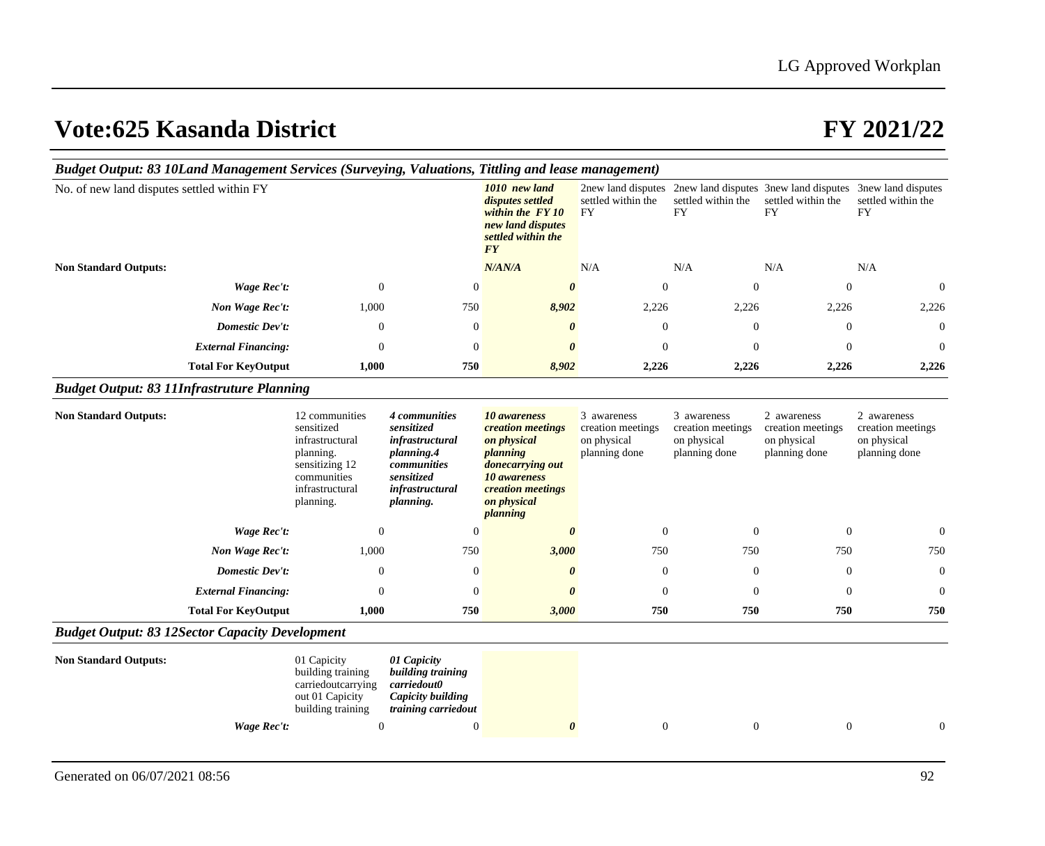# Vote:625 Kasanda District

# FY 2021/22

### *Budget Output: 83 10Land Management Services (Surveying, Valuations, Tittling and lease management)*

| | | | | | | | |
|---|---|---|---|---|---|---|---|
| No. of new land disputes settled within FY | | | ***1010 new land disputes settled within the FY 10 new land disputes settled within the FY*** | 2new land disputes settled within the FY | 2new land disputes settled within the FY | 3new land disputes settled within the FY | 3new land disputes settled within the FY |
| **Non Standard Outputs:** | | | ***N/AN/A*** | N/A | N/A | N/A | N/A |
| ***Wage Rec't:*** | 0 | 0 | ***0*** | 0 | 0 | 0 | 0 |
| ***Non Wage Rec't:*** | 1,000 | 750 | ***8,902*** | 2,226 | 2,226 | 2,226 | 2,226 |
| ***Domestic Dev't:*** | 0 | 0 | ***0*** | 0 | 0 | 0 | 0 |
| ***External Financing:*** | 0 | 0 | ***0*** | 0 | 0 | 0 | 0 |
| **Total For KeyOutput** | **1,000** | **750** | ***8,902*** | **2,226** | **2,226** | **2,226** | **2,226** |

### *Budget Output: 83 11Infrastruture Planning*

| | | | | | | | |
|---|---|---|---|---|---|---|---|
| **Non Standard Outputs:** | 12 communities sensitized infrastructural planning. sensitizing 12 communities infrastructural planning. | ***4 communities sensitized infrastructural planning.4 communities sensitized infrastructural planning.*** | ***10 awareness creation meetings on physical planning donecarrying out 10 awareness creation meetings on physical planning*** | 3 awareness creation meetings on physical planning done | 3 awareness creation meetings on physical planning done | 2 awareness creation meetings on physical planning done | 2 awareness creation meetings on physical planning done |
| ***Wage Rec't:*** | 0 | 0 | ***0*** | 0 | 0 | 0 | 0 |
| ***Non Wage Rec't:*** | 1,000 | 750 | ***3,000*** | 750 | 750 | 750 | 750 |
| ***Domestic Dev't:*** | 0 | 0 | ***0*** | 0 | 0 | 0 | 0 |
| ***External Financing:*** | 0 | 0 | ***0*** | 0 | 0 | 0 | 0 |
| **Total For KeyOutput** | **1,000** | **750** | ***3,000*** | **750** | **750** | **750** | **750** |

### *Budget Output: 83 12Sector Capacity Development*

| | | | | | | | |
|---|---|---|---|---|---|---|---|
| **Non Standard Outputs:** | 01 Capicity building training carriedoutcarrying out 01 Capicity building training | ***01 Capicity building training carriedout0 Capicity building training carriedout*** | | | | | |
| ***Wage Rec't:*** | 0 | 0 | ***0*** | 0 | 0 | 0 | 0 |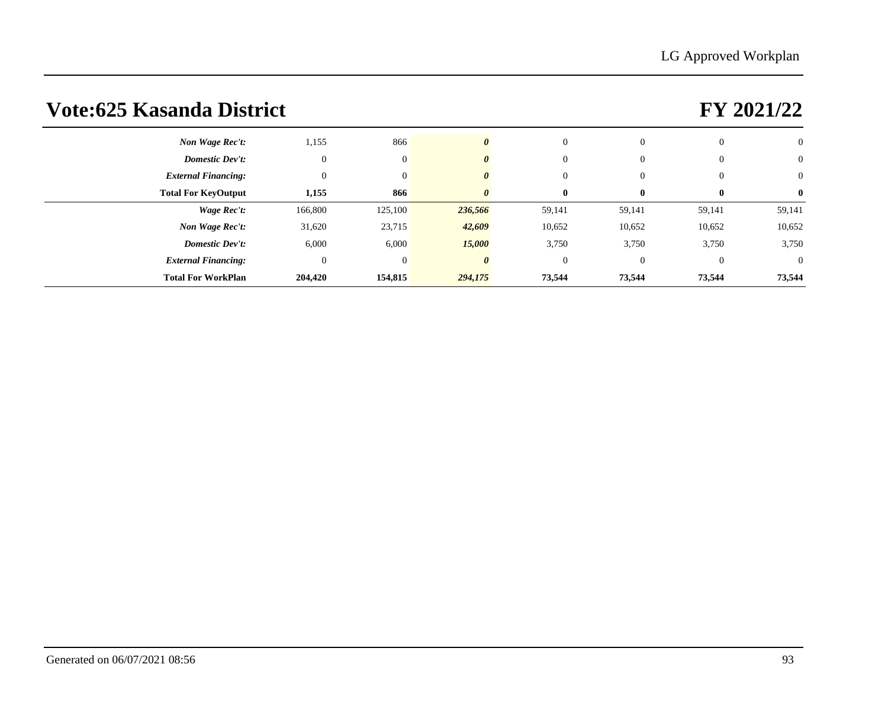# Vote:625 Kasanda District

# FY 2021/22

| | | | | | | | |
|---|---|---|---|---|---|---|---|
| ***Non Wage Rec't:*** | 1,155 | 866 | ***0*** | 0 | 0 | 0 | 0 |
| ***Domestic Dev't:*** | 0 | 0 | ***0*** | 0 | 0 | 0 | 0 |
| ***External Financing:*** | 0 | 0 | ***0*** | 0 | 0 | 0 | 0 |
| **Total For KeyOutput** | **1,155** | **866** | ***0*** | **0** | **0** | **0** | **0** |
| ***Wage Rec't:*** | 166,800 | 125,100 | ***236,566*** | 59,141 | 59,141 | 59,141 | 59,141 |
| ***Non Wage Rec't:*** | 31,620 | 23,715 | ***42,609*** | 10,652 | 10,652 | 10,652 | 10,652 |
| ***Domestic Dev't:*** | 6,000 | 6,000 | ***15,000*** | 3,750 | 3,750 | 3,750 | 3,750 |
| ***External Financing:*** | 0 | 0 | ***0*** | 0 | 0 | 0 | 0 |
| **Total For WorkPlan** | **204,420** | **154,815** | ***294,175*** | **73,544** | **73,544** | **73,544** | **73,544** |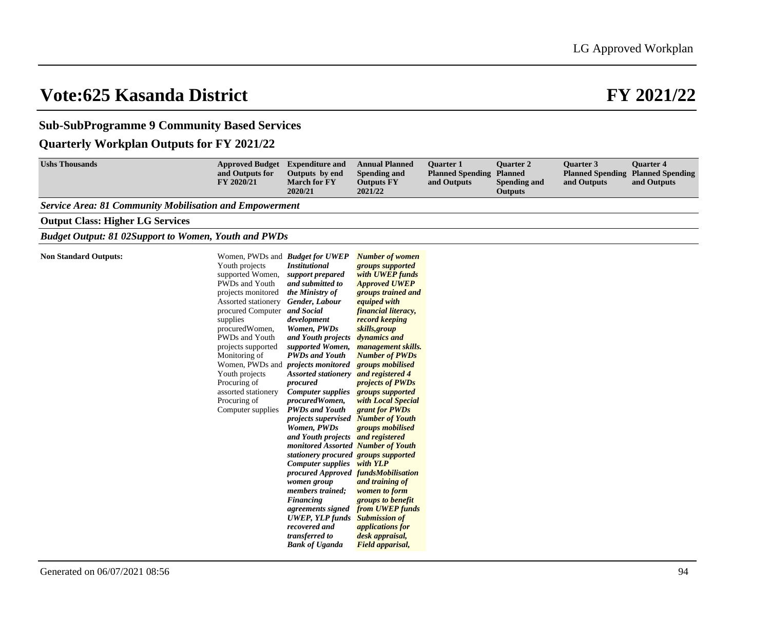# Vote:625 Kasanda District FY 2021/22

## Sub-SubProgramme 9 Community Based Services

## Quarterly Workplan Outputs for FY 2021/22

| Ushs Thousands | Approved Budget and Outputs for FY 2020/21 | Expenditure and Outputs by end March for FY 2020/21 | Annual Planned Spending and Outputs FY 2021/22 | Quarter 1 Planned Spending and Outputs | Quarter 2 Planned Spending and Outputs | Quarter 3 Planned Spending and Outputs | Quarter 4 Planned Spending and Outputs |
|---|---|---|---|---|---|---|---|
| ***Service Area: 81 Community Mobilisation and Empowerment*** | | | | | | | |
| **Output Class: Higher LG Services** | | | | | | | |
| ***Budget Output: 81 02Support to Women, Youth and PWDs*** | | | | | | | |
| **Non Standard Outputs:** | Women, PWDs and Youth projects supported Women, PWDs and Youth projects monitored Assorted stationery procured Computer supplies procuredWomen, PWDs and Youth projects supported Monitoring of Women, PWDs and Youth projects Procuring of assorted stationery Procuring of Computer supplies | ***Budget for UWEP Institutional support prepared and submitted to the Ministry of Gender, Labour and Social development Women, PWDs and Youth projects supported Women, PWDs and Youth projects monitored Assorted stationery procured Computer supplies procuredWomen, PWDs and Youth projects supervised Women, PWDs and Youth projects monitored Assorted stationery procured Computer supplies procured Approved women group members trained; Financing agreements signed UWEP, YLP funds recovered and transferred to Bank of Uganda*** | ***Number of women groups supported with UWEP funds Approved UWEP groups trained and equiped with financial literacy, record keeping skills,group dynamics and management skills. Number of PWDs groups mobilised and registered 4 projects of PWDs groups supported with Local Special grant for PWDs Number of Youth groups mobilised and registered Number of Youth groups supported with YLP fundsMobilisation and training of women to form groups to benefit from UWEP funds Submission of applications for desk appraisal, Field apparisal,*** | | | | |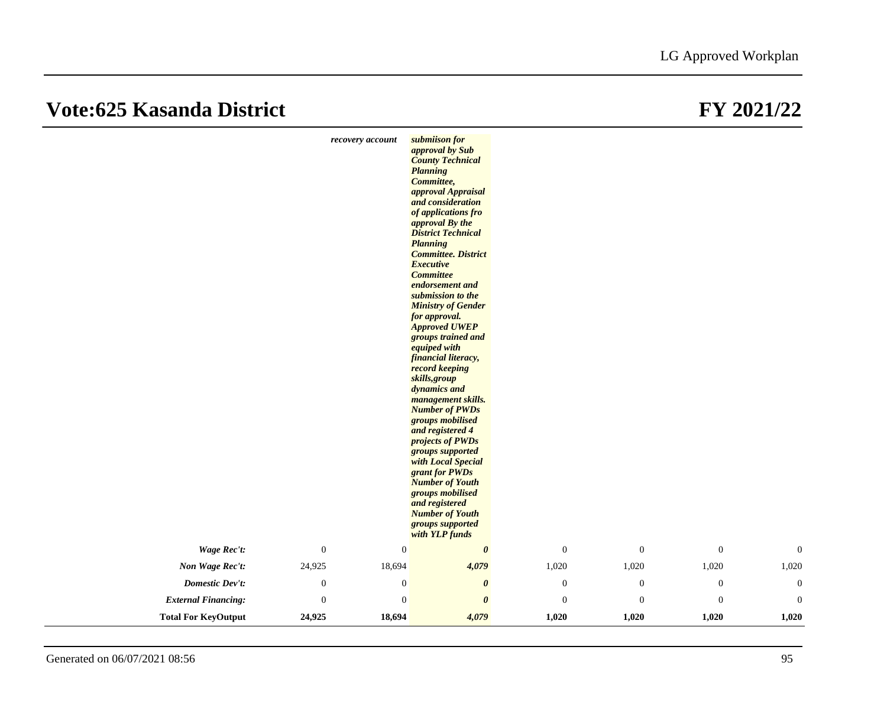# Vote:625 Kasanda District

# FY 2021/22

| | | | | | | | |
|---|---|---|---|---|---|---|---|
| | | *recovery account* | ***submiison for approval by Sub County Technical Planning Committee, approval Appraisal and consideration of applications fro approval By the District Technical Planning Committee. District Executive Committee endorsement and submission to the Ministry of Gender for approval. Approved UWEP groups trained and equiped with financial literacy, record keeping skills,group dynamics and management skills. Number of PWDs groups mobilised and registered 4 projects of PWDs groups supported with Local Special grant for PWDs Number of Youth groups mobilised and registered Number of Youth groups supported with YLP funds*** | | | | |
| ***Wage Rec't:*** | 0 | 0 | ***0*** | 0 | 0 | 0 | 0 |
| ***Non Wage Rec't:*** | 24,925 | 18,694 | ***4,079*** | 1,020 | 1,020 | 1,020 | 1,020 |
| ***Domestic Dev't:*** | 0 | 0 | ***0*** | 0 | 0 | 0 | 0 |
| ***External Financing:*** | 0 | 0 | ***0*** | 0 | 0 | 0 | 0 |
| **Total For KeyOutput** | **24,925** | **18,694** | ***4,079*** | **1,020** | **1,020** | **1,020** | **1,020** |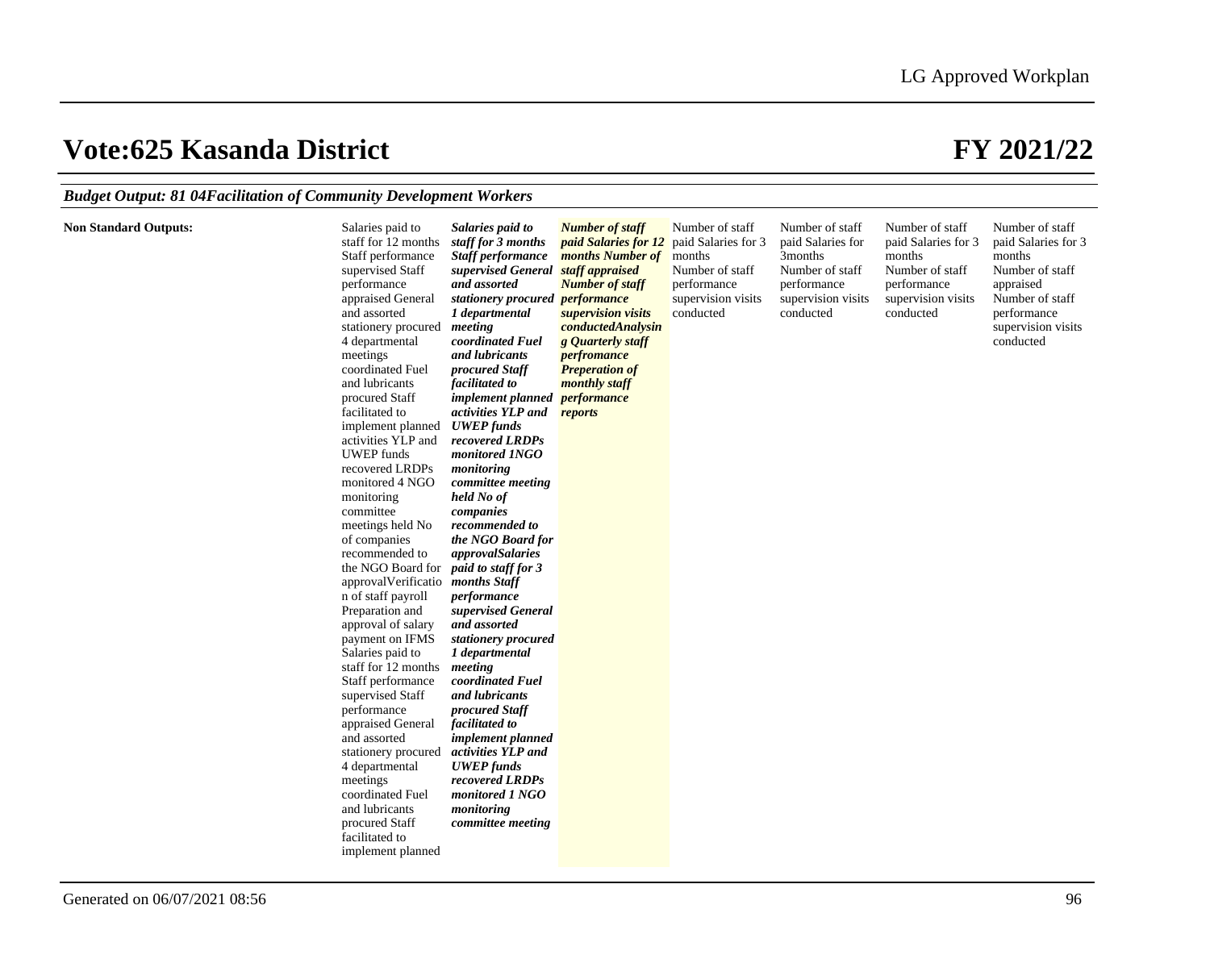# Vote:625 Kasanda District

# FY 2021/22

***Budget Output: 81 04Facilitation of Community Development Workers***

| | | | | | | | |
|---|---|---|---|---|---|---|---|
| **Non Standard Outputs:** | Salaries paid to staff for 12 months Staff performance supervised Staff performance appraised General and assorted stationery procured 4 departmental meetings coordinated Fuel and lubricants procured Staff facilitated to implement planned activities YLP and UWEP funds recovered LRDPs monitored 4 NGO monitoring committee meetings held No of companies recommended to the NGO Board for approvalVerification of staff payroll Preparation and approval of salary payment on IFMS Salaries paid to staff for 12 months Staff performance supervised Staff performance appraised General and assorted stationery procured 4 departmental meetings coordinated Fuel and lubricants procured Staff facilitated to implement planned | ***Salaries paid to staff for 3 months Staff performance supervised General and assorted stationery procured 1 departmental meeting coordinated Fuel and lubricants procured Staff facilitated to implement planned activities YLP and UWEP funds recovered LRDPs monitored 1NGO monitoring committee meeting held No of companies recommended to the NGO Board for approvalSalaries paid to staff for 3 months Staff performance supervised General and assorted stationery procured 1 departmental meeting coordinated Fuel and lubricants procured Staff facilitated to implement planned activities YLP and UWEP funds recovered LRDPs monitored 1 NGO monitoring committee meeting*** | ***Number of staff paid Salaries for 12 months Number of staff appraised Number of staff performance supervision visits conductedAnalysing Quarterly staff perfromance Preperation of monthly staff performance reports*** | Number of staff paid Salaries for 3 months Number of staff performance supervision visits conducted | Number of staff paid Salaries for 3months Number of staff performance supervision visits conducted | Number of staff paid Salaries for 3 months Number of staff performance supervision visits conducted | Number of staff paid Salaries for 3 months Number of staff appraised Number of staff performance supervision visits conducted |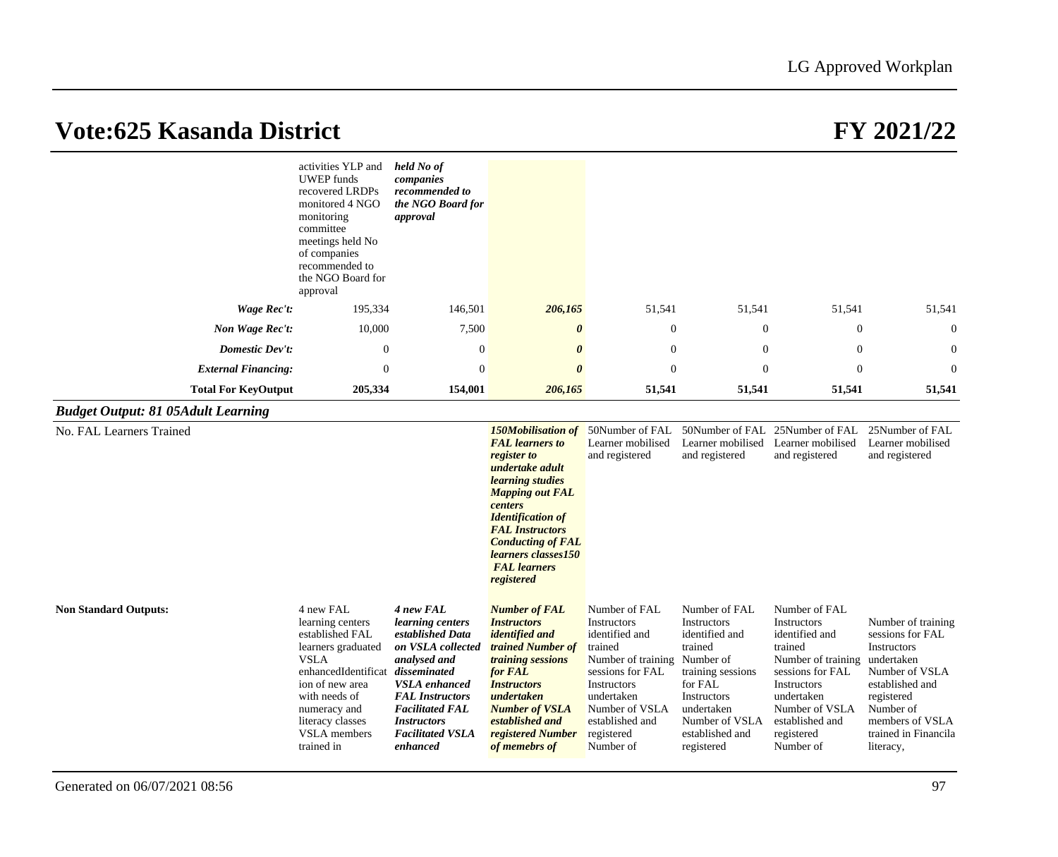# Vote:625 Kasanda District

# FY 2021/22

| | | | | | | | |
|---|---|---|---|---|---|---|---|
| | activities YLP and UWEP funds recovered LRDPs monitored 4 NGO monitoring committee meetings held No of companies recommended to the NGO Board for approval | ***held No of companies recommended to the NGO Board for approval*** | | | | | |
| ***Wage Rec't:*** | 195,334 | 146,501 | ***206,165*** | 51,541 | 51,541 | 51,541 | 51,541 |
| ***Non Wage Rec't:*** | 10,000 | 7,500 | ***0*** | 0 | 0 | 0 | 0 |
| ***Domestic Dev't:*** | 0 | 0 | ***0*** | 0 | 0 | 0 | 0 |
| ***External Financing:*** | 0 | 0 | ***0*** | 0 | 0 | 0 | 0 |
| **Total For KeyOutput** | **205,334** | **154,001** | ***206,165*** | **51,541** | **51,541** | **51,541** | **51,541** |

***Budget Output: 81 05Adult Learning***

| | | | | | | | |
|---|---|---|---|---|---|---|---|
| No. FAL Learners Trained | | | ***150Mobilisation of FAL learners to register to undertake adult learning studies Mapping out FAL centers Identification of FAL Instructors Conducting of FAL learners classes150 FAL learners registered*** | 50Number of FAL Learner mobilised and registered | 50Number of FAL Learner mobilised and registered | 25Number of FAL Learner mobilised and registered | 25Number of FAL Learner mobilised and registered |
| **Non Standard Outputs:** | 4 new FAL learning centers established FAL learners graduated VSLA enhancedIdentificat ion of new area with needs of numeracy and literacy classes VSLA members trained in | ***4 new FAL learning centers established Data on VSLA collected analysed and disseminated VSLA enhanced FAL Instructors Facilitated FAL Instructors Facilitated VSLA enhanced*** | ***Number of FAL Instructors identified and trained Number of training sessions for FAL Instructors undertaken Number of VSLA established and registered Number of memebrs of*** | Number of FAL Instructors identified and trained Number of training sessions for FAL Instructors undertaken Number of VSLA established and registered Number of | Number of FAL Instructors identified and trained Number of training sessions for FAL Instructors undertaken Number of VSLA established and registered | Number of FAL Instructors identified and trained Number of training sessions for FAL Instructors undertaken Number of VSLA established and registered Number of | Number of training sessions for FAL Instructors undertaken Number of VSLA established and registered Number of members of VSLA trained in Financila literacy, |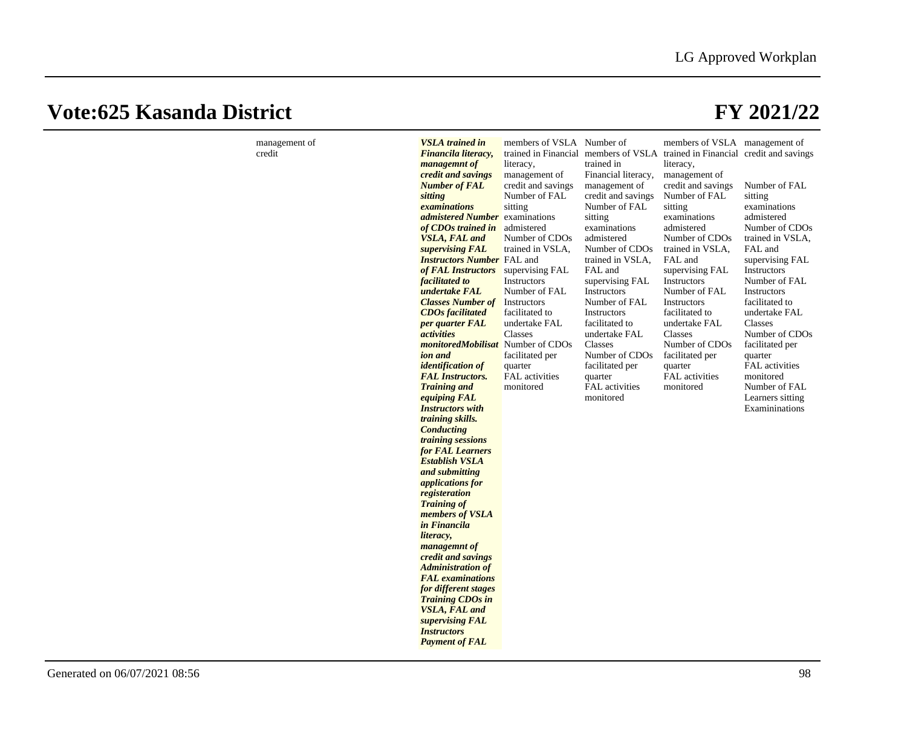# Vote:625 Kasanda District

# FY 2021/22

| | | | | | | |
|---|---|---|---|---|---|---|
| management of credit | ***VSLA trained in Financila literacy, managemnt of credit and savings Number of FAL sitting examinations admistered Number of CDOs trained in VSLA, FAL and supervising FAL Instructors Number of FAL Instructors facilitated to undertake FAL Classes Number of CDOs facilitated per quarter FAL activities monitoredMobilisation and identification of FAL Instructors. Training and equiping FAL Instructors with training skills. Conducting training sessions for FAL Learners Establish VSLA and submitting applications for registeration Training of members of VSLA in Financila literacy, managemnt of credit and savings Administration of FAL examinations for different stages Training CDOs in VSLA, FAL and supervising FAL Instructors Payment of FAL*** | members of VSLA trained in Financial literacy, management of credit and savings Number of FAL sitting examinations admistered Number of CDOs trained in VSLA, FAL and supervising FAL Instructors Number of FAL Instructors facilitated to undertake FAL Classes Number of CDOs facilitated per quarter FAL activities monitored | Number of members of VSLA trained in Financial literacy, management of credit and savings Number of FAL sitting examinations admistered Number of CDOs trained in VSLA, FAL and supervising FAL Instructors Number of FAL Instructors facilitated to undertake FAL Classes Number of CDOs facilitated per quarter FAL activities monitored | members of VSLA trained in Financial literacy, management of credit and savings Number of FAL sitting examinations admistered Number of CDOs trained in VSLA, FAL and supervising FAL Instructors Number of FAL Instructors facilitated to undertake FAL Classes Number of CDOs facilitated per quarter FAL activities monitored | management of credit and savings<br><br>Number of FAL sitting examinations admistered Number of CDOs trained in VSLA, FAL and supervising FAL Instructors Number of FAL Instructors facilitated to undertake FAL Classes Number of CDOs facilitated per quarter FAL activities monitored Number of FAL Learners sitting Examininations |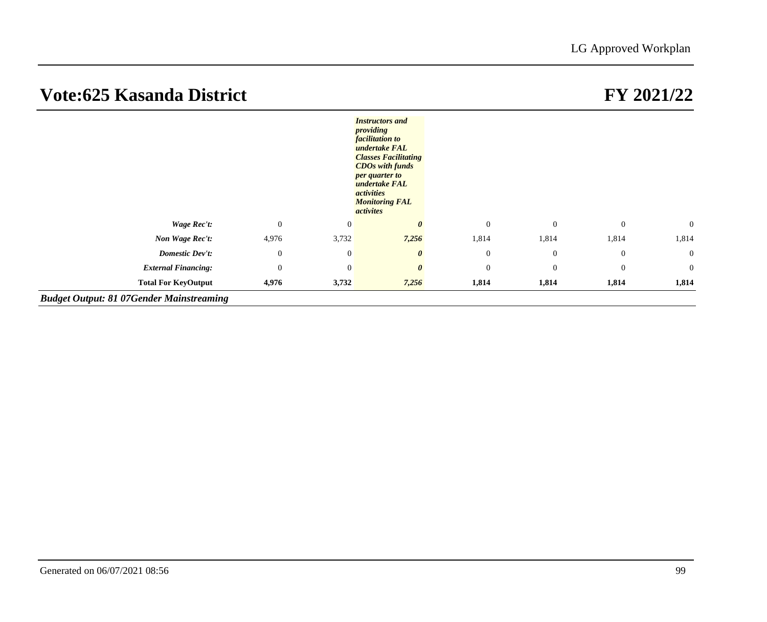# Vote:625 Kasanda District

# FY 2021/22

| | | | | | | | |
|---|---|---|---|---|---|---|---|
| | | | ***Instructors and providing facilitation to undertake FAL Classes Facilitating CDOs with funds per quarter to undertake FAL activities Monitoring FAL activites*** | | | | |
| ***Wage Rec't:*** | 0 | 0 | ***0*** | 0 | 0 | 0 | 0 |
| ***Non Wage Rec't:*** | 4,976 | 3,732 | ***7,256*** | 1,814 | 1,814 | 1,814 | 1,814 |
| ***Domestic Dev't:*** | 0 | 0 | ***0*** | 0 | 0 | 0 | 0 |
| ***External Financing:*** | 0 | 0 | ***0*** | 0 | 0 | 0 | 0 |
| **Total For KeyOutput** | **4,976** | **3,732** | ***7,256*** | **1,814** | **1,814** | **1,814** | **1,814** |

***Budget Output: 81 07Gender Mainstreaming***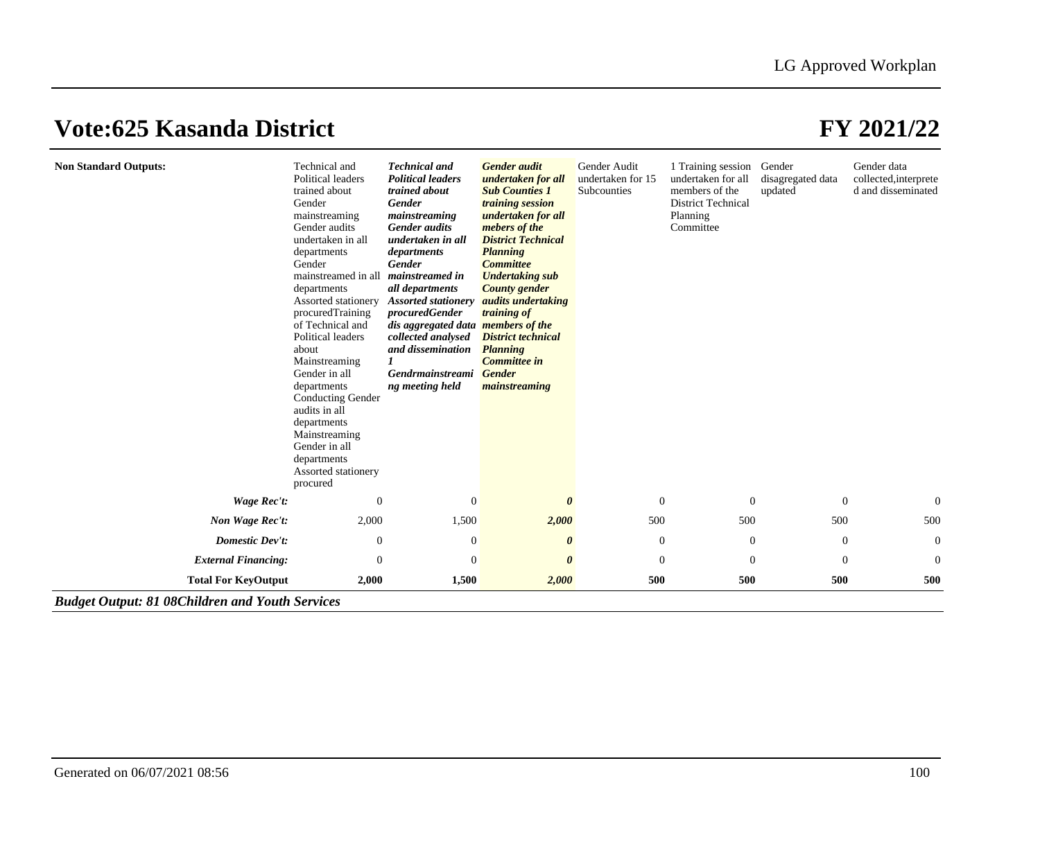## Vote:625 Kasanda District

## FY 2021/22

| | | | | | | | |
|---|---|---|---|---|---|---|---|
| **Non Standard Outputs:** | Technical and Political leaders trained about Gender mainstreaming Gender audits undertaken in all departments Gender mainstreamed in all departments Assorted stationery procuredTraining of Technical and Political leaders about Mainstreaming Gender in all departments Conducting Gender audits in all departments Mainstreaming Gender in all departments Assorted stationery procured | ***Technical and Political leaders trained about Gender mainstreaming Gender audits undertaken in all departments Gender mainstreamed in all departments Assorted stationery procuredGender dis aggregated data collected analysed and dissemination 1 Gendrmainstreaming meeting held*** | ***Gender audit undertaken for all Sub Counties 1 training session undertaken for all mebers of the District Technical Planning Committee Undertaking sub County gender audits undertaking training of members of the District technical Planning Committee in Gender mainstreaming*** | Gender Audit undertaken for 15 Subcounties | 1 Training session undertaken for all members of the District Technical Planning Committee | Gender disagregated data updated | Gender data collected,interpreted and disseminated |
| ***Wage Rec't:*** | 0 | 0 | ***0*** | 0 | 0 | 0 | 0 |
| ***Non Wage Rec't:*** | 2,000 | 1,500 | ***2,000*** | 500 | 500 | 500 | 500 |
| ***Domestic Dev't:*** | 0 | 0 | ***0*** | 0 | 0 | 0 | 0 |
| ***External Financing:*** | 0 | 0 | ***0*** | 0 | 0 | 0 | 0 |
| **Total For KeyOutput** | **2,000** | **1,500** | ***2,000*** | **500** | **500** | **500** | **500** |

***Budget Output: 81 08Children and Youth Services***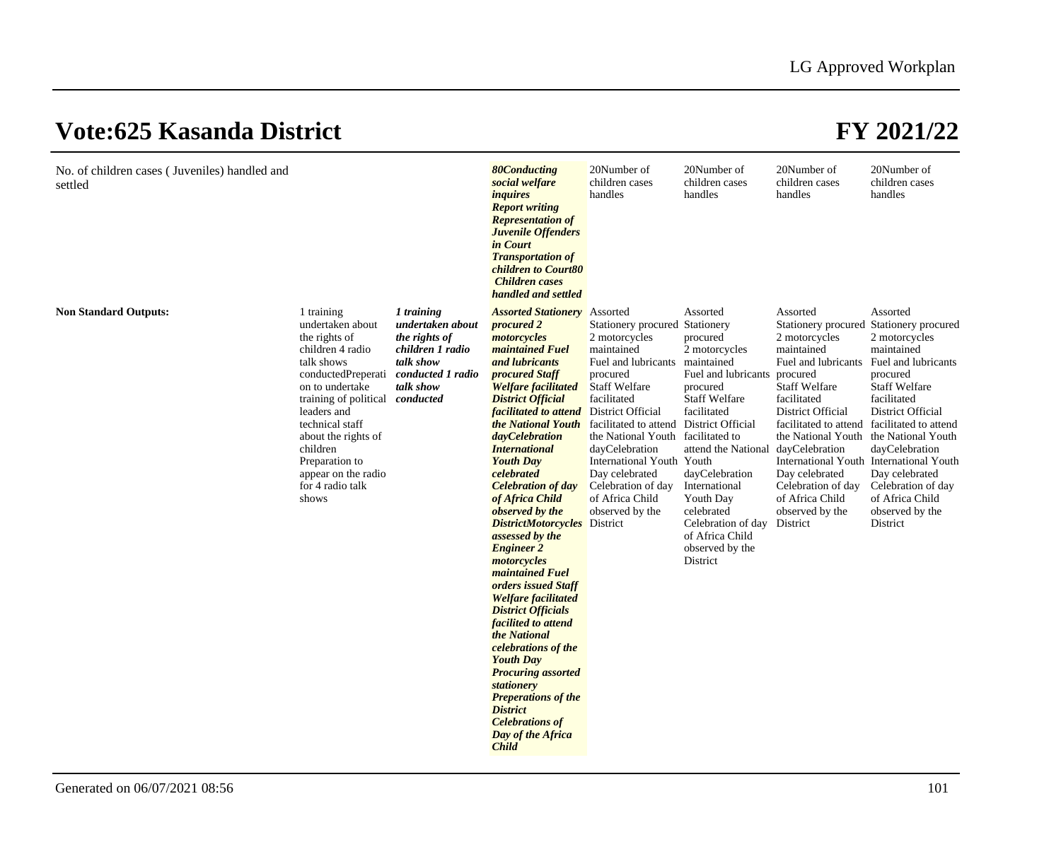# Vote:625 Kasanda District

# FY 2021/22

| | | | | | | | |
|---|---|---|---|---|---|---|---|
| No. of children cases ( Juveniles) handled and settled | | | ***80Conducting social welfare inquires Report writing Representation of Juvenile Offenders in Court Transportation of children to Court80 Children cases handled and settled*** | 20Number of children cases handles | 20Number of children cases handles | 20Number of children cases handles | 20Number of children cases handles |
| **Non Standard Outputs:** | 1 training undertaken about the rights of children 4 radio talk shows conductedPreperation to undertake training of political leaders and technical staff about the rights of children Preparation to appear on the radio for 4 radio talk shows | ***1 training undertaken about the rights of children 1 radio talk show conducted 1 radio talk show conducted*** | ***Assorted Stationery procured 2 motorcycles maintained Fuel and lubricants procured Staff Welfare facilitated District Official facilitated to attend the National Youth dayCelebration International Youth Day celebrated Celebration of day of Africa Child observed by the DistrictMotorcycles assessed by the Engineer 2 motorcycles maintained Fuel orders issued Staff Welfare facilitated District Officials facilited to attend the National celebrations of the Youth Day Procuring assorted stationery Preperations of the District Celebrations of Day of the Africa Child*** | Assorted Stationery procured 2 motorcycles maintained Fuel and lubricants procured Staff Welfare facilitated District Official facilitated to attend the National Youth dayCelebration International Youth Day celebrated Celebration of day of Africa Child observed by the District | Assorted Stationery procured 2 motorcycles maintained Fuel and lubricants procured Staff Welfare facilitated District Official facilitated to attend the National Youth dayCelebration International Youth Day celebrated Celebration of day of Africa Child observed by the District | Assorted Stationery procured 2 motorcycles maintained Fuel and lubricants procured Staff Welfare facilitated District Official facilitated to attend the National Youth dayCelebration International Youth Day celebrated Celebration of day of Africa Child observed by the District | Assorted Stationery procured 2 motorcycles maintained Fuel and lubricants procured Staff Welfare facilitated District Official facilitated to attend the National Youth dayCelebration International Youth Day celebrated Celebration of day of Africa Child observed by the District |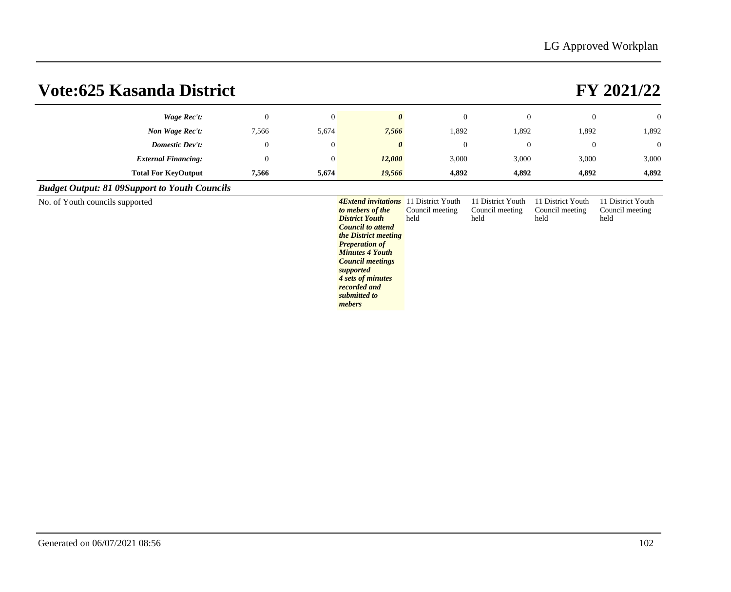# Vote:625 Kasanda District FY 2021/22

| | | | | | | | |
|---|---|---|---|---|---|---|---|
| ***Wage Rec't:*** | 0 | 0 | ***0*** | 0 | 0 | 0 | 0 |
| ***Non Wage Rec't:*** | 7,566 | 5,674 | ***7,566*** | 1,892 | 1,892 | 1,892 | 1,892 |
| ***Domestic Dev't:*** | 0 | 0 | ***0*** | 0 | 0 | 0 | 0 |
| ***External Financing:*** | 0 | 0 | ***12,000*** | 3,000 | 3,000 | 3,000 | 3,000 |
| **Total For KeyOutput** | **7,566** | **5,674** | ***19,566*** | **4,892** | **4,892** | **4,892** | **4,892** |

***Budget Output: 81 09Support to Youth Councils***

| | | | | | | | |
|---|---|---|---|---|---|---|---|
| No. of Youth councils supported | | | ***4Extend invitations to mebers of the District Youth Council to attend the District meeting Preperation of Minutes 4 Youth Council meetings supported 4 sets of minutes recorded and submitted to mebers*** | 11 District Youth Council meeting held | 11 District Youth Council meeting held | 11 District Youth Council meeting held | 11 District Youth Council meeting held |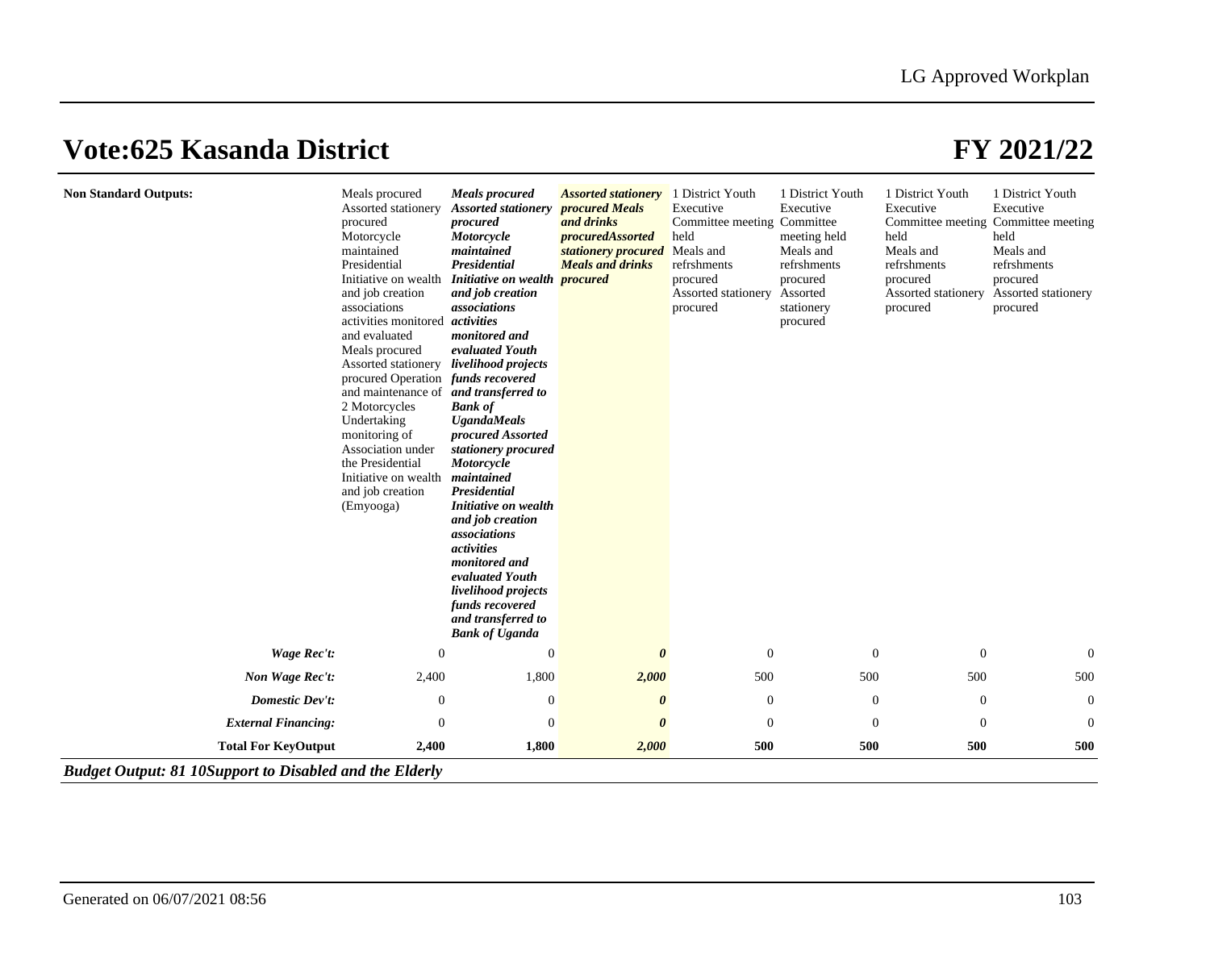# Vote:625 Kasanda District

# FY 2021/22

| **Non Standard Outputs:** | Meals procured Assorted stationery procured Motorcycle maintained Presidential Initiative on wealth and job creation associations activities monitored and evaluated Meals procured Assorted stationery procured Operation and maintenance of 2 Motorcycles Undertaking monitoring of Association under the Presidential Initiative on wealth and job creation (Emyooga) | ***Meals procured Assorted stationery procured Motorcycle maintained Presidential Initiative on wealth and job creation associations activities monitored and evaluated Youth livelihood projects funds recovered and transferred to Bank of UgandaMeals procured Assorted stationery procured Motorcycle maintained Presidential Initiative on wealth and job creation associations activities monitored and evaluated Youth livelihood projects funds recovered and transferred to Bank of Uganda*** | ***Assorted stationery procured Meals and drinks procuredAssorted stationery procured Meals and drinks procured*** | 1 District Youth Executive Committee meeting held Meals and refrshments procured Assorted stationery procured | 1 District Youth Executive Committee meeting held Meals and refrshments procured Assorted stationery procured | 1 District Youth Executive Committee meeting held Meals and refrshments procured Assorted stationery procured | 1 District Youth Executive Committee meeting held Meals and refrshments procured Assorted stationery procured |
|---|---|---|---|---|---|---|---|
| ***Wage Rec't:*** | 0 | 0 | ***0*** | 0 | 0 | 0 | 0 |
| ***Non Wage Rec't:*** | 2,400 | 1,800 | ***2,000*** | 500 | 500 | 500 | 500 |
| ***Domestic Dev't:*** | 0 | 0 | ***0*** | 0 | 0 | 0 | 0 |
| ***External Financing:*** | 0 | 0 | ***0*** | 0 | 0 | 0 | 0 |
| **Total For KeyOutput** | **2,400** | **1,800** | ***2,000*** | **500** | **500** | **500** | **500** |

***Budget Output: 81 10Support to Disabled and the Elderly***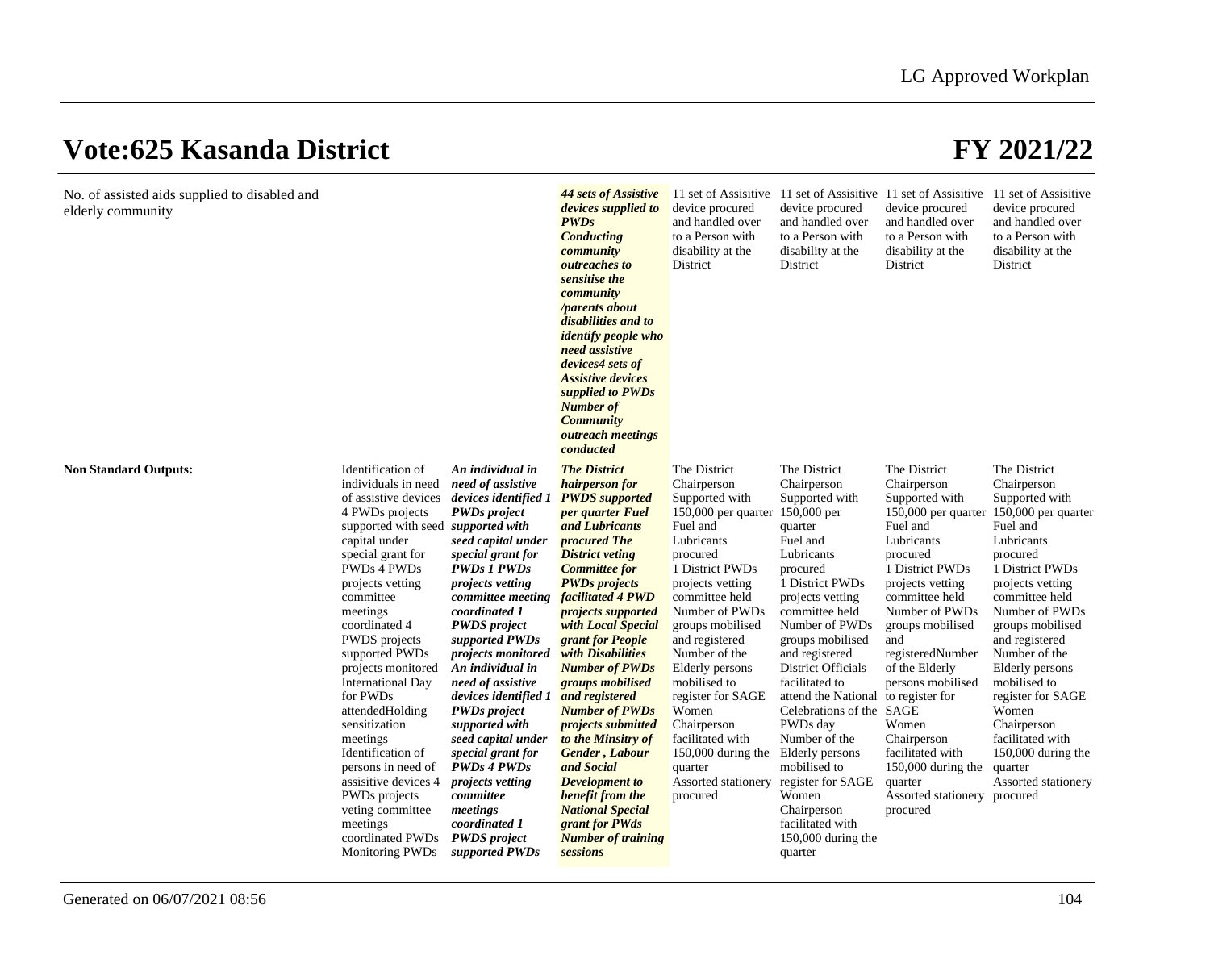# Vote:625 Kasanda District

# FY 2021/22

| | | | | | | | |
|---|---|---|---|---|---|---|---|
| No. of assisted aids supplied to disabled and elderly community | | | ***44 sets of Assistive devices supplied to PWDs Conducting community outreaches to sensitise the community /parents about disabilities and to identify people who need assistive devices4 sets of Assistive devices supplied to PWDs Number of Community outreach meetings conducted*** | 11 set of Assisitive device procured and handled over to a Person with disability at the District | 11 set of Assisitive device procured and handled over to a Person with disability at the District | 11 set of Assisitive device procured and handled over to a Person with disability at the District | 11 set of Assisitive device procured and handled over to a Person with disability at the District |
| **Non Standard Outputs:** | Identification of individuals in need of assistive devices 4 PWDs projects supported with seed capital under special grant for PWDs 4 PWDs projects vetting committee meetings coordinated 4 PWDS projects supported PWDs projects monitored International Day for PWDs attendedHolding sensitization meetings Identification of persons in need of assisitive devices 4 PWDs projects veting committee meetings coordinated PWDs Monitoring PWDs | ***An individual in need of assistive devices identified 1 PWDs project supported with seed capital under special grant for PWDs 1 PWDs projects vetting committee meeting coordinated 1 PWDS project supported PWDs projects monitored An individual in need of assistive devices identified 1 PWDs project supported with seed capital under special grant for PWDs 4 PWDs projects vetting committee meetings coordinated 1 PWDS project supported PWDs*** | ***The District hairperson for PWDS supported per quarter Fuel and Lubricants procured The District veting Committee for PWDs projects facilitated 4 PWD projects supported with Local Special grant for People with Disabilities Number of PWDs groups mobilised and registered Number of PWDs projects submitted to the Minsitry of Gender , Labour and Social Development to benefit from the National Special grant for PWds Number of training sessions*** | The District Chairperson Supported with 150,000 per quarter Fuel and Lubricants procured 1 District PWDs projects vetting committee held Number of PWDs groups mobilised and registered Number of the Elderly persons mobilised to register for SAGE Women Chairperson facilitated with 150,000 during the quarter Assorted stationery procured | The District Chairperson Supported with 150,000 per quarter Fuel and Lubricants procured 1 District PWDs projects vetting committee held Number of PWDs groups mobilised and registered District Officials facilitated to attend the National Celebrations of the PWDs day Number of the Elderly persons mobilised to register for SAGE Women Chairperson facilitated with 150,000 during the quarter | The District Chairperson Supported with 150,000 per quarter Fuel and Lubricants procured 1 District PWDs projects vetting committee held Number of PWDs groups mobilised and registeredNumber of the Elderly persons mobilised to register for SAGE Women Chairperson facilitated with 150,000 during the quarter Assorted stationery procured | The District Chairperson Supported with 150,000 per quarter Fuel and Lubricants procured 1 District PWDs projects vetting committee held Number of PWDs groups mobilised and registered Number of the Elderly persons mobilised to register for SAGE Women Chairperson facilitated with 150,000 during the quarter Assorted stationery procured |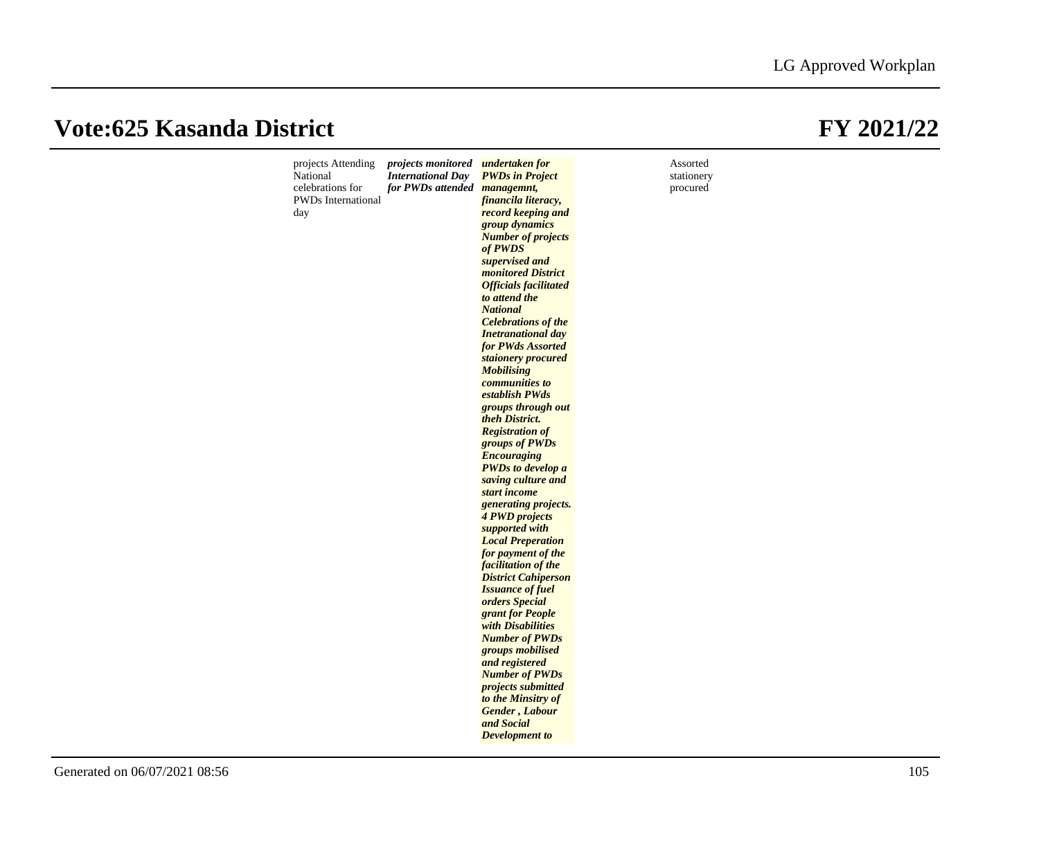# Vote:625 Kasanda District

# FY 2021/22

| | | | | | |
|---|---|---|---|---|---|
| | projects Attending National celebrations for PWDs International day | ***projects monitored International Day for PWDs attended*** | ***undertaken for PWDs in Project managemnt, financila literacy, record keeping and group dynamics Number of projects of PWDS supervised and monitored District Officials facilitated to attend the National Celebrations of the Inetranational day for PWds Assorted staionery procured Mobilising communities to establish PWds groups through out theh District. Registration of groups of PWDs Encouraging PWDs to develop a saving culture and start income generating projects. 4 PWD projects supported with Local Preperation for payment of the facilitation of the District Cahiperson Issuance of fuel orders Special grant for People with Disabilities Number of PWDs groups mobilised and registered Number of PWDs projects submitted to the Minsitry of Gender , Labour and Social Development to*** | | Assorted stationery procured |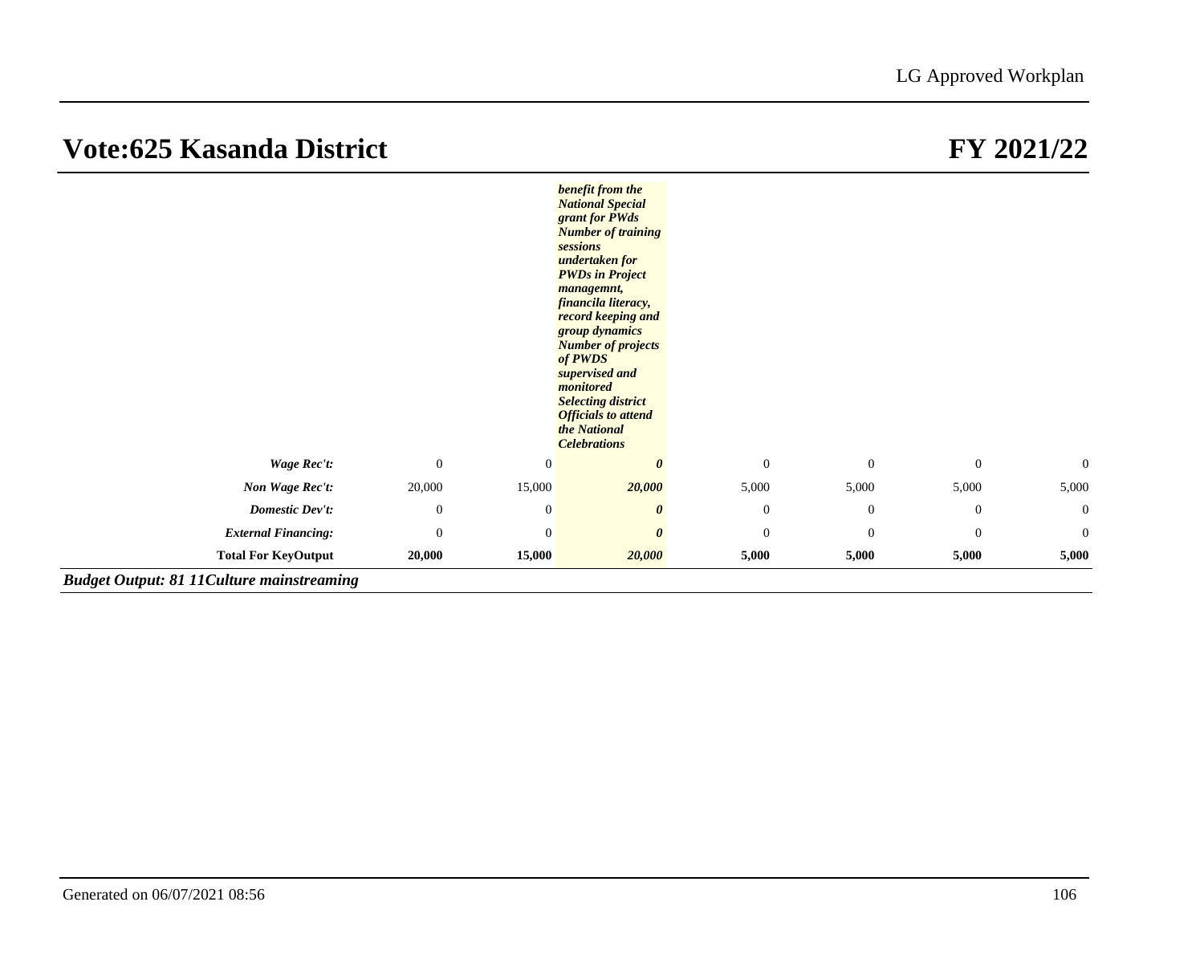# Vote:625 Kasanda District

## FY 2021/22

| | | | | | | | |
|---|---|---|---|---|---|---|---|
| | | | ***benefit from the National Special grant for PWds Number of training sessions undertaken for PWDs in Project managemnt, financila literacy, record keeping and group dynamics Number of projects of PWDS supervised and monitored Selecting district Officials to attend the National Celebrations*** | | | | |
| ***Wage Rec't:*** | 0 | 0 | ***0*** | 0 | 0 | 0 | 0 |
| ***Non Wage Rec't:*** | 20,000 | 15,000 | ***20,000*** | 5,000 | 5,000 | 5,000 | 5,000 |
| ***Domestic Dev't:*** | 0 | 0 | ***0*** | 0 | 0 | 0 | 0 |
| ***External Financing:*** | 0 | 0 | ***0*** | 0 | 0 | 0 | 0 |
| **Total For KeyOutput** | **20,000** | **15,000** | ***20,000*** | **5,000** | **5,000** | **5,000** | **5,000** |

***Budget Output: 81 11Culture mainstreaming***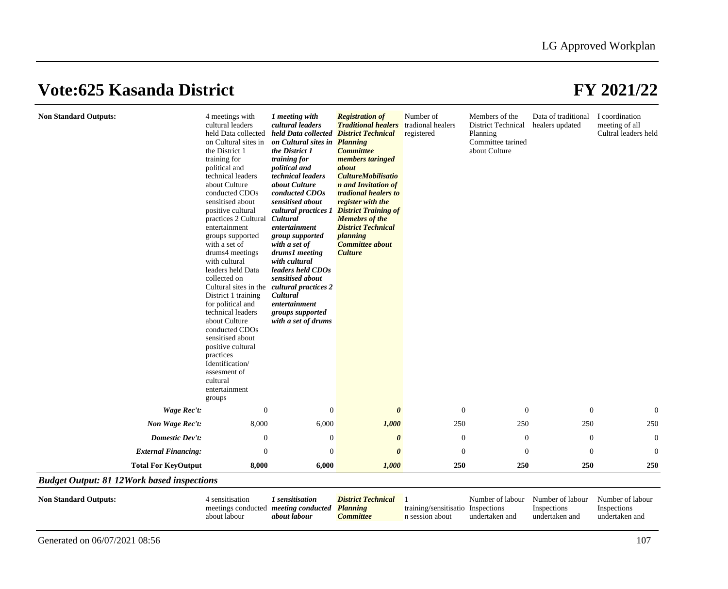# Vote:625 Kasanda District

# FY 2021/22

| | | | | | | | |
|---|---|---|---|---|---|---|---|
| **Non Standard Outputs:** | 4 meetings with cultural leaders held Data collected on Cultural sites in the District 1 training for political and technical leaders about Culture conducted CDOs sensitised about positive cultural practices 2 Cultural entertainment groups supported with a set of drums4 meetings with cultural leaders held Data collected on Cultural sites in the District 1 training for political and technical leaders about Culture conducted CDOs sensitised about positive cultural practices Identification/ assesment of cultural entertainment groups | ***1 meeting with cultural leaders held Data collected on Cultural sites in the District 1 training for political and technical leaders about Culture conducted CDOs sensitised about cultural practices 1 Cultural entertainment group supported with a set of drums1 meeting with cultural leaders held CDOs sensitised about cultural practices 2 Cultural entertainment groups supported with a set of drums*** | ***Registration of Traditional healers District Technical Planning Committtee members taringed about CultureMobilisation and Invitation of tradional healers to register with the District Training of Memebrs of the District Technical planning Committee about Culture*** | Number of tradional healers registered | Members of the District Technical Planning Committee tarined about Culture | Data of traditional healers updated | I coordination meeting of all Cultral leaders held |
| ***Wage Rec't:*** | 0 | 0 | ***0*** | 0 | 0 | 0 | 0 |
| ***Non Wage Rec't:*** | 8,000 | 6,000 | ***1,000*** | 250 | 250 | 250 | 250 |
| ***Domestic Dev't:*** | 0 | 0 | ***0*** | 0 | 0 | 0 | 0 |
| ***External Financing:*** | 0 | 0 | ***0*** | 0 | 0 | 0 | 0 |
| **Total For KeyOutput** | **8,000** | **6,000** | ***1,000*** | **250** | **250** | **250** | **250** |

***Budget Output: 81 12Work based inspections***

| | | | | | | | |
|---|---|---|---|---|---|---|---|
| **Non Standard Outputs:** | 4 sensitisation meetings conducted about labour | ***1 sensitisation meeting conducted about labour*** | ***District Technical Planning Committee*** | 1 training/sensitisation session about | Number of labour Inspections undertaken and | Number of labour Inspections undertaken and | Number of labour Inspections undertaken and |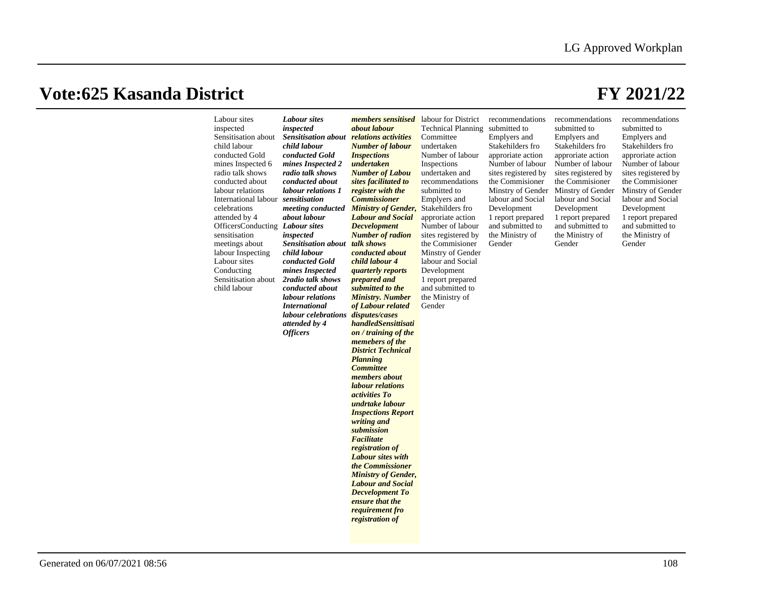# Vote:625 Kasanda District

# FY 2021/22

| | | | | | | | |
|---|---|---|---|---|---|---|---|
| | Labour sites inspected Sensitisation about child labour conducted Gold mines Inspected 6 radio talk shows conducted about labour relations International labour celebrations attended by 4 OfficersConducting sensitisation meetings about labour Inspecting Labour sites Conducting Sensitisation about child labour | ***Labour sites inspected Sensitisation about child labour conducted Gold mines Inspected 2 radio talk shows conducted about labour relations 1 sensitisation meeting conducted about labour Labour sites inspected Sensitisation about child labour conducted Gold mines Inspected 2radio talk shows conducted about labour relations International labour celebrations attended by 4 Officers*** | ***members sensitised about labour relations activities Number of labour Inspections undertaken Number of Labou sites facilitated to register with the Commissioner Ministry of Gender, Labour and Social Decvelopment Number of radion talk shows conducted about child labour 4 quarterly reports prepared and submitted to the Ministry. Number of Labour related disputes/cases handledSensittisation / training of the memebers of the District Technical Planning Committee members about labour relations activities To undrtake labour Inspections Report writing and submission Facilitate registration of Labour sites with the Commissioner Ministry of Gender, Labour and Social Decvelopment To ensure that the requirement fro registration of*** | labour for District Technical Planning Committee undertaken Number of labour Inspections undertaken and recommendations submitted to Emplyers and Stakehilders fro approriate action Number of labour sites registered by the Commisioner Minstry of Gender labour and Social Development 1 report prepared and submitted to the Ministry of Gender | recommendations submitted to Emplyers and Stakehilders fro approriate action Number of labour sites registered by the Commisioner Minstry of Gender labour and Social Development 1 report prepared and submitted to the Ministry of Gender | recommendations submitted to Emplyers and Stakehilders fro approriate action Number of labour sites registered by the Commisioner Minstry of Gender labour and Social Development 1 report prepared and submitted to the Ministry of Gender | recommendations submitted to Emplyers and Stakehilders fro approriate action Number of labour sites registered by the Commisioner Minstry of Gender labour and Social Development 1 report prepared and submitted to the Ministry of Gender |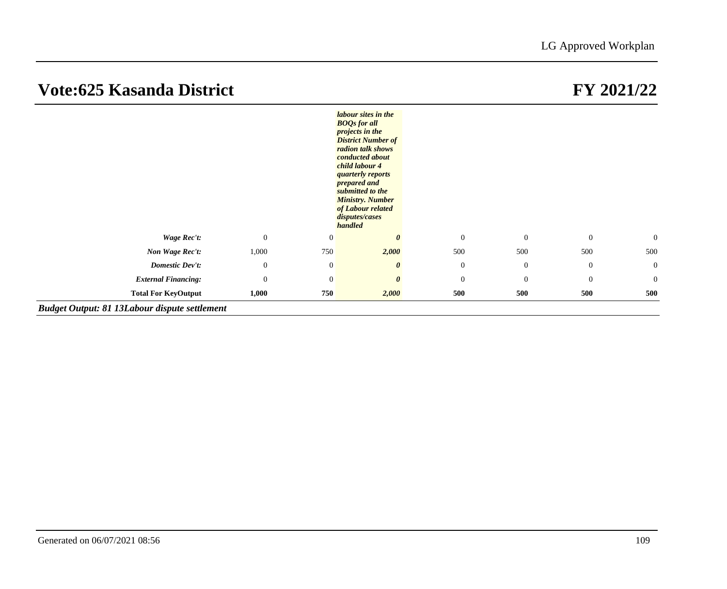# Vote:625 Kasanda District

# FY 2021/22

| | | | | | | | |
|---|---|---|---|---|---|---|---|
| | | | ***labour sites in the BOQs for all projects in the District Number of radion talk shows conducted about child labour 4 quarterly reports prepared and submitted to the Ministry. Number of Labour related disputes/cases handled*** | | | | |
| ***Wage Rec't:*** | 0 | 0 | ***0*** | 0 | 0 | 0 | 0 |
| ***Non Wage Rec't:*** | 1,000 | 750 | ***2,000*** | 500 | 500 | 500 | 500 |
| ***Domestic Dev't:*** | 0 | 0 | ***0*** | 0 | 0 | 0 | 0 |
| ***External Financing:*** | 0 | 0 | ***0*** | 0 | 0 | 0 | 0 |
| **Total For KeyOutput** | **1,000** | **750** | ***2,000*** | **500** | **500** | **500** | **500** |

***Budget Output: 81 13Labour dispute settlement***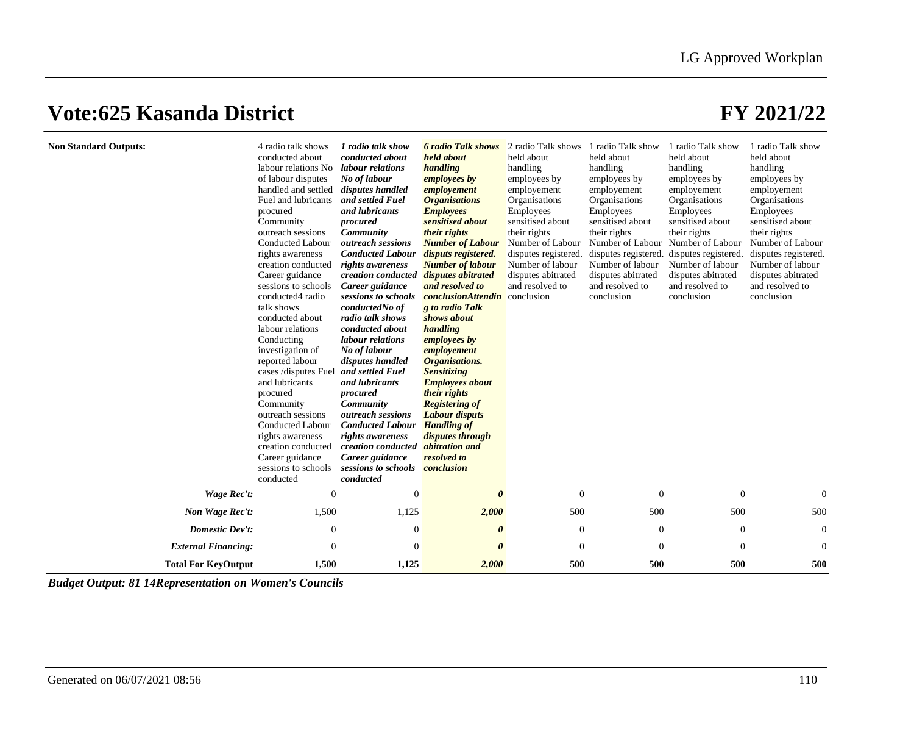# Vote:625 Kasanda District

# FY 2021/22

| Non Standard Outputs: | 4 radio talk shows conducted about labour relations No of labour disputes handled and settled Fuel and lubricants procured Community outreach sessions Conducted Labour rights awareness creation conducted Career guidance sessions to schools conducted4 radio talk shows conducted about labour relations Conducting investigation of reported labour cases /disputes Fuel and lubricants procured Community outreach sessions Conducted Labour rights awareness creation conducted Career guidance sessions to schools conducted | ***1 radio talk show conducted about labour relations No of labour disputes handled and settled Fuel and lubricants procured Community outreach sessions Conducted Labour rights awareness creation conducted Career guidance sessions to schools conductedNo of radio talk shows conducted about labour relations No of labour disputes handled and settled Fuel and lubricants procured Community outreach sessions Conducted Labour rights awareness creation conducted Career guidance sessions to schools conducted*** | ***6 radio Talk shows held about handling employees by employement Organisations Employees sensitised about their rights Number of Labour disputs registered. Number of labour disputes abitrated and resolved to conclusionAttending to radio Talk shows about handling employees by employement Organisations. Sensitizing Employees about their rights Registering of Labour disputs Handling of disputes through abitration and resolved to conclusion*** | 2 radio Talk shows held about handling employees by employement Organisations Employees sensitised about their rights Number of Labour disputes registered. Number of labour disputes abitrated and resolved to conclusion | 1 radio Talk show held about handling employees by employement Organisations Employees sensitised about their rights Number of Labour disputes registered. Number of labour disputes abitrated and resolved to conclusion | 1 radio Talk show held about handling employees by employement Organisations Employees sensitised about their rights Number of Labour disputes registered. Number of labour disputes abitrated and resolved to conclusion | 1 radio Talk show held about handling employees by employement Organisations Employees sensitised about their rights Number of Labour disputes registered. Number of labour disputes abitrated and resolved to conclusion |
|---|---|---|---|---|---|---|---|
| ***Wage Rec't:*** | 0 | 0 | ***0*** | 0 | 0 | 0 | 0 |
| ***Non Wage Rec't:*** | 1,500 | 1,125 | ***2,000*** | 500 | 500 | 500 | 500 |
| ***Domestic Dev't:*** | 0 | 0 | ***0*** | 0 | 0 | 0 | 0 |
| ***External Financing:*** | 0 | 0 | ***0*** | 0 | 0 | 0 | 0 |
| **Total For KeyOutput** | **1,500** | **1,125** | ***2,000*** | **500** | **500** | **500** | **500** |

***Budget Output: 81 14Representation on Women's Councils***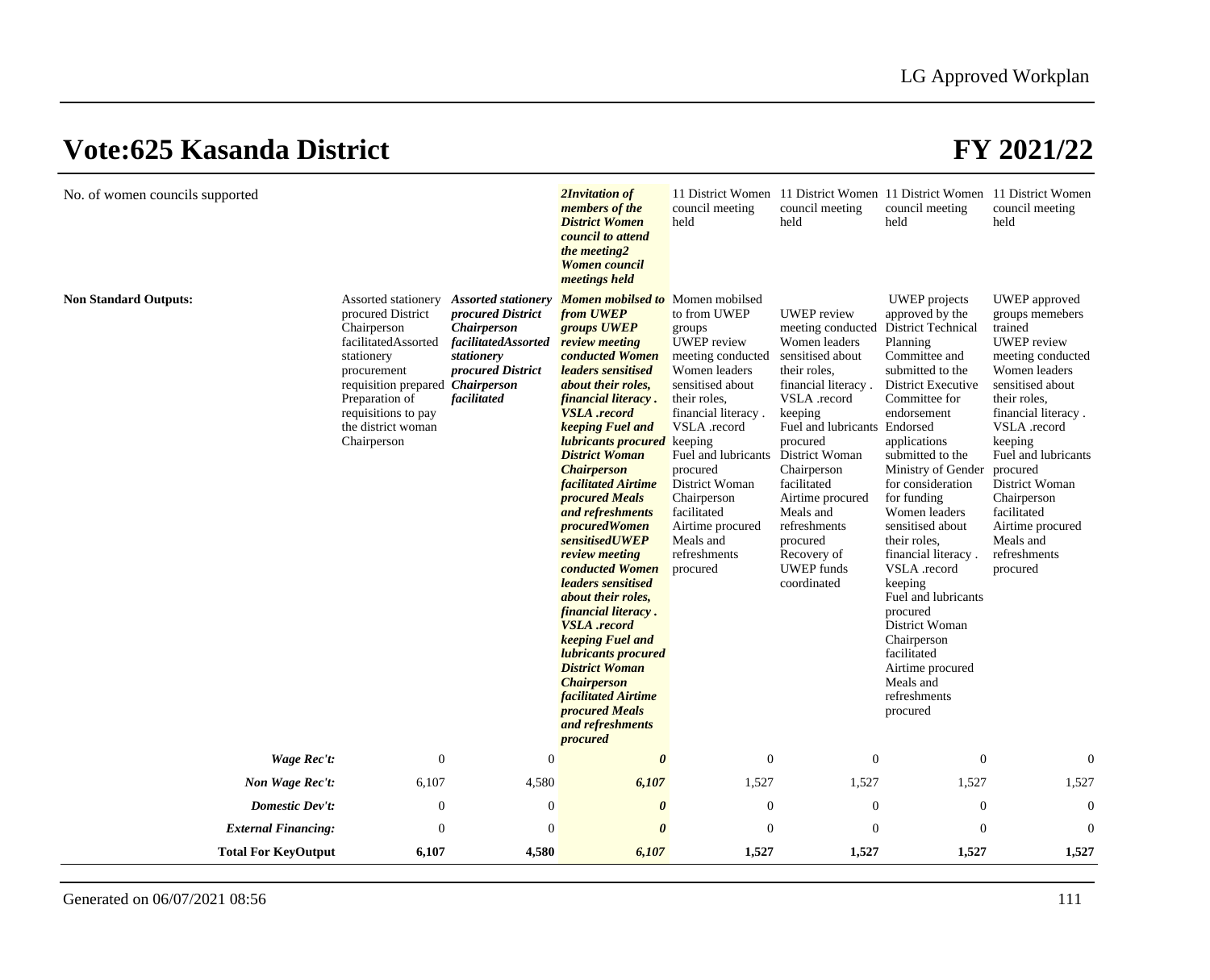# Vote:625 Kasanda District

# FY 2021/22

| | | | | | | | |
|---|---|---|---|---|---|---|---|
| No. of women councils supported | | | ***2Invitation of members of the District Women council to attend the meeting2 Women council meetings held*** | 11 District Women council meeting held | 11 District Women council meeting held | 11 District Women council meeting held | 11 District Women council meeting held |
| **Non Standard Outputs:** | Assorted stationery procured District Chairperson facilitatedAssorted stationery procurement requisition prepared Preparation of requisitions to pay the district woman Chairperson | ***Assorted stationery procured District Chairperson facilitatedAssorted stationery procured District Chairperson facilitated*** | ***Momen mobilsed to from UWEP groups UWEP review meeting conducted Women leaders sensitised about their roles, financial literacy . VSLA .record keeping Fuel and lubricants procured District Woman Chairperson facilitated Airtime procured Meals and refreshments procuredWomen sensitisedUWEP review meeting conducted Women leaders sensitised about their roles, financial literacy . VSLA .record keeping Fuel and lubricants procured District Woman Chairperson facilitated Airtime procured Meals and refreshments procured*** | Momen mobilsed to from UWEP groups UWEP review meeting conducted Women leaders sensitised about their roles, financial literacy . VSLA .record keeping Fuel and lubricants procured District Woman Chairperson facilitated Airtime procured Meals and refreshments procured | UWEP review meeting conducted Women leaders sensitised about their roles, financial literacy . VSLA .record keeping Fuel and lubricants procured District Woman Chairperson facilitated Airtime procured Meals and refreshments procured Recovery of UWEP funds coordinated | UWEP projects approved by the District Technical Planning Committee and submitted to the District Executive Committee for endorsement Endorsed applications submitted to the Ministry of Gender for consideration for funding Women leaders sensitised about their roles, financial literacy . VSLA .record keeping Fuel and lubricants procured District Woman Chairperson facilitated Airtime procured Meals and refreshments procured | UWEP approved groups memebers trained UWEP review meeting conducted Women leaders sensitised about their roles, financial literacy . VSLA .record keeping Fuel and lubricants procured District Woman Chairperson facilitated Airtime procured Meals and refreshments procured |
| ***Wage Rec't:*** | 0 | 0 | ***0*** | 0 | 0 | 0 | 0 |
| ***Non Wage Rec't:*** | 6,107 | 4,580 | ***6,107*** | 1,527 | 1,527 | 1,527 | 1,527 |
| ***Domestic Dev't:*** | 0 | 0 | ***0*** | 0 | 0 | 0 | 0 |
| ***External Financing:*** | 0 | 0 | ***0*** | 0 | 0 | 0 | 0 |
| **Total For KeyOutput** | **6,107** | **4,580** | ***6,107*** | **1,527** | **1,527** | **1,527** | **1,527** |

Generated on 06/07/2021 08:56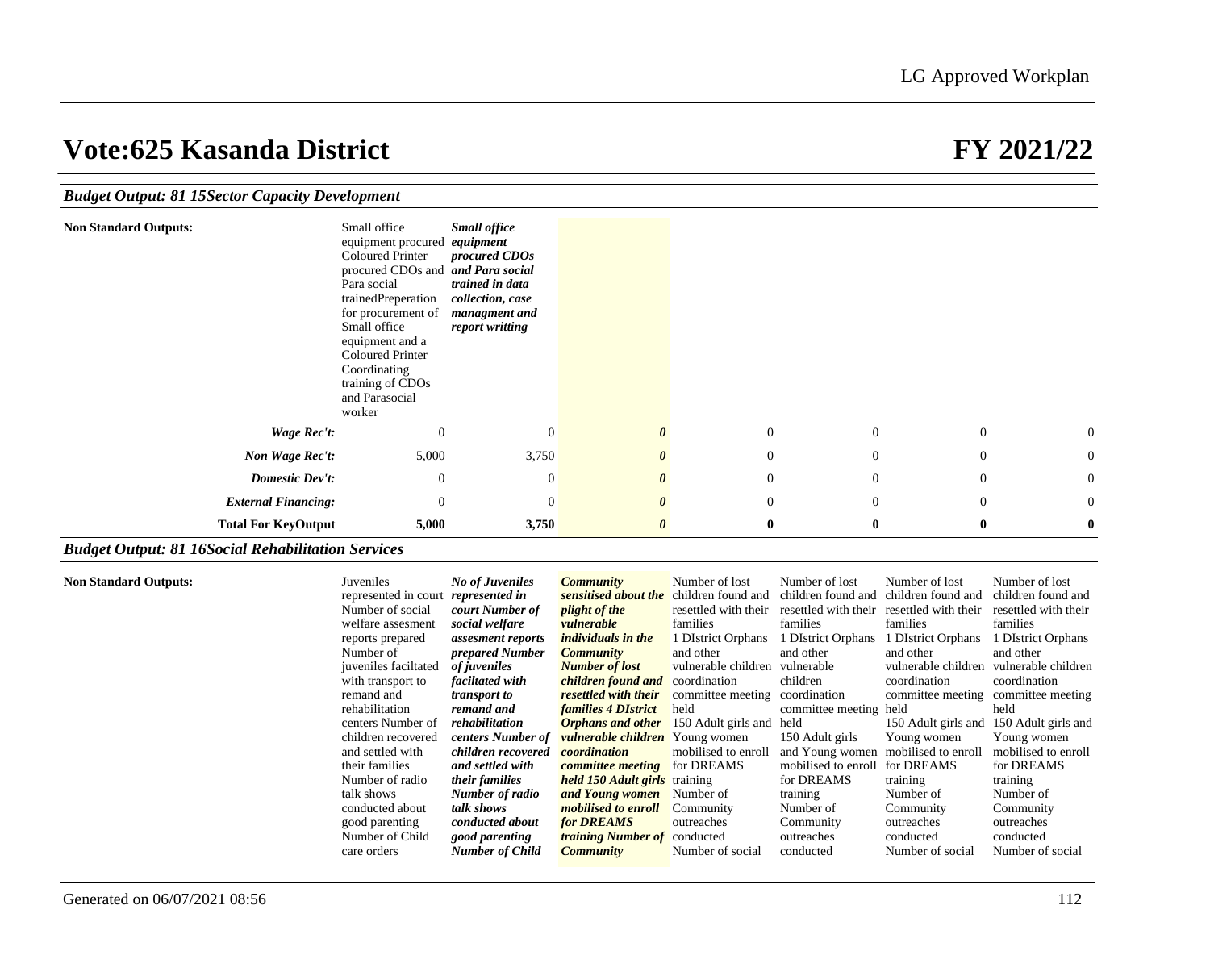# Vote:625 Kasanda District

# FY 2021/22

### *Budget Output: 81 15Sector Capacity Development*

| | | | | | | | |
|---|---|---|---|---|---|---|---|
| **Non Standard Outputs:** | Small office equipment procured Coloured Printer procured CDOs and Para social trainedPreperation for procurement of Small office equipment and a Coloured Printer Coordinating training of CDOs and Parasocial worker | ***Small office equipment procured CDOs and Para social trained in data collection, case managment and report writting*** | | | | | |
| ***Wage Rec't:*** | 0 | 0 | ***0*** | 0 | 0 | 0 | 0 |
| ***Non Wage Rec't:*** | 5,000 | 3,750 | ***0*** | 0 | 0 | 0 | 0 |
| ***Domestic Dev't:*** | 0 | 0 | ***0*** | 0 | 0 | 0 | 0 |
| ***External Financing:*** | 0 | 0 | ***0*** | 0 | 0 | 0 | 0 |
| **Total For KeyOutput** | **5,000** | **3,750** | ***0*** | **0** | **0** | **0** | **0** |

### *Budget Output: 81 16Social Rehabilitation Services*

| | | | | | | | |
|---|---|---|---|---|---|---|---|
| **Non Standard Outputs:** | Juveniles represented in court Number of social welfare assesment reports prepared Number of juveniles faciltated with transport to remand and rehabilitation centers Number of children recovered and settled with their families Number of radio talk shows conducted about good parenting Number of Child care orders | ***No of Juveniles represented in court Number of social welfare assesment reports prepared Number of juveniles faciltated with transport to remand and rehabilitation centers Number of children recovered and settled with their families Number of radio talk shows conducted about good parenting Number of Child*** | ***Community sensitised about the plight of the vulnerable individuals in the Community Number of lost children found and resettled with their families 4 DIstrict Orphans and other vulnerable children coordination committee meeting held 150 Adult girls and Young women mobilised to enroll for DREAMS training Number of Community*** | Number of lost children found and resettled with their families 1 DIstrict Orphans and other vulnerable children coordination committee meeting held 150 Adult girls and Young women mobilised to enroll for DREAMS training Number of Community outreaches conducted Number of social | Number of lost children found and resettled with their families 1 DIstrict Orphans and other vulnerable children coordination committee meeting held 150 Adult girls and Young women mobilised to enroll for DREAMS training Number of Community outreaches conducted | Number of lost children found and resettled with their families 1 DIstrict Orphans and other vulnerable children coordination committee meeting held 150 Adult girls and Young women mobilised to enroll for DREAMS training Number of Community outreaches conducted Number of social | Number of lost children found and resettled with their families 1 DIstrict Orphans and other vulnerable children coordination committee meeting held 150 Adult girls and Young women mobilised to enroll for DREAMS training Number of Community outreaches conducted Number of social |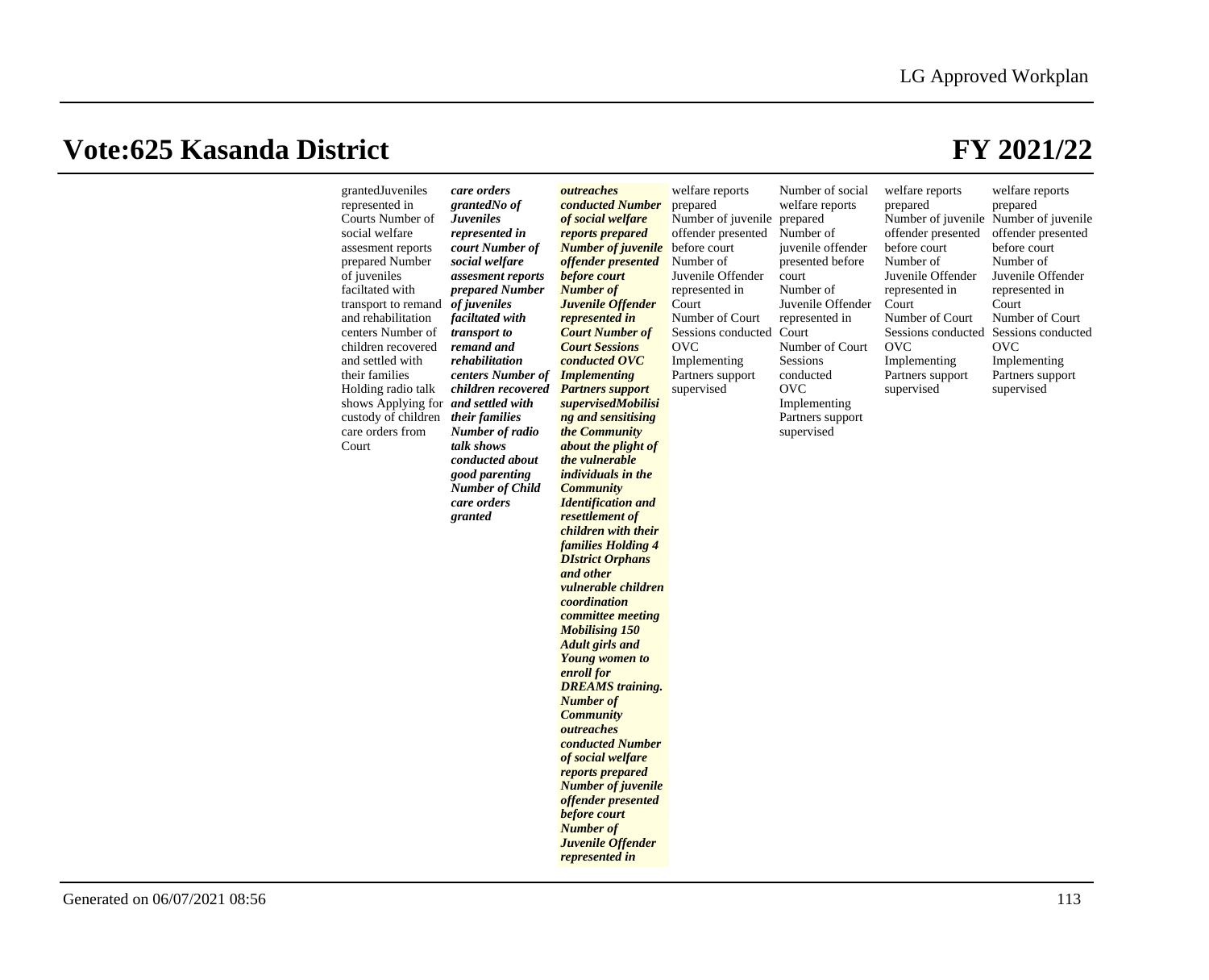# Vote:625 Kasanda District

# FY 2021/22

| | | | | | | | | |
|---|---|---|---|---|---|---|---|---|
| | | grantedJuveniles represented in Courts Number of social welfare assesment reports prepared Number of juveniles faciltated with transport to remand and rehabilitation centers Number of children recovered and settled with their families Holding radio talk shows Applying for custody of children care orders from Court | ***care orders grantedNo of Juveniles represented in court Number of social welfare assesment reports prepared Number of juveniles faciltated with transport to remand and rehabilitation centers Number of children recovered and settled with their families Number of radio talk shows conducted about good parenting Number of Child care orders granted*** | ***outreaches conducted Number of social welfare reports prepared Number of juvenile offender presented before court Number of Juvenile Offender represented in Court Number of Court Sessions conducted OVC Implementing Partners support supervisedMobilising and sensitising the Community about the plight of the vulnerable individuals in the Community Identification and resettlement of children with their families Holding 4 DIstrict Orphans and other vulnerable children coordination committee meeting Mobilising 150 Adult girls and Young women to enroll for DREAMS training. Number of Community outreaches conducted Number of social welfare reports prepared Number of juvenile offender presented before court Number of Juvenile Offender represented in*** | welfare reports prepared Number of juvenile offender presented before court Number of Juvenile Offender represented in Court Number of Court Sessions conducted OVC Implementing Partners support supervised | Number of social welfare reports prepared Number of juvenile offender presented before court Number of Juvenile Offender represented in Court Number of Court Sessions conducted OVC Implementing Partners support supervised | welfare reports prepared Number of juvenile offender presented before court Number of Juvenile Offender represented in Court Number of Court Sessions conducted OVC Implementing Partners support supervised | welfare reports prepared Number of juvenile offender presented before court Number of Juvenile Offender represented in Court Number of Court Sessions conducted OVC Implementing Partners support supervised |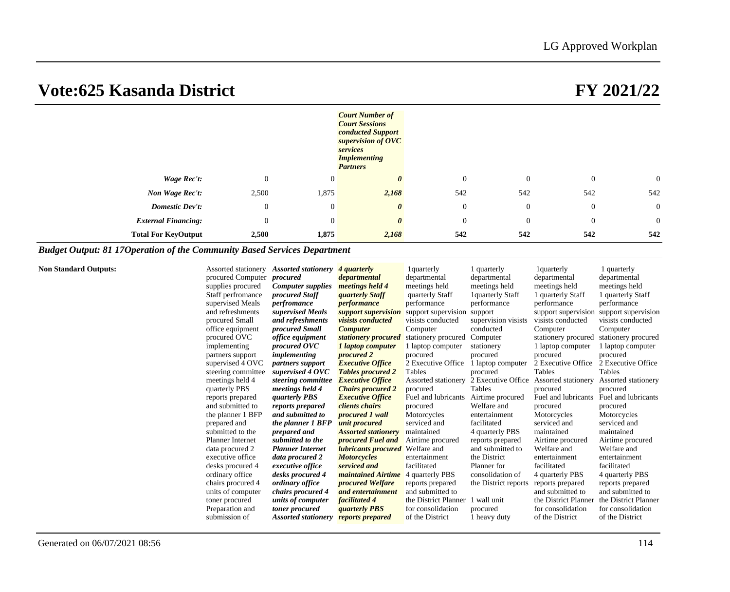# Vote:625 Kasanda District

# FY 2021/22

| | | | | | | | |
|---|---|---|---|---|---|---|---|
| | | | ***Court Number of Court Sessions conducted Support supervision of OVC services Implementing Partners*** | | | | |
| ***Wage Rec't:*** | 0 | 0 | ***0*** | 0 | 0 | 0 | 0 |
| ***Non Wage Rec't:*** | 2,500 | 1,875 | ***2,168*** | 542 | 542 | 542 | 542 |
| ***Domestic Dev't:*** | 0 | 0 | ***0*** | 0 | 0 | 0 | 0 |
| ***External Financing:*** | 0 | 0 | ***0*** | 0 | 0 | 0 | 0 |
| **Total For KeyOutput** | **2,500** | **1,875** | ***2,168*** | **542** | **542** | **542** | **542** |

***Budget Output: 81 17Operation of the Community Based Services Department***

| | | | | | | | |
|---|---|---|---|---|---|---|---|
| **Non Standard Outputs:** | Assorted stationery procured Computer supplies procured Staff perfromance supervised Meals and refreshments procured Small office equipment procured OVC implementing partners support supervised 4 OVC steering committee meetings held 4 quarterly PBS reports prepared and submitted to the planner 1 BFP prepared and submitted to the Planner Internet data procured 2 executive office desks procured 4 ordinary office chairs procured 4 units of computer toner procured Preparation and submission of | ***Assorted stationery procured Computer supplies procured Staff perfromance supervised Meals and refreshments procured Small office equipment procured OVC implementing partners support supervised 4 OVC steering committee meetings held 4 quarterly PBS reports prepared and submitted to the planner 1 BFP prepared and submitted to the Planner Internet data procured 2 executive office desks procured 4 ordinary office chairs procured 4 units of computer toner procured Assorted stationery*** | ***4 quarterly departmental meetings held 4 quarterly Staff performance support supervision visists conducted Computer stationery procured 1 laptop computer procured 2 Executive Office Tables procured 2 Executive Office Chairs procured 2 Executive Office clients chairs procured 1 wall unit procured Assorted stationery procured Fuel and lubricants procured Motorcycles serviced and maintained Airtime procured Welfare and entertainment facilitated 4 quarterly PBS reports prepared*** | 1quarterly departmental meetings held quarterly Staff performance support supervision visists conducted Computer stationery procured 1 laptop computer procured 2 Executive Office Tables Assorted stationery procured Fuel and lubricants procured Motorcycles serviced and maintained Airtime procured Welfare and entertainment facilitated 4 quarterly PBS reports prepared and submitted to the District Planner for consolidation of the District | 1 quarterly departmental meetings held 1quarterly Staff performance support supervision visists conducted Computer stationery procured 1 laptop computer procured 2 Executive Office Tables Airtime procured Welfare and entertainment facilitated 4 quarterly PBS reports prepared and submitted to the District Planner for consolidation of the District reports<br><br>1 wall unit procured 1 heavy duty | 1quarterly departmental meetings held 1 quarterly Staff performance support supervision visists conducted Computer stationery procured 1 laptop computer procured 2 Executive Office Tables Assorted stationery procured Fuel and lubricants procured Motorcycles serviced and maintained Airtime procured Welfare and entertainment facilitated 4 quarterly PBS reports prepared and submitted to the District Planner for consolidation of the District | 1 quarterly departmental meetings held 1 quarterly Staff performance support supervision visists conducted Computer stationery procured 1 laptop computer procured 2 Executive Office Tables Assorted stationery procured Fuel and lubricants procured Motorcycles serviced and maintained Airtime procured Welfare and entertainment facilitated 4 quarterly PBS reports prepared and submitted to the District Planner for consolidation of the District |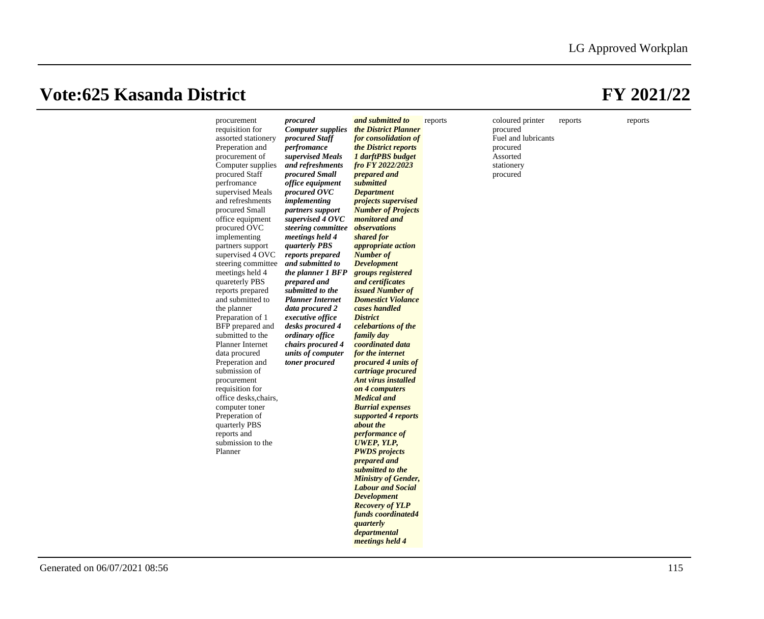# Vote:625 Kasanda District

# FY 2021/22

| | | | | | | | |
|---|---|---|---|---|---|---|---|
| | procurement requisition for assorted stationery Preperation and procurement of Computer supplies procured Staff perfromance supervised Meals and refreshments procured Small office equipment procured OVC implementing partners support supervised 4 OVC steering committee meetings held 4 quareterly PBS reports prepared and submitted to the planner Preparation of 1 BFP prepared and submitted to the Planner Internet data procured Preperation and submission of procurement requisition for office desks,chairs, computer toner Preperation of quarterly PBS reports and submission to the Planner | ***procured Computer supplies procured Staff perfromance supervised Meals and refreshments procured Small office equipment procured OVC implementing partners support supervised 4 OVC steering committee meetings held 4 quarterly PBS reports prepared and submitted to the planner 1 BFP prepared and submitted to the Planner Internet data procured 2 executive office desks procured 4 ordinary office chairs procured 4 units of computer toner procured*** | ***and submitted to the District Planner for consolidation of the District reports 1 darftPBS budget fro FY 2022/2023 prepared and submitted Department projects supervised Number of Projects monitored and observations shared for appropriate action Number of Development groups registered and certificates issued Number of Domestict Violance cases handled District celebartions of the family day coordinated data for the internet procured 4 units of cartriage procured Ant virus installed on 4 computers Medical and Burrial expenses supported 4 reports about the performance of UWEP, YLP, PWDS projects prepared and submitted to the Ministry of Gender, Labour and Social Development Recovery of YLP funds coordinated4 quarterly departmental meetings held 4*** | reports | coloured printer procured Fuel and lubricants procured Assorted stationery procured | reports | reports |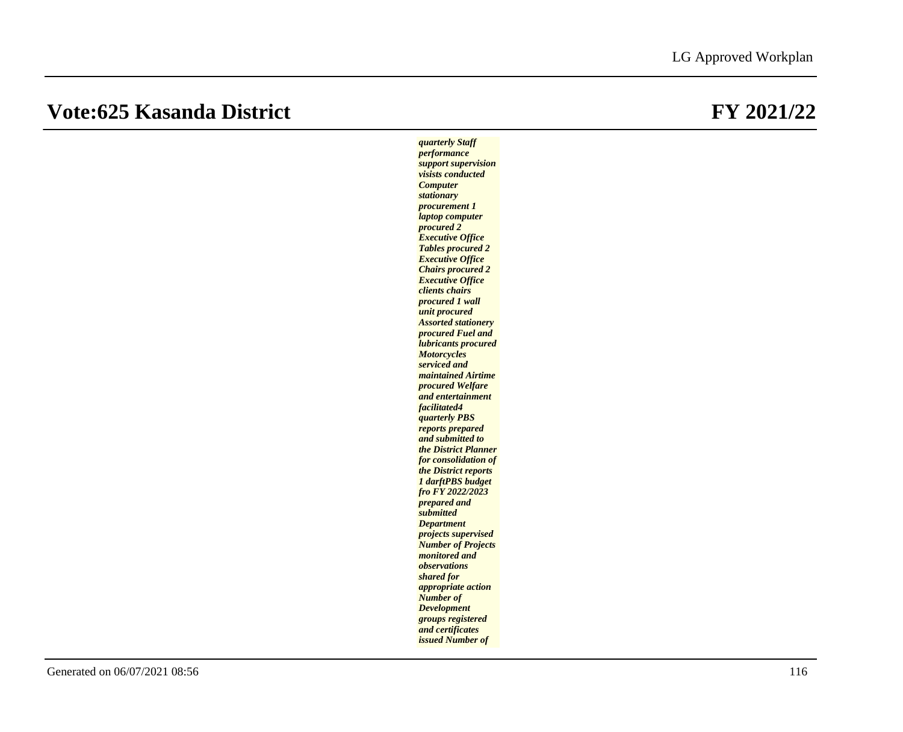# Vote:625 Kasanda District FY 2021/22

*quarterly Staff performance support supervision visists conducted Computer stationary procurement 1 laptop computer procured 2 Executive Office Tables procured 2 Executive Office Chairs procured 2 Executive Office clients chairs procured 1 wall unit procured Assorted stationery procured Fuel and lubricants procured Motorcycles serviced and maintained Airtime procured Welfare and entertainment facilitated4 quarterly PBS reports prepared and submitted to the District Planner for consolidation of the District reports 1 darftPBS budget fro FY 2022/2023 prepared and submitted Department projects supervised Number of Projects monitored and observations shared for appropriate action Number of Development groups registered and certificates issued Number of*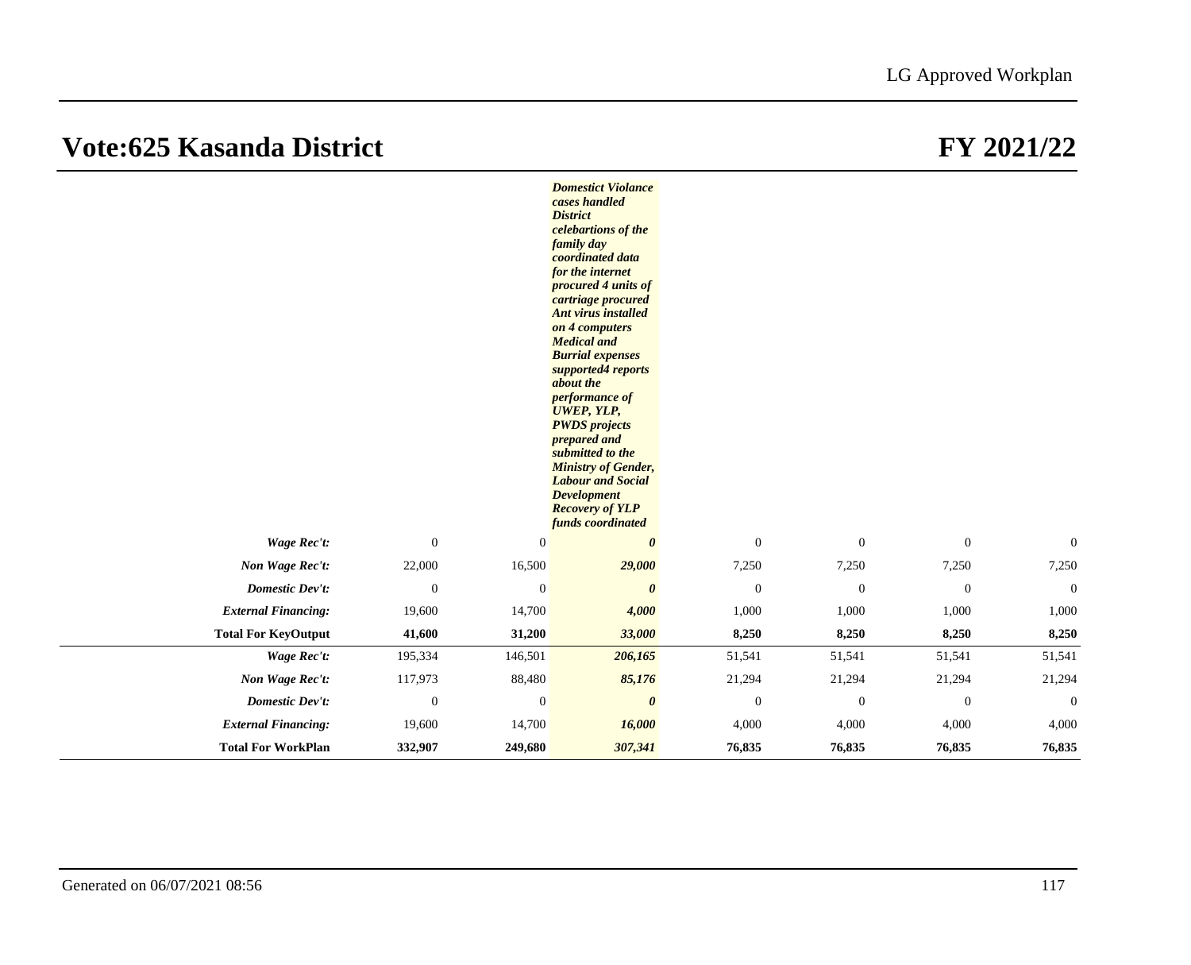# Vote:625 Kasanda District

# FY 2021/22

| | | | | | | | |
|---|---|---|---|---|---|---|---|
| | | | ***Domestict Violance cases handled District celebartions of the family day coordinated data for the internet procured 4 units of cartriage procured Ant virus installed on 4 computers Medical and Burrial expenses supported4 reports about the performance of UWEP, YLP, PWDS projects prepared and submitted to the Ministry of Gender, Labour and Social Development Recovery of YLP funds coordinated*** | | | | |
| ***Wage Rec't:*** | 0 | 0 | ***0*** | 0 | 0 | 0 | 0 |
| ***Non Wage Rec't:*** | 22,000 | 16,500 | ***29,000*** | 7,250 | 7,250 | 7,250 | 7,250 |
| ***Domestic Dev't:*** | 0 | 0 | ***0*** | 0 | 0 | 0 | 0 |
| ***External Financing:*** | 19,600 | 14,700 | ***4,000*** | 1,000 | 1,000 | 1,000 | 1,000 |
| **Total For KeyOutput** | **41,600** | **31,200** | ***33,000*** | **8,250** | **8,250** | **8,250** | **8,250** |
| ***Wage Rec't:*** | 195,334 | 146,501 | ***206,165*** | 51,541 | 51,541 | 51,541 | 51,541 |
| ***Non Wage Rec't:*** | 117,973 | 88,480 | ***85,176*** | 21,294 | 21,294 | 21,294 | 21,294 |
| ***Domestic Dev't:*** | 0 | 0 | ***0*** | 0 | 0 | 0 | 0 |
| ***External Financing:*** | 19,600 | 14,700 | ***16,000*** | 4,000 | 4,000 | 4,000 | 4,000 |
| **Total For WorkPlan** | **332,907** | **249,680** | ***307,341*** | **76,835** | **76,835** | **76,835** | **76,835** |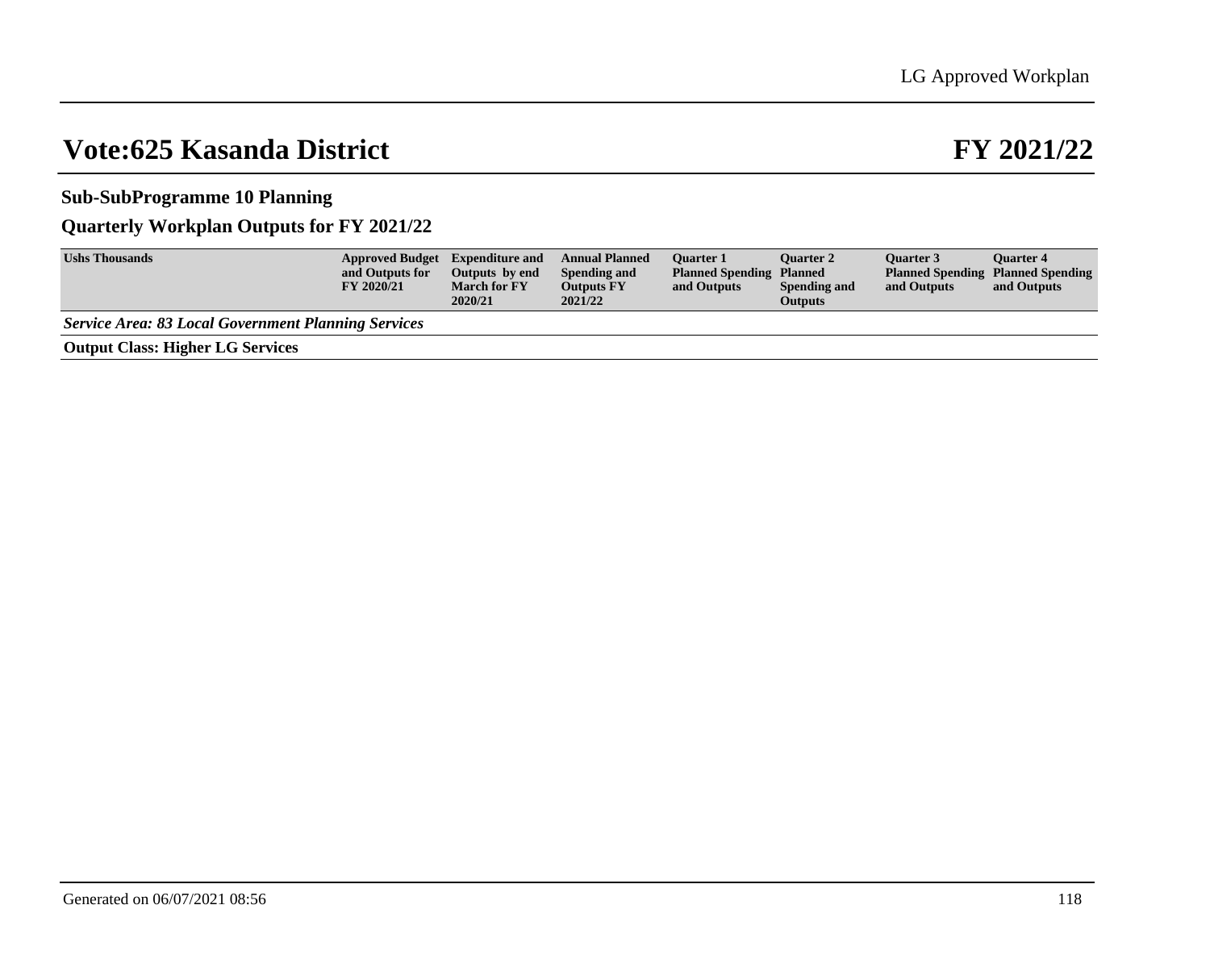# Vote:625 Kasanda District

# FY 2021/22

### Sub-SubProgramme 10 Planning

### Quarterly Workplan Outputs for FY 2021/22

| Ushs Thousands | Approved Budget and Outputs for FY 2020/21 | Expenditure and Outputs by end March for FY 2020/21 | Annual Planned Spending and Outputs FY 2021/22 | Quarter 1 Planned Spending and Outputs | Quarter 2 Planned Spending and Outputs | Quarter 3 Planned Spending and Outputs | Quarter 4 Planned Spending and Outputs |
|---|---|---|---|---|---|---|---|
| ***Service Area: 83 Local Government Planning Services*** | | | | | | | |
| **Output Class: Higher LG Services** | | | | | | | |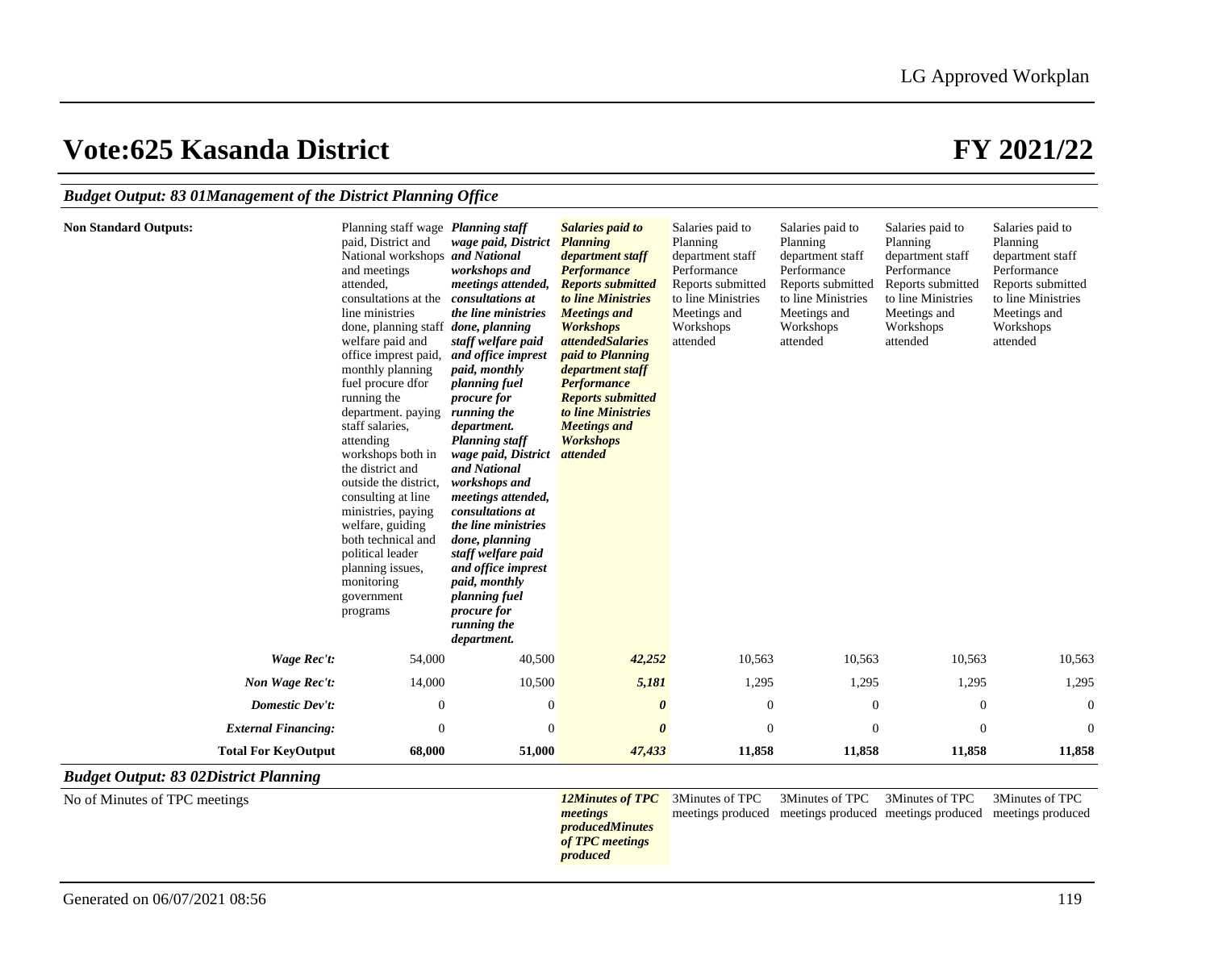# Vote:625 Kasanda District

# FY 2021/22

### *Budget Output: 83 01Management of the District Planning Office*

| | | | | | | | |
|---|---|---|---|---|---|---|---|
| **Non Standard Outputs:** | Planning staff wage paid, District and National workshops and meetings attended, consultations at the line ministries done, planning staff welfare paid and office imprest paid, monthly planning fuel procure dfor running the department. paying staff salaries, attending workshops both in the district and outside the district, consulting at line ministries, paying welfare, guiding both technical and political leader planning issues, monitoring government programs | ***Planning staff wage paid, District and National workshops and meetings attended, consultations at the line ministries done, planning staff welfare paid and office imprest paid, monthly planning fuel procure for running the department. Planning staff wage paid, District and National workshops and meetings attended, consultations at the line ministries done, planning staff welfare paid and office imprest paid, monthly planning fuel procure for running the department.*** | ***Salaries paid to Planning department staff Performance Reports submitted to line Ministries Meetings and Workshops attendedSalaries paid to Planning department staff Performance Reports submitted to line Ministries Meetings and Workshops attended*** | Salaries paid to Planning department staff Performance Reports submitted to line Ministries Meetings and Workshops attended | Salaries paid to Planning department staff Performance Reports submitted to line Ministries Meetings and Workshops attended | Salaries paid to Planning department staff Performance Reports submitted to line Ministries Meetings and Workshops attended | Salaries paid to Planning department staff Performance Reports submitted to line Ministries Meetings and Workshops attended |
| ***Wage Rec't:*** | 54,000 | 40,500 | ***42,252*** | 10,563 | 10,563 | 10,563 | 10,563 |
| ***Non Wage Rec't:*** | 14,000 | 10,500 | ***5,181*** | 1,295 | 1,295 | 1,295 | 1,295 |
| ***Domestic Dev't:*** | 0 | 0 | ***0*** | 0 | 0 | 0 | 0 |
| ***External Financing:*** | 0 | 0 | ***0*** | 0 | 0 | 0 | 0 |
| **Total For KeyOutput** | **68,000** | **51,000** | ***47,433*** | **11,858** | **11,858** | **11,858** | **11,858** |

### *Budget Output: 83 02District Planning*

| | | | | | | | |
|---|---|---|---|---|---|---|---|
| No of Minutes of TPC meetings | | | ***12Minutes of TPC meetings producedMinutes of TPC meetings produced*** | 3Minutes of TPC meetings produced | 3Minutes of TPC meetings produced | 3Minutes of TPC meetings produced | 3Minutes of TPC meetings produced |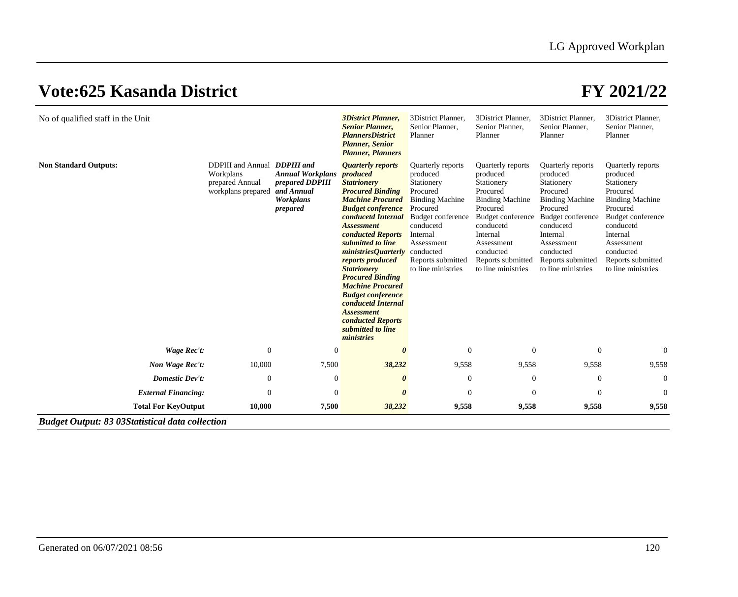# Vote:625 Kasanda District

# FY 2021/22

| | | | | | | | |
|---|---|---|---|---|---|---|---|
| No of qualified staff in the Unit | | | ***3District Planner, Senior Planner, PlannersDistrict Planner, Senior Planner, Planners*** | 3District Planner, Senior Planner, Planner | 3District Planner, Senior Planner, Planner | 3District Planner, Senior Planner, Planner | 3District Planner, Senior Planner, Planner |
| **Non Standard Outputs:** | DDPIII and Annual Workplans prepared Annual workplans prepared | ***DDPIII and Annual Workplans prepared DDPIII and Annual Workplans prepared*** | ***Quarterly reports produced Statrionery Procured Binding Machine Procured Budget conference conducetd Internal Assessment conducted Reports submitted to line ministriesQuarterly reports produced Statrionery Procured Binding Machine Procured Budget conference conducetd Internal Assessment conducted Reports submitted to line ministries*** | Quarterly reports produced Stationery Procured Binding Machine Procured Budget conference conducetd Internal Assessment conducted Reports submitted to line ministries | Quarterly reports produced Stationery Procured Binding Machine Procured Budget conference conducetd Internal Assessment conducted Reports submitted to line ministries | Quarterly reports produced Stationery Procured Binding Machine Procured Budget conference conducetd Internal Assessment conducted Reports submitted to line ministries | Quarterly reports produced Stationery Procured Binding Machine Procured Budget conference conducetd Internal Assessment conducted Reports submitted to line ministries |
| ***Wage Rec't:*** | 0 | 0 | ***0*** | 0 | 0 | 0 | 0 |
| ***Non Wage Rec't:*** | 10,000 | 7,500 | ***38,232*** | 9,558 | 9,558 | 9,558 | 9,558 |
| ***Domestic Dev't:*** | 0 | 0 | ***0*** | 0 | 0 | 0 | 0 |
| ***External Financing:*** | 0 | 0 | ***0*** | 0 | 0 | 0 | 0 |
| **Total For KeyOutput** | **10,000** | **7,500** | ***38,232*** | **9,558** | **9,558** | **9,558** | **9,558** |

***Budget Output: 83 03Statistical data collection***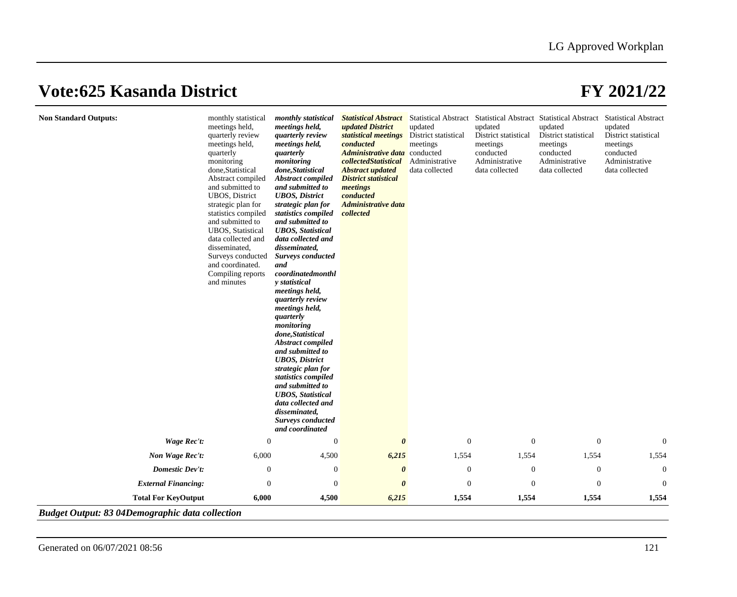# Vote:625 Kasanda District

# FY 2021/22

| | | | | | | | |
|---|---|---|---|---|---|---|---|
| **Non Standard Outputs:** | monthly statistical meetings held, quarterly review meetings held, quarterly monitoring done,Statistical Abstract compiled and submitted to UBOS, District strategic plan for statistics compiled and submitted to UBOS, Statistical data collected and disseminated, Surveys conducted and coordinated. Compiling reports and minutes | ***monthly statistical meetings held, quarterly review meetings held, quarterly monitoring done,Statistical Abstract compiled and submitted to UBOS, District strategic plan for statistics compiled and submitted to UBOS, Statistical data collected and disseminated, Surveys conducted and coordinatedmonthly statistical meetings held, quarterly review meetings held, quarterly monitoring done,Statistical Abstract compiled and submitted to UBOS, District strategic plan for statistics compiled and submitted to UBOS, Statistical data collected and disseminated, Surveys conducted and coordinated*** | ***Statistical Abstract updated District statistical meetings conducted Administrative data collectedStatistical Abstract updated District statistical meetings conducted Administrative data collected*** | Statistical Abstract updated District statistical meetings conducted Administrative data collected | Statistical Abstract updated District statistical meetings conducted Administrative data collected | Statistical Abstract updated District statistical meetings conducted Administrative data collected | Statistical Abstract updated District statistical meetings conducted Administrative data collected |
| ***Wage Rec't:*** | 0 | 0 | ***0*** | 0 | 0 | 0 | 0 |
| ***Non Wage Rec't:*** | 6,000 | 4,500 | ***6,215*** | 1,554 | 1,554 | 1,554 | 1,554 |
| ***Domestic Dev't:*** | 0 | 0 | ***0*** | 0 | 0 | 0 | 0 |
| ***External Financing:*** | 0 | 0 | ***0*** | 0 | 0 | 0 | 0 |
| **Total For KeyOutput** | **6,000** | **4,500** | ***6,215*** | **1,554** | **1,554** | **1,554** | **1,554** |

***Budget Output: 83 04Demographic data collection***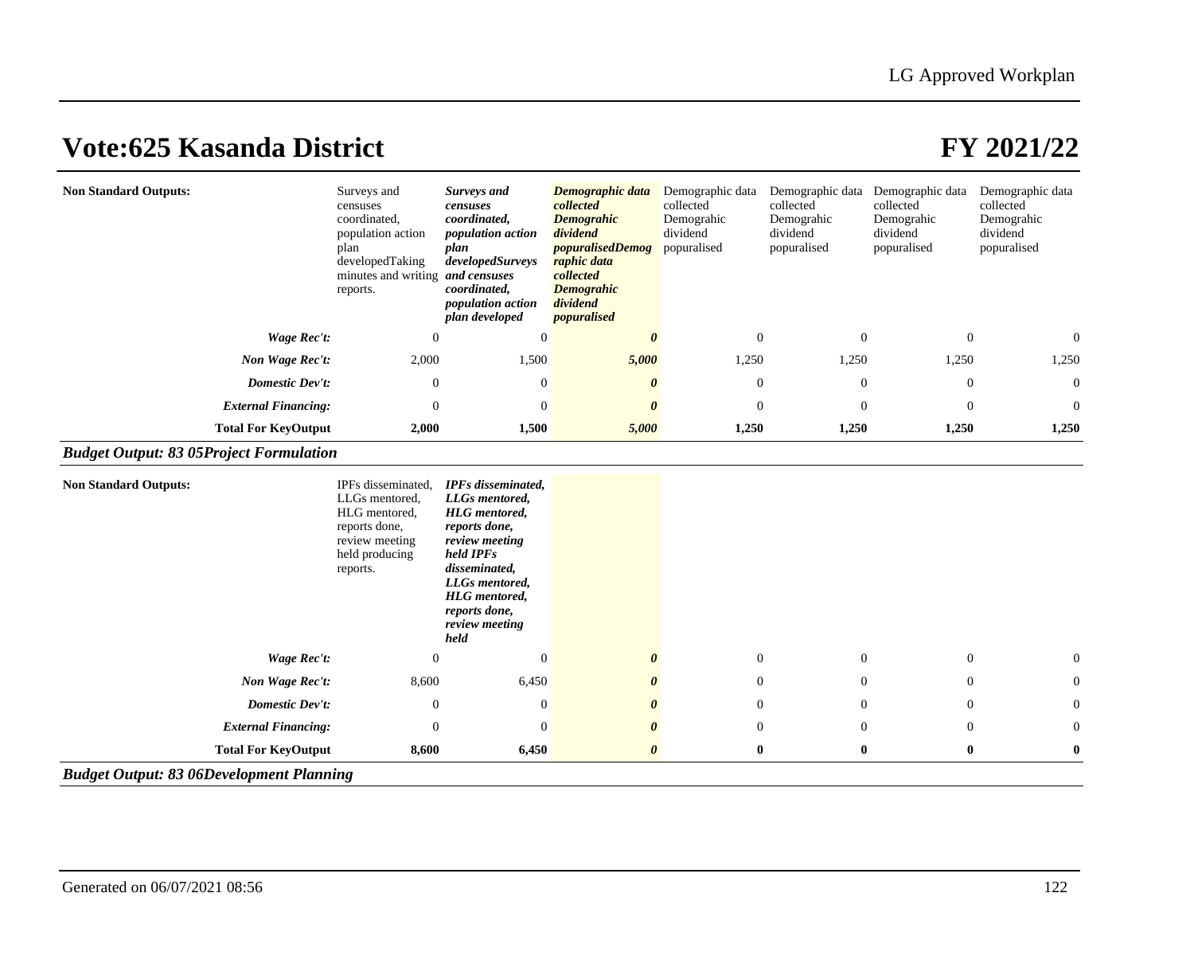# Vote:625 Kasanda District

# FY 2021/22

| | | | | | | | |
|---|---|---|---|---|---|---|---|
| **Non Standard Outputs:** | Surveys and censuses coordinated, population action plan developedTaking minutes and writing reports. | ***Surveys and censuses coordinated, population action plan developedSurveys and censuses coordinated, population action plan developed*** | ***Demographic data collected Demograhic dividend popuralisedDemographic data collected Demograhic dividend popuralised*** | Demographic data collected Demograhic dividend popuralised | Demographic data collected Demograhic dividend popuralised | Demographic data collected Demograhic dividend popuralised | Demographic data collected Demograhic dividend popuralised |
| ***Wage Rec't:*** | 0 | 0 | ***0*** | 0 | 0 | 0 | 0 |
| ***Non Wage Rec't:*** | 2,000 | 1,500 | ***5,000*** | 1,250 | 1,250 | 1,250 | 1,250 |
| ***Domestic Dev't:*** | 0 | 0 | ***0*** | 0 | 0 | 0 | 0 |
| ***External Financing:*** | 0 | 0 | ***0*** | 0 | 0 | 0 | 0 |
| **Total For KeyOutput** | **2,000** | **1,500** | ***5,000*** | **1,250** | **1,250** | **1,250** | **1,250** |

***Budget Output: 83 05Project Formulation***

| | | | | | | | |
|---|---|---|---|---|---|---|---|
| **Non Standard Outputs:** | IPFs disseminated, LLGs mentored, HLG mentored, reports done, review meeting held producing reports. | ***IPFs disseminated, LLGs mentored, HLG mentored, reports done, review meeting held IPFs disseminated, LLGs mentored, HLG mentored, reports done, review meeting held*** | | | | | |
| ***Wage Rec't:*** | 0 | 0 | ***0*** | 0 | 0 | 0 | 0 |
| ***Non Wage Rec't:*** | 8,600 | 6,450 | ***0*** | 0 | 0 | 0 | 0 |
| ***Domestic Dev't:*** | 0 | 0 | ***0*** | 0 | 0 | 0 | 0 |
| ***External Financing:*** | 0 | 0 | ***0*** | 0 | 0 | 0 | 0 |
| **Total For KeyOutput** | **8,600** | **6,450** | ***0*** | **0** | **0** | **0** | **0** |

***Budget Output: 83 06Development Planning***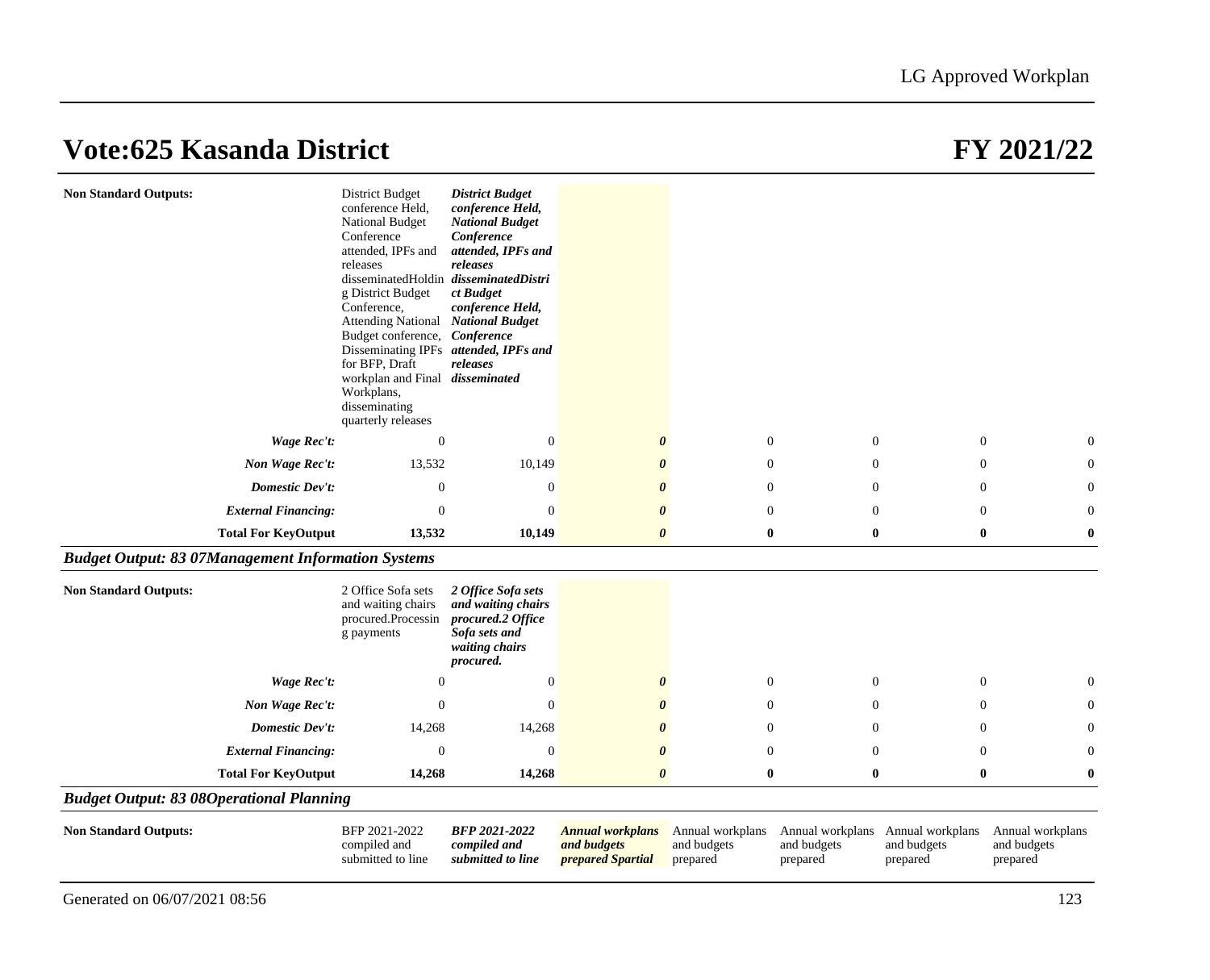# Vote:625 Kasanda District

## FY 2021/22

| | | | | | | | |
|---|---|---|---|---|---|---|---|
| **Non Standard Outputs:** | District Budget conference Held, National Budget Conference attended, IPFs and releases disseminatedHolding District Budget Conference, Attending National Budget conference, Disseminating IPFs for BFP, Draft workplan and Final Workplans, disseminating quarterly releases | ***District Budget conference Held, National Budget Conference attended, IPFs and releases disseminatedDistrict Budget conference Held, National Budget Conference attended, IPFs and releases disseminated*** | | | | | |
| ***Wage Rec't:*** | 0 | 0 | ***0*** | 0 | 0 | 0 | 0 |
| ***Non Wage Rec't:*** | 13,532 | 10,149 | ***0*** | 0 | 0 | 0 | 0 |
| ***Domestic Dev't:*** | 0 | 0 | ***0*** | 0 | 0 | 0 | 0 |
| ***External Financing:*** | 0 | 0 | ***0*** | 0 | 0 | 0 | 0 |
| **Total For KeyOutput** | **13,532** | **10,149** | ***0*** | **0** | **0** | **0** | **0** |

***Budget Output: 83 07Management Information Systems***

| | | | | | | | |
|---|---|---|---|---|---|---|---|
| **Non Standard Outputs:** | 2 Office Sofa sets and waiting chairs procured.Processing payments | ***2 Office Sofa sets and waiting chairs procured.2 Office Sofa sets and waiting chairs procured.*** | | | | | |
| ***Wage Rec't:*** | 0 | 0 | ***0*** | 0 | 0 | 0 | 0 |
| ***Non Wage Rec't:*** | 0 | 0 | ***0*** | 0 | 0 | 0 | 0 |
| ***Domestic Dev't:*** | 14,268 | 14,268 | ***0*** | 0 | 0 | 0 | 0 |
| ***External Financing:*** | 0 | 0 | ***0*** | 0 | 0 | 0 | 0 |
| **Total For KeyOutput** | **14,268** | **14,268** | ***0*** | **0** | **0** | **0** | **0** |

***Budget Output: 83 08Operational Planning***

| | | | | | | | |
|---|---|---|---|---|---|---|---|
| **Non Standard Outputs:** | BFP 2021-2022 compiled and submitted to line | ***BFP 2021-2022 compiled and submitted to line*** | ***Annual workplans and budgets prepared Spartial*** | Annual workplans and budgets prepared | Annual workplans and budgets prepared | Annual workplans and budgets prepared | Annual workplans and budgets prepared |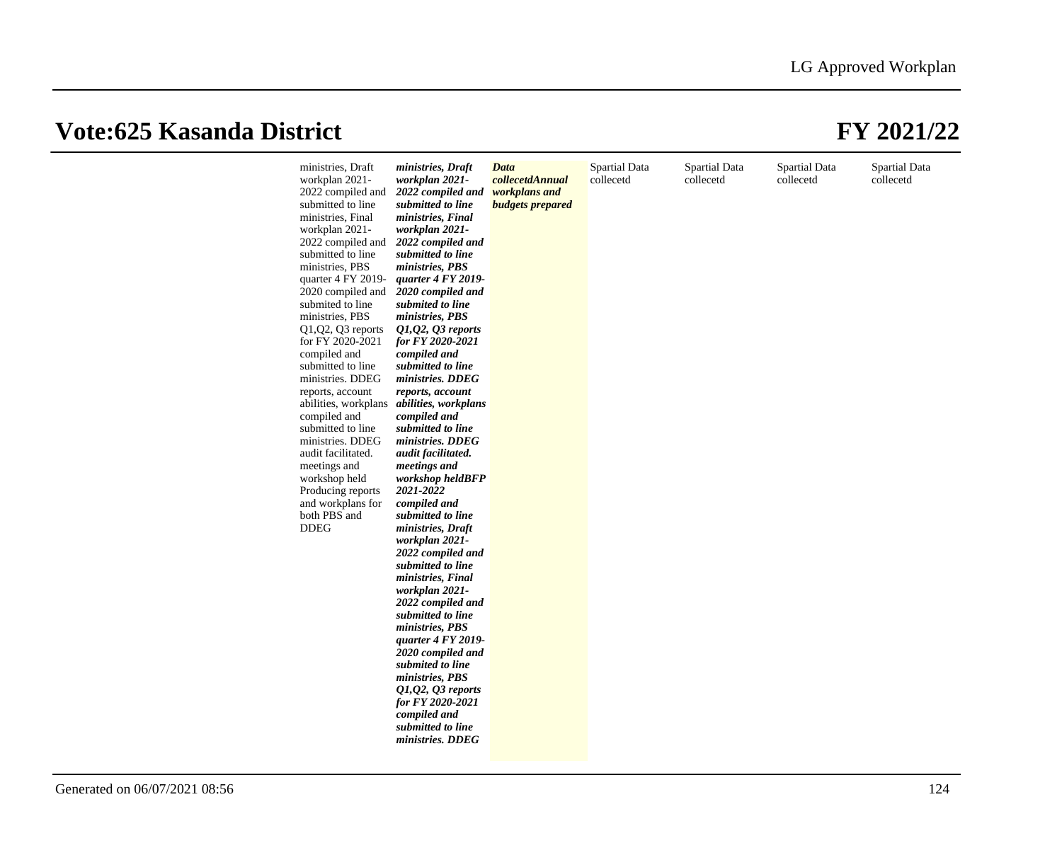# Vote:625 Kasanda District

# FY 2021/22

| | ministries, Draft workplan 2021-2022 compiled and submitted to line ministries, Final workplan 2021-2022 compiled and submitted to line ministries, PBS quarter 4 FY 2019-2020 compiled and submited to line ministries, PBS Q1,Q2, Q3 reports for FY 2020-2021 compiled and submitted to line ministries. DDEG reports, account abilities, workplans compiled and submitted to line ministries. DDEG audit facilitated. meetings and workshop held Producing reports and workplans for both PBS and DDEG | ***ministries, Draft workplan 2021-2022 compiled and submitted to line ministries, Final workplan 2021-2022 compiled and submitted to line ministries, PBS quarter 4 FY 2019-2020 compiled and submited to line ministries, PBS Q1,Q2, Q3 reports for FY 2020-2021 compiled and submitted to line ministries. DDEG reports, account abilities, workplans compiled and submitted to line ministries. DDEG audit facilitated. meetings and workshop heldBFP 2021-2022 compiled and submitted to line ministries, Draft workplan 2021-2022 compiled and submitted to line ministries, Final workplan 2021-2022 compiled and submitted to line ministries, PBS quarter 4 FY 2019-2020 compiled and submited to line ministries, PBS Q1,Q2, Q3 reports for FY 2020-2021 compiled and submitted to line ministries. DDEG*** | ***Data collecetdAnnual workplans and budgets prepared*** | Spartial Data collecetd | Spartial Data collecetd | Spartial Data collecetd | Spartial Data collecetd |
|---|---|---|---|---|---|---|---|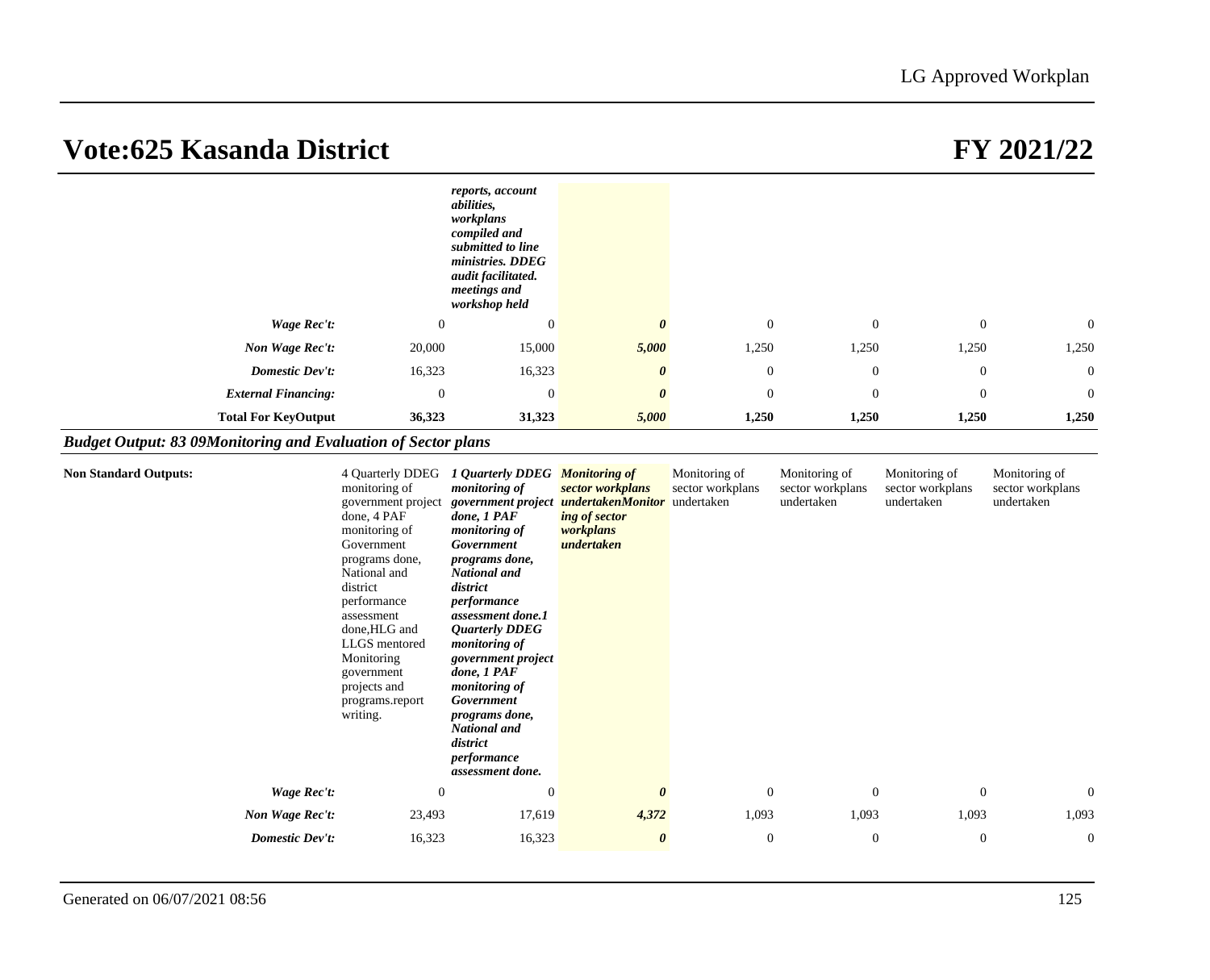# Vote:625 Kasanda District

# FY 2021/22

| | | | | | | | |
|---|---|---|---|---|---|---|---|
| | | ***reports, account abilities, workplans compiled and submitted to line ministries. DDEG audit facilitated. meetings and workshop held*** | | | | | |
| ***Wage Rec't:*** | 0 | 0 | ***0*** | 0 | 0 | 0 | 0 |
| ***Non Wage Rec't:*** | 20,000 | 15,000 | ***5,000*** | 1,250 | 1,250 | 1,250 | 1,250 |
| ***Domestic Dev't:*** | 16,323 | 16,323 | ***0*** | 0 | 0 | 0 | 0 |
| ***External Financing:*** | 0 | 0 | ***0*** | 0 | 0 | 0 | 0 |
| **Total For KeyOutput** | **36,323** | **31,323** | ***5,000*** | **1,250** | **1,250** | **1,250** | **1,250** |

***Budget Output: 83 09Monitoring and Evaluation of Sector plans***

| | | | | | | | |
|---|---|---|---|---|---|---|---|
| **Non Standard Outputs:** | 4 Quarterly DDEG monitoring of government project done, 4 PAF monitoring of Government programs done, National and district performance assessment done,HLG and LLGS mentored Monitoring government projects and programs.report writing. | ***1 Quarterly DDEG monitoring of government project done, 1 PAF monitoring of Government programs done, National and district performance assessment done.1 Quarterly DDEG monitoring of government project done, 1 PAF monitoring of Government programs done, National and district performance assessment done.*** | ***Monitoring of sector workplans undertakenMonitoring of sector workplans undertaken*** | Monitoring of sector workplans undertaken | Monitoring of sector workplans undertaken | Monitoring of sector workplans undertaken | Monitoring of sector workplans undertaken |
| ***Wage Rec't:*** | 0 | 0 | ***0*** | 0 | 0 | 0 | 0 |
| ***Non Wage Rec't:*** | 23,493 | 17,619 | ***4,372*** | 1,093 | 1,093 | 1,093 | 1,093 |
| ***Domestic Dev't:*** | 16,323 | 16,323 | ***0*** | 0 | 0 | 0 | 0 |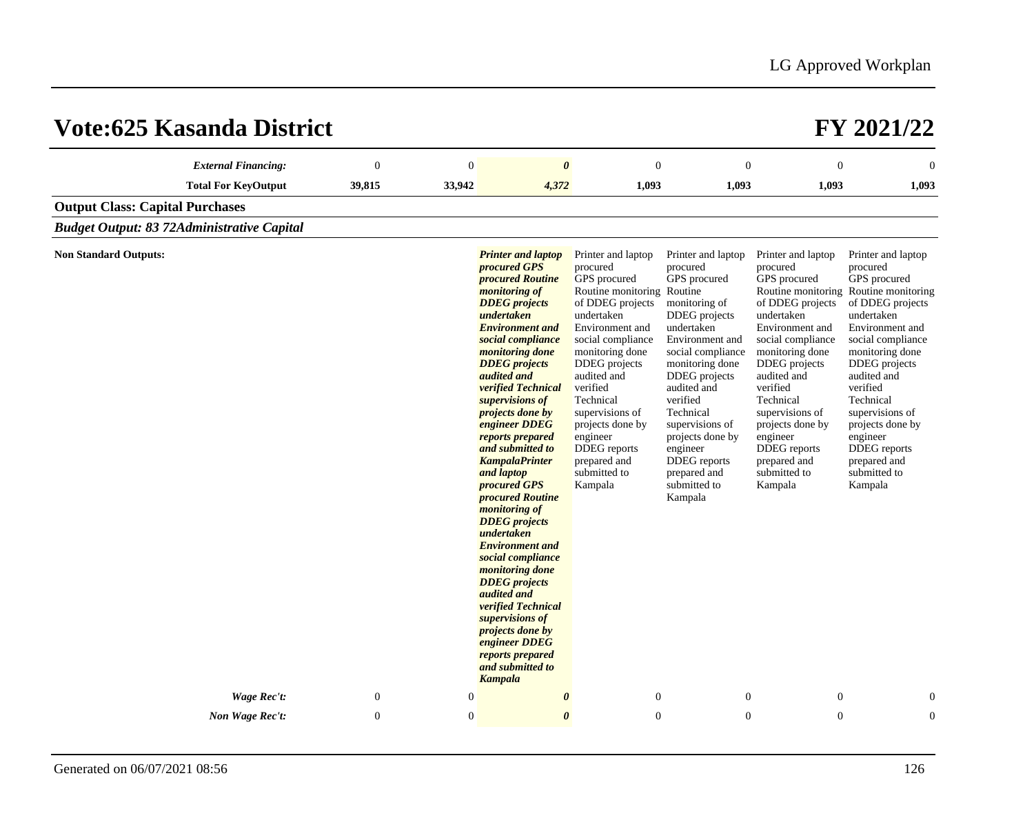# Vote:625 Kasanda District

# FY 2021/22

| | | | | | | | |
|---|---|---|---|---|---|---|---|
| ***External Financing:*** | 0 | 0 | ***0*** | 0 | 0 | 0 | 0 |
| **Total For KeyOutput** | **39,815** | **33,942** | ***4,372*** | **1,093** | **1,093** | **1,093** | **1,093** |

**Output Class: Capital Purchases**

***Budget Output: 83 72Administrative Capital***

| | | | | | | | |
|---|---|---|---|---|---|---|---|
| **Non Standard Outputs:** | | | ***Printer and laptop procured GPS procured Routine monitoring of DDEG projects undertaken Environment and social compliance monitoring done DDEG projects audited and verified Technical supervisions of projects done by engineer DDEG reports prepared and submitted to KampalaPrinter and laptop procured GPS procured Routine monitoring of DDEG projects undertaken Environment and social compliance monitoring done DDEG projects audited and verified Technical supervisions of projects done by engineer DDEG reports prepared and submitted to Kampala*** | Printer and laptop procured GPS procured Routine monitoring of DDEG projects undertaken Environment and social compliance monitoring done DDEG projects audited and verified Technical supervisions of projects done by engineer DDEG reports prepared and submitted to Kampala | Printer and laptop procured GPS procured Routine monitoring of DDEG projects undertaken Environment and social compliance monitoring done DDEG projects audited and verified Technical supervisions of projects done by engineer DDEG reports prepared and submitted to Kampala | Printer and laptop procured GPS procured Routine monitoring of DDEG projects undertaken Environment and social compliance monitoring done DDEG projects audited and verified Technical supervisions of projects done by engineer DDEG reports prepared and submitted to Kampala | Printer and laptop procured GPS procured Routine monitoring of DDEG projects undertaken Environment and social compliance monitoring done DDEG projects audited and verified Technical supervisions of projects done by engineer DDEG reports prepared and submitted to Kampala |
| ***Wage Rec't:*** | 0 | 0 | ***0*** | 0 | 0 | 0 | 0 |
| ***Non Wage Rec't:*** | 0 | 0 | ***0*** | 0 | 0 | 0 | 0 |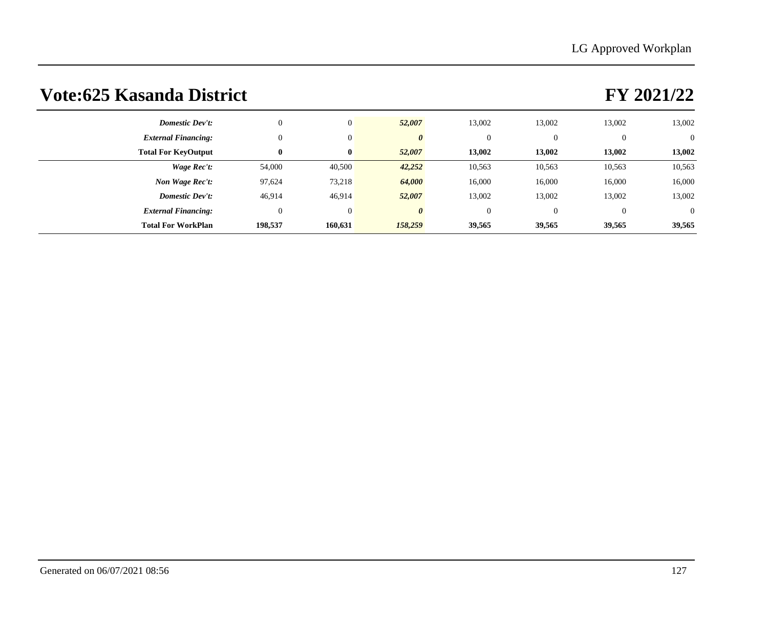# Vote:625 Kasanda District

# FY 2021/22

| | | | | | | | |
|---|---|---|---|---|---|---|---|
| ***Domestic Dev't:*** | 0 | 0 | ***52,007*** | 13,002 | 13,002 | 13,002 | 13,002 |
| ***External Financing:*** | 0 | 0 | ***0*** | 0 | 0 | 0 | 0 |
| **Total For KeyOutput** | **0** | **0** | ***52,007*** | **13,002** | **13,002** | **13,002** | **13,002** |
| ***Wage Rec't:*** | 54,000 | 40,500 | ***42,252*** | 10,563 | 10,563 | 10,563 | 10,563 |
| ***Non Wage Rec't:*** | 97,624 | 73,218 | ***64,000*** | 16,000 | 16,000 | 16,000 | 16,000 |
| ***Domestic Dev't:*** | 46,914 | 46,914 | ***52,007*** | 13,002 | 13,002 | 13,002 | 13,002 |
| ***External Financing:*** | 0 | 0 | ***0*** | 0 | 0 | 0 | 0 |
| **Total For WorkPlan** | **198,537** | **160,631** | ***158,259*** | **39,565** | **39,565** | **39,565** | **39,565** |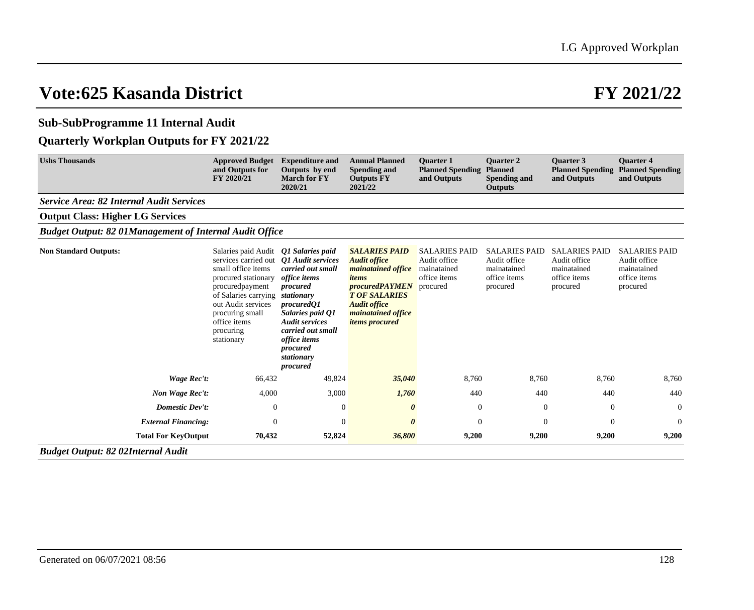# Vote:625 Kasanda District FY 2021/22

## Sub-SubProgramme 11 Internal Audit

## Quarterly Workplan Outputs for FY 2021/22

| Ushs Thousands | Approved Budget and Outputs for FY 2020/21 | Expenditure and Outputs by end March for FY 2020/21 | Annual Planned Spending and Outputs FY 2021/22 | Quarter 1 Planned Spending and Outputs | Quarter 2 Planned Spending and Outputs | Quarter 3 Planned Spending and Outputs | Quarter 4 Planned Spending and Outputs |
|---|---|---|---|---|---|---|---|
| ***Service Area: 82 Internal Audit Services*** | | | | | | | |
| **Output Class: Higher LG Services** | | | | | | | |
| ***Budget Output: 82 01Management of Internal Audit Office*** | | | | | | | |
| **Non Standard Outputs:** | Salaries paid Audit services carried out small office items procured stationary procuredpayment of Salaries carrying out Audit services procuring small office items procuring stationary | ***Q1 Salaries paid Q1 Audit services carried out small office items procured stationary procuredQ1 Salaries paid Q1 Audit services carried out small office items procured stationary procured*** | ***SALARIES PAID Audit office mainatained office items procuredPAYMENT OF SALARIES Audit office mainatained office items procured*** | SALARIES PAID Audit office mainatained office items procured | SALARIES PAID Audit office mainatained office items procured | SALARIES PAID Audit office mainatained office items procured | SALARIES PAID Audit office mainatained office items procured |
| ***Wage Rec't:*** | 66,432 | 49,824 | ***35,040*** | 8,760 | 8,760 | 8,760 | 8,760 |
| ***Non Wage Rec't:*** | 4,000 | 3,000 | ***1,760*** | 440 | 440 | 440 | 440 |
| ***Domestic Dev't:*** | 0 | 0 | ***0*** | 0 | 0 | 0 | 0 |
| ***External Financing:*** | 0 | 0 | ***0*** | 0 | 0 | 0 | 0 |
| **Total For KeyOutput** | **70,432** | **52,824** | ***36,800*** | **9,200** | **9,200** | **9,200** | **9,200** |
| ***Budget Output: 82 02Internal Audit*** | | | | | | | |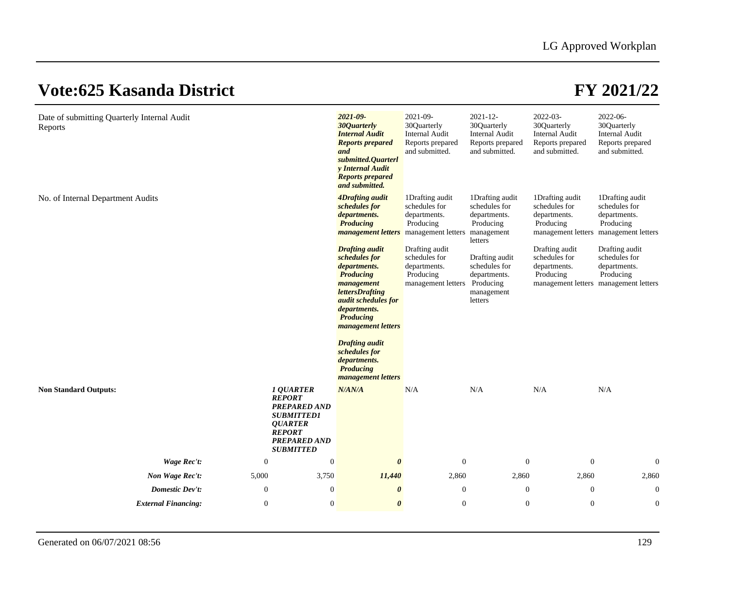# Vote:625 Kasanda District

# FY 2021/22

| | | | | | | | |
|---|---|---|---|---|---|---|---|
| Date of submitting Quarterly Internal Audit Reports | | | ***2021-09-30Quarterly Internal Audit Reports prepared and submitted.Quarterly Internal Audit Reports prepared and submitted.*** | 2021-09-30Quarterly Internal Audit Reports prepared and submitted. | 2021-12-30Quarterly Internal Audit Reports prepared and submitted. | 2022-03-30Quarterly Internal Audit Reports prepared and submitted. | 2022-06-30Quarterly Internal Audit Reports prepared and submitted. |
| No. of Internal Department Audits | | | ***4Drafting audit schedules for departments. Producing management letters*** ***Drafting audit schedules for departments. Producing management lettersDrafting audit schedules for departments. Producing management letters*** ***Drafting audit schedules for departments. Producing management letters*** | 1Drafting audit schedules for departments. Producing management letters Drafting audit schedules for departments. Producing management letters | 1Drafting audit schedules for departments. Producing management letters Drafting audit schedules for departments. Producing management letters | 1Drafting audit schedules for departments. Producing management letters Drafting audit schedules for departments. Producing management letters | 1Drafting audit schedules for departments. Producing management letters Drafting audit schedules for departments. Producing management letters |
| **Non Standard Outputs:** | | ***1 QUARTER REPORT PREPARED AND SUBMITTED1 QUARTER REPORT PREPARED AND SUBMITTED*** | ***N/AN/A*** | N/A | N/A | N/A | N/A |
| ***Wage Rec't:*** | 0 | 0 | ***0*** | 0 | 0 | 0 | 0 |
| ***Non Wage Rec't:*** | 5,000 | 3,750 | ***11,440*** | 2,860 | 2,860 | 2,860 | 2,860 |
| ***Domestic Dev't:*** | 0 | 0 | ***0*** | 0 | 0 | 0 | 0 |
| ***External Financing:*** | 0 | 0 | ***0*** | 0 | 0 | 0 | 0 |

Generated on 06/07/2021 08:56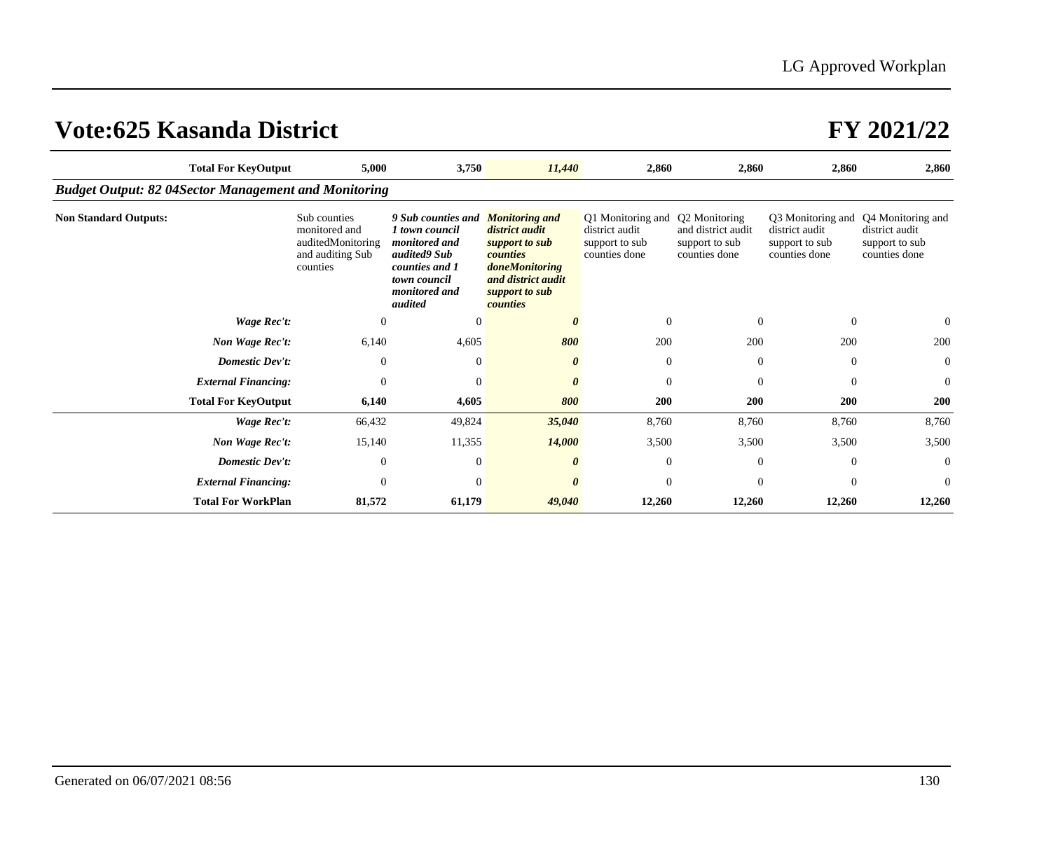# Vote:625 Kasanda District

# FY 2021/22

| | | | | | | | |
|---|---|---|---|---|---|---|---|
| **Total For KeyOutput** | **5,000** | **3,750** | ***11,440*** | **2,860** | **2,860** | **2,860** | **2,860** |

***Budget Output: 82 04Sector Management and Monitoring***

| | | | | | | | |
|---|---|---|---|---|---|---|---|
| **Non Standard Outputs:** | Sub counties monitored and auditedMonitoring and auditing Sub counties | ***9 Sub counties and 1 town council monitored and audited9 Sub counties and 1 town council monitored and audited*** | ***Monitoring and district audit support to sub counties doneMonitoring and district audit support to sub counties*** | Q1 Monitoring and district audit support to sub counties done | Q2 Monitoring and district audit support to sub counties done | Q3 Monitoring and district audit support to sub counties done | Q4 Monitoring and district audit support to sub counties done |
| ***Wage Rec't:*** | 0 | 0 | ***0*** | 0 | 0 | 0 | 0 |
| ***Non Wage Rec't:*** | 6,140 | 4,605 | ***800*** | 200 | 200 | 200 | 200 |
| ***Domestic Dev't:*** | 0 | 0 | ***0*** | 0 | 0 | 0 | 0 |
| ***External Financing:*** | 0 | 0 | ***0*** | 0 | 0 | 0 | 0 |
| **Total For KeyOutput** | **6,140** | **4,605** | ***800*** | **200** | **200** | **200** | **200** |
| ***Wage Rec't:*** | 66,432 | 49,824 | ***35,040*** | 8,760 | 8,760 | 8,760 | 8,760 |
| ***Non Wage Rec't:*** | 15,140 | 11,355 | ***14,000*** | 3,500 | 3,500 | 3,500 | 3,500 |
| ***Domestic Dev't:*** | 0 | 0 | ***0*** | 0 | 0 | 0 | 0 |
| ***External Financing:*** | 0 | 0 | ***0*** | 0 | 0 | 0 | 0 |
| **Total For WorkPlan** | **81,572** | **61,179** | ***49,040*** | **12,260** | **12,260** | **12,260** | **12,260** |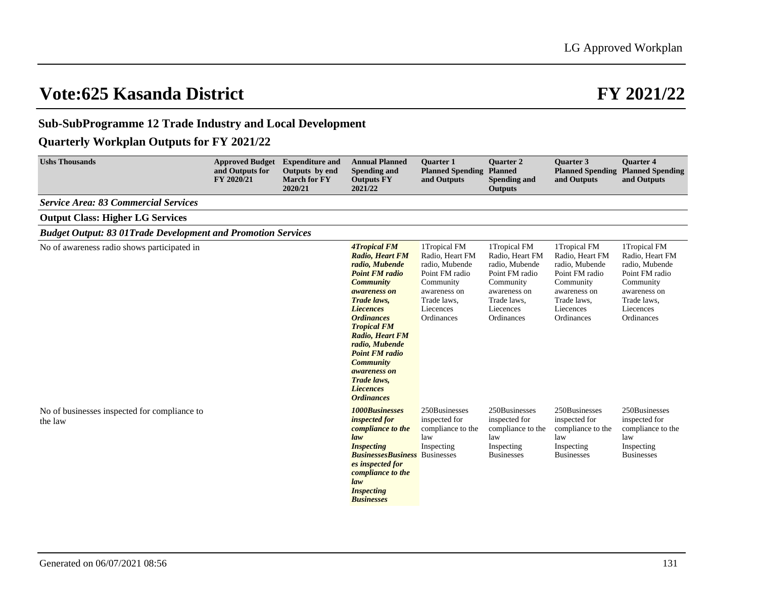# Vote:625 Kasanda District

# FY 2021/22

## Sub-SubProgramme 12 Trade Industry and Local Development

## Quarterly Workplan Outputs for FY 2021/22

| Ushs Thousands | Approved Budget and Outputs for FY 2020/21 | Expenditure and Outputs by end March for FY 2020/21 | Annual Planned Spending and Outputs FY 2021/22 | Quarter 1 Planned Spending and Outputs | Quarter 2 Planned Spending and Outputs | Quarter 3 Planned Spending and Outputs | Quarter 4 Planned Spending and Outputs |
|---|---|---|---|---|---|---|---|
| ***Service Area: 83 Commercial Services*** | | | | | | | |
| **Output Class: Higher LG Services** | | | | | | | |
| ***Budget Output: 83 01Trade Development and Promotion Services*** | | | | | | | |
| No of awareness radio shows participated in | | | ***4Tropical FM Radio, Heart FM radio, Mubende Point FM radio Community awareness on Trade laws, Liecences Ordinances Tropical FM Radio, Heart FM radio, Mubende Point FM radio Community awareness on Trade laws, Liecences Ordinances*** | 1Tropical FM Radio, Heart FM radio, Mubende Point FM radio Community awareness on Trade laws, Liecences Ordinances | 1Tropical FM Radio, Heart FM radio, Mubende Point FM radio Community awareness on Trade laws, Liecences Ordinances | 1Tropical FM Radio, Heart FM radio, Mubende Point FM radio Community awareness on Trade laws, Liecences Ordinances | 1Tropical FM Radio, Heart FM radio, Mubende Point FM radio Community awareness on Trade laws, Liecences Ordinances |
| No of businesses inspected for compliance to the law | | | ***1000Businesses inspected for compliance to the law Inspecting BusinessesBusinesses inspected for compliance to the law Inspecting Businesses*** | 250Businesses inspected for compliance to the law Inspecting Businesses | 250Businesses inspected for compliance to the law Inspecting Businesses | 250Businesses inspected for compliance to the law Inspecting Businesses | 250Businesses inspected for compliance to the law Inspecting Businesses |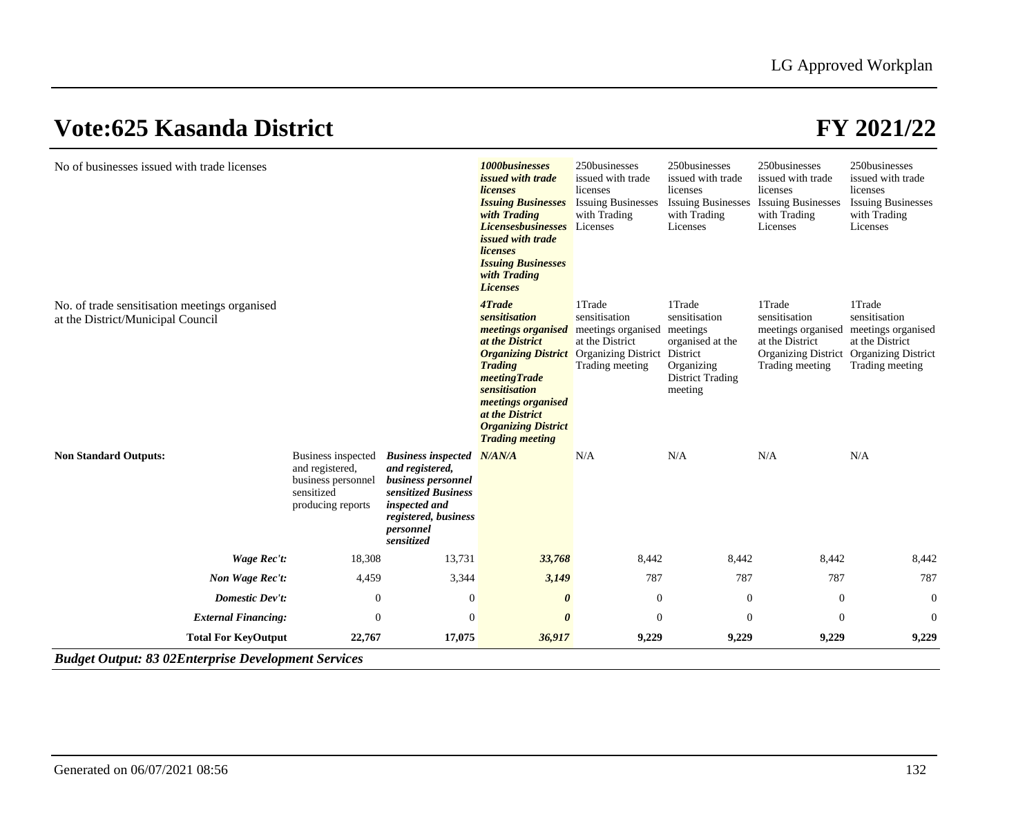# Vote:625 Kasanda District

# FY 2021/22

| | | | | | | | |
|---|---|---|---|---|---|---|---|
| No of businesses issued with trade licenses | | | ***1000businesses issued with trade licenses Issuing Businesses with Trading Licensesbusinesses issued with trade licenses Issuing Businesses with Trading Licenses*** | 250businesses issued with trade licenses Issuing Businesses with Trading Licenses | 250businesses issued with trade licenses Issuing Businesses with Trading Licenses | 250businesses issued with trade licenses Issuing Businesses with Trading Licenses | 250businesses issued with trade licenses Issuing Businesses with Trading Licenses |
| No. of trade sensitisation meetings organised at the District/Municipal Council | | | ***4Trade sensitisation meetings organised at the District Organizing District Trading meetingTrade sensitisation meetings organised at the District Organizing District Trading meeting*** | 1Trade sensitisation meetings organised at the District Organizing District Trading meeting | 1Trade sensitisation meetings organised at the District Organizing District Trading meeting | 1Trade sensitisation meetings organised at the District Organizing District Trading meeting | 1Trade sensitisation meetings organised at the District Organizing District Trading meeting |
| **Non Standard Outputs:** | Business inspected and registered, business personnel sensitized producing reports | ***Business inspected and registered, business personnel sensitized Business inspected and registered, business personnel sensitized*** | ***N/AN/A*** | N/A | N/A | N/A | N/A |
| ***Wage Rec't:*** | 18,308 | 13,731 | ***33,768*** | 8,442 | 8,442 | 8,442 | 8,442 |
| ***Non Wage Rec't:*** | 4,459 | 3,344 | ***3,149*** | 787 | 787 | 787 | 787 |
| ***Domestic Dev't:*** | 0 | 0 | ***0*** | 0 | 0 | 0 | 0 |
| ***External Financing:*** | 0 | 0 | ***0*** | 0 | 0 | 0 | 0 |
| **Total For KeyOutput** | **22,767** | **17,075** | ***36,917*** | **9,229** | **9,229** | **9,229** | **9,229** |

***Budget Output: 83 02Enterprise Development Services***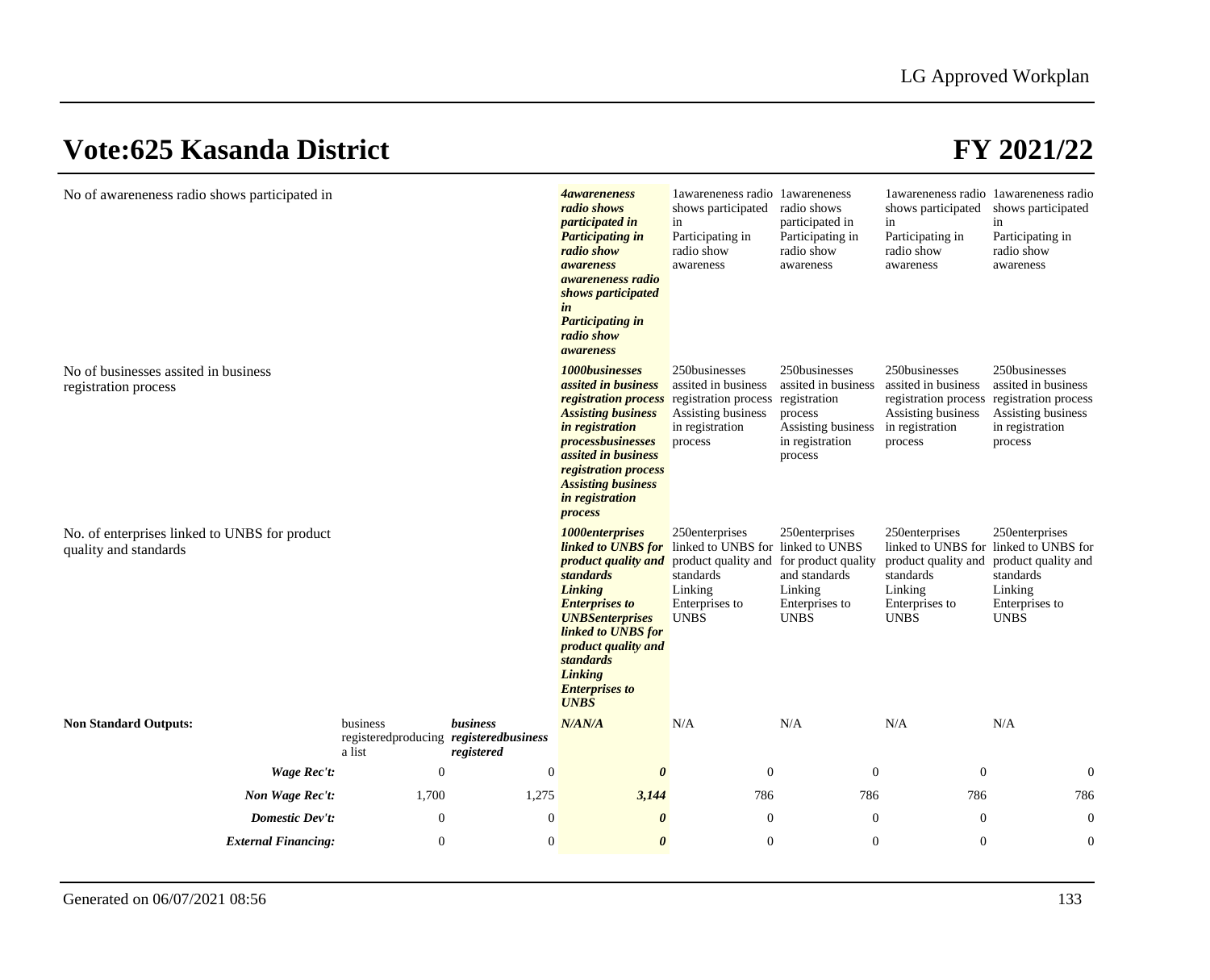# Vote:625 Kasanda District

# FY 2021/22

| | | | | | | | |
|---|---|---|---|---|---|---|---|
| No of awareness radio shows participated in | | | ***4awareneness radio shows participated in Participating in radio show awareness awareneness radio shows participated in Participating in radio show awareness*** | 1awareneness radio shows participated in Participating in radio show awareness | 1awareneness radio shows participated in Participating in radio show awareness | 1awareneness radio shows participated in Participating in radio show awareness | 1awareneness radio shows participated in Participating in radio show awareness |
| No of businesses assited in business registration process | | | ***1000businesses assited in business registration process Assisting business in registration processbusinesses assited in business registration process Assisting business in registration process*** | 250businesses assited in business registration process Assisting business in registration process | 250businesses assited in business registration process Assisting business in registration process | 250businesses assited in business registration process Assisting business in registration process | 250businesses assited in business registration process Assisting business in registration process |
| No. of enterprises linked to UNBS for product quality and standards | | | ***1000enterprises linked to UNBS for product quality and standards Linking Enterprises to UNBSenterprises linked to UNBS for product quality and standards Linking Enterprises to UNBS*** | 250enterprises linked to UNBS for product quality and standards Linking Enterprises to UNBS | 250enterprises linked to UNBS for product quality and standards Linking Enterprises to UNBS | 250enterprises linked to UNBS for product quality and standards Linking Enterprises to UNBS | 250enterprises linked to UNBS for product quality and standards Linking Enterprises to UNBS |
| **Non Standard Outputs:** | business registeredproducing a list | ***business registeredbusiness registered*** | ***N/AN/A*** | N/A | N/A | N/A | N/A |
| ***Wage Rec't:*** | 0 | 0 | ***0*** | 0 | 0 | 0 | 0 |
| ***Non Wage Rec't:*** | 1,700 | 1,275 | ***3,144*** | 786 | 786 | 786 | 786 |
| ***Domestic Dev't:*** | 0 | 0 | ***0*** | 0 | 0 | 0 | 0 |
| ***External Financing:*** | 0 | 0 | ***0*** | 0 | 0 | 0 | 0 |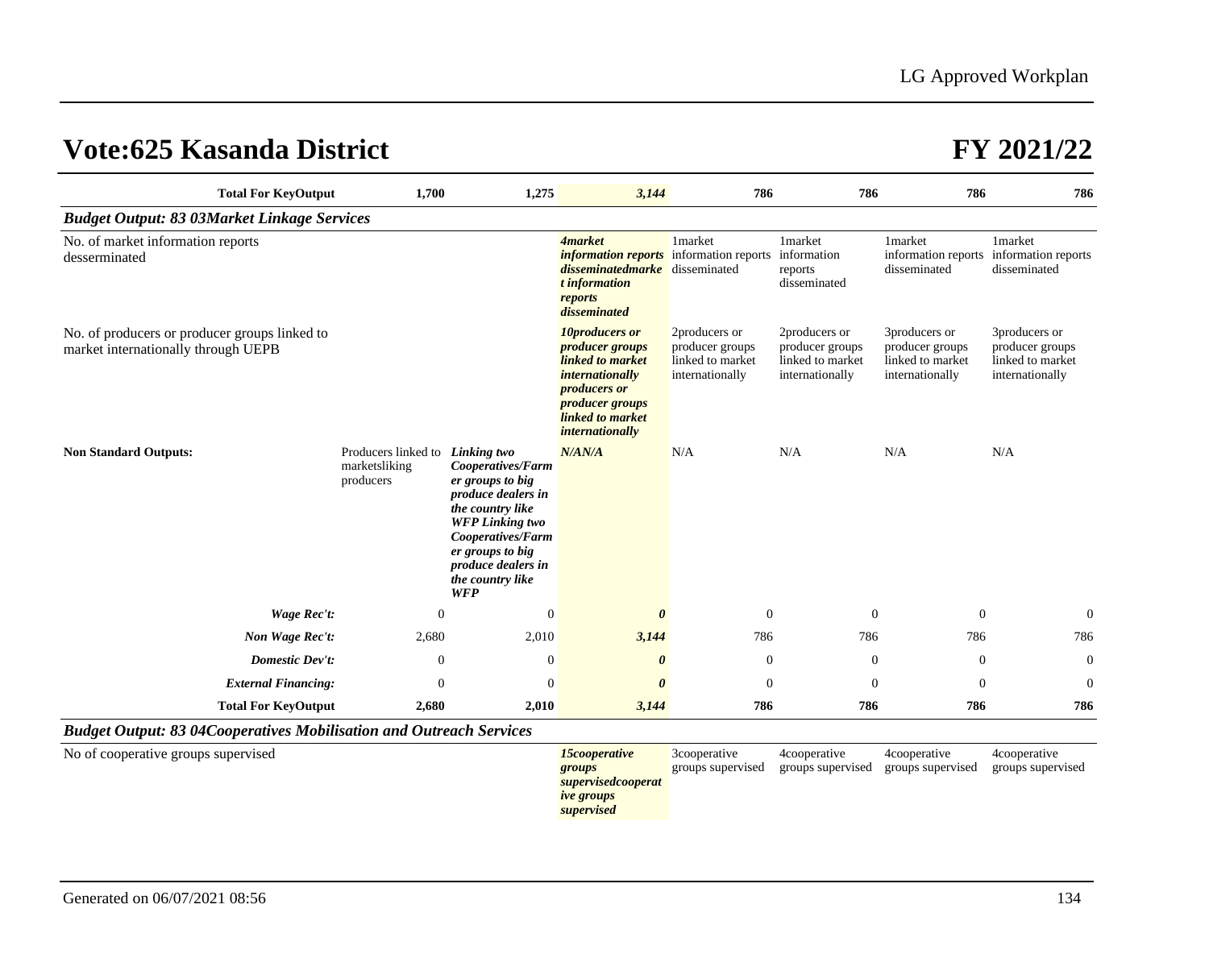# Vote:625 Kasanda District

# FY 2021/22

| | | | | | | | |
|---|---|---|---|---|---|---|---|
| **Total For KeyOutput** | **1,700** | **1,275** | ***3,144*** | **786** | **786** | **786** | **786** |

***Budget Output: 83 03Market Linkage Services***

| | | | | | | | |
|---|---|---|---|---|---|---|---|
| No. of market information reports desserminated | | | ***4market information reports disseminatedmarket information reports disseminated*** | 1market information reports disseminated | 1market information reports disseminated | 1market information reports disseminated | 1market information reports disseminated |
| No. of producers or producer groups linked to market internationally through UEPB | | | ***10producers or producer groups linked to market internationally producers or producer groups linked to market internationally*** | 2producers or producer groups linked to market internationally | 2producers or producer groups linked to market internationally | 3producers or producer groups linked to market internationally | 3producers or producer groups linked to market internationally |
| **Non Standard Outputs:** | Producers linked to marketsliking producers | ***Linking two Cooperatives/Farmer groups to big produce dealers in the country like WFP Linking two Cooperatives/Farmer groups to big produce dealers in the country like WFP*** | ***N/AN/A*** | N/A | N/A | N/A | N/A |
| ***Wage Rec't:*** | 0 | 0 | ***0*** | 0 | 0 | 0 | 0 |
| ***Non Wage Rec't:*** | 2,680 | 2,010 | ***3,144*** | 786 | 786 | 786 | 786 |
| ***Domestic Dev't:*** | 0 | 0 | ***0*** | 0 | 0 | 0 | 0 |
| ***External Financing:*** | 0 | 0 | ***0*** | 0 | 0 | 0 | 0 |
| **Total For KeyOutput** | **2,680** | **2,010** | ***3,144*** | **786** | **786** | **786** | **786** |

***Budget Output: 83 04Cooperatives Mobilisation and Outreach Services***

| | | | | | | | |
|---|---|---|---|---|---|---|---|
| No of cooperative groups supervised | | | ***15cooperative groups supervisedcooperative groups supervised*** | 3cooperative groups supervised | 4cooperative groups supervised | 4cooperative groups supervised | 4cooperative groups supervised |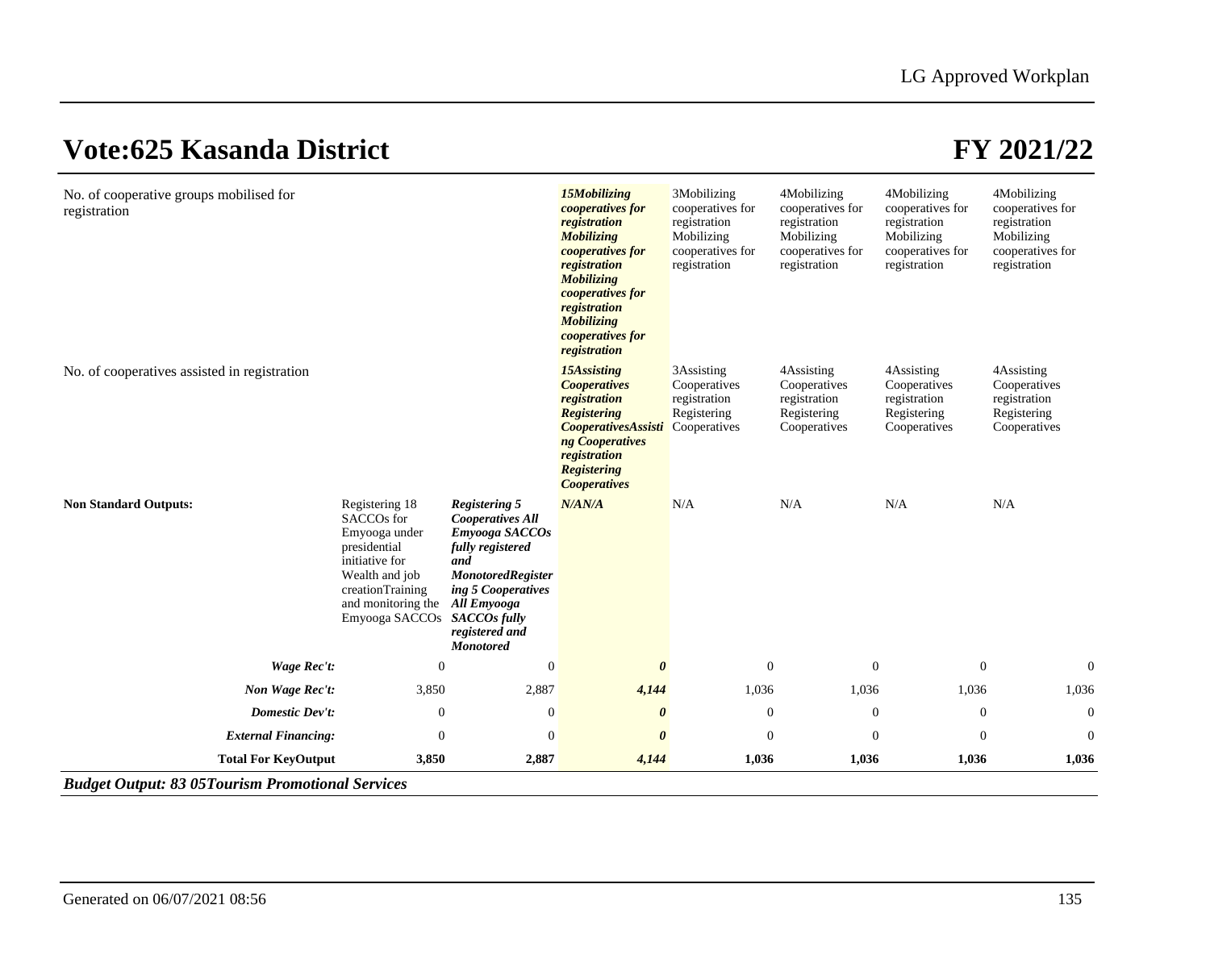# Vote:625 Kasanda District

# FY 2021/22

| | | | | | | | |
|---|---|---|---|---|---|---|---|
| No. of cooperative groups mobilised for registration | | | ***15Mobilizing cooperatives for registration Mobilizing cooperatives for registration Mobilizing cooperatives for registration Mobilizing cooperatives for registration*** | 3Mobilizing cooperatives for registration Mobilizing cooperatives for registration | 4Mobilizing cooperatives for registration Mobilizing cooperatives for registration | 4Mobilizing cooperatives for registration Mobilizing cooperatives for registration | 4Mobilizing cooperatives for registration Mobilizing cooperatives for registration |
| No. of cooperatives assisted in registration | | | ***15Assisting Cooperatives registration Registering CooperativesAssisting Cooperatives registration Registering Cooperatives*** | 3Assisting Cooperatives registration Registering Cooperatives | 4Assisting Cooperatives registration Registering Cooperatives | 4Assisting Cooperatives registration Registering Cooperatives | 4Assisting Cooperatives registration Registering Cooperatives |
| **Non Standard Outputs:** | Registering 18 SACCOs for Emyooga under presidential initiative for Wealth and job creationTraining and monitoring the Emyooga SACCOs | ***Registering 5 Cooperatives All Emyooga SACCOs fully registered and MonotoredRegistering 5 Cooperatives All Emyooga SACCOs fully registered and Monotored*** | ***N/AN/A*** | N/A | N/A | N/A | N/A |
| ***Wage Rec't:*** | 0 | 0 | ***0*** | 0 | 0 | 0 | 0 |
| ***Non Wage Rec't:*** | 3,850 | 2,887 | ***4,144*** | 1,036 | 1,036 | 1,036 | 1,036 |
| ***Domestic Dev't:*** | 0 | 0 | ***0*** | 0 | 0 | 0 | 0 |
| ***External Financing:*** | 0 | 0 | ***0*** | 0 | 0 | 0 | 0 |
| **Total For KeyOutput** | **3,850** | **2,887** | ***4,144*** | **1,036** | **1,036** | **1,036** | **1,036** |

***Budget Output: 83 05Tourism Promotional Services***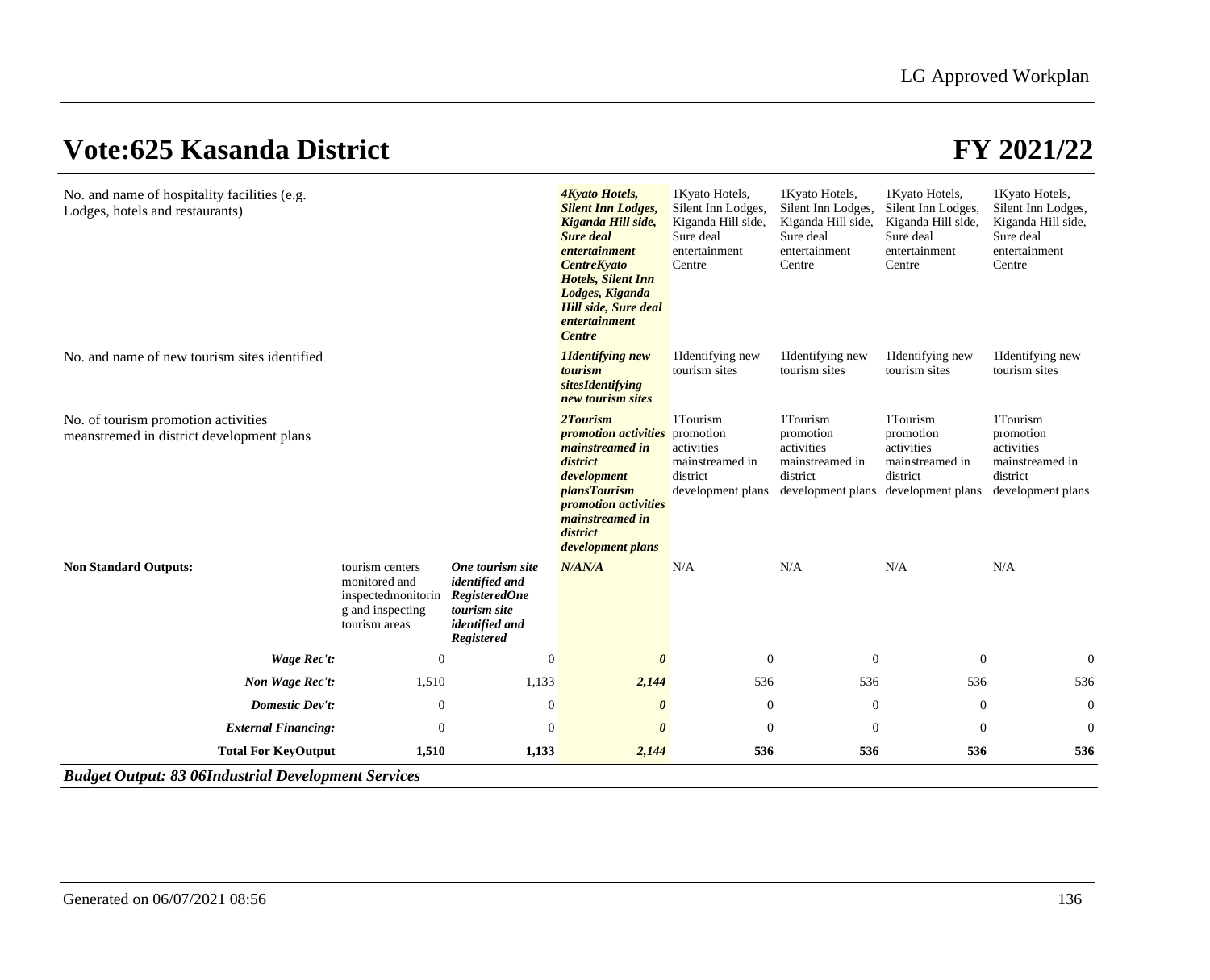# Vote:625 Kasanda District

# FY 2021/22

| | | | | | | | |
|---|---|---|---|---|---|---|---|
| No. and name of hospitality facilities (e.g. Lodges, hotels and restaurants) | | | ***4Kyato Hotels, Silent Inn Lodges, Kiganda Hill side, Sure deal entertainment CentreKyato Hotels, Silent Inn Lodges, Kiganda Hill side, Sure deal entertainment Centre*** | 1Kyato Hotels, Silent Inn Lodges, Kiganda Hill side, Sure deal entertainment Centre | 1Kyato Hotels, Silent Inn Lodges, Kiganda Hill side, Sure deal entertainment Centre | 1Kyato Hotels, Silent Inn Lodges, Kiganda Hill side, Sure deal entertainment Centre | 1Kyato Hotels, Silent Inn Lodges, Kiganda Hill side, Sure deal entertainment Centre |
| No. and name of new tourism sites identified | | | ***1Identifying new tourism sitesIdentifying new tourism sites*** | 1Identifying new tourism sites | 1Identifying new tourism sites | 1Identifying new tourism sites | 1Identifying new tourism sites |
| No. of tourism promotion activities meanstremed in district development plans | | | ***2Tourism promotion activities mainstreamed in district development plansTourism promotion activities mainstreamed in district development plans*** | 1Tourism promotion activities mainstreamed in district development plans | 1Tourism promotion activities mainstreamed in district development plans | 1Tourism promotion activities mainstreamed in district development plans | 1Tourism promotion activities mainstreamed in district development plans |
| **Non Standard Outputs:** | tourism centers monitored and inspectedmonitoring and inspecting tourism areas | ***One tourism site identified and RegisteredOne tourism site identified and Registered*** | ***N/AN/A*** | N/A | N/A | N/A | N/A |
| ***Wage Rec't:*** | 0 | 0 | ***0*** | 0 | 0 | 0 | 0 |
| ***Non Wage Rec't:*** | 1,510 | 1,133 | ***2,144*** | 536 | 536 | 536 | 536 |
| ***Domestic Dev't:*** | 0 | 0 | ***0*** | 0 | 0 | 0 | 0 |
| ***External Financing:*** | 0 | 0 | ***0*** | 0 | 0 | 0 | 0 |
| **Total For KeyOutput** | **1,510** | **1,133** | ***2,144*** | **536** | **536** | **536** | **536** |

***Budget Output: 83 06Industrial Development Services***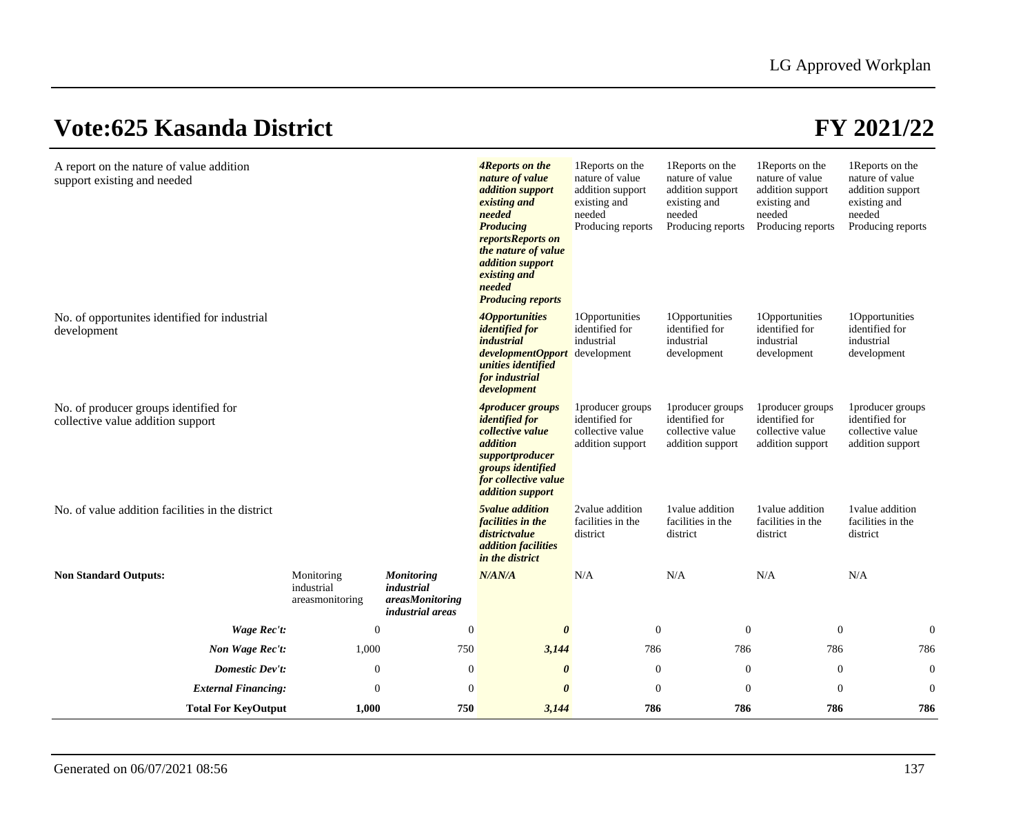# Vote:625 Kasanda District **FY 2021/22**

| | | | | | | | |
|---|---|---|---|---|---|---|---|
| A report on the nature of value addition support existing and needed | | | ***4Reports on the nature of value addition support existing and needed Producing reportsReports on the nature of value addition support existing and needed Producing reports*** | 1Reports on the nature of value addition support existing and needed Producing reports | 1Reports on the nature of value addition support existing and needed Producing reports | 1Reports on the nature of value addition support existing and needed Producing reports | 1Reports on the nature of value addition support existing and needed Producing reports |
| No. of opportunites identified for industrial development | | | ***4Opportunities identified for industrial developmentOpportunities identified for industrial development*** | 1Opportunities identified for industrial development | 1Opportunities identified for industrial development | 1Opportunities identified for industrial development | 1Opportunities identified for industrial development |
| No. of producer groups identified for collective value addition support | | | ***4producer groups identified for collective value addition supportproducer groups identified for collective value addition support*** | 1producer groups identified for collective value addition support | 1producer groups identified for collective value addition support | 1producer groups identified for collective value addition support | 1producer groups identified for collective value addition support |
| No. of value addition facilities in the district | | | ***5value addition facilities in the districtvalue addition facilities in the district*** | 2value addition facilities in the district | 1value addition facilities in the district | 1value addition facilities in the district | 1value addition facilities in the district |
| **Non Standard Outputs:** | Monitoring industrial areasmonitoring | ***Monitoring industrial areasMonitoring industrial areas*** | ***N/AN/A*** | N/A | N/A | N/A | N/A |
| ***Wage Rec't:*** | 0 | 0 | ***0*** | 0 | 0 | 0 | 0 |
| ***Non Wage Rec't:*** | 1,000 | 750 | ***3,144*** | 786 | 786 | 786 | 786 |
| ***Domestic Dev't:*** | 0 | 0 | ***0*** | 0 | 0 | 0 | 0 |
| ***External Financing:*** | 0 | 0 | ***0*** | 0 | 0 | 0 | 0 |
| **Total For KeyOutput** | **1,000** | **750** | ***3,144*** | **786** | **786** | **786** | **786** |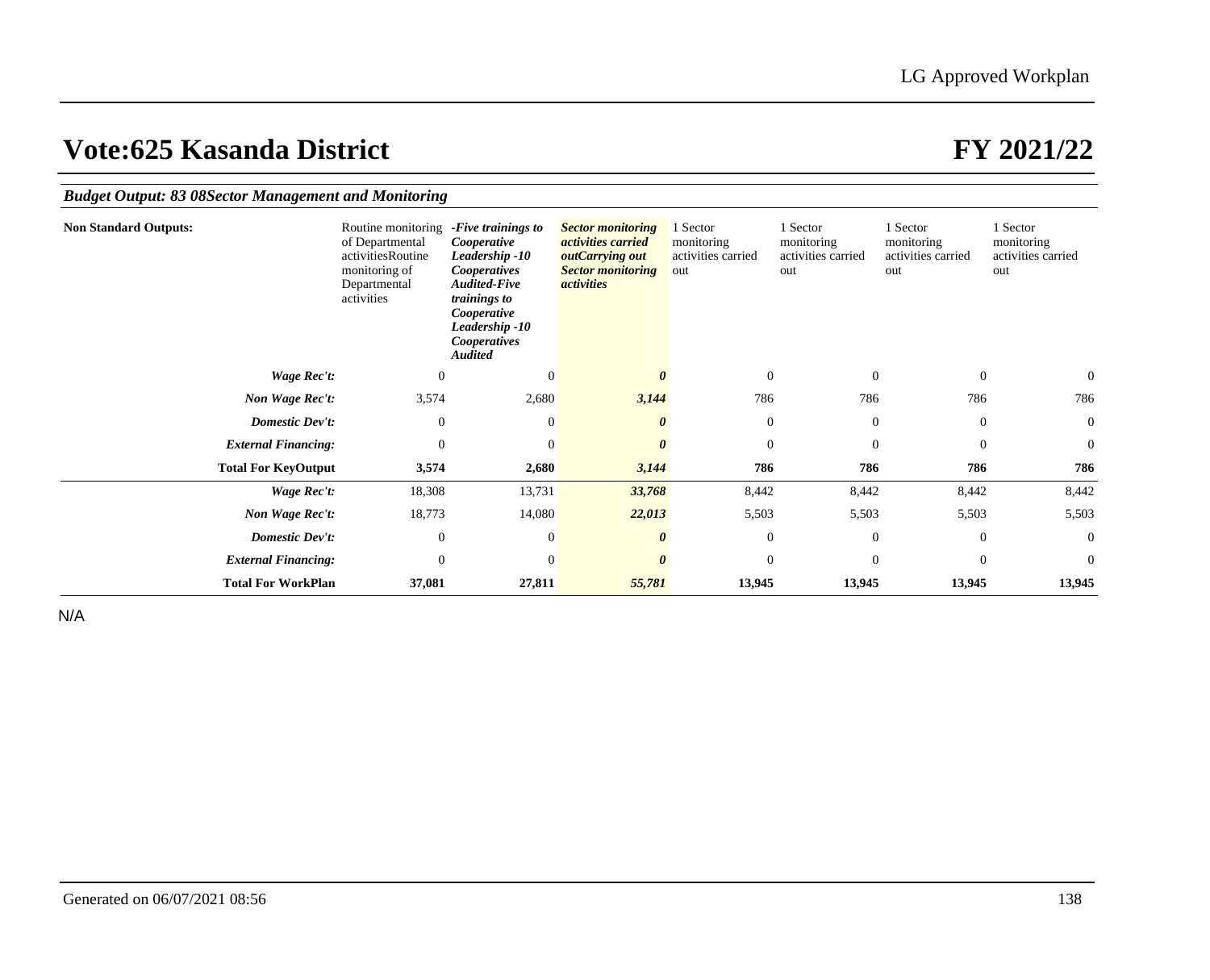# Vote:625 Kasanda District

# FY 2021/22

***Budget Output: 83 08Sector Management and Monitoring***

| | | | | | | | |
|---|---|---|---|---|---|---|---|
| **Non Standard Outputs:** | Routine monitoring of Departmental activitiesRoutine monitoring of Departmental activities | ***-Five trainings to Cooperative Leadership -10 Cooperatives Audited-Five trainings to Cooperative Leadership -10 Cooperatives Audited*** | ***Sector monitoring activities carried outCarrying out Sector monitoring activities*** | 1 Sector monitoring activities carried out | 1 Sector monitoring activities carried out | 1 Sector monitoring activities carried out | 1 Sector monitoring activities carried out |
| ***Wage Rec't:*** | 0 | 0 | ***0*** | 0 | 0 | 0 | 0 |
| ***Non Wage Rec't:*** | 3,574 | 2,680 | ***3,144*** | 786 | 786 | 786 | 786 |
| ***Domestic Dev't:*** | 0 | 0 | ***0*** | 0 | 0 | 0 | 0 |
| ***External Financing:*** | 0 | 0 | ***0*** | 0 | 0 | 0 | 0 |
| **Total For KeyOutput** | **3,574** | **2,680** | ***3,144*** | **786** | **786** | **786** | **786** |
| ***Wage Rec't:*** | 18,308 | 13,731 | ***33,768*** | 8,442 | 8,442 | 8,442 | 8,442 |
| ***Non Wage Rec't:*** | 18,773 | 14,080 | ***22,013*** | 5,503 | 5,503 | 5,503 | 5,503 |
| ***Domestic Dev't:*** | 0 | 0 | ***0*** | 0 | 0 | 0 | 0 |
| ***External Financing:*** | 0 | 0 | ***0*** | 0 | 0 | 0 | 0 |
| **Total For WorkPlan** | **37,081** | **27,811** | ***55,781*** | **13,945** | **13,945** | **13,945** | **13,945** |

N/A